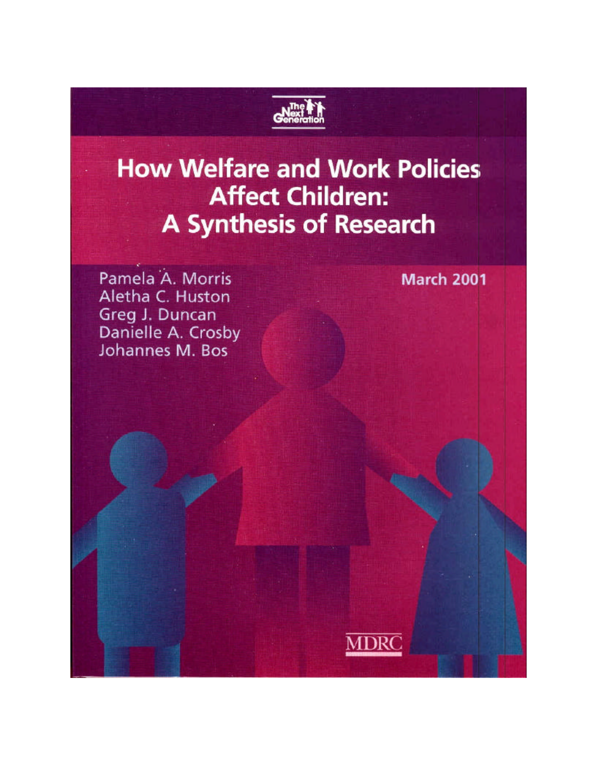The Next Generation

# How Welfare and Work Policies Affect Children: A Synthesis of Research

Pamela A. Morris
Aletha C. Huston
Greg J. Duncan
Danielle A. Crosby
Johannes M. Bos

March 2001

MDRC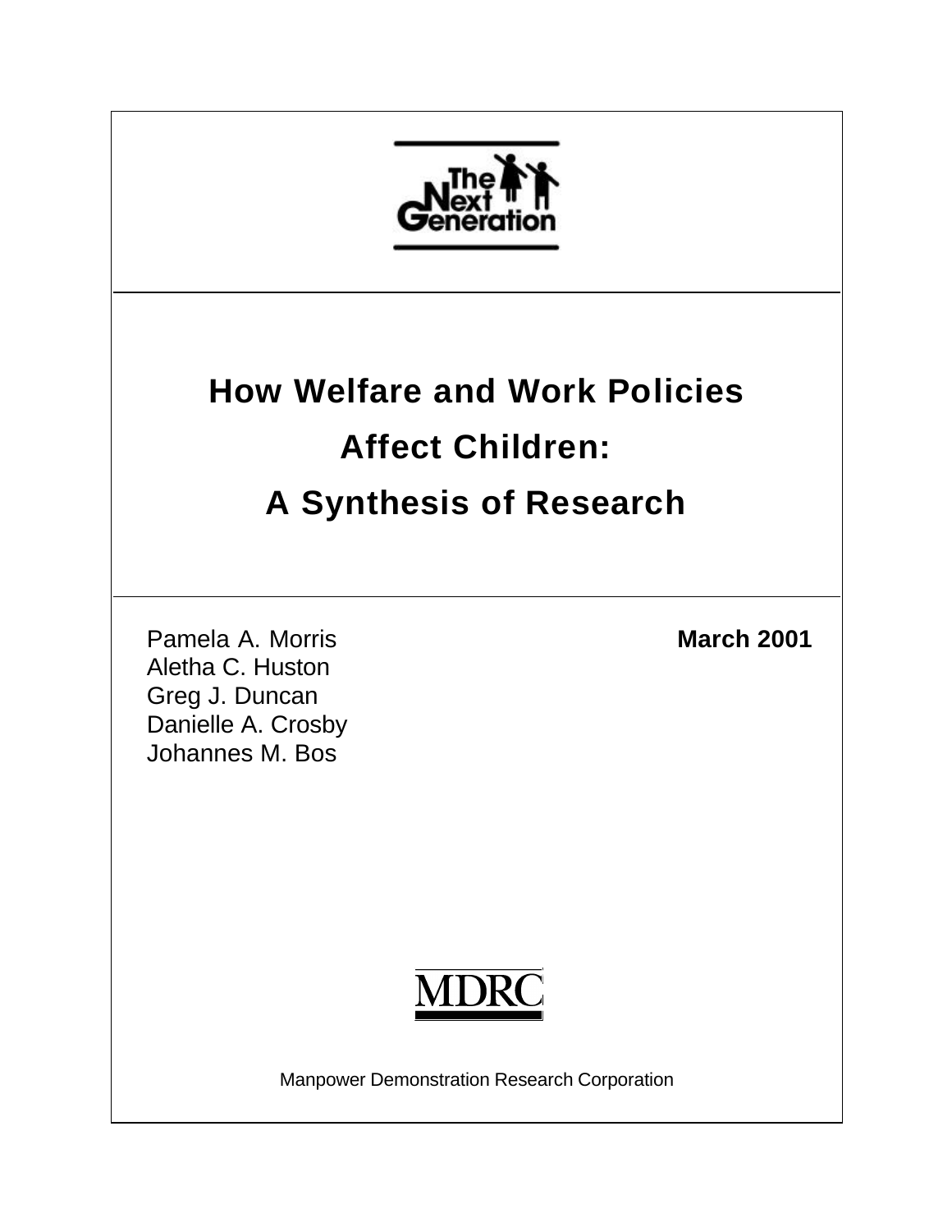The Next Generation

# How Welfare and Work Policies Affect Children: A Synthesis of Research

Pamela A. Morris
Aletha C. Huston
Greg J. Duncan
Danielle A. Crosby
Johannes M. Bos

**March 2001**

MDRC

Manpower Demonstration Research Corporation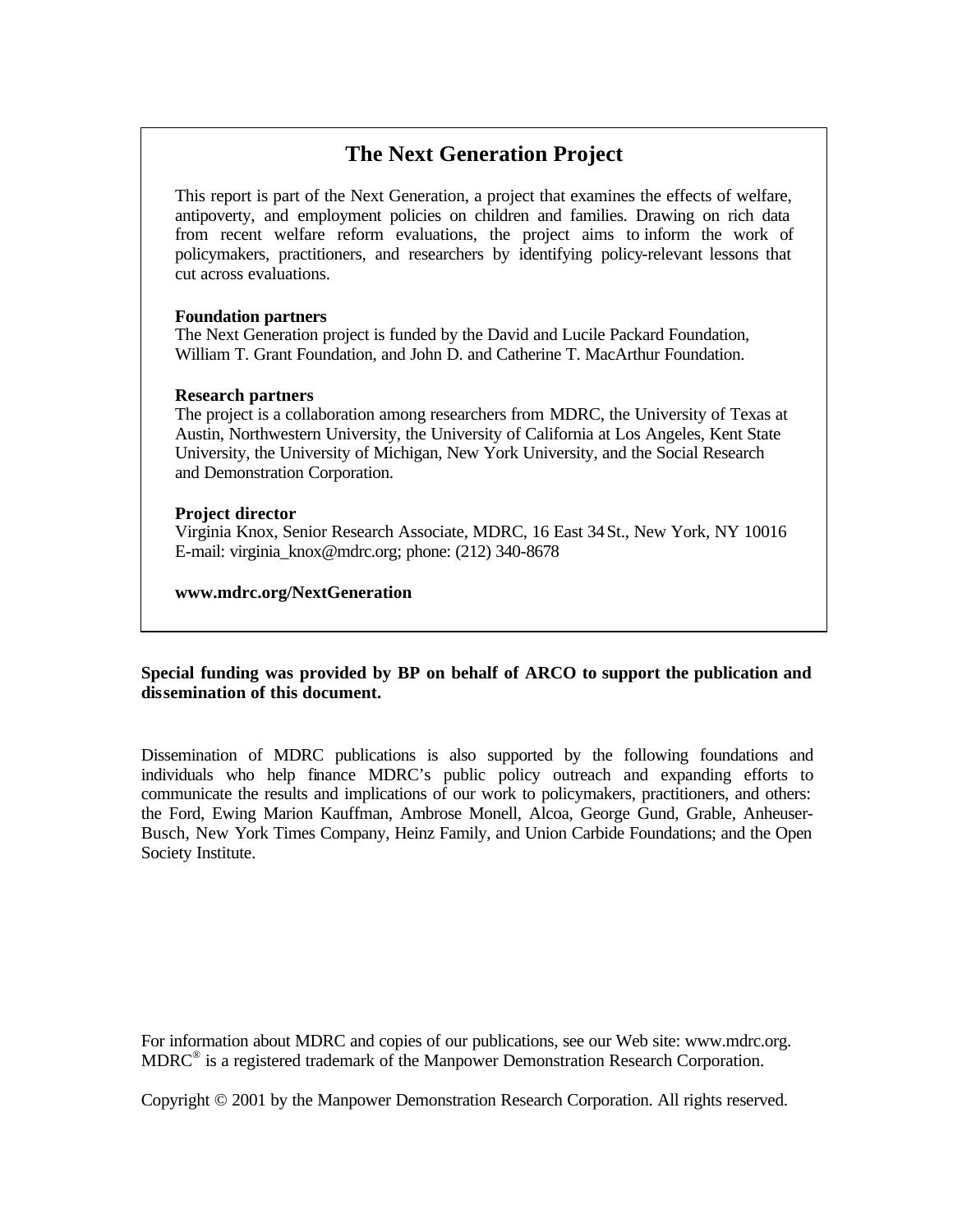## The Next Generation Project

This report is part of the Next Generation, a project that examines the effects of welfare, antipoverty, and employment policies on children and families. Drawing on rich data from recent welfare reform evaluations, the project aims to inform the work of policymakers, practitioners, and researchers by identifying policy-relevant lessons that cut across evaluations.

**Foundation partners**
The Next Generation project is funded by the David and Lucile Packard Foundation, William T. Grant Foundation, and John D. and Catherine T. MacArthur Foundation.

**Research partners**
The project is a collaboration among researchers from MDRC, the University of Texas at Austin, Northwestern University, the University of California at Los Angeles, Kent State University, the University of Michigan, New York University, and the Social Research and Demonstration Corporation.

**Project director**
Virginia Knox, Senior Research Associate, MDRC, 16 East 34 St., New York, NY 10016
E-mail: virginia_knox@mdrc.org; phone: (212) 340-8678

**www.mdrc.org/NextGeneration**

**Special funding was provided by BP on behalf of ARCO to support the publication and dissemination of this document.**

Dissemination of MDRC publications is also supported by the following foundations and individuals who help finance MDRC's public policy outreach and expanding efforts to communicate the results and implications of our work to policymakers, practitioners, and others: the Ford, Ewing Marion Kauffman, Ambrose Monell, Alcoa, George Gund, Grable, Anheuser-Busch, New York Times Company, Heinz Family, and Union Carbide Foundations; and the Open Society Institute.

For information about MDRC and copies of our publications, see our Web site: www.mdrc.org.
MDRC® is a registered trademark of the Manpower Demonstration Research Corporation.

Copyright © 2001 by the Manpower Demonstration Research Corporation. All rights reserved.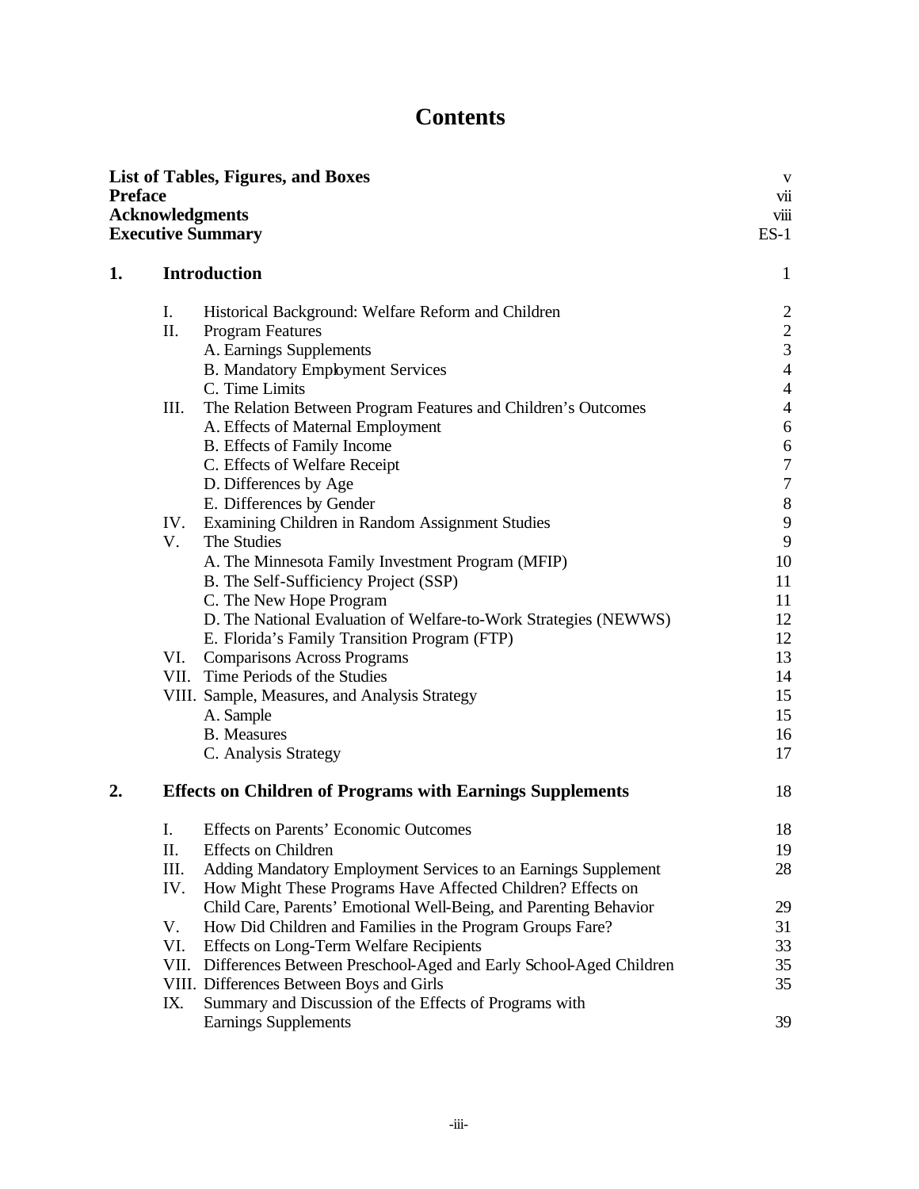# Contents

| | | |
|---|---|---|
| **List of Tables, Figures, and Boxes** | | v |
| **Preface** | | vii |
| **Acknowledgments** | | viii |
| **Executive Summary** | | ES-1 |
| **1.** | **Introduction** | 1 |
| | I. Historical Background: Welfare Reform and Children | 2 |
| | II. Program Features | 2 |
| | A. Earnings Supplements | 3 |
| | B. Mandatory Employment Services | 4 |
| | C. Time Limits | 4 |
| | III. The Relation Between Program Features and Children's Outcomes | 4 |
| | A. Effects of Maternal Employment | 6 |
| | B. Effects of Family Income | 6 |
| | C. Effects of Welfare Receipt | 7 |
| | D. Differences by Age | 7 |
| | E. Differences by Gender | 8 |
| | IV. Examining Children in Random Assignment Studies | 9 |
| | V. The Studies | 9 |
| | A. The Minnesota Family Investment Program (MFIP) | 10 |
| | B. The Self-Sufficiency Project (SSP) | 11 |
| | C. The New Hope Program | 11 |
| | D. The National Evaluation of Welfare-to-Work Strategies (NEWWS) | 12 |
| | E. Florida's Family Transition Program (FTP) | 12 |
| | VI. Comparisons Across Programs | 13 |
| | VII. Time Periods of the Studies | 14 |
| | VIII. Sample, Measures, and Analysis Strategy | 15 |
| | A. Sample | 15 |
| | B. Measures | 16 |
| | C. Analysis Strategy | 17 |
| **2.** | **Effects on Children of Programs with Earnings Supplements** | 18 |
| | I. Effects on Parents' Economic Outcomes | 18 |
| | II. Effects on Children | 19 |
| | III. Adding Mandatory Employment Services to an Earnings Supplement | 28 |
| | IV. How Might These Programs Have Affected Children? Effects on Child Care, Parents' Emotional Well-Being, and Parenting Behavior | 29 |
| | V. How Did Children and Families in the Program Groups Fare? | 31 |
| | VI. Effects on Long-Term Welfare Recipients | 33 |
| | VII. Differences Between Preschool-Aged and Early School-Aged Children | 35 |
| | VIII. Differences Between Boys and Girls | 35 |
| | IX. Summary and Discussion of the Effects of Programs with Earnings Supplements | 39 |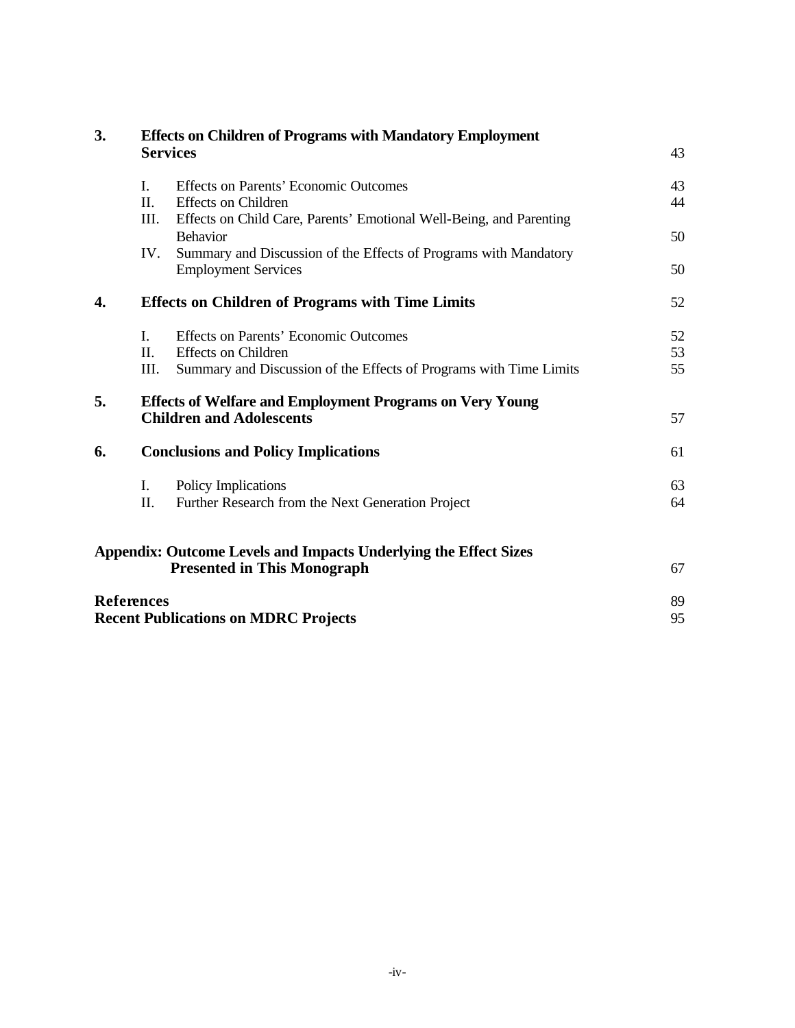| | | | |
|---|---|---|---|
| **3.** | **Effects on Children of Programs with Mandatory Employment Services** | | 43 |
| | I. | Effects on Parents' Economic Outcomes | 43 |
| | II. | Effects on Children | 44 |
| | III. | Effects on Child Care, Parents' Emotional Well-Being, and Parenting Behavior | 50 |
| | IV. | Summary and Discussion of the Effects of Programs with Mandatory Employment Services | 50 |
| **4.** | **Effects on Children of Programs with Time Limits** | | 52 |
| | I. | Effects on Parents' Economic Outcomes | 52 |
| | II. | Effects on Children | 53 |
| | III. | Summary and Discussion of the Effects of Programs with Time Limits | 55 |
| **5.** | **Effects of Welfare and Employment Programs on Very Young Children and Adolescents** | | 57 |
| **6.** | **Conclusions and Policy Implications** | | 61 |
| | I. | Policy Implications | 63 |
| | II. | Further Research from the Next Generation Project | 64 |
| **Appendix: Outcome Levels and Impacts Underlying the Effect Sizes Presented in This Monograph** | | | 67 |
| **References** | | | 89 |
| **Recent Publications on MDRC Projects** | | | 95 |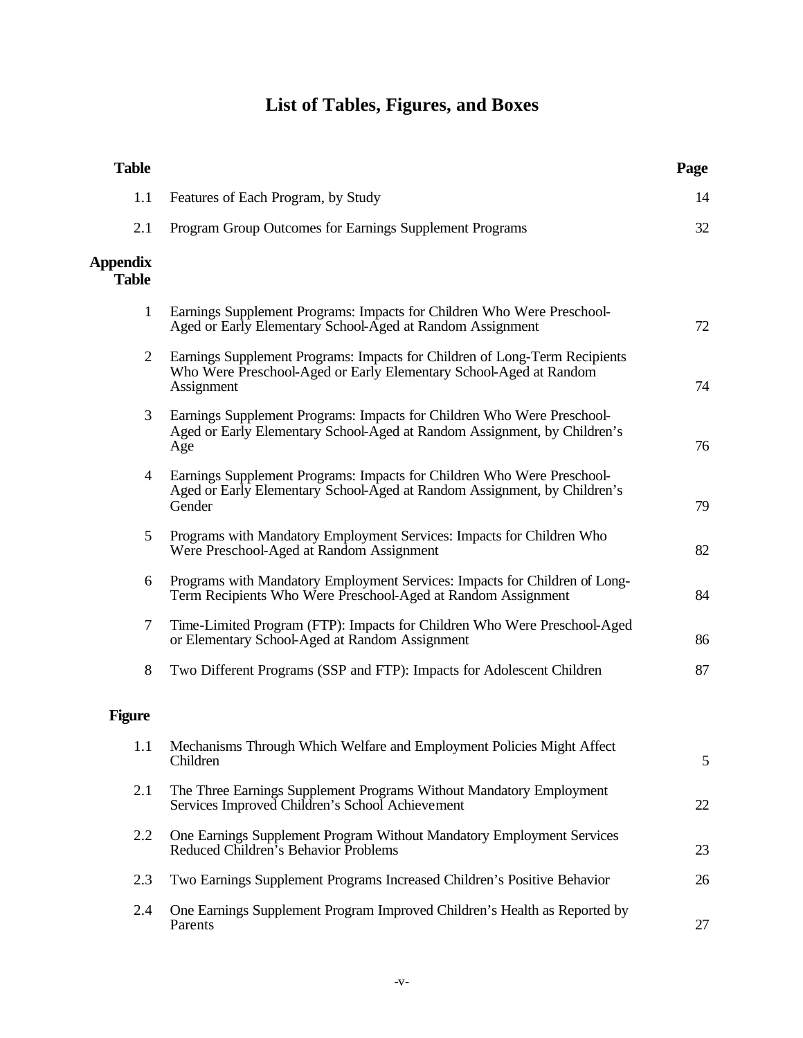# List of Tables, Figures, and Boxes

| Table | | Page |
|---|---|---|
| 1.1 | Features of Each Program, by Study | 14 |
| 2.1 | Program Group Outcomes for Earnings Supplement Programs | 32 |

| Appendix Table | | |
|---|---|---|
| 1 | Earnings Supplement Programs: Impacts for Children Who Were Preschool-Aged or Early Elementary School-Aged at Random Assignment | 72 |
| 2 | Earnings Supplement Programs: Impacts for Children of Long-Term Recipients Who Were Preschool-Aged or Early Elementary School-Aged at Random Assignment | 74 |
| 3 | Earnings Supplement Programs: Impacts for Children Who Were Preschool-Aged or Early Elementary School-Aged at Random Assignment, by Children's Age | 76 |
| 4 | Earnings Supplement Programs: Impacts for Children Who Were Preschool-Aged or Early Elementary School-Aged at Random Assignment, by Children's Gender | 79 |
| 5 | Programs with Mandatory Employment Services: Impacts for Children Who Were Preschool-Aged at Random Assignment | 82 |
| 6 | Programs with Mandatory Employment Services: Impacts for Children of Long-Term Recipients Who Were Preschool-Aged at Random Assignment | 84 |
| 7 | Time-Limited Program (FTP): Impacts for Children Who Were Preschool-Aged or Elementary School-Aged at Random Assignment | 86 |
| 8 | Two Different Programs (SSP and FTP): Impacts for Adolescent Children | 87 |

| Figure | | |
|---|---|---|
| 1.1 | Mechanisms Through Which Welfare and Employment Policies Might Affect Children | 5 |
| 2.1 | The Three Earnings Supplement Programs Without Mandatory Employment Services Improved Children's School Achievement | 22 |
| 2.2 | One Earnings Supplement Program Without Mandatory Employment Services Reduced Children's Behavior Problems | 23 |
| 2.3 | Two Earnings Supplement Programs Increased Children's Positive Behavior | 26 |
| 2.4 | One Earnings Supplement Program Improved Children's Health as Reported by Parents | 27 |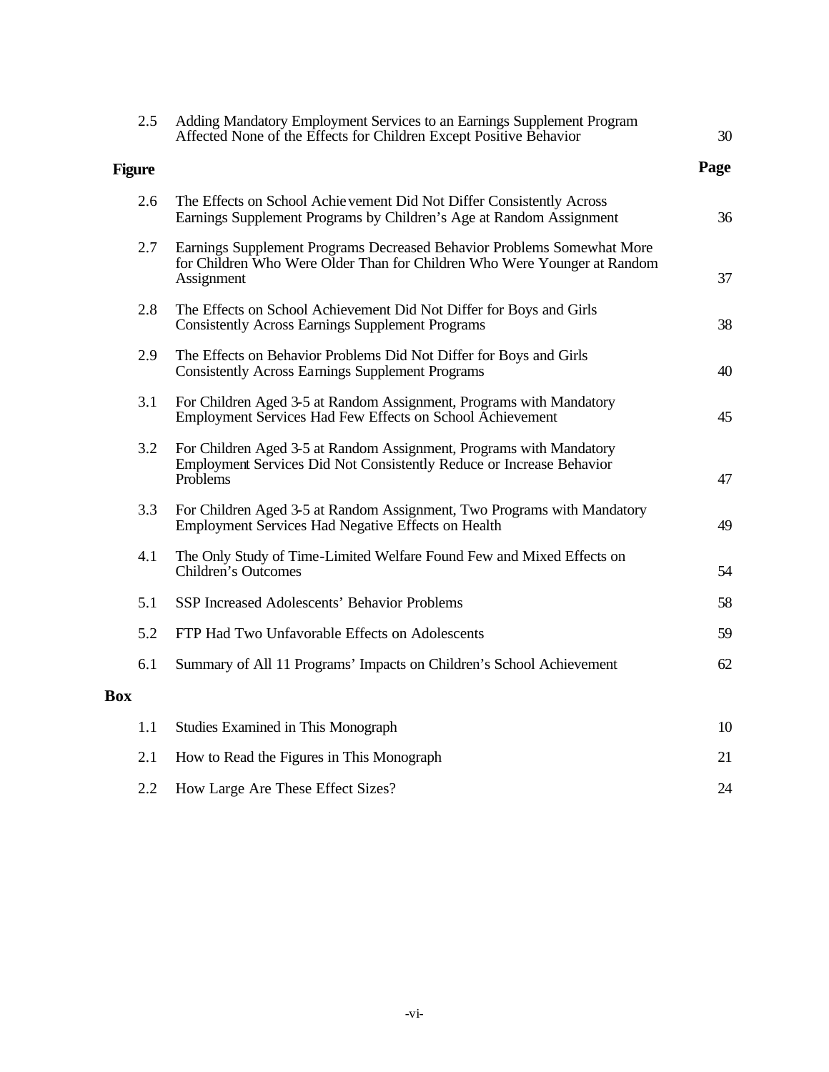| | | |
|---|---|---|
| 2.5 | Adding Mandatory Employment Services to an Earnings Supplement Program Affected None of the Effects for Children Except Positive Behavior | 30 |
| **Figure** | | **Page** |
| 2.6 | The Effects on School Achievement Did Not Differ Consistently Across Earnings Supplement Programs by Children's Age at Random Assignment | 36 |
| 2.7 | Earnings Supplement Programs Decreased Behavior Problems Somewhat More for Children Who Were Older Than for Children Who Were Younger at Random Assignment | 37 |
| 2.8 | The Effects on School Achievement Did Not Differ for Boys and Girls Consistently Across Earnings Supplement Programs | 38 |
| 2.9 | The Effects on Behavior Problems Did Not Differ for Boys and Girls Consistently Across Earnings Supplement Programs | 40 |
| 3.1 | For Children Aged 3-5 at Random Assignment, Programs with Mandatory Employment Services Had Few Effects on School Achievement | 45 |
| 3.2 | For Children Aged 3-5 at Random Assignment, Programs with Mandatory Employment Services Did Not Consistently Reduce or Increase Behavior Problems | 47 |
| 3.3 | For Children Aged 3-5 at Random Assignment, Two Programs with Mandatory Employment Services Had Negative Effects on Health | 49 |
| 4.1 | The Only Study of Time-Limited Welfare Found Few and Mixed Effects on Children's Outcomes | 54 |
| 5.1 | SSP Increased Adolescents' Behavior Problems | 58 |
| 5.2 | FTP Had Two Unfavorable Effects on Adolescents | 59 |
| 6.1 | Summary of All 11 Programs' Impacts on Children's School Achievement | 62 |
| **Box** | | |
| 1.1 | Studies Examined in This Monograph | 10 |
| 2.1 | How to Read the Figures in This Monograph | 21 |
| 2.2 | How Large Are These Effect Sizes? | 24 |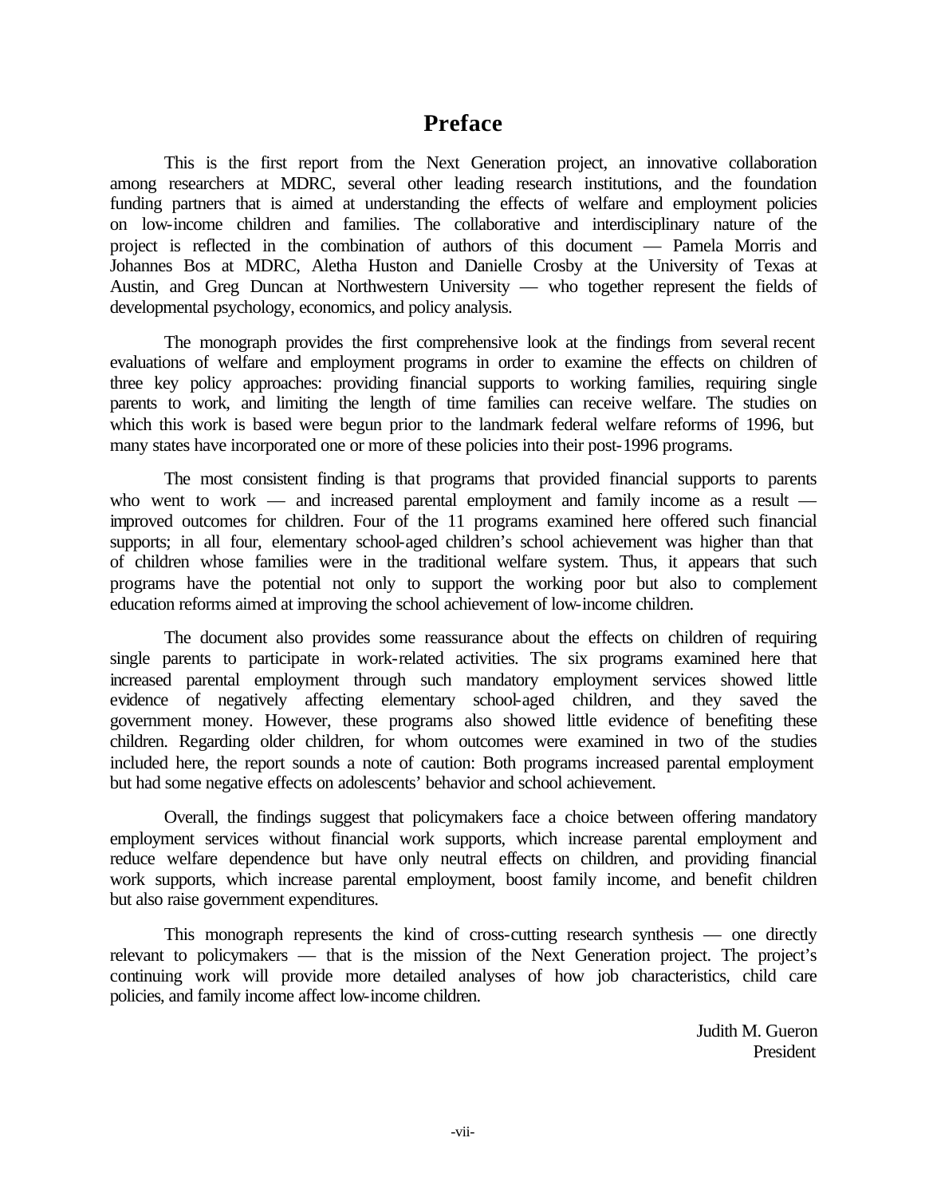# Preface

This is the first report from the Next Generation project, an innovative collaboration among researchers at MDRC, several other leading research institutions, and the foundation funding partners that is aimed at understanding the effects of welfare and employment policies on low-income children and families. The collaborative and interdisciplinary nature of the project is reflected in the combination of authors of this document — Pamela Morris and Johannes Bos at MDRC, Aletha Huston and Danielle Crosby at the University of Texas at Austin, and Greg Duncan at Northwestern University — who together represent the fields of developmental psychology, economics, and policy analysis.

The monograph provides the first comprehensive look at the findings from several recent evaluations of welfare and employment programs in order to examine the effects on children of three key policy approaches: providing financial supports to working families, requiring single parents to work, and limiting the length of time families can receive welfare. The studies on which this work is based were begun prior to the landmark federal welfare reforms of 1996, but many states have incorporated one or more of these policies into their post-1996 programs.

The most consistent finding is that programs that provided financial supports to parents who went to work — and increased parental employment and family income as a result — improved outcomes for children. Four of the 11 programs examined here offered such financial supports; in all four, elementary school-aged children's school achievement was higher than that of children whose families were in the traditional welfare system. Thus, it appears that such programs have the potential not only to support the working poor but also to complement education reforms aimed at improving the school achievement of low-income children.

The document also provides some reassurance about the effects on children of requiring single parents to participate in work-related activities. The six programs examined here that increased parental employment through such mandatory employment services showed little evidence of negatively affecting elementary school-aged children, and they saved the government money. However, these programs also showed little evidence of benefiting these children. Regarding older children, for whom outcomes were examined in two of the studies included here, the report sounds a note of caution: Both programs increased parental employment but had some negative effects on adolescents' behavior and school achievement.

Overall, the findings suggest that policymakers face a choice between offering mandatory employment services without financial work supports, which increase parental employment and reduce welfare dependence but have only neutral effects on children, and providing financial work supports, which increase parental employment, boost family income, and benefit children but also raise government expenditures.

This monograph represents the kind of cross-cutting research synthesis — one directly relevant to policymakers — that is the mission of the Next Generation project. The project's continuing work will provide more detailed analyses of how job characteristics, child care policies, and family income affect low-income children.

Judith M. Gueron
President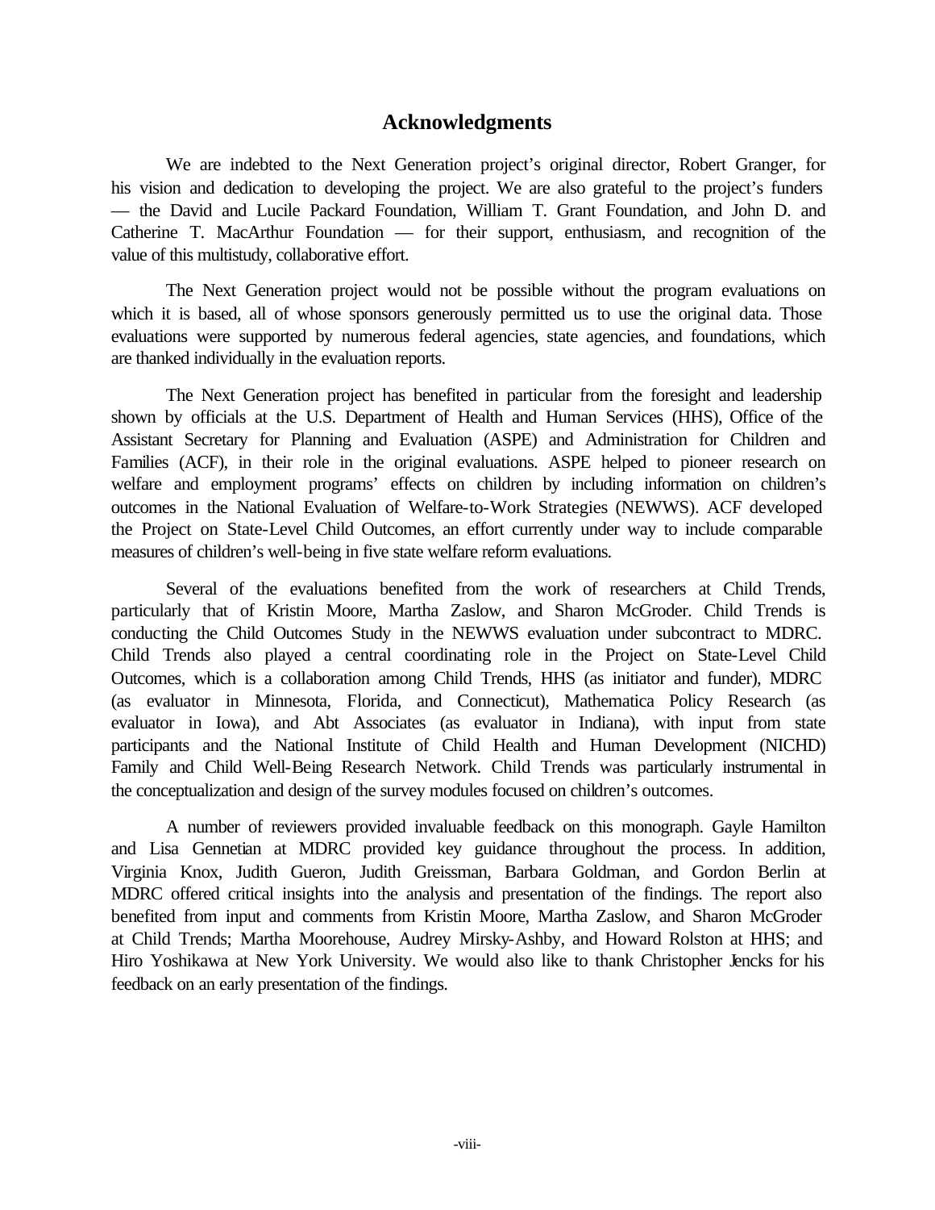# Acknowledgments

We are indebted to the Next Generation project's original director, Robert Granger, for his vision and dedication to developing the project. We are also grateful to the project's funders — the David and Lucile Packard Foundation, William T. Grant Foundation, and John D. and Catherine T. MacArthur Foundation — for their support, enthusiasm, and recognition of the value of this multistudy, collaborative effort.

The Next Generation project would not be possible without the program evaluations on which it is based, all of whose sponsors generously permitted us to use the original data. Those evaluations were supported by numerous federal agencies, state agencies, and foundations, which are thanked individually in the evaluation reports.

The Next Generation project has benefited in particular from the foresight and leadership shown by officials at the U.S. Department of Health and Human Services (HHS), Office of the Assistant Secretary for Planning and Evaluation (ASPE) and Administration for Children and Families (ACF), in their role in the original evaluations. ASPE helped to pioneer research on welfare and employment programs' effects on children by including information on children's outcomes in the National Evaluation of Welfare-to-Work Strategies (NEWWS). ACF developed the Project on State-Level Child Outcomes, an effort currently under way to include comparable measures of children's well-being in five state welfare reform evaluations.

Several of the evaluations benefited from the work of researchers at Child Trends, particularly that of Kristin Moore, Martha Zaslow, and Sharon McGroder. Child Trends is conducting the Child Outcomes Study in the NEWWS evaluation under subcontract to MDRC. Child Trends also played a central coordinating role in the Project on State-Level Child Outcomes, which is a collaboration among Child Trends, HHS (as initiator and funder), MDRC (as evaluator in Minnesota, Florida, and Connecticut), Mathematica Policy Research (as evaluator in Iowa), and Abt Associates (as evaluator in Indiana), with input from state participants and the National Institute of Child Health and Human Development (NICHD) Family and Child Well-Being Research Network. Child Trends was particularly instrumental in the conceptualization and design of the survey modules focused on children's outcomes.

A number of reviewers provided invaluable feedback on this monograph. Gayle Hamilton and Lisa Gennetian at MDRC provided key guidance throughout the process. In addition, Virginia Knox, Judith Gueron, Judith Greissman, Barbara Goldman, and Gordon Berlin at MDRC offered critical insights into the analysis and presentation of the findings. The report also benefited from input and comments from Kristin Moore, Martha Zaslow, and Sharon McGroder at Child Trends; Martha Moorehouse, Audrey Mirsky-Ashby, and Howard Rolston at HHS; and Hiro Yoshikawa at New York University. We would also like to thank Christopher Jencks for his feedback on an early presentation of the findings.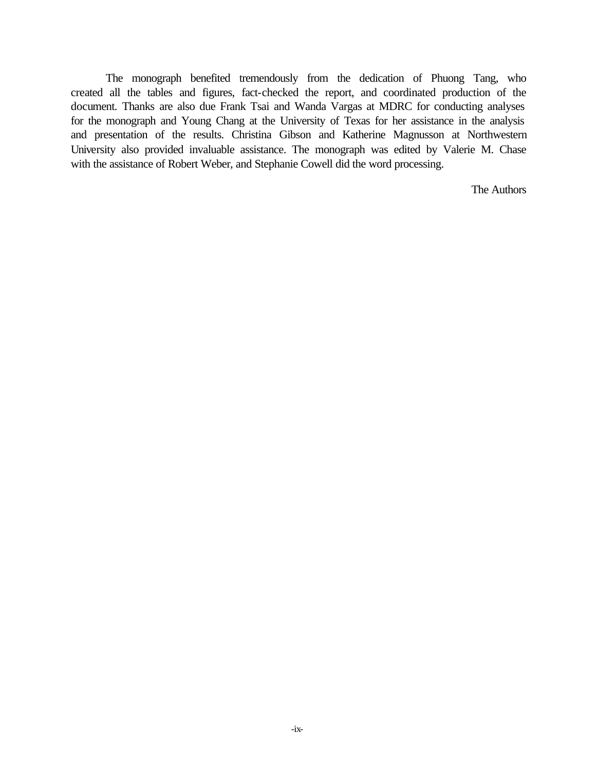The monograph benefited tremendously from the dedication of Phuong Tang, who created all the tables and figures, fact-checked the report, and coordinated production of the document. Thanks are also due Frank Tsai and Wanda Vargas at MDRC for conducting analyses for the monograph and Young Chang at the University of Texas for her assistance in the analysis and presentation of the results. Christina Gibson and Katherine Magnusson at Northwestern University also provided invaluable assistance. The monograph was edited by Valerie M. Chase with the assistance of Robert Weber, and Stephanie Cowell did the word processing.

The Authors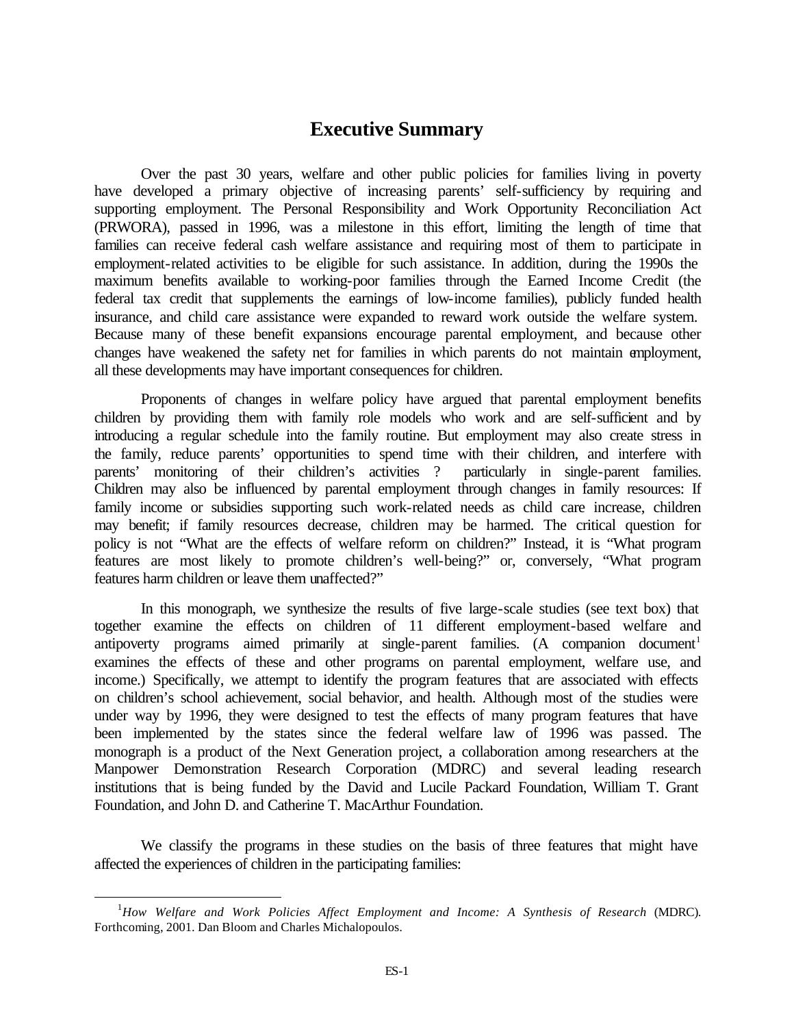# Executive Summary

Over the past 30 years, welfare and other public policies for families living in poverty have developed a primary objective of increasing parents' self-sufficiency by requiring and supporting employment. The Personal Responsibility and Work Opportunity Reconciliation Act (PRWORA), passed in 1996, was a milestone in this effort, limiting the length of time that families can receive federal cash welfare assistance and requiring most of them to participate in employment-related activities to be eligible for such assistance. In addition, during the 1990s the maximum benefits available to working-poor families through the Earned Income Credit (the federal tax credit that supplements the earnings of low-income families), publicly funded health insurance, and child care assistance were expanded to reward work outside the welfare system. Because many of these benefit expansions encourage parental employment, and because other changes have weakened the safety net for families in which parents do not maintain employment, all these developments may have important consequences for children.

Proponents of changes in welfare policy have argued that parental employment benefits children by providing them with family role models who work and are self-sufficient and by introducing a regular schedule into the family routine. But employment may also create stress in the family, reduce parents' opportunities to spend time with their children, and interfere with parents' monitoring of their children's activities ? particularly in single-parent families. Children may also be influenced by parental employment through changes in family resources: If family income or subsidies supporting such work-related needs as child care increase, children may benefit; if family resources decrease, children may be harmed. The critical question for policy is not "What are the effects of welfare reform on children?" Instead, it is "What program features are most likely to promote children's well-being?" or, conversely, "What program features harm children or leave them unaffected?"

In this monograph, we synthesize the results of five large-scale studies (see text box) that together examine the effects on children of 11 different employment-based welfare and antipoverty programs aimed primarily at single-parent families. (A companion document[1] examines the effects of these and other programs on parental employment, welfare use, and income.) Specifically, we attempt to identify the program features that are associated with effects on children's school achievement, social behavior, and health. Although most of the studies were under way by 1996, they were designed to test the effects of many program features that have been implemented by the states since the federal welfare law of 1996 was passed. The monograph is a product of the Next Generation project, a collaboration among researchers at the Manpower Demonstration Research Corporation (MDRC) and several leading research institutions that is being funded by the David and Lucile Packard Foundation, William T. Grant Foundation, and John D. and Catherine T. MacArthur Foundation.

We classify the programs in these studies on the basis of three features that might have affected the experiences of children in the participating families:

---

[1] *How Welfare and Work Policies Affect Employment and Income: A Synthesis of Research* (MDRC). Forthcoming, 2001. Dan Bloom and Charles Michalopoulos.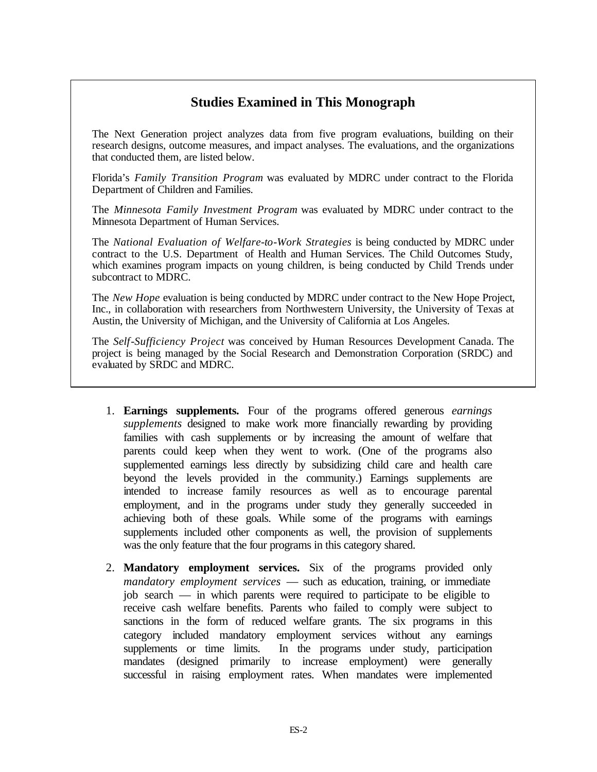## Studies Examined in This Monograph

The Next Generation project analyzes data from five program evaluations, building on their research designs, outcome measures, and impact analyses. The evaluations, and the organizations that conducted them, are listed below.

Florida's *Family Transition Program* was evaluated by MDRC under contract to the Florida Department of Children and Families.

The *Minnesota Family Investment Program* was evaluated by MDRC under contract to the Minnesota Department of Human Services.

The *National Evaluation of Welfare-to-Work Strategies* is being conducted by MDRC under contract to the U.S. Department of Health and Human Services. The Child Outcomes Study, which examines program impacts on young children, is being conducted by Child Trends under subcontract to MDRC.

The *New Hope* evaluation is being conducted by MDRC under contract to the New Hope Project, Inc., in collaboration with researchers from Northwestern University, the University of Texas at Austin, the University of Michigan, and the University of California at Los Angeles.

The *Self-Sufficiency Project* was conceived by Human Resources Development Canada. The project is being managed by the Social Research and Demonstration Corporation (SRDC) and evaluated by SRDC and MDRC.

1. **Earnings supplements.** Four of the programs offered generous *earnings supplements* designed to make work more financially rewarding by providing families with cash supplements or by increasing the amount of welfare that parents could keep when they went to work. (One of the programs also supplemented earnings less directly by subsidizing child care and health care beyond the levels provided in the community.) Earnings supplements are intended to increase family resources as well as to encourage parental employment, and in the programs under study they generally succeeded in achieving both of these goals. While some of the programs with earnings supplements included other components as well, the provision of supplements was the only feature that the four programs in this category shared.

2. **Mandatory employment services.** Six of the programs provided only *mandatory employment services* — such as education, training, or immediate job search — in which parents were required to participate to be eligible to receive cash welfare benefits. Parents who failed to comply were subject to sanctions in the form of reduced welfare grants. The six programs in this category included mandatory employment services without any earnings supplements or time limits. In the programs under study, participation mandates (designed primarily to increase employment) were generally successful in raising employment rates. When mandates were implemented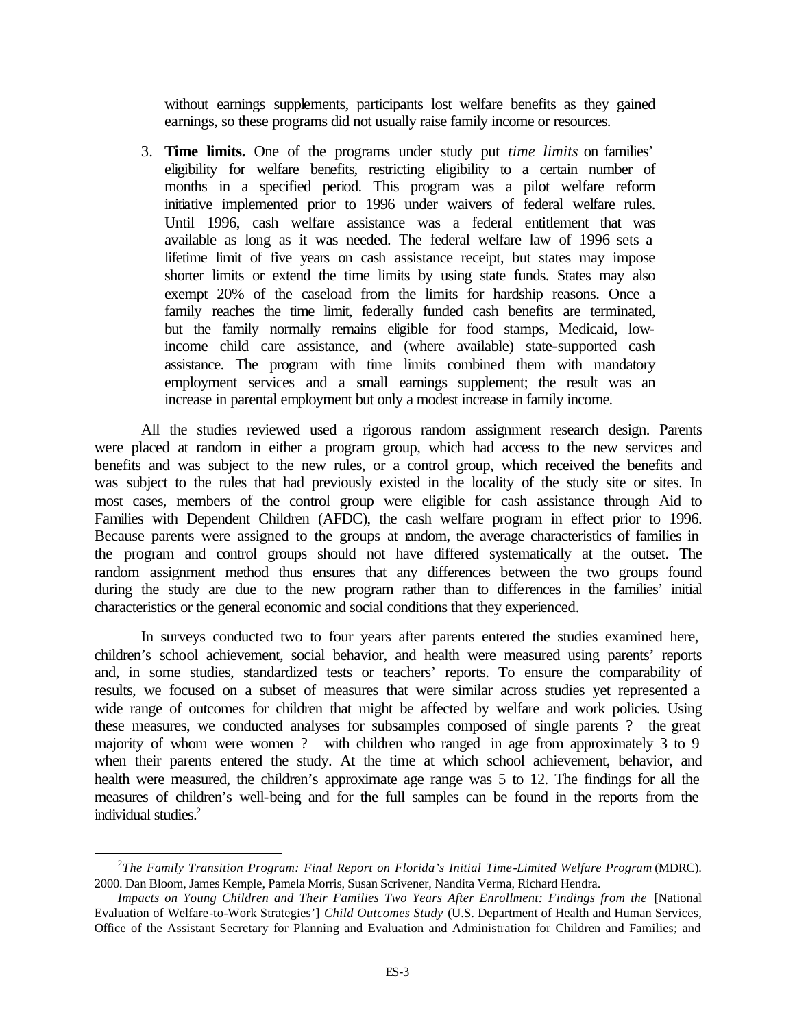without earnings supplements, participants lost welfare benefits as they gained earnings, so these programs did not usually raise family income or resources.

3. **Time limits.** One of the programs under study put *time limits* on families' eligibility for welfare benefits, restricting eligibility to a certain number of months in a specified period. This program was a pilot welfare reform initiative implemented prior to 1996 under waivers of federal welfare rules. Until 1996, cash welfare assistance was a federal entitlement that was available as long as it was needed. The federal welfare law of 1996 sets a lifetime limit of five years on cash assistance receipt, but states may impose shorter limits or extend the time limits by using state funds. States may also exempt 20% of the caseload from the limits for hardship reasons. Once a family reaches the time limit, federally funded cash benefits are terminated, but the family normally remains eligible for food stamps, Medicaid, low-income child care assistance, and (where available) state-supported cash assistance. The program with time limits combined them with mandatory employment services and a small earnings supplement; the result was an increase in parental employment but only a modest increase in family income.

All the studies reviewed used a rigorous random assignment research design. Parents were placed at random in either a program group, which had access to the new services and benefits and was subject to the new rules, or a control group, which received the benefits and was subject to the rules that had previously existed in the locality of the study site or sites. In most cases, members of the control group were eligible for cash assistance through Aid to Families with Dependent Children (AFDC), the cash welfare program in effect prior to 1996. Because parents were assigned to the groups at random, the average characteristics of families in the program and control groups should not have differed systematically at the outset. The random assignment method thus ensures that any differences between the two groups found during the study are due to the new program rather than to differences in the families' initial characteristics or the general economic and social conditions that they experienced.

In surveys conducted two to four years after parents entered the studies examined here, children's school achievement, social behavior, and health were measured using parents' reports and, in some studies, standardized tests or teachers' reports. To ensure the comparability of results, we focused on a subset of measures that were similar across studies yet represented a wide range of outcomes for children that might be affected by welfare and work policies. Using these measures, we conducted analyses for subsamples composed of single parents ? the great majority of whom were women ? with children who ranged in age from approximately 3 to 9 when their parents entered the study. At the time at which school achievement, behavior, and health were measured, the children's approximate age range was 5 to 12. The findings for all the measures of children's well-being and for the full samples can be found in the reports from the individual studies.[2]

---

[2]*The Family Transition Program: Final Report on Florida's Initial Time-Limited Welfare Program* (MDRC). 2000. Dan Bloom, James Kemple, Pamela Morris, Susan Scrivener, Nandita Verma, Richard Hendra.

*Impacts on Young Children and Their Families Two Years After Enrollment: Findings from the* [National Evaluation of Welfare-to-Work Strategies'] *Child Outcomes Study* (U.S. Department of Health and Human Services, Office of the Assistant Secretary for Planning and Evaluation and Administration for Children and Families; and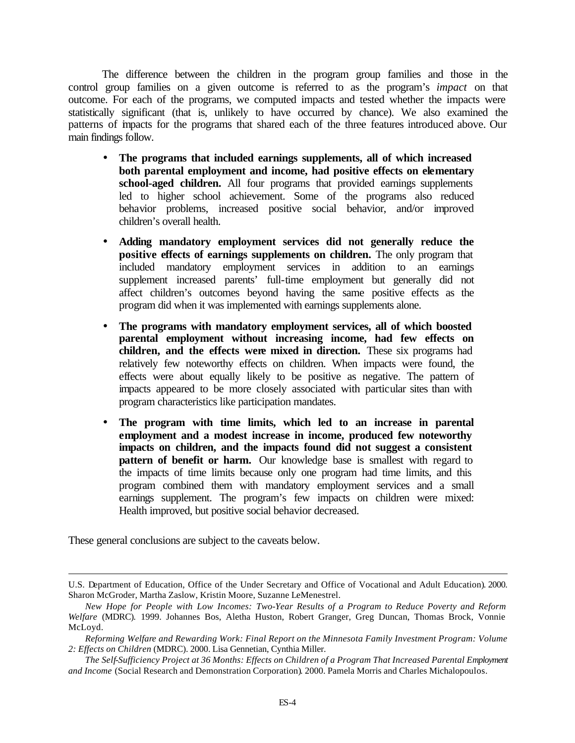The difference between the children in the program group families and those in the control group families on a given outcome is referred to as the program's *impact* on that outcome. For each of the programs, we computed impacts and tested whether the impacts were statistically significant (that is, unlikely to have occurred by chance). We also examined the patterns of impacts for the programs that shared each of the three features introduced above. Our main findings follow.

- **The programs that included earnings supplements, all of which increased both parental employment and income, had positive effects on elementary school-aged children.** All four programs that provided earnings supplements led to higher school achievement. Some of the programs also reduced behavior problems, increased positive social behavior, and/or improved children's overall health.

- **Adding mandatory employment services did not generally reduce the positive effects of earnings supplements on children.** The only program that included mandatory employment services in addition to an earnings supplement increased parents' full-time employment but generally did not affect children's outcomes beyond having the same positive effects as the program did when it was implemented with earnings supplements alone.

- **The programs with mandatory employment services, all of which boosted parental employment without increasing income, had few effects on children, and the effects were mixed in direction.** These six programs had relatively few noteworthy effects on children. When impacts were found, the effects were about equally likely to be positive as negative. The pattern of impacts appeared to be more closely associated with particular sites than with program characteristics like participation mandates.

- **The program with time limits, which led to an increase in parental employment and a modest increase in income, produced few noteworthy impacts on children, and the impacts found did not suggest a consistent pattern of benefit or harm.** Our knowledge base is smallest with regard to the impacts of time limits because only one program had time limits, and this program combined them with mandatory employment services and a small earnings supplement. The program's few impacts on children were mixed: Health improved, but positive social behavior decreased.

These general conclusions are subject to the caveats below.

---

U.S. Department of Education, Office of the Under Secretary and Office of Vocational and Adult Education). 2000. Sharon McGroder, Martha Zaslow, Kristin Moore, Suzanne LeMenestrel.

*New Hope for People with Low Incomes: Two-Year Results of a Program to Reduce Poverty and Reform Welfare* (MDRC). 1999. Johannes Bos, Aletha Huston, Robert Granger, Greg Duncan, Thomas Brock, Vonnie McLoyd.

*Reforming Welfare and Rewarding Work: Final Report on the Minnesota Family Investment Program: Volume 2: Effects on Children* (MDRC). 2000. Lisa Gennetian, Cynthia Miller.

*The Self-Sufficiency Project at 36 Months: Effects on Children of a Program That Increased Parental Employment and Income* (Social Research and Demonstration Corporation). 2000. Pamela Morris and Charles Michalopoulos.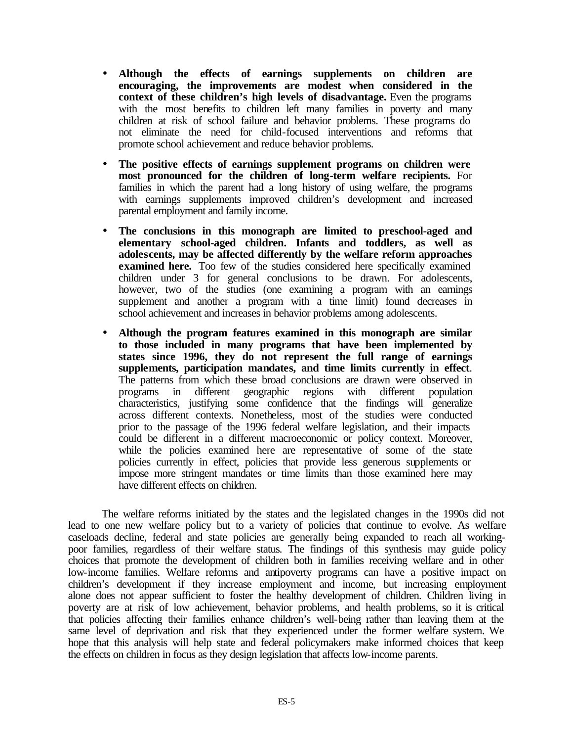- **Although the effects of earnings supplements on children are encouraging, the improvements are modest when considered in the context of these children's high levels of disadvantage.** Even the programs with the most benefits to children left many families in poverty and many children at risk of school failure and behavior problems. These programs do not eliminate the need for child-focused interventions and reforms that promote school achievement and reduce behavior problems.

- **The positive effects of earnings supplement programs on children were most pronounced for the children of long-term welfare recipients.** For families in which the parent had a long history of using welfare, the programs with earnings supplements improved children's development and increased parental employment and family income.

- **The conclusions in this monograph are limited to preschool-aged and elementary school-aged children. Infants and toddlers, as well as adolescents, may be affected differently by the welfare reform approaches examined here.** Too few of the studies considered here specifically examined children under 3 for general conclusions to be drawn. For adolescents, however, two of the studies (one examining a program with an earnings supplement and another a program with a time limit) found decreases in school achievement and increases in behavior problems among adolescents.

- **Although the program features examined in this monograph are similar to those included in many programs that have been implemented by states since 1996, they do not represent the full range of earnings supplements, participation mandates, and time limits currently in effect**. The patterns from which these broad conclusions are drawn were observed in programs in different geographic regions with different population characteristics, justifying some confidence that the findings will generalize across different contexts. Nonetheless, most of the studies were conducted prior to the passage of the 1996 federal welfare legislation, and their impacts could be different in a different macroeconomic or policy context. Moreover, while the policies examined here are representative of some of the state policies currently in effect, policies that provide less generous supplements or impose more stringent mandates or time limits than those examined here may have different effects on children.

The welfare reforms initiated by the states and the legislated changes in the 1990s did not lead to one new welfare policy but to a variety of policies that continue to evolve. As welfare caseloads decline, federal and state policies are generally being expanded to reach all working-poor families, regardless of their welfare status. The findings of this synthesis may guide policy choices that promote the development of children both in families receiving welfare and in other low-income families. Welfare reforms and antipoverty programs can have a positive impact on children's development if they increase employment and income, but increasing employment alone does not appear sufficient to foster the healthy development of children. Children living in poverty are at risk of low achievement, behavior problems, and health problems, so it is critical that policies affecting their families enhance children's well-being rather than leaving them at the same level of deprivation and risk that they experienced under the former welfare system. We hope that this analysis will help state and federal policymakers make informed choices that keep the effects on children in focus as they design legislation that affects low-income parents.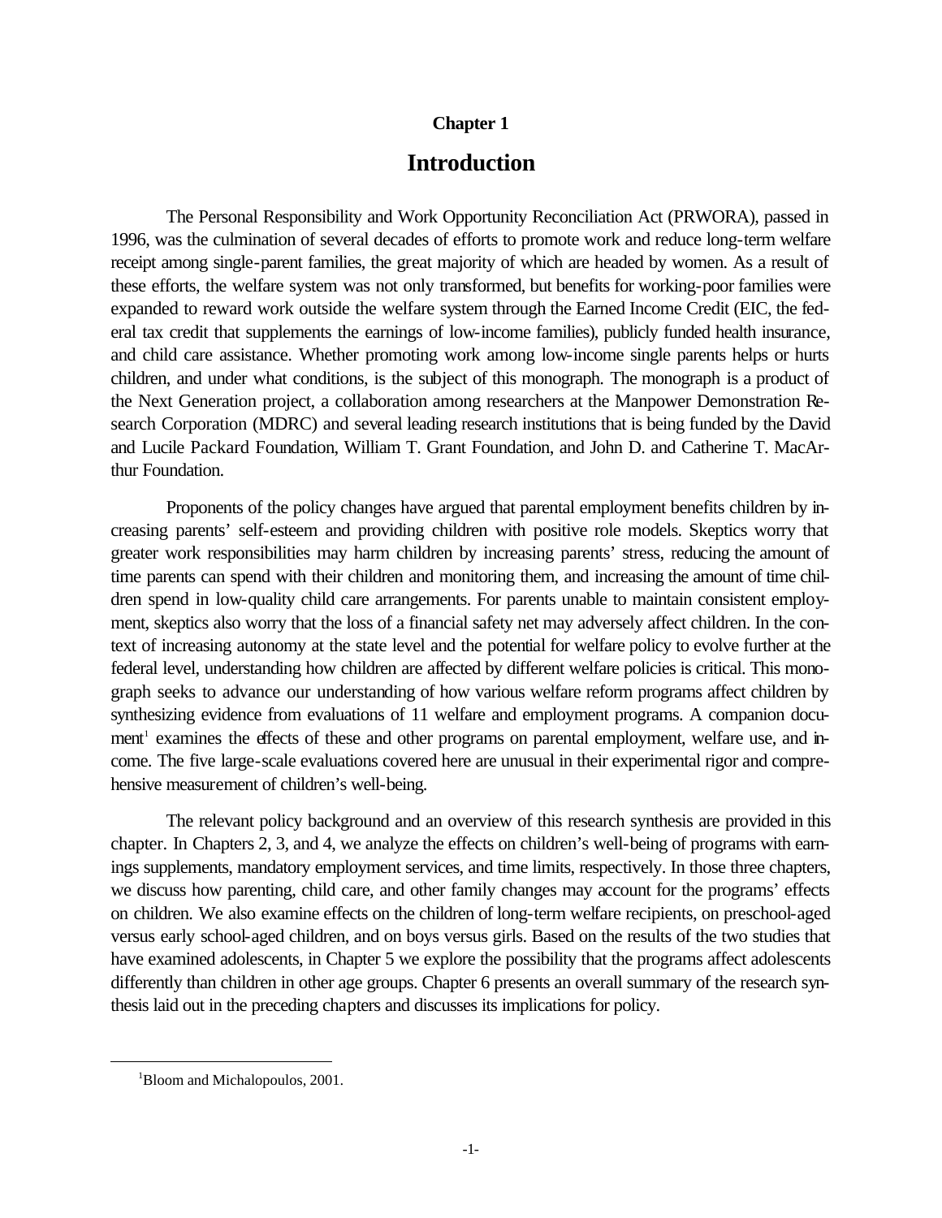# Chapter 1

## Introduction

The Personal Responsibility and Work Opportunity Reconciliation Act (PRWORA), passed in 1996, was the culmination of several decades of efforts to promote work and reduce long-term welfare receipt among single-parent families, the great majority of which are headed by women. As a result of these efforts, the welfare system was not only transformed, but benefits for working-poor families were expanded to reward work outside the welfare system through the Earned Income Credit (EIC, the federal tax credit that supplements the earnings of low-income families), publicly funded health insurance, and child care assistance. Whether promoting work among low-income single parents helps or hurts children, and under what conditions, is the subject of this monograph. The monograph is a product of the Next Generation project, a collaboration among researchers at the Manpower Demonstration Research Corporation (MDRC) and several leading research institutions that is being funded by the David and Lucile Packard Foundation, William T. Grant Foundation, and John D. and Catherine T. MacArthur Foundation.

Proponents of the policy changes have argued that parental employment benefits children by increasing parents' self-esteem and providing children with positive role models. Skeptics worry that greater work responsibilities may harm children by increasing parents' stress, reducing the amount of time parents can spend with their children and monitoring them, and increasing the amount of time children spend in low-quality child care arrangements. For parents unable to maintain consistent employment, skeptics also worry that the loss of a financial safety net may adversely affect children. In the context of increasing autonomy at the state level and the potential for welfare policy to evolve further at the federal level, understanding how children are affected by different welfare policies is critical. This monograph seeks to advance our understanding of how various welfare reform programs affect children by synthesizing evidence from evaluations of 11 welfare and employment programs. A companion document[1] examines the effects of these and other programs on parental employment, welfare use, and income. The five large-scale evaluations covered here are unusual in their experimental rigor and comprehensive measurement of children's well-being.

The relevant policy background and an overview of this research synthesis are provided in this chapter. In Chapters 2, 3, and 4, we analyze the effects on children's well-being of programs with earnings supplements, mandatory employment services, and time limits, respectively. In those three chapters, we discuss how parenting, child care, and other family changes may account for the programs' effects on children. We also examine effects on the children of long-term welfare recipients, on preschool-aged versus early school-aged children, and on boys versus girls. Based on the results of the two studies that have examined adolescents, in Chapter 5 we explore the possibility that the programs affect adolescents differently than children in other age groups. Chapter 6 presents an overall summary of the research synthesis laid out in the preceding chapters and discusses its implications for policy.

---

[1] Bloom and Michalopoulos, 2001.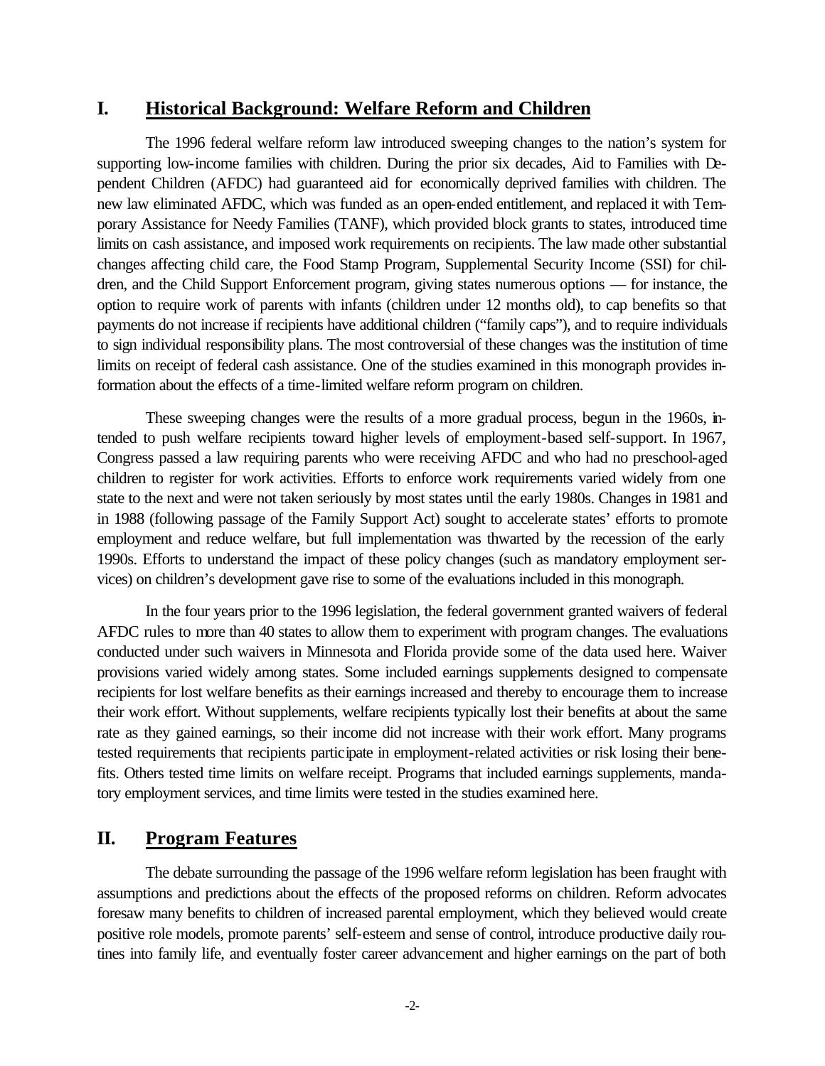## I. Historical Background: Welfare Reform and Children

The 1996 federal welfare reform law introduced sweeping changes to the nation's system for supporting low-income families with children. During the prior six decades, Aid to Families with Dependent Children (AFDC) had guaranteed aid for economically deprived families with children. The new law eliminated AFDC, which was funded as an open-ended entitlement, and replaced it with Temporary Assistance for Needy Families (TANF), which provided block grants to states, introduced time limits on cash assistance, and imposed work requirements on recipients. The law made other substantial changes affecting child care, the Food Stamp Program, Supplemental Security Income (SSI) for children, and the Child Support Enforcement program, giving states numerous options — for instance, the option to require work of parents with infants (children under 12 months old), to cap benefits so that payments do not increase if recipients have additional children ("family caps"), and to require individuals to sign individual responsibility plans. The most controversial of these changes was the institution of time limits on receipt of federal cash assistance. One of the studies examined in this monograph provides information about the effects of a time-limited welfare reform program on children.

These sweeping changes were the results of a more gradual process, begun in the 1960s, intended to push welfare recipients toward higher levels of employment-based self-support. In 1967, Congress passed a law requiring parents who were receiving AFDC and who had no preschool-aged children to register for work activities. Efforts to enforce work requirements varied widely from one state to the next and were not taken seriously by most states until the early 1980s. Changes in 1981 and in 1988 (following passage of the Family Support Act) sought to accelerate states' efforts to promote employment and reduce welfare, but full implementation was thwarted by the recession of the early 1990s. Efforts to understand the impact of these policy changes (such as mandatory employment services) on children's development gave rise to some of the evaluations included in this monograph.

In the four years prior to the 1996 legislation, the federal government granted waivers of federal AFDC rules to more than 40 states to allow them to experiment with program changes. The evaluations conducted under such waivers in Minnesota and Florida provide some of the data used here. Waiver provisions varied widely among states. Some included earnings supplements designed to compensate recipients for lost welfare benefits as their earnings increased and thereby to encourage them to increase their work effort. Without supplements, welfare recipients typically lost their benefits at about the same rate as they gained earnings, so their income did not increase with their work effort. Many programs tested requirements that recipients participate in employment-related activities or risk losing their benefits. Others tested time limits on welfare receipt. Programs that included earnings supplements, mandatory employment services, and time limits were tested in the studies examined here.

## II. Program Features

The debate surrounding the passage of the 1996 welfare reform legislation has been fraught with assumptions and predictions about the effects of the proposed reforms on children. Reform advocates foresaw many benefits to children of increased parental employment, which they believed would create positive role models, promote parents' self-esteem and sense of control, introduce productive daily routines into family life, and eventually foster career advancement and higher earnings on the part of both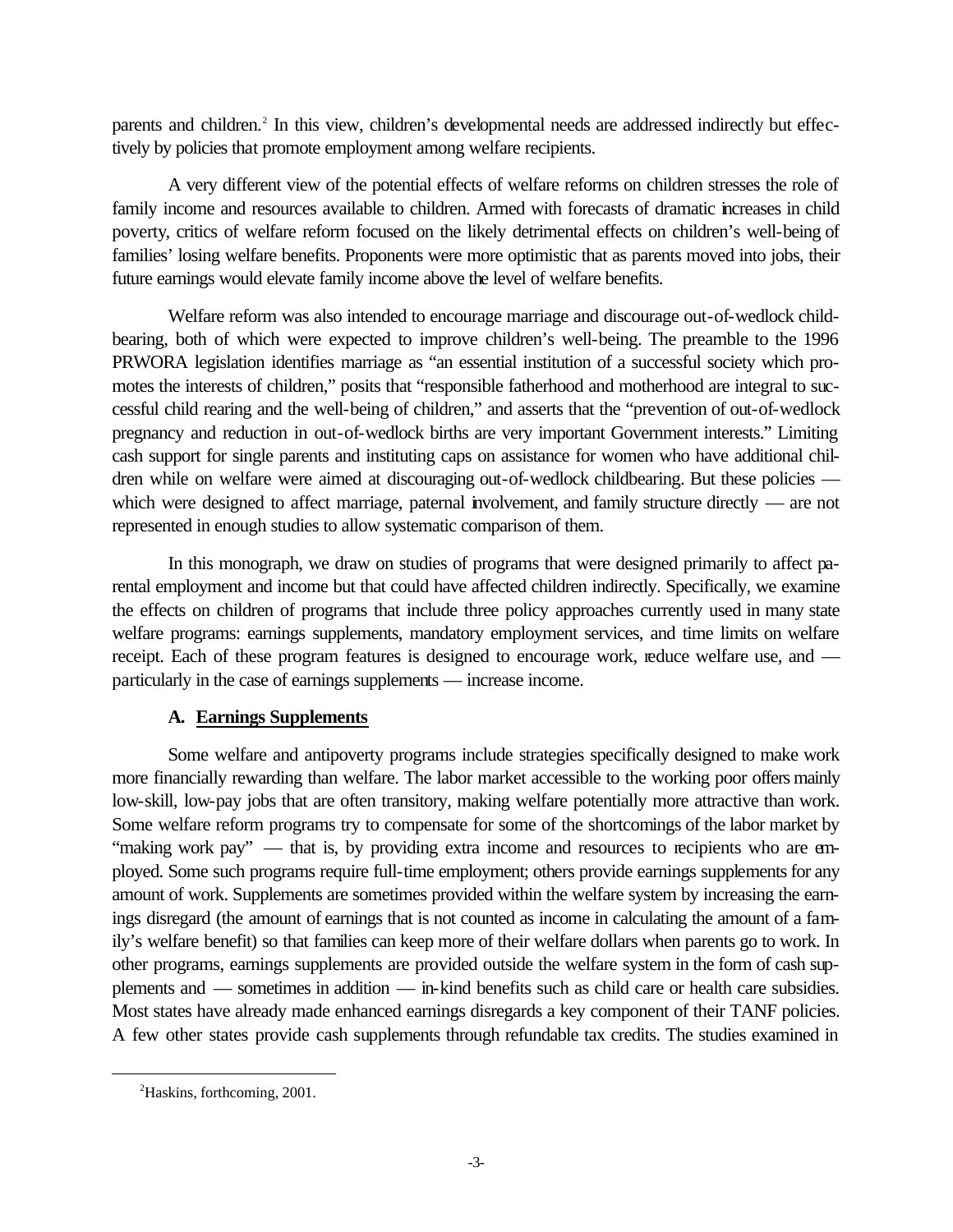parents and children.[2] In this view, children's developmental needs are addressed indirectly but effectively by policies that promote employment among welfare recipients.

A very different view of the potential effects of welfare reforms on children stresses the role of family income and resources available to children. Armed with forecasts of dramatic increases in child poverty, critics of welfare reform focused on the likely detrimental effects on children's well-being of families' losing welfare benefits. Proponents were more optimistic that as parents moved into jobs, their future earnings would elevate family income above the level of welfare benefits.

Welfare reform was also intended to encourage marriage and discourage out-of-wedlock childbearing, both of which were expected to improve children's well-being. The preamble to the 1996 PRWORA legislation identifies marriage as "an essential institution of a successful society which promotes the interests of children," posits that "responsible fatherhood and motherhood are integral to successful child rearing and the well-being of children," and asserts that the "prevention of out-of-wedlock pregnancy and reduction in out-of-wedlock births are very important Government interests." Limiting cash support for single parents and instituting caps on assistance for women who have additional children while on welfare were aimed at discouraging out-of-wedlock childbearing. But these policies — which were designed to affect marriage, paternal involvement, and family structure directly — are not represented in enough studies to allow systematic comparison of them.

In this monograph, we draw on studies of programs that were designed primarily to affect parental employment and income but that could have affected children indirectly. Specifically, we examine the effects on children of programs that include three policy approaches currently used in many state welfare programs: earnings supplements, mandatory employment services, and time limits on welfare receipt. Each of these program features is designed to encourage work, reduce welfare use, and — particularly in the case of earnings supplements — increase income.

### A. Earnings Supplements

Some welfare and antipoverty programs include strategies specifically designed to make work more financially rewarding than welfare. The labor market accessible to the working poor offers mainly low-skill, low-pay jobs that are often transitory, making welfare potentially more attractive than work. Some welfare reform programs try to compensate for some of the shortcomings of the labor market by "making work pay" — that is, by providing extra income and resources to recipients who are employed. Some such programs require full-time employment; others provide earnings supplements for any amount of work. Supplements are sometimes provided within the welfare system by increasing the earnings disregard (the amount of earnings that is not counted as income in calculating the amount of a family's welfare benefit) so that families can keep more of their welfare dollars when parents go to work. In other programs, earnings supplements are provided outside the welfare system in the form of cash supplements and — sometimes in addition — in-kind benefits such as child care or health care subsidies. Most states have already made enhanced earnings disregards a key component of their TANF policies. A few other states provide cash supplements through refundable tax credits. The studies examined in

---

[2] Haskins, forthcoming, 2001.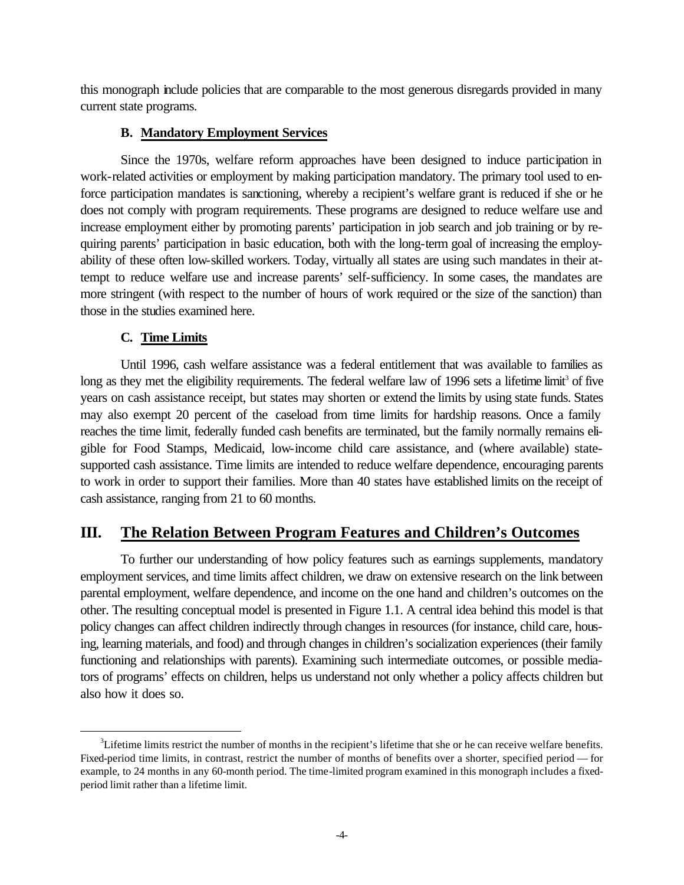this monograph include policies that are comparable to the most generous disregards provided in many current state programs.

### B. Mandatory Employment Services

Since the 1970s, welfare reform approaches have been designed to induce participation in work-related activities or employment by making participation mandatory. The primary tool used to enforce participation mandates is sanctioning, whereby a recipient's welfare grant is reduced if she or he does not comply with program requirements. These programs are designed to reduce welfare use and increase employment either by promoting parents' participation in job search and job training or by requiring parents' participation in basic education, both with the long-term goal of increasing the employability of these often low-skilled workers. Today, virtually all states are using such mandates in their attempt to reduce welfare use and increase parents' self-sufficiency. In some cases, the mandates are more stringent (with respect to the number of hours of work required or the size of the sanction) than those in the studies examined here.

### C. Time Limits

Until 1996, cash welfare assistance was a federal entitlement that was available to families as long as they met the eligibility requirements. The federal welfare law of 1996 sets a lifetime limit[3] of five years on cash assistance receipt, but states may shorten or extend the limits by using state funds. States may also exempt 20 percent of the caseload from time limits for hardship reasons. Once a family reaches the time limit, federally funded cash benefits are terminated, but the family normally remains eligible for Food Stamps, Medicaid, low-income child care assistance, and (where available) state-supported cash assistance. Time limits are intended to reduce welfare dependence, encouraging parents to work in order to support their families. More than 40 states have established limits on the receipt of cash assistance, ranging from 21 to 60 months.

## III. The Relation Between Program Features and Children's Outcomes

To further our understanding of how policy features such as earnings supplements, mandatory employment services, and time limits affect children, we draw on extensive research on the link between parental employment, welfare dependence, and income on the one hand and children's outcomes on the other. The resulting conceptual model is presented in Figure 1.1. A central idea behind this model is that policy changes can affect children indirectly through changes in resources (for instance, child care, housing, learning materials, and food) and through changes in children's socialization experiences (their family functioning and relationships with parents). Examining such intermediate outcomes, or possible mediators of programs' effects on children, helps us understand not only whether a policy affects children but also how it does so.

[3]Lifetime limits restrict the number of months in the recipient's lifetime that she or he can receive welfare benefits. Fixed-period time limits, in contrast, restrict the number of months of benefits over a shorter, specified period — for example, to 24 months in any 60-month period. The time-limited program examined in this monograph includes a fixed-period limit rather than a lifetime limit.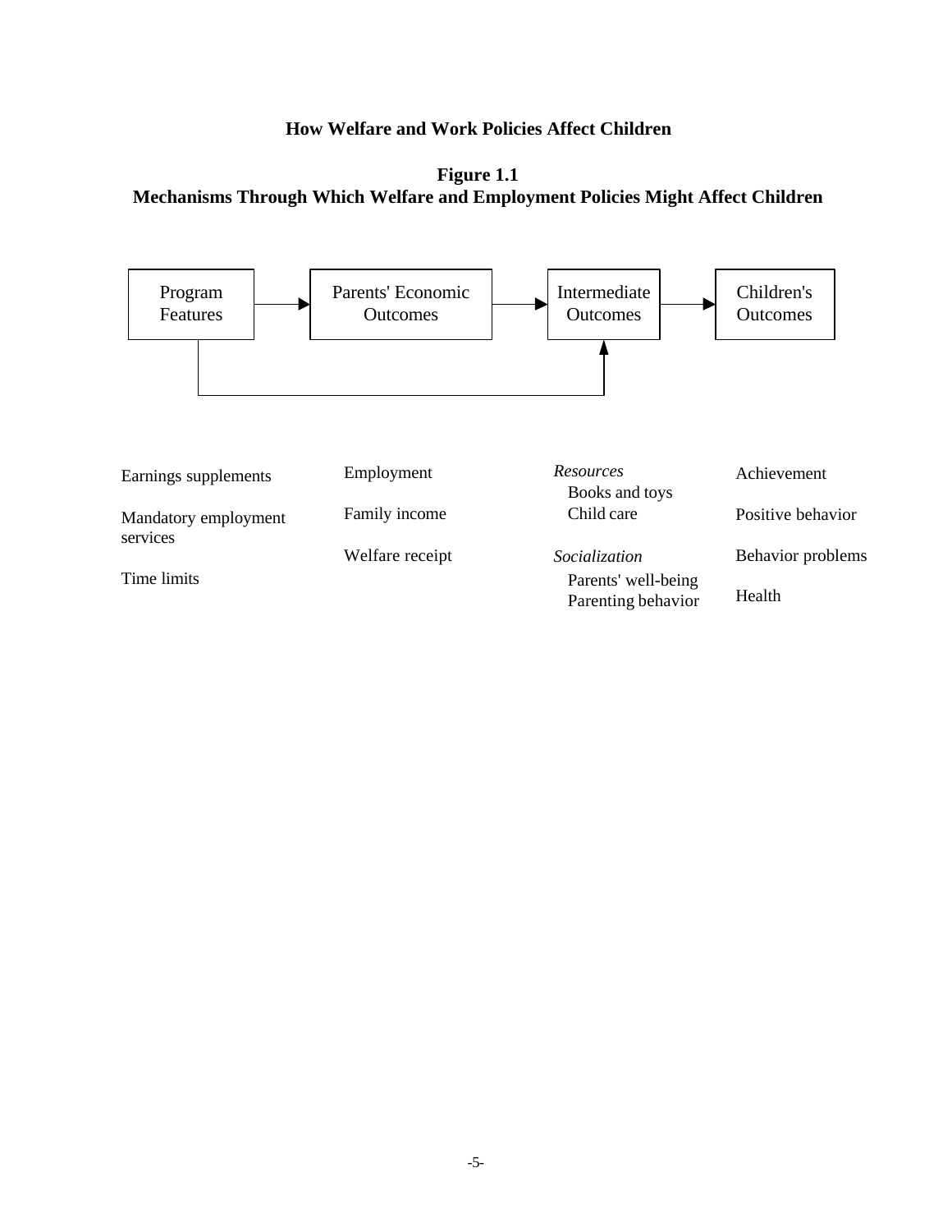**Figure 1.1**
**Mechanisms Through Which Welfare and Employment Policies Might Affect Children**

| Program Features | Parents' Economic Outcomes | Intermediate Outcomes | Children's Outcomes |
|---|---|---|---|
| Earnings supplements | Employment | *Resources* | Achievement |
| | | Books and toys | |
| Mandatory employment services | Family income | Child care | Positive behavior |
| | Welfare receipt | *Socialization* | Behavior problems |
| Time limits | | Parents' well-being | |
| | | Parenting behavior | Health |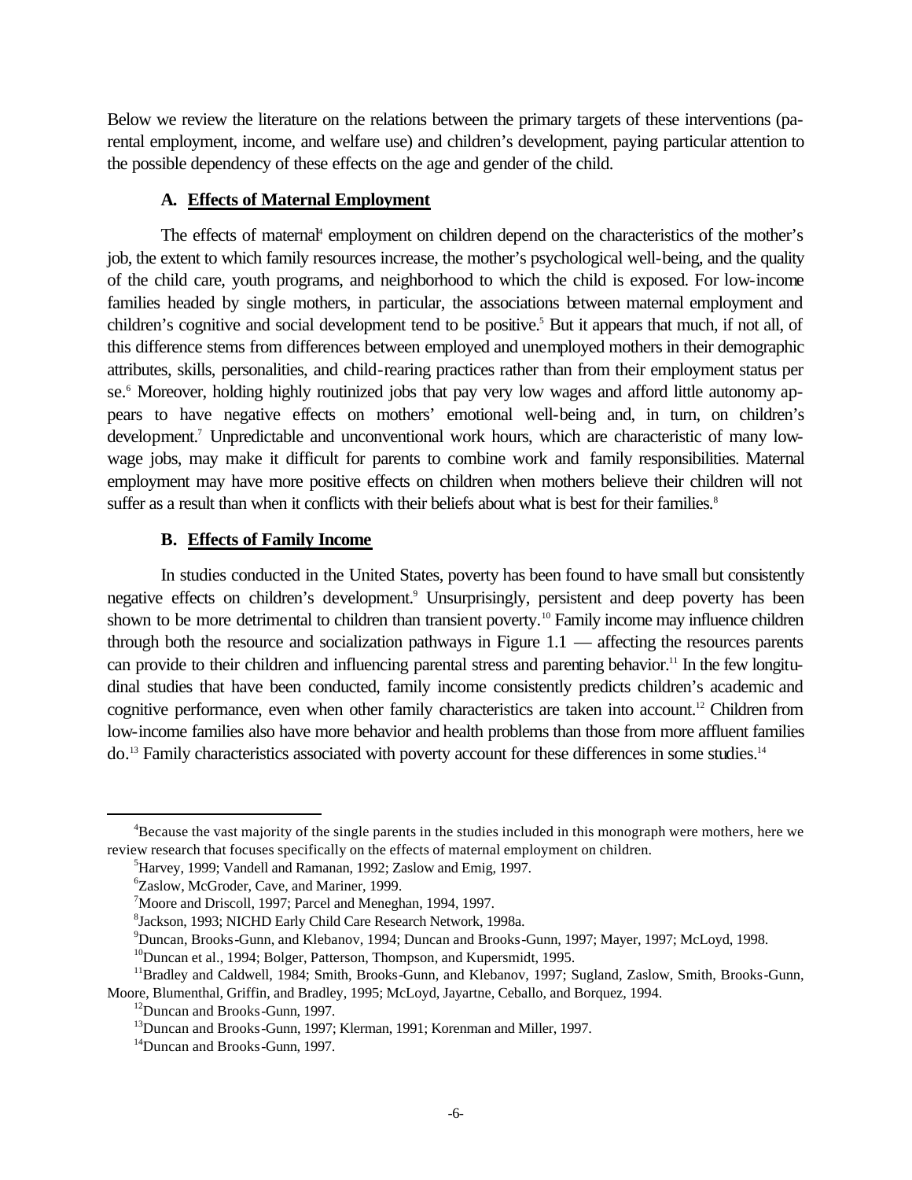Below we review the literature on the relations between the primary targets of these interventions (parental employment, income, and welfare use) and children's development, paying particular attention to the possible dependency of these effects on the age and gender of the child.

### A. Effects of Maternal Employment

The effects of maternal[4] employment on children depend on the characteristics of the mother's job, the extent to which family resources increase, the mother's psychological well-being, and the quality of the child care, youth programs, and neighborhood to which the child is exposed. For low-income families headed by single mothers, in particular, the associations between maternal employment and children's cognitive and social development tend to be positive.[5] But it appears that much, if not all, of this difference stems from differences between employed and unemployed mothers in their demographic attributes, skills, personalities, and child-rearing practices rather than from their employment status per se.[6] Moreover, holding highly routinized jobs that pay very low wages and afford little autonomy appears to have negative effects on mothers' emotional well-being and, in turn, on children's development.[7] Unpredictable and unconventional work hours, which are characteristic of many low-wage jobs, may make it difficult for parents to combine work and family responsibilities. Maternal employment may have more positive effects on children when mothers believe their children will not suffer as a result than when it conflicts with their beliefs about what is best for their families.[8]

### B. Effects of Family Income

In studies conducted in the United States, poverty has been found to have small but consistently negative effects on children's development.[9] Unsurprisingly, persistent and deep poverty has been shown to be more detrimental to children than transient poverty.[10] Family income may influence children through both the resource and socialization pathways in Figure 1.1 — affecting the resources parents can provide to their children and influencing parental stress and parenting behavior.[11] In the few longitudinal studies that have been conducted, family income consistently predicts children's academic and cognitive performance, even when other family characteristics are taken into account.[12] Children from low-income families also have more behavior and health problems than those from more affluent families do.[13] Family characteristics associated with poverty account for these differences in some studies.[14]

---

[4]Because the vast majority of the single parents in the studies included in this monograph were mothers, here we review research that focuses specifically on the effects of maternal employment on children.

[5]Harvey, 1999; Vandell and Ramanan, 1992; Zaslow and Emig, 1997.

[6]Zaslow, McGroder, Cave, and Mariner, 1999.

[7]Moore and Driscoll, 1997; Parcel and Meneghan, 1994, 1997.

[8]Jackson, 1993; NICHD Early Child Care Research Network, 1998a.

[9]Duncan, Brooks-Gunn, and Klebanov, 1994; Duncan and Brooks-Gunn, 1997; Mayer, 1997; McLoyd, 1998.

[10]Duncan et al., 1994; Bolger, Patterson, Thompson, and Kupersmidt, 1995.

[11]Bradley and Caldwell, 1984; Smith, Brooks-Gunn, and Klebanov, 1997; Sugland, Zaslow, Smith, Brooks-Gunn, Moore, Blumenthal, Griffin, and Bradley, 1995; McLoyd, Jayartne, Ceballo, and Borquez, 1994.

[12]Duncan and Brooks-Gunn, 1997.

[13]Duncan and Brooks-Gunn, 1997; Klerman, 1991; Korenman and Miller, 1997.

[14]Duncan and Brooks-Gunn, 1997.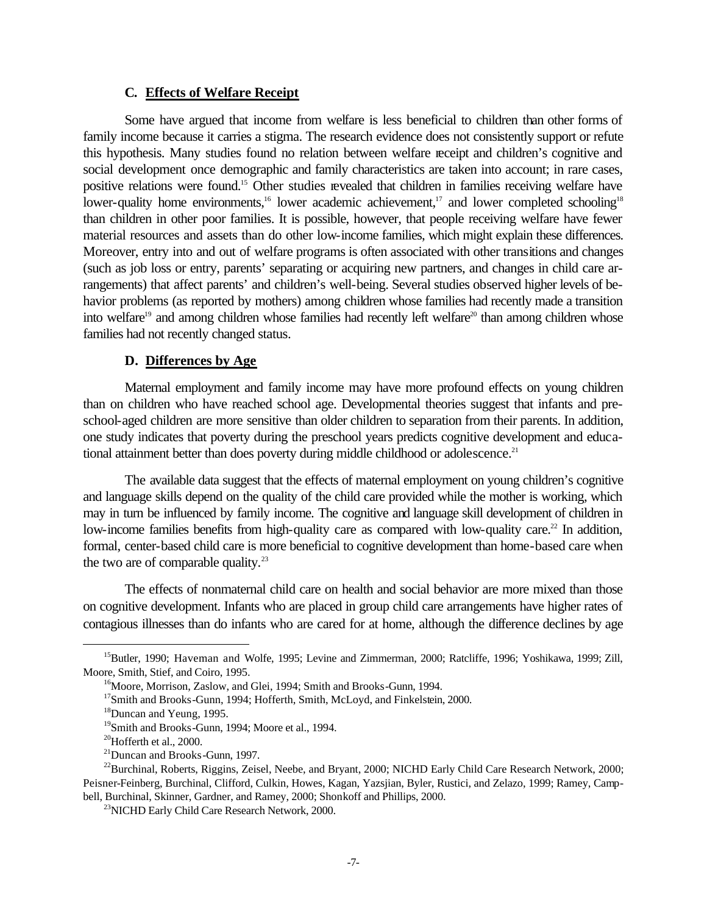### C. <u>Effects of Welfare Receipt</u>

Some have argued that income from welfare is less beneficial to children than other forms of family income because it carries a stigma. The research evidence does not consistently support or refute this hypothesis. Many studies found no relation between welfare receipt and children's cognitive and social development once demographic and family characteristics are taken into account; in rare cases, positive relations were found.[15] Other studies revealed that children in families receiving welfare have lower-quality home environments,[16] lower academic achievement,[17] and lower completed schooling[18] than children in other poor families. It is possible, however, that people receiving welfare have fewer material resources and assets than do other low-income families, which might explain these differences. Moreover, entry into and out of welfare programs is often associated with other transitions and changes (such as job loss or entry, parents' separating or acquiring new partners, and changes in child care arrangements) that affect parents' and children's well-being. Several studies observed higher levels of behavior problems (as reported by mothers) among children whose families had recently made a transition into welfare[19] and among children whose families had recently left welfare[20] than among children whose families had not recently changed status.

### D. <u>Differences by Age</u>

Maternal employment and family income may have more profound effects on young children than on children who have reached school age. Developmental theories suggest that infants and preschool-aged children are more sensitive than older children to separation from their parents. In addition, one study indicates that poverty during the preschool years predicts cognitive development and educational attainment better than does poverty during middle childhood or adolescence.[21]

The available data suggest that the effects of maternal employment on young children's cognitive and language skills depend on the quality of the child care provided while the mother is working, which may in turn be influenced by family income. The cognitive and language skill development of children in low-income families benefits from high-quality care as compared with low-quality care.[22] In addition, formal, center-based child care is more beneficial to cognitive development than home-based care when the two are of comparable quality.[23]

The effects of nonmaternal child care on health and social behavior are more mixed than those on cognitive development. Infants who are placed in group child care arrangements have higher rates of contagious illnesses than do infants who are cared for at home, although the difference declines by age

---

[15] Butler, 1990; Haveman and Wolfe, 1995; Levine and Zimmerman, 2000; Ratcliffe, 1996; Yoshikawa, 1999; Zill, Moore, Smith, Stief, and Coiro, 1995.

[16] Moore, Morrison, Zaslow, and Glei, 1994; Smith and Brooks-Gunn, 1994.

[17] Smith and Brooks-Gunn, 1994; Hofferth, Smith, McLoyd, and Finkelstein, 2000.

[18] Duncan and Yeung, 1995.

[19] Smith and Brooks-Gunn, 1994; Moore et al., 1994.

[20] Hofferth et al., 2000.

[21] Duncan and Brooks-Gunn, 1997.

[22] Burchinal, Roberts, Riggins, Zeisel, Neebe, and Bryant, 2000; NICHD Early Child Care Research Network, 2000; Peisner-Feinberg, Burchinal, Clifford, Culkin, Howes, Kagan, Yazsjian, Byler, Rustici, and Zelazo, 1999; Ramey, Campbell, Burchinal, Skinner, Gardner, and Ramey, 2000; Shonkoff and Phillips, 2000.

[23] NICHD Early Child Care Research Network, 2000.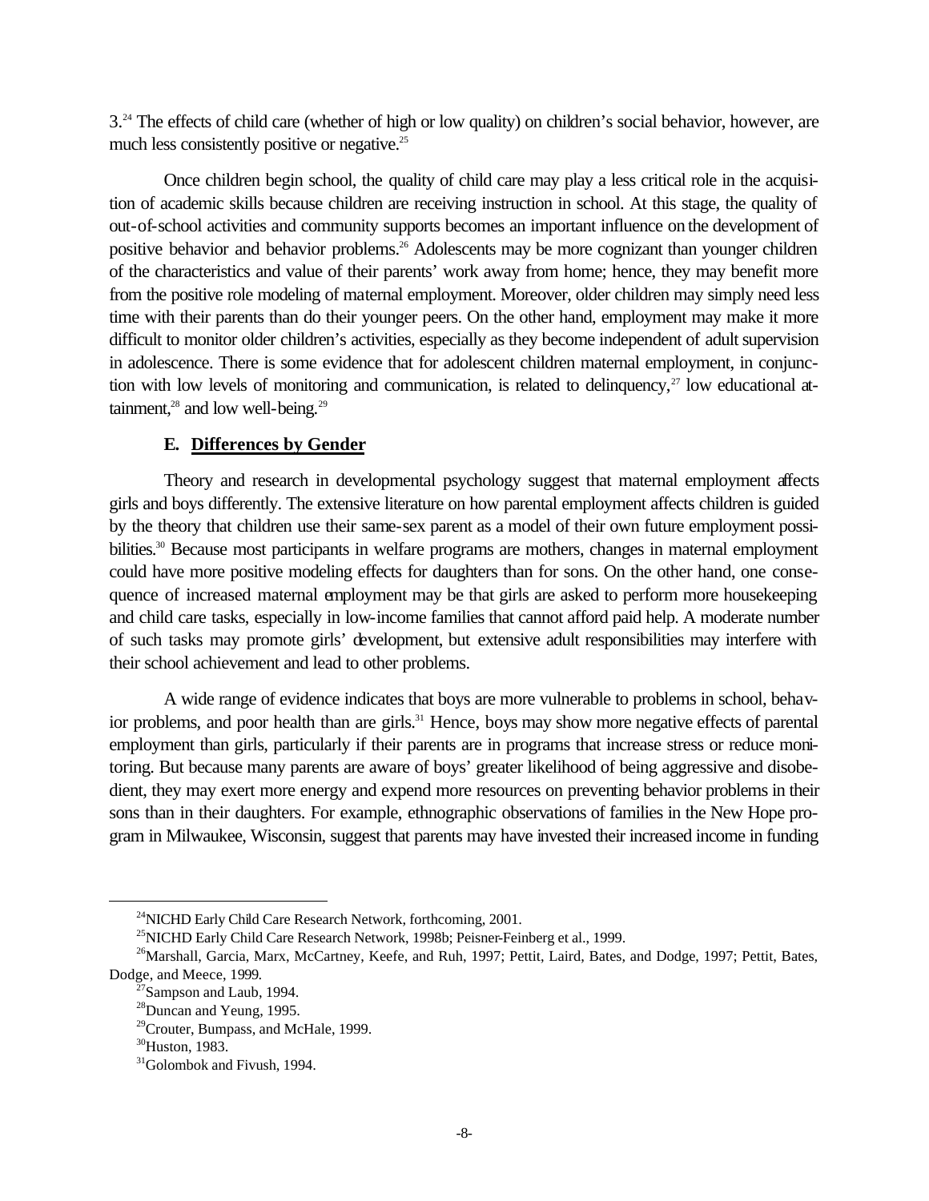3.[24] The effects of child care (whether of high or low quality) on children's social behavior, however, are much less consistently positive or negative.[25]

Once children begin school, the quality of child care may play a less critical role in the acquisition of academic skills because children are receiving instruction in school. At this stage, the quality of out-of-school activities and community supports becomes an important influence on the development of positive behavior and behavior problems.[26] Adolescents may be more cognizant than younger children of the characteristics and value of their parents' work away from home; hence, they may benefit more from the positive role modeling of maternal employment. Moreover, older children may simply need less time with their parents than do their younger peers. On the other hand, employment may make it more difficult to monitor older children's activities, especially as they become independent of adult supervision in adolescence. There is some evidence that for adolescent children maternal employment, in conjunction with low levels of monitoring and communication, is related to delinquency,[27] low educational attainment,[28] and low well-being.[29]

### E. Differences by Gender

Theory and research in developmental psychology suggest that maternal employment affects girls and boys differently. The extensive literature on how parental employment affects children is guided by the theory that children use their same-sex parent as a model of their own future employment possibilities.[30] Because most participants in welfare programs are mothers, changes in maternal employment could have more positive modeling effects for daughters than for sons. On the other hand, one consequence of increased maternal employment may be that girls are asked to perform more housekeeping and child care tasks, especially in low-income families that cannot afford paid help. A moderate number of such tasks may promote girls' development, but extensive adult responsibilities may interfere with their school achievement and lead to other problems.

A wide range of evidence indicates that boys are more vulnerable to problems in school, behavior problems, and poor health than are girls.[31] Hence, boys may show more negative effects of parental employment than girls, particularly if their parents are in programs that increase stress or reduce monitoring. But because many parents are aware of boys' greater likelihood of being aggressive and disobedient, they may exert more energy and expend more resources on preventing behavior problems in their sons than in their daughters. For example, ethnographic observations of families in the New Hope program in Milwaukee, Wisconsin, suggest that parents may have invested their increased income in funding

---

[24]NICHD Early Child Care Research Network, forthcoming, 2001.

[25]NICHD Early Child Care Research Network, 1998b; Peisner-Feinberg et al., 1999.

[26]Marshall, Garcia, Marx, McCartney, Keefe, and Ruh, 1997; Pettit, Laird, Bates, and Dodge, 1997; Pettit, Bates, Dodge, and Meece, 1999.

[27]Sampson and Laub, 1994.

[28]Duncan and Yeung, 1995.

[29]Crouter, Bumpass, and McHale, 1999.

[30]Huston, 1983.

[31]Golombok and Fivush, 1994.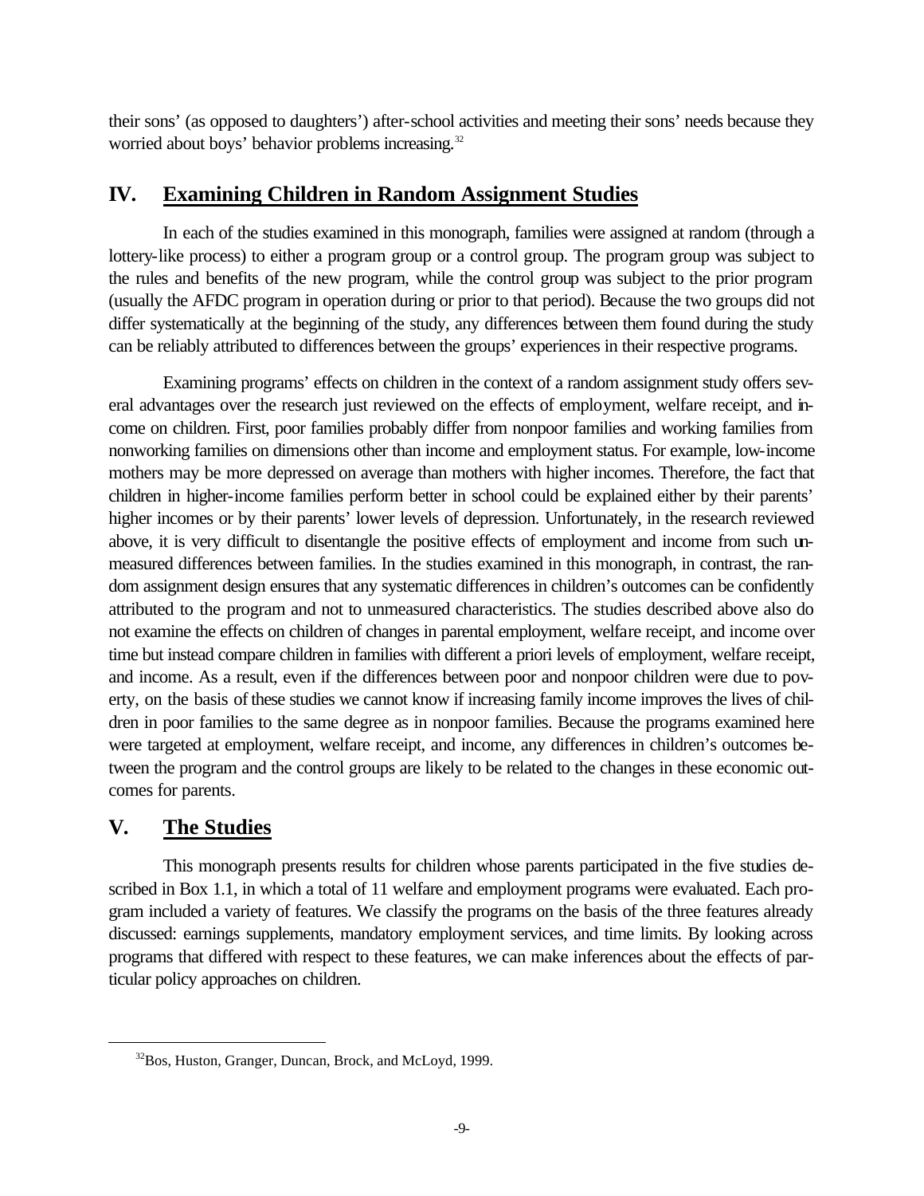their sons' (as opposed to daughters') after-school activities and meeting their sons' needs because they worried about boys' behavior problems increasing.[32]

## IV. Examining Children in Random Assignment Studies

In each of the studies examined in this monograph, families were assigned at random (through a lottery-like process) to either a program group or a control group. The program group was subject to the rules and benefits of the new program, while the control group was subject to the prior program (usually the AFDC program in operation during or prior to that period). Because the two groups did not differ systematically at the beginning of the study, any differences between them found during the study can be reliably attributed to differences between the groups' experiences in their respective programs.

Examining programs' effects on children in the context of a random assignment study offers several advantages over the research just reviewed on the effects of employment, welfare receipt, and income on children. First, poor families probably differ from nonpoor families and working families from nonworking families on dimensions other than income and employment status. For example, low-income mothers may be more depressed on average than mothers with higher incomes. Therefore, the fact that children in higher-income families perform better in school could be explained either by their parents' higher incomes or by their parents' lower levels of depression. Unfortunately, in the research reviewed above, it is very difficult to disentangle the positive effects of employment and income from such unmeasured differences between families. In the studies examined in this monograph, in contrast, the random assignment design ensures that any systematic differences in children's outcomes can be confidently attributed to the program and not to unmeasured characteristics. The studies described above also do not examine the effects on children of changes in parental employment, welfare receipt, and income over time but instead compare children in families with different a priori levels of employment, welfare receipt, and income. As a result, even if the differences between poor and nonpoor children were due to poverty, on the basis of these studies we cannot know if increasing family income improves the lives of children in poor families to the same degree as in nonpoor families. Because the programs examined here were targeted at employment, welfare receipt, and income, any differences in children's outcomes between the program and the control groups are likely to be related to the changes in these economic outcomes for parents.

## V. The Studies

This monograph presents results for children whose parents participated in the five studies described in Box 1.1, in which a total of 11 welfare and employment programs were evaluated. Each program included a variety of features. We classify the programs on the basis of the three features already discussed: earnings supplements, mandatory employment services, and time limits. By looking across programs that differed with respect to these features, we can make inferences about the effects of particular policy approaches on children.

---

[32]Bos, Huston, Granger, Duncan, Brock, and McLoyd, 1999.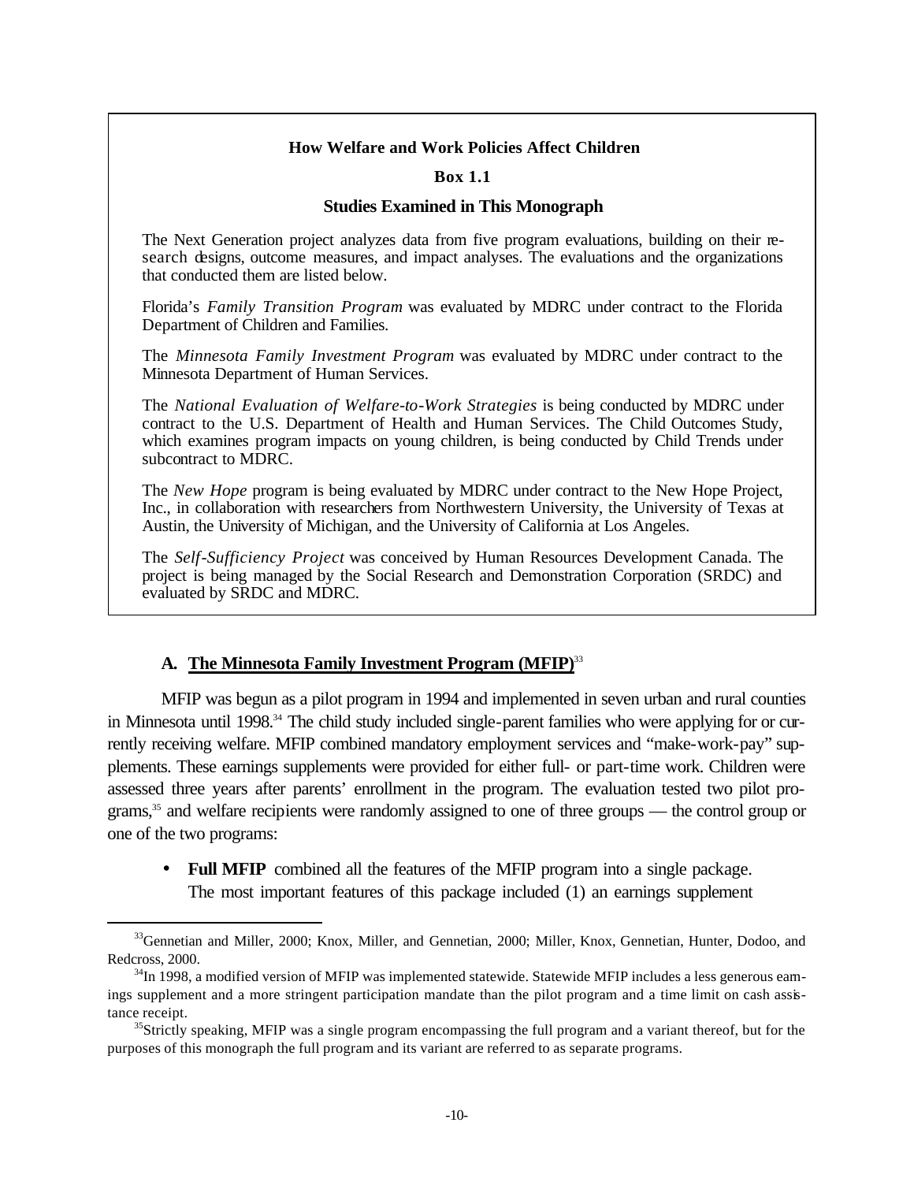**How Welfare and Work Policies Affect Children**

**Box 1.1**

**Studies Examined in This Monograph**

The Next Generation project analyzes data from five program evaluations, building on their research designs, outcome measures, and impact analyses. The evaluations and the organizations that conducted them are listed below.

Florida's *Family Transition Program* was evaluated by MDRC under contract to the Florida Department of Children and Families.

The *Minnesota Family Investment Program* was evaluated by MDRC under contract to the Minnesota Department of Human Services.

The *National Evaluation of Welfare-to-Work Strategies* is being conducted by MDRC under contract to the U.S. Department of Health and Human Services. The Child Outcomes Study, which examines program impacts on young children, is being conducted by Child Trends under subcontract to MDRC.

The *New Hope* program is being evaluated by MDRC under contract to the New Hope Project, Inc., in collaboration with researchers from Northwestern University, the University of Texas at Austin, the University of Michigan, and the University of California at Los Angeles.

The *Self-Sufficiency Project* was conceived by Human Resources Development Canada. The project is being managed by the Social Research and Demonstration Corporation (SRDC) and evaluated by SRDC and MDRC.

### A. The Minnesota Family Investment Program (MFIP)[33]

MFIP was begun as a pilot program in 1994 and implemented in seven urban and rural counties in Minnesota until 1998.[34] The child study included single-parent families who were applying for or currently receiving welfare. MFIP combined mandatory employment services and "make-work-pay" supplements. These earnings supplements were provided for either full- or part-time work. Children were assessed three years after parents' enrollment in the program. The evaluation tested two pilot programs,[35] and welfare recipients were randomly assigned to one of three groups — the control group or one of the two programs:

- **Full MFIP** combined all the features of the MFIP program into a single package. The most important features of this package included (1) an earnings supplement

---

[33]Gennetian and Miller, 2000; Knox, Miller, and Gennetian, 2000; Miller, Knox, Gennetian, Hunter, Dodoo, and Redcross, 2000.

[34]In 1998, a modified version of MFIP was implemented statewide. Statewide MFIP includes a less generous earnings supplement and a more stringent participation mandate than the pilot program and a time limit on cash assistance receipt.

[35]Strictly speaking, MFIP was a single program encompassing the full program and a variant thereof, but for the purposes of this monograph the full program and its variant are referred to as separate programs.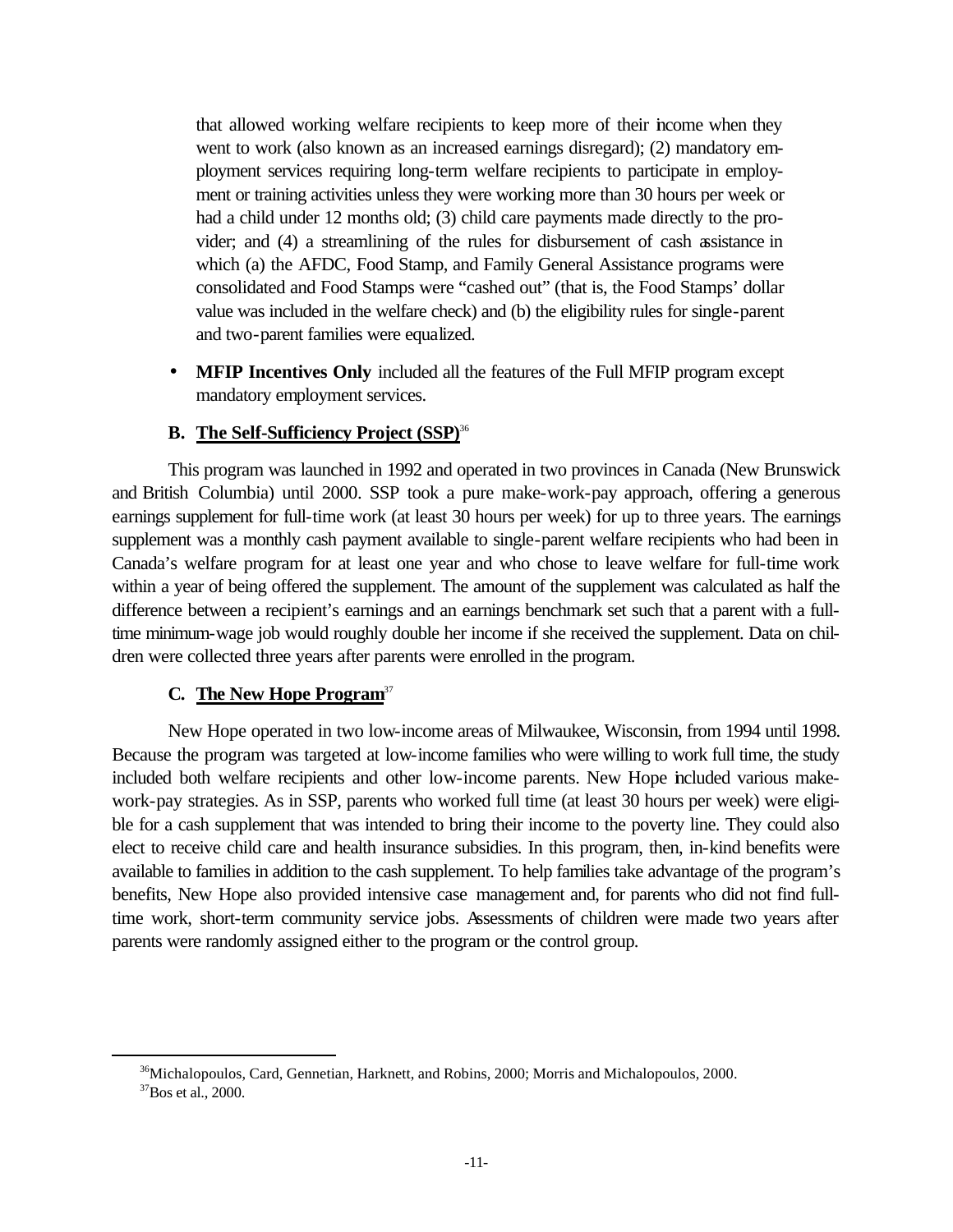that allowed working welfare recipients to keep more of their income when they went to work (also known as an increased earnings disregard); (2) mandatory employment services requiring long-term welfare recipients to participate in employment or training activities unless they were working more than 30 hours per week or had a child under 12 months old; (3) child care payments made directly to the provider; and (4) a streamlining of the rules for disbursement of cash assistance in which (a) the AFDC, Food Stamp, and Family General Assistance programs were consolidated and Food Stamps were "cashed out" (that is, the Food Stamps' dollar value was included in the welfare check) and (b) the eligibility rules for single-parent and two-parent families were equalized.

- **MFIP Incentives Only** included all the features of the Full MFIP program except mandatory employment services.

### B. The Self-Sufficiency Project (SSP)[36]

This program was launched in 1992 and operated in two provinces in Canada (New Brunswick and British Columbia) until 2000. SSP took a pure make-work-pay approach, offering a generous earnings supplement for full-time work (at least 30 hours per week) for up to three years. The earnings supplement was a monthly cash payment available to single-parent welfare recipients who had been in Canada's welfare program for at least one year and who chose to leave welfare for full-time work within a year of being offered the supplement. The amount of the supplement was calculated as half the difference between a recipient's earnings and an earnings benchmark set such that a parent with a full-time minimum-wage job would roughly double her income if she received the supplement. Data on children were collected three years after parents were enrolled in the program.

### C. The New Hope Program[37]

New Hope operated in two low-income areas of Milwaukee, Wisconsin, from 1994 until 1998. Because the program was targeted at low-income families who were willing to work full time, the study included both welfare recipients and other low-income parents. New Hope included various make-work-pay strategies. As in SSP, parents who worked full time (at least 30 hours per week) were eligible for a cash supplement that was intended to bring their income to the poverty line. They could also elect to receive child care and health insurance subsidies. In this program, then, in-kind benefits were available to families in addition to the cash supplement. To help families take advantage of the program's benefits, New Hope also provided intensive case management and, for parents who did not find full-time work, short-term community service jobs. Assessments of children were made two years after parents were randomly assigned either to the program or the control group.

---

[36]Michalopoulos, Card, Gennetian, Harknett, and Robins, 2000; Morris and Michalopoulos, 2000.

[37]Bos et al., 2000.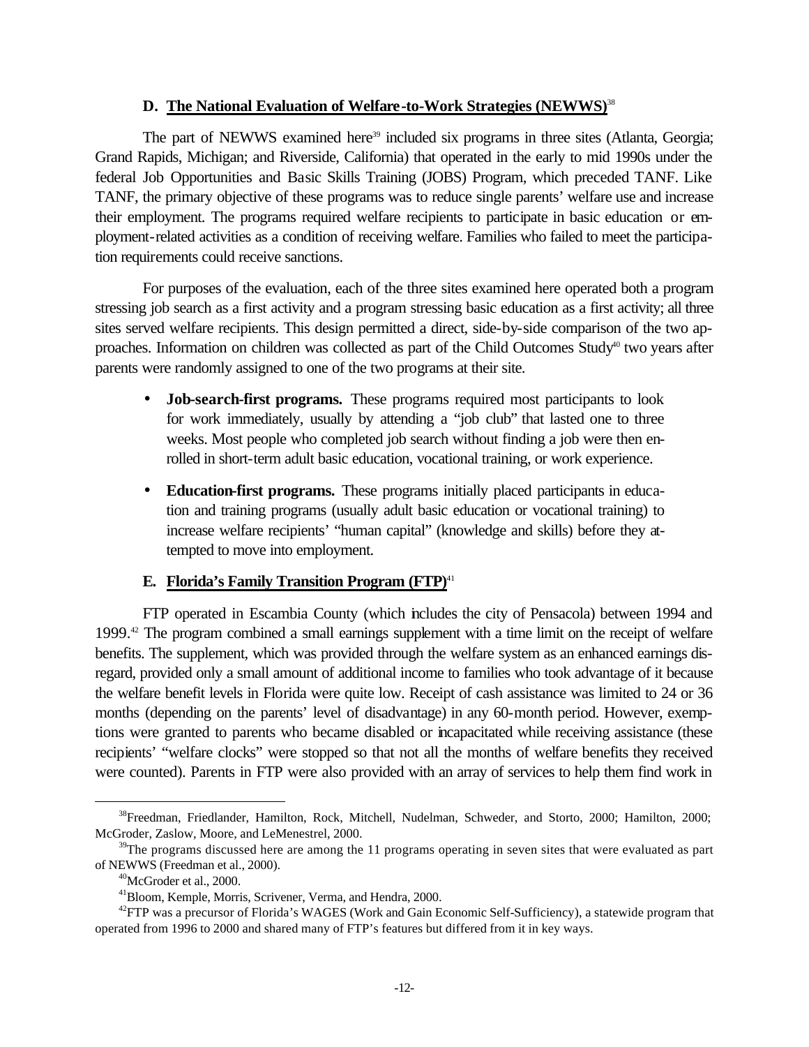### D. The National Evaluation of Welfare-to-Work Strategies (NEWWS)[38]

The part of NEWWS examined here[39] included six programs in three sites (Atlanta, Georgia; Grand Rapids, Michigan; and Riverside, California) that operated in the early to mid 1990s under the federal Job Opportunities and Basic Skills Training (JOBS) Program, which preceded TANF. Like TANF, the primary objective of these programs was to reduce single parents' welfare use and increase their employment. The programs required welfare recipients to participate in basic education or employment-related activities as a condition of receiving welfare. Families who failed to meet the participation requirements could receive sanctions.

For purposes of the evaluation, each of the three sites examined here operated both a program stressing job search as a first activity and a program stressing basic education as a first activity; all three sites served welfare recipients. This design permitted a direct, side-by-side comparison of the two approaches. Information on children was collected as part of the Child Outcomes Study[40] two years after parents were randomly assigned to one of the two programs at their site.

- **Job-search-first programs.** These programs required most participants to look for work immediately, usually by attending a "job club" that lasted one to three weeks. Most people who completed job search without finding a job were then enrolled in short-term adult basic education, vocational training, or work experience.
- **Education-first programs.** These programs initially placed participants in education and training programs (usually adult basic education or vocational training) to increase welfare recipients' "human capital" (knowledge and skills) before they attempted to move into employment.

### E. Florida's Family Transition Program (FTP)[41]

FTP operated in Escambia County (which includes the city of Pensacola) between 1994 and 1999.[42] The program combined a small earnings supplement with a time limit on the receipt of welfare benefits. The supplement, which was provided through the welfare system as an enhanced earnings disregard, provided only a small amount of additional income to families who took advantage of it because the welfare benefit levels in Florida were quite low. Receipt of cash assistance was limited to 24 or 36 months (depending on the parents' level of disadvantage) in any 60-month period. However, exemptions were granted to parents who became disabled or incapacitated while receiving assistance (these recipients' "welfare clocks" were stopped so that not all the months of welfare benefits they received were counted). Parents in FTP were also provided with an array of services to help them find work in

---

[38]Freedman, Friedlander, Hamilton, Rock, Mitchell, Nudelman, Schweder, and Storto, 2000; Hamilton, 2000; McGroder, Zaslow, Moore, and LeMenestrel, 2000.

[39]The programs discussed here are among the 11 programs operating in seven sites that were evaluated as part of NEWWS (Freedman et al., 2000).

[40]McGroder et al., 2000.

[41]Bloom, Kemple, Morris, Scrivener, Verma, and Hendra, 2000.

[42]FTP was a precursor of Florida's WAGES (Work and Gain Economic Self-Sufficiency), a statewide program that operated from 1996 to 2000 and shared many of FTP's features but differed from it in key ways.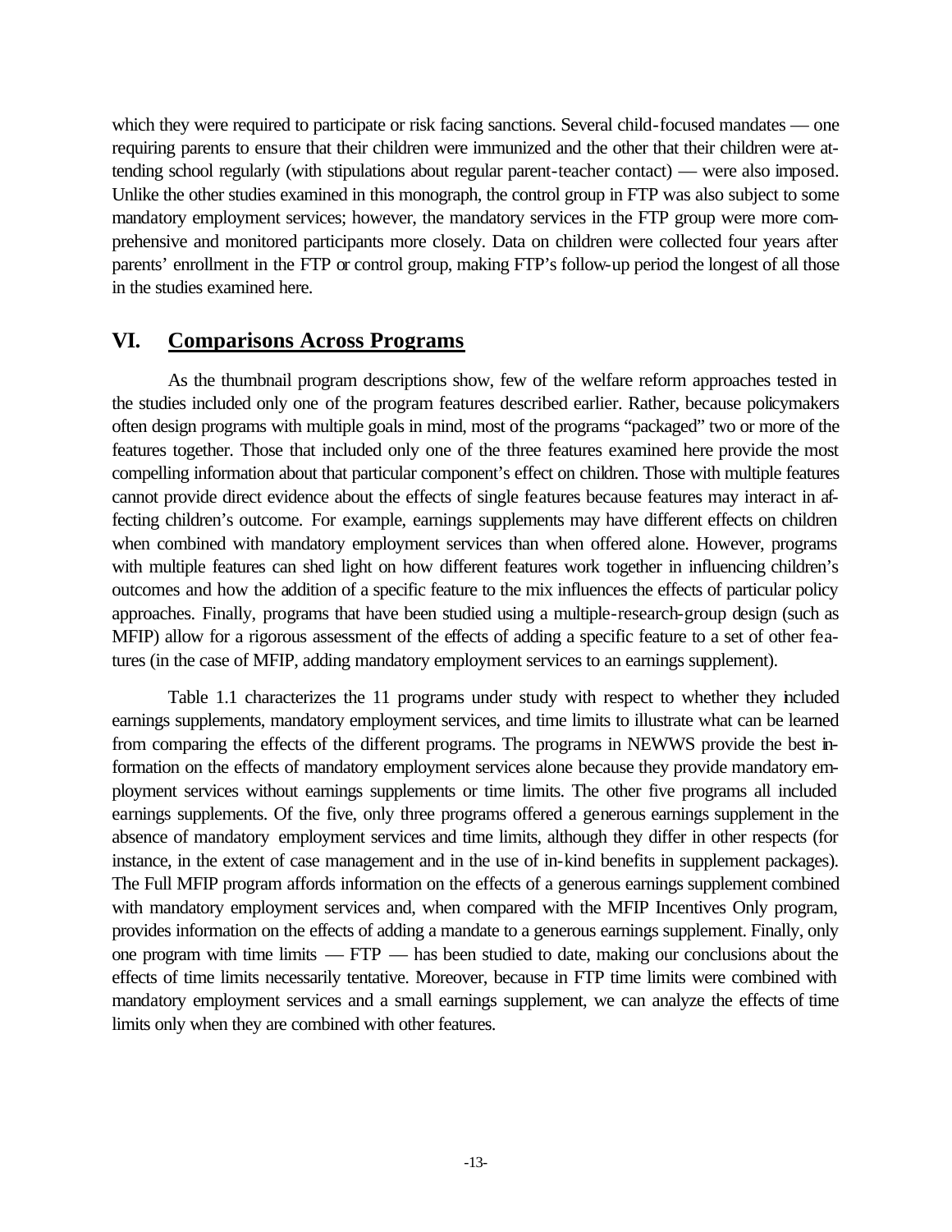which they were required to participate or risk facing sanctions. Several child-focused mandates — one requiring parents to ensure that their children were immunized and the other that their children were attending school regularly (with stipulations about regular parent-teacher contact) — were also imposed. Unlike the other studies examined in this monograph, the control group in FTP was also subject to some mandatory employment services; however, the mandatory services in the FTP group were more comprehensive and monitored participants more closely. Data on children were collected four years after parents' enrollment in the FTP or control group, making FTP's follow-up period the longest of all those in the studies examined here.

## VI. Comparisons Across Programs

As the thumbnail program descriptions show, few of the welfare reform approaches tested in the studies included only one of the program features described earlier. Rather, because policymakers often design programs with multiple goals in mind, most of the programs "packaged" two or more of the features together. Those that included only one of the three features examined here provide the most compelling information about that particular component's effect on children. Those with multiple features cannot provide direct evidence about the effects of single features because features may interact in affecting children's outcome. For example, earnings supplements may have different effects on children when combined with mandatory employment services than when offered alone. However, programs with multiple features can shed light on how different features work together in influencing children's outcomes and how the addition of a specific feature to the mix influences the effects of particular policy approaches. Finally, programs that have been studied using a multiple-research-group design (such as MFIP) allow for a rigorous assessment of the effects of adding a specific feature to a set of other features (in the case of MFIP, adding mandatory employment services to an earnings supplement).

Table 1.1 characterizes the 11 programs under study with respect to whether they included earnings supplements, mandatory employment services, and time limits to illustrate what can be learned from comparing the effects of the different programs. The programs in NEWWS provide the best information on the effects of mandatory employment services alone because they provide mandatory employment services without earnings supplements or time limits. The other five programs all included earnings supplements. Of the five, only three programs offered a generous earnings supplement in the absence of mandatory employment services and time limits, although they differ in other respects (for instance, in the extent of case management and in the use of in-kind benefits in supplement packages). The Full MFIP program affords information on the effects of a generous earnings supplement combined with mandatory employment services and, when compared with the MFIP Incentives Only program, provides information on the effects of adding a mandate to a generous earnings supplement. Finally, only one program with time limits — FTP — has been studied to date, making our conclusions about the effects of time limits necessarily tentative. Moreover, because in FTP time limits were combined with mandatory employment services and a small earnings supplement, we can analyze the effects of time limits only when they are combined with other features.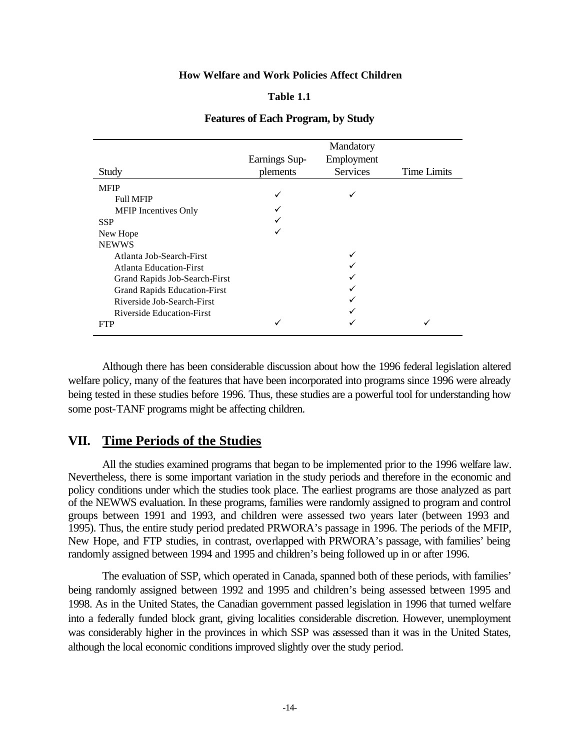**Table 1.1**

**Features of Each Program, by Study**

| Study | Earnings Supplements | Mandatory Employment Services | Time Limits |
|---|---|---|---|
| MFIP | | | |
| Full MFIP | ✓ | ✓ | |
| MFIP Incentives Only | ✓ | | |
| SSP | ✓ | | |
| New Hope | ✓ | | |
| NEWWS | | | |
| Atlanta Job-Search-First | | ✓ | |
| Atlanta Education-First | | ✓ | |
| Grand Rapids Job-Search-First | | ✓ | |
| Grand Rapids Education-First | | ✓ | |
| Riverside Job-Search-First | | ✓ | |
| Riverside Education-First | | ✓ | |
| FTP | ✓ | ✓ | ✓ |

Although there has been considerable discussion about how the 1996 federal legislation altered welfare policy, many of the features that have been incorporated into programs since 1996 were already being tested in these studies before 1996. Thus, these studies are a powerful tool for understanding how some post-TANF programs might be affecting children.

## VII. Time Periods of the Studies

All the studies examined programs that began to be implemented prior to the 1996 welfare law. Nevertheless, there is some important variation in the study periods and therefore in the economic and policy conditions under which the studies took place. The earliest programs are those analyzed as part of the NEWWS evaluation. In these programs, families were randomly assigned to program and control groups between 1991 and 1993, and children were assessed two years later (between 1993 and 1995). Thus, the entire study period predated PRWORA's passage in 1996. The periods of the MFIP, New Hope, and FTP studies, in contrast, overlapped with PRWORA's passage, with families' being randomly assigned between 1994 and 1995 and children's being followed up in or after 1996.

The evaluation of SSP, which operated in Canada, spanned both of these periods, with families' being randomly assigned between 1992 and 1995 and children's being assessed between 1995 and 1998. As in the United States, the Canadian government passed legislation in 1996 that turned welfare into a federally funded block grant, giving localities considerable discretion. However, unemployment was considerably higher in the provinces in which SSP was assessed than it was in the United States, although the local economic conditions improved slightly over the study period.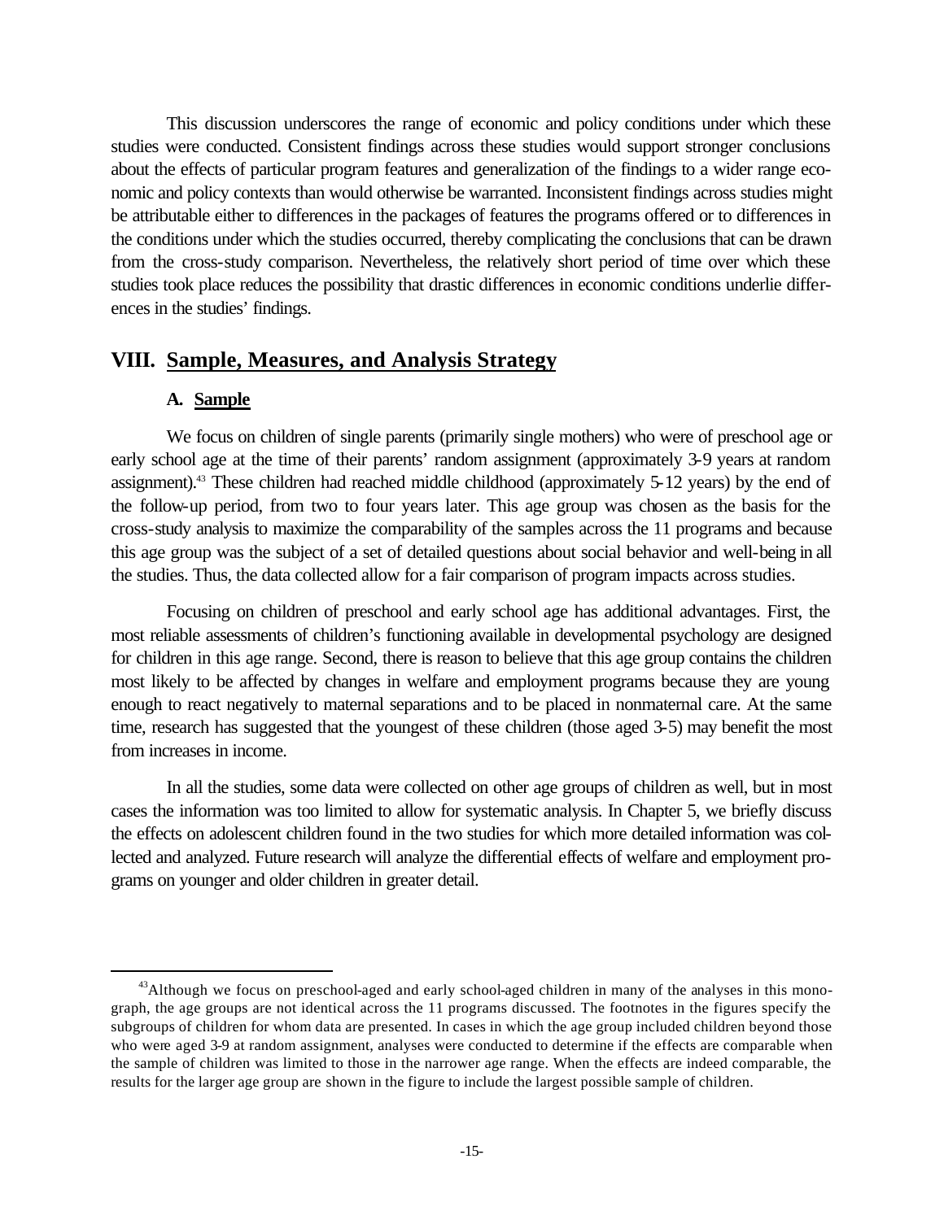This discussion underscores the range of economic and policy conditions under which these studies were conducted. Consistent findings across these studies would support stronger conclusions about the effects of particular program features and generalization of the findings to a wider range economic and policy contexts than would otherwise be warranted. Inconsistent findings across studies might be attributable either to differences in the packages of features the programs offered or to differences in the conditions under which the studies occurred, thereby complicating the conclusions that can be drawn from the cross-study comparison. Nevertheless, the relatively short period of time over which these studies took place reduces the possibility that drastic differences in economic conditions underlie differences in the studies' findings.

## VIII. Sample, Measures, and Analysis Strategy

### A. Sample

We focus on children of single parents (primarily single mothers) who were of preschool age or early school age at the time of their parents' random assignment (approximately 3-9 years at random assignment).[43] These children had reached middle childhood (approximately 5-12 years) by the end of the follow-up period, from two to four years later. This age group was chosen as the basis for the cross-study analysis to maximize the comparability of the samples across the 11 programs and because this age group was the subject of a set of detailed questions about social behavior and well-being in all the studies. Thus, the data collected allow for a fair comparison of program impacts across studies.

Focusing on children of preschool and early school age has additional advantages. First, the most reliable assessments of children's functioning available in developmental psychology are designed for children in this age range. Second, there is reason to believe that this age group contains the children most likely to be affected by changes in welfare and employment programs because they are young enough to react negatively to maternal separations and to be placed in nonmaternal care. At the same time, research has suggested that the youngest of these children (those aged 3-5) may benefit the most from increases in income.

In all the studies, some data were collected on other age groups of children as well, but in most cases the information was too limited to allow for systematic analysis. In Chapter 5, we briefly discuss the effects on adolescent children found in the two studies for which more detailed information was collected and analyzed. Future research will analyze the differential effects of welfare and employment programs on younger and older children in greater detail.

---

[43]Although we focus on preschool-aged and early school-aged children in many of the analyses in this monograph, the age groups are not identical across the 11 programs discussed. The footnotes in the figures specify the subgroups of children for whom data are presented. In cases in which the age group included children beyond those who were aged 3-9 at random assignment, analyses were conducted to determine if the effects are comparable when the sample of children was limited to those in the narrower age range. When the effects are indeed comparable, the results for the larger age group are shown in the figure to include the largest possible sample of children.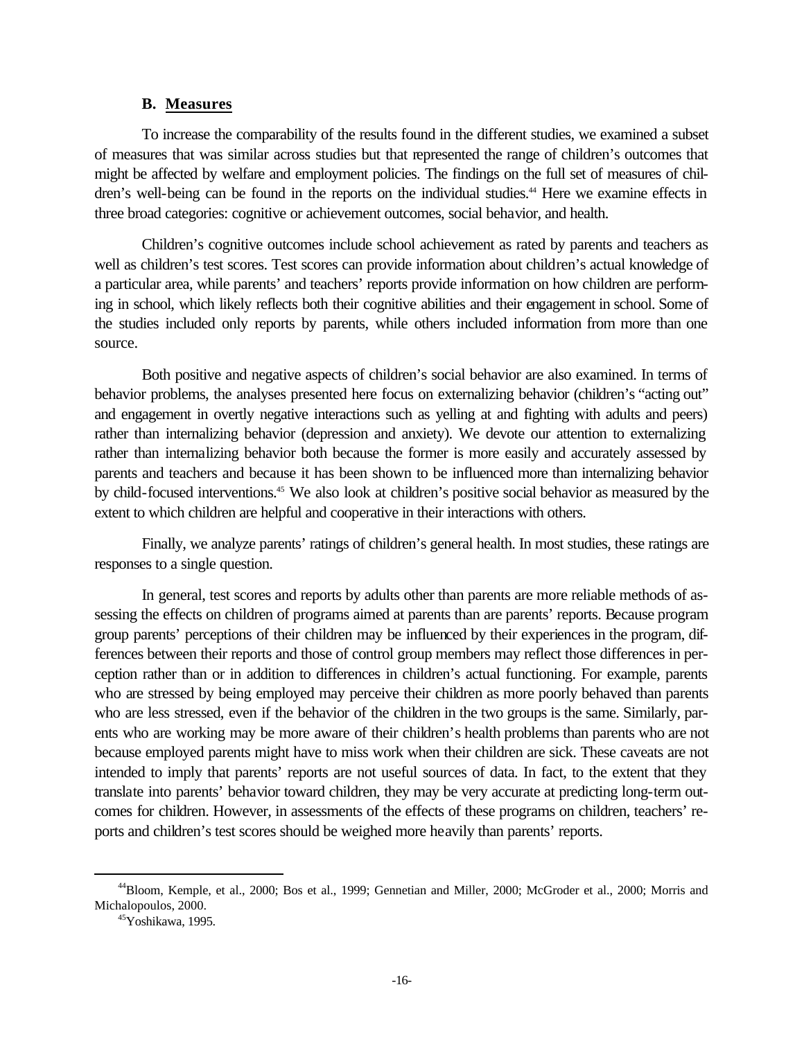### B. Measures

To increase the comparability of the results found in the different studies, we examined a subset of measures that was similar across studies but that represented the range of children's outcomes that might be affected by welfare and employment policies. The findings on the full set of measures of children's well-being can be found in the reports on the individual studies.[44] Here we examine effects in three broad categories: cognitive or achievement outcomes, social behavior, and health.

Children's cognitive outcomes include school achievement as rated by parents and teachers as well as children's test scores. Test scores can provide information about children's actual knowledge of a particular area, while parents' and teachers' reports provide information on how children are performing in school, which likely reflects both their cognitive abilities and their engagement in school. Some of the studies included only reports by parents, while others included information from more than one source.

Both positive and negative aspects of children's social behavior are also examined. In terms of behavior problems, the analyses presented here focus on externalizing behavior (children's "acting out" and engagement in overtly negative interactions such as yelling at and fighting with adults and peers) rather than internalizing behavior (depression and anxiety). We devote our attention to externalizing rather than internalizing behavior both because the former is more easily and accurately assessed by parents and teachers and because it has been shown to be influenced more than internalizing behavior by child-focused interventions.[45] We also look at children's positive social behavior as measured by the extent to which children are helpful and cooperative in their interactions with others.

Finally, we analyze parents' ratings of children's general health. In most studies, these ratings are responses to a single question.

In general, test scores and reports by adults other than parents are more reliable methods of assessing the effects on children of programs aimed at parents than are parents' reports. Because program group parents' perceptions of their children may be influenced by their experiences in the program, differences between their reports and those of control group members may reflect those differences in perception rather than or in addition to differences in children's actual functioning. For example, parents who are stressed by being employed may perceive their children as more poorly behaved than parents who are less stressed, even if the behavior of the children in the two groups is the same. Similarly, parents who are working may be more aware of their children's health problems than parents who are not because employed parents might have to miss work when their children are sick. These caveats are not intended to imply that parents' reports are not useful sources of data. In fact, to the extent that they translate into parents' behavior toward children, they may be very accurate at predicting long-term outcomes for children. However, in assessments of the effects of these programs on children, teachers' reports and children's test scores should be weighed more heavily than parents' reports.

---

[44] Bloom, Kemple, et al., 2000; Bos et al., 1999; Gennetian and Miller, 2000; McGroder et al., 2000; Morris and Michalopoulos, 2000.

[45] Yoshikawa, 1995.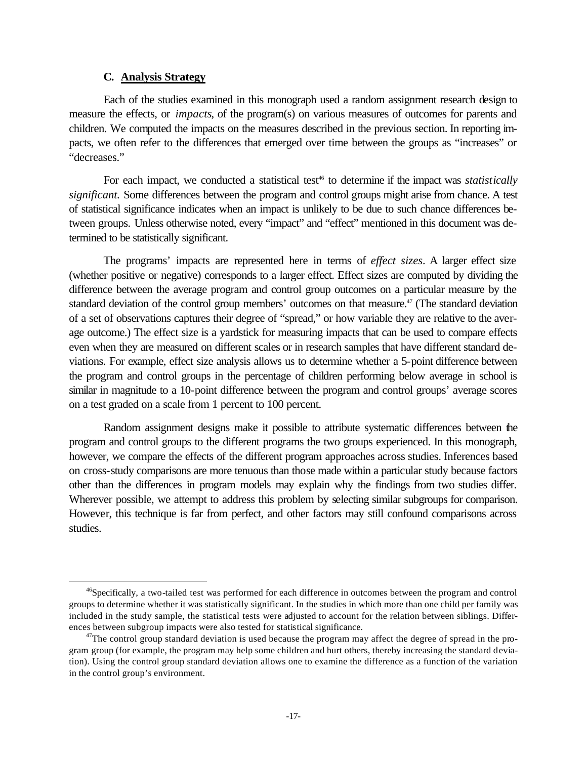### C. Analysis Strategy

Each of the studies examined in this monograph used a random assignment research design to measure the effects, or *impacts*, of the program(s) on various measures of outcomes for parents and children. We computed the impacts on the measures described in the previous section. In reporting impacts, we often refer to the differences that emerged over time between the groups as "increases" or "decreases."

For each impact, we conducted a statistical test[46] to determine if the impact was *statistically significant*. Some differences between the program and control groups might arise from chance. A test of statistical significance indicates when an impact is unlikely to be due to such chance differences between groups. Unless otherwise noted, every "impact" and "effect" mentioned in this document was determined to be statistically significant.

The programs' impacts are represented here in terms of *effect sizes*. A larger effect size (whether positive or negative) corresponds to a larger effect. Effect sizes are computed by dividing the difference between the average program and control group outcomes on a particular measure by the standard deviation of the control group members' outcomes on that measure.[47] (The standard deviation of a set of observations captures their degree of "spread," or how variable they are relative to the average outcome.) The effect size is a yardstick for measuring impacts that can be used to compare effects even when they are measured on different scales or in research samples that have different standard deviations. For example, effect size analysis allows us to determine whether a 5-point difference between the program and control groups in the percentage of children performing below average in school is similar in magnitude to a 10-point difference between the program and control groups' average scores on a test graded on a scale from 1 percent to 100 percent.

Random assignment designs make it possible to attribute systematic differences between the program and control groups to the different programs the two groups experienced. In this monograph, however, we compare the effects of the different program approaches across studies. Inferences based on cross-study comparisons are more tenuous than those made within a particular study because factors other than the differences in program models may explain why the findings from two studies differ. Wherever possible, we attempt to address this problem by selecting similar subgroups for comparison. However, this technique is far from perfect, and other factors may still confound comparisons across studies.

---

[46]Specifically, a two-tailed test was performed for each difference in outcomes between the program and control groups to determine whether it was statistically significant. In the studies in which more than one child per family was included in the study sample, the statistical tests were adjusted to account for the relation between siblings. Differences between subgroup impacts were also tested for statistical significance.

[47]The control group standard deviation is used because the program may affect the degree of spread in the program group (for example, the program may help some children and hurt others, thereby increasing the standard deviation). Using the control group standard deviation allows one to examine the difference as a function of the variation in the control group's environment.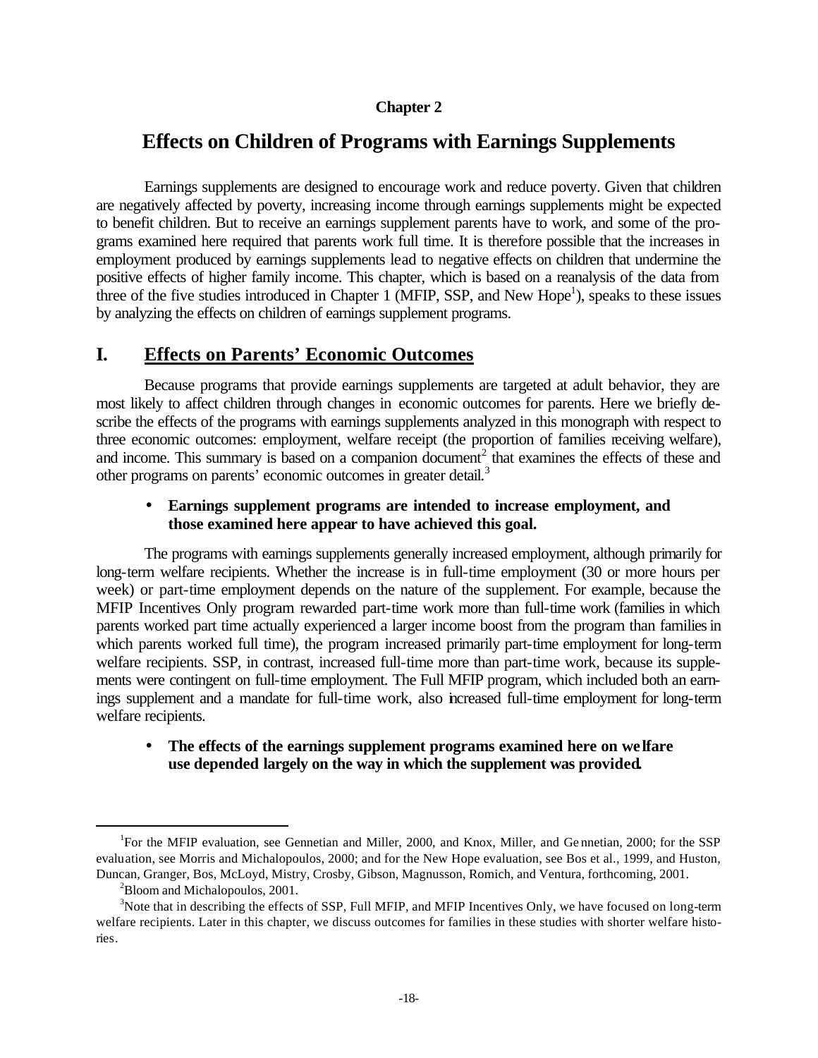# Chapter 2

## Effects on Children of Programs with Earnings Supplements

Earnings supplements are designed to encourage work and reduce poverty. Given that children are negatively affected by poverty, increasing income through earnings supplements might be expected to benefit children. But to receive an earnings supplement parents have to work, and some of the programs examined here required that parents work full time. It is therefore possible that the increases in employment produced by earnings supplements lead to negative effects on children that undermine the positive effects of higher family income. This chapter, which is based on a reanalysis of the data from three of the five studies introduced in Chapter 1 (MFIP, SSP, and New Hope[1]), speaks to these issues by analyzing the effects on children of earnings supplement programs.

## I. Effects on Parents' Economic Outcomes

Because programs that provide earnings supplements are targeted at adult behavior, they are most likely to affect children through changes in economic outcomes for parents. Here we briefly describe the effects of the programs with earnings supplements analyzed in this monograph with respect to three economic outcomes: employment, welfare receipt (the proportion of families receiving welfare), and income. This summary is based on a companion document[2] that examines the effects of these and other programs on parents' economic outcomes in greater detail.[3]

- **Earnings supplement programs are intended to increase employment, and those examined here appear to have achieved this goal.**

The programs with earnings supplements generally increased employment, although primarily for long-term welfare recipients. Whether the increase is in full-time employment (30 or more hours per week) or part-time employment depends on the nature of the supplement. For example, because the MFIP Incentives Only program rewarded part-time work more than full-time work (families in which parents worked part time actually experienced a larger income boost from the program than families in which parents worked full time), the program increased primarily part-time employment for long-term welfare recipients. SSP, in contrast, increased full-time more than part-time work, because its supplements were contingent on full-time employment. The Full MFIP program, which included both an earnings supplement and a mandate for full-time work, also increased full-time employment for long-term welfare recipients.

- **The effects of the earnings supplement programs examined here on welfare use depended largely on the way in which the supplement was provided.**

---

[1] For the MFIP evaluation, see Gennetian and Miller, 2000, and Knox, Miller, and Gennetian, 2000; for the SSP evaluation, see Morris and Michalopoulos, 2000; and for the New Hope evaluation, see Bos et al., 1999, and Huston, Duncan, Granger, Bos, McLoyd, Mistry, Crosby, Gibson, Magnusson, Romich, and Ventura, forthcoming, 2001.

[2] Bloom and Michalopoulos, 2001.

[3] Note that in describing the effects of SSP, Full MFIP, and MFIP Incentives Only, we have focused on long-term welfare recipients. Later in this chapter, we discuss outcomes for families in these studies with shorter welfare histories.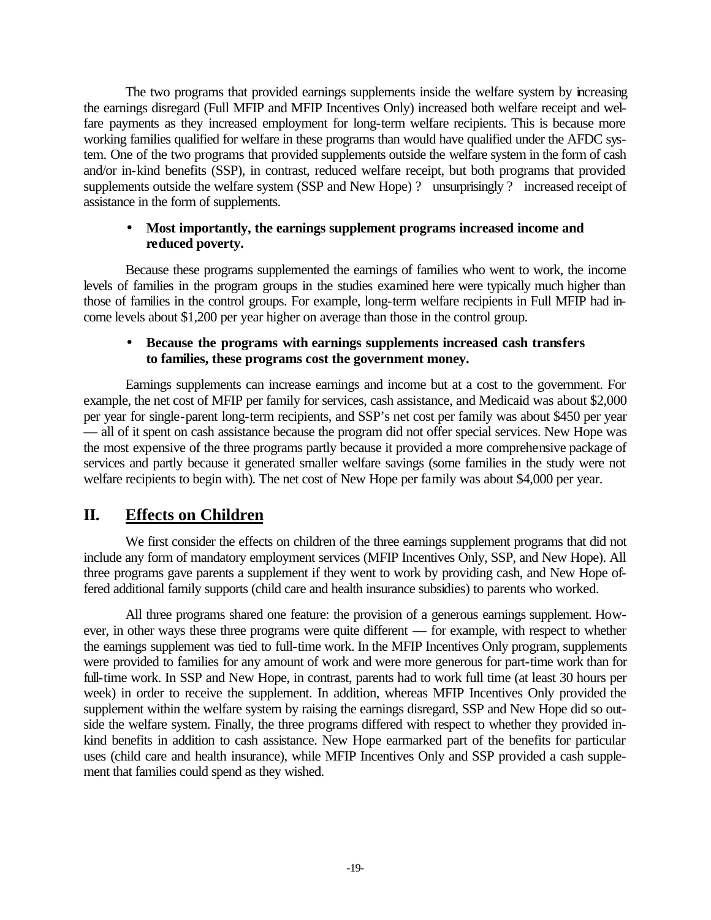The two programs that provided earnings supplements inside the welfare system by increasing the earnings disregard (Full MFIP and MFIP Incentives Only) increased both welfare receipt and welfare payments as they increased employment for long-term welfare recipients. This is because more working families qualified for welfare in these programs than would have qualified under the AFDC system. One of the two programs that provided supplements outside the welfare system in the form of cash and/or in-kind benefits (SSP), in contrast, reduced welfare receipt, but both programs that provided supplements outside the welfare system (SSP and New Hope) ? unsurprisingly ? increased receipt of assistance in the form of supplements.

- **Most importantly, the earnings supplement programs increased income and reduced poverty.**

Because these programs supplemented the earnings of families who went to work, the income levels of families in the program groups in the studies examined here were typically much higher than those of families in the control groups. For example, long-term welfare recipients in Full MFIP had income levels about $1,200 per year higher on average than those in the control group.

- **Because the programs with earnings supplements increased cash transfers to families, these programs cost the government money.**

Earnings supplements can increase earnings and income but at a cost to the government. For example, the net cost of MFIP per family for services, cash assistance, and Medicaid was about $2,000 per year for single-parent long-term recipients, and SSP's net cost per family was about $450 per year — all of it spent on cash assistance because the program did not offer special services. New Hope was the most expensive of the three programs partly because it provided a more comprehensive package of services and partly because it generated smaller welfare savings (some families in the study were not welfare recipients to begin with). The net cost of New Hope per family was about $4,000 per year.

## II. Effects on Children

We first consider the effects on children of the three earnings supplement programs that did not include any form of mandatory employment services (MFIP Incentives Only, SSP, and New Hope). All three programs gave parents a supplement if they went to work by providing cash, and New Hope offered additional family supports (child care and health insurance subsidies) to parents who worked.

All three programs shared one feature: the provision of a generous earnings supplement. However, in other ways these three programs were quite different — for example, with respect to whether the earnings supplement was tied to full-time work. In the MFIP Incentives Only program, supplements were provided to families for any amount of work and were more generous for part-time work than for full-time work. In SSP and New Hope, in contrast, parents had to work full time (at least 30 hours per week) in order to receive the supplement. In addition, whereas MFIP Incentives Only provided the supplement within the welfare system by raising the earnings disregard, SSP and New Hope did so outside the welfare system. Finally, the three programs differed with respect to whether they provided in-kind benefits in addition to cash assistance. New Hope earmarked part of the benefits for particular uses (child care and health insurance), while MFIP Incentives Only and SSP provided a cash supplement that families could spend as they wished.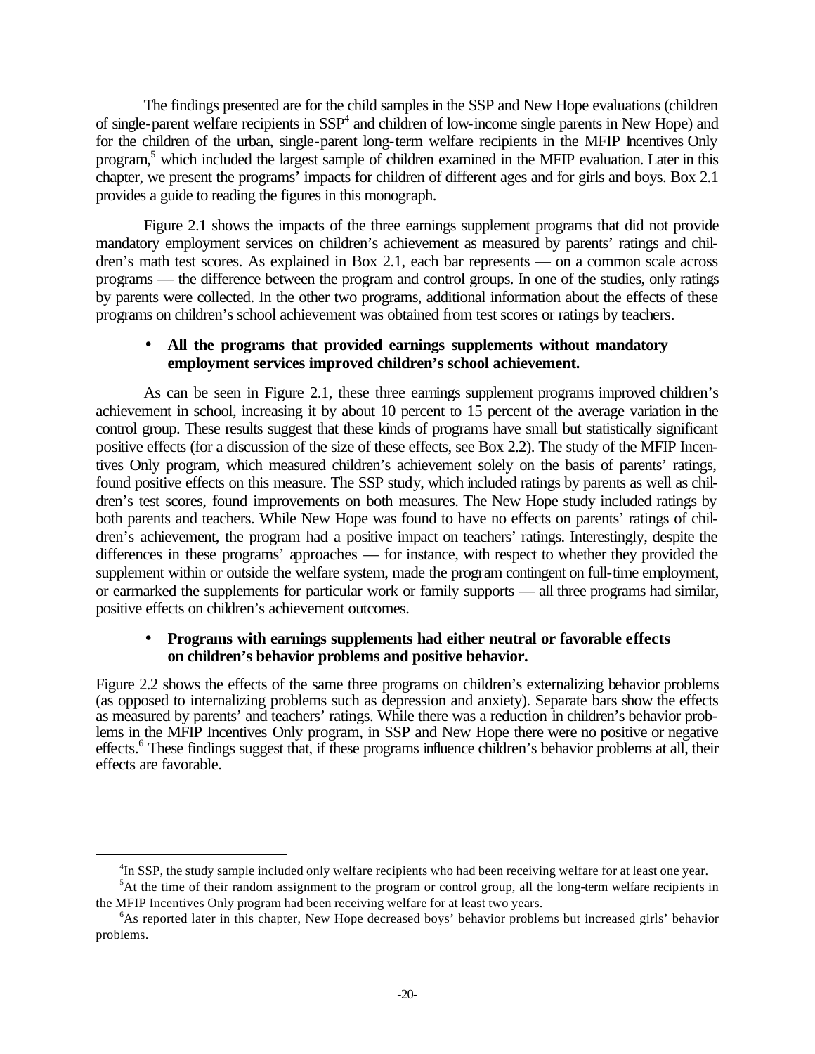The findings presented are for the child samples in the SSP and New Hope evaluations (children of single-parent welfare recipients in SSP[4] and children of low-income single parents in New Hope) and for the children of the urban, single-parent long-term welfare recipients in the MFIP Incentives Only program,[5] which included the largest sample of children examined in the MFIP evaluation. Later in this chapter, we present the programs' impacts for children of different ages and for girls and boys. Box 2.1 provides a guide to reading the figures in this monograph.

Figure 2.1 shows the impacts of the three earnings supplement programs that did not provide mandatory employment services on children's achievement as measured by parents' ratings and children's math test scores. As explained in Box 2.1, each bar represents — on a common scale across programs — the difference between the program and control groups. In one of the studies, only ratings by parents were collected. In the other two programs, additional information about the effects of these programs on children's school achievement was obtained from test scores or ratings by teachers.

- **All the programs that provided earnings supplements without mandatory employment services improved children's school achievement.**

As can be seen in Figure 2.1, these three earnings supplement programs improved children's achievement in school, increasing it by about 10 percent to 15 percent of the average variation in the control group. These results suggest that these kinds of programs have small but statistically significant positive effects (for a discussion of the size of these effects, see Box 2.2). The study of the MFIP Incentives Only program, which measured children's achievement solely on the basis of parents' ratings, found positive effects on this measure. The SSP study, which included ratings by parents as well as children's test scores, found improvements on both measures. The New Hope study included ratings by both parents and teachers. While New Hope was found to have no effects on parents' ratings of children's achievement, the program had a positive impact on teachers' ratings. Interestingly, despite the differences in these programs' approaches — for instance, with respect to whether they provided the supplement within or outside the welfare system, made the program contingent on full-time employment, or earmarked the supplements for particular work or family supports — all three programs had similar, positive effects on children's achievement outcomes.

- **Programs with earnings supplements had either neutral or favorable effects on children's behavior problems and positive behavior.**

Figure 2.2 shows the effects of the same three programs on children's externalizing behavior problems (as opposed to internalizing problems such as depression and anxiety). Separate bars show the effects as measured by parents' and teachers' ratings. While there was a reduction in children's behavior problems in the MFIP Incentives Only program, in SSP and New Hope there were no positive or negative effects.[6] These findings suggest that, if these programs influence children's behavior problems at all, their effects are favorable.

---

[4]In SSP, the study sample included only welfare recipients who had been receiving welfare for at least one year.

[5]At the time of their random assignment to the program or control group, all the long-term welfare recipients in the MFIP Incentives Only program had been receiving welfare for at least two years.

[6]As reported later in this chapter, New Hope decreased boys' behavior problems but increased girls' behavior problems.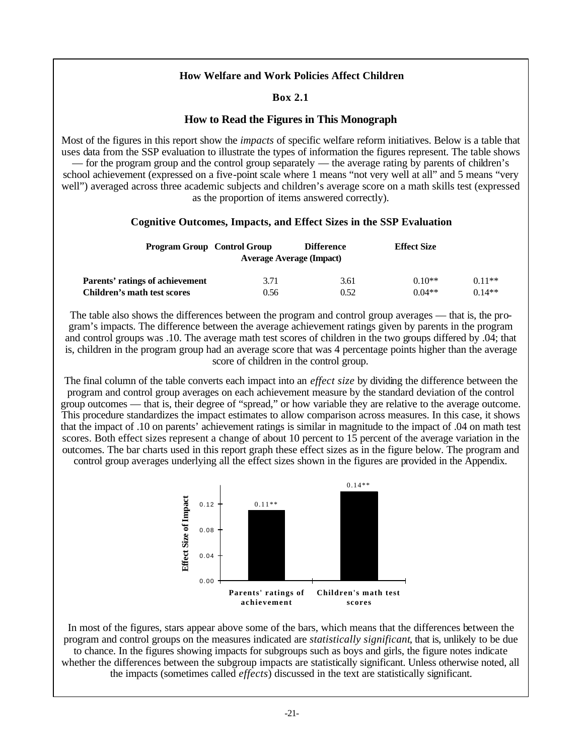**How Welfare and Work Policies Affect Children**

**Box 2.1**

### How to Read the Figures in This Monograph

Most of the figures in this report show the *impacts* of specific welfare reform initiatives. Below is a table that uses data from the SSP evaluation to illustrate the types of information the figures represent. The table shows — for the program group and the control group separately — the average rating by parents of children's school achievement (expressed on a five-point scale where 1 means "not very well at all" and 5 means "very well") averaged across three academic subjects and children's average score on a math skills test (expressed as the proportion of items answered correctly).

**Cognitive Outcomes, Impacts, and Effect Sizes in the SSP Evaluation**

| | Program Group Average | Control Group Average | Difference (Impact) | Effect Size |
|---|---|---|---|---|
| **Parents' ratings of achievement** | 3.71 | 3.61 | 0.10** | 0.11** |
| **Children's math test scores** | 0.56 | 0.52 | 0.04** | 0.14** |

The table also shows the differences between the program and control group averages — that is, the program's impacts. The difference between the average achievement ratings given by parents in the program and control groups was .10. The average math test scores of children in the two groups differed by .04; that is, children in the program group had an average score that was 4 percentage points higher than the average score of children in the control group.

The final column of the table converts each impact into an *effect size* by dividing the difference between the program and control group averages on each achievement measure by the standard deviation of the control group outcomes — that is, their degree of "spread," or how variable they are relative to the average outcome. This procedure standardizes the impact estimates to allow comparison across measures. In this case, it shows that the impact of .10 on parents' achievement ratings is similar in magnitude to the impact of .04 on math test scores. Both effect sizes represent a change of about 10 percent to 15 percent of the average variation in the outcomes. The bar charts used in this report graph these effect sizes as in the figure below. The program and control group averages underlying all the effect sizes shown in the figures are provided in the Appendix.

| | Effect Size of Impact |
|---|---|
| Parents' ratings of achievement | 0.11** |
| Children's math test scores | 0.14** |

In most of the figures, stars appear above some of the bars, which means that the differences between the program and control groups on the measures indicated are *statistically significant*, that is, unlikely to be due to chance. In the figures showing impacts for subgroups such as boys and girls, the figure notes indicate whether the differences between the subgroup impacts are statistically significant. Unless otherwise noted, all the impacts (sometimes called *effects*) discussed in the text are statistically significant.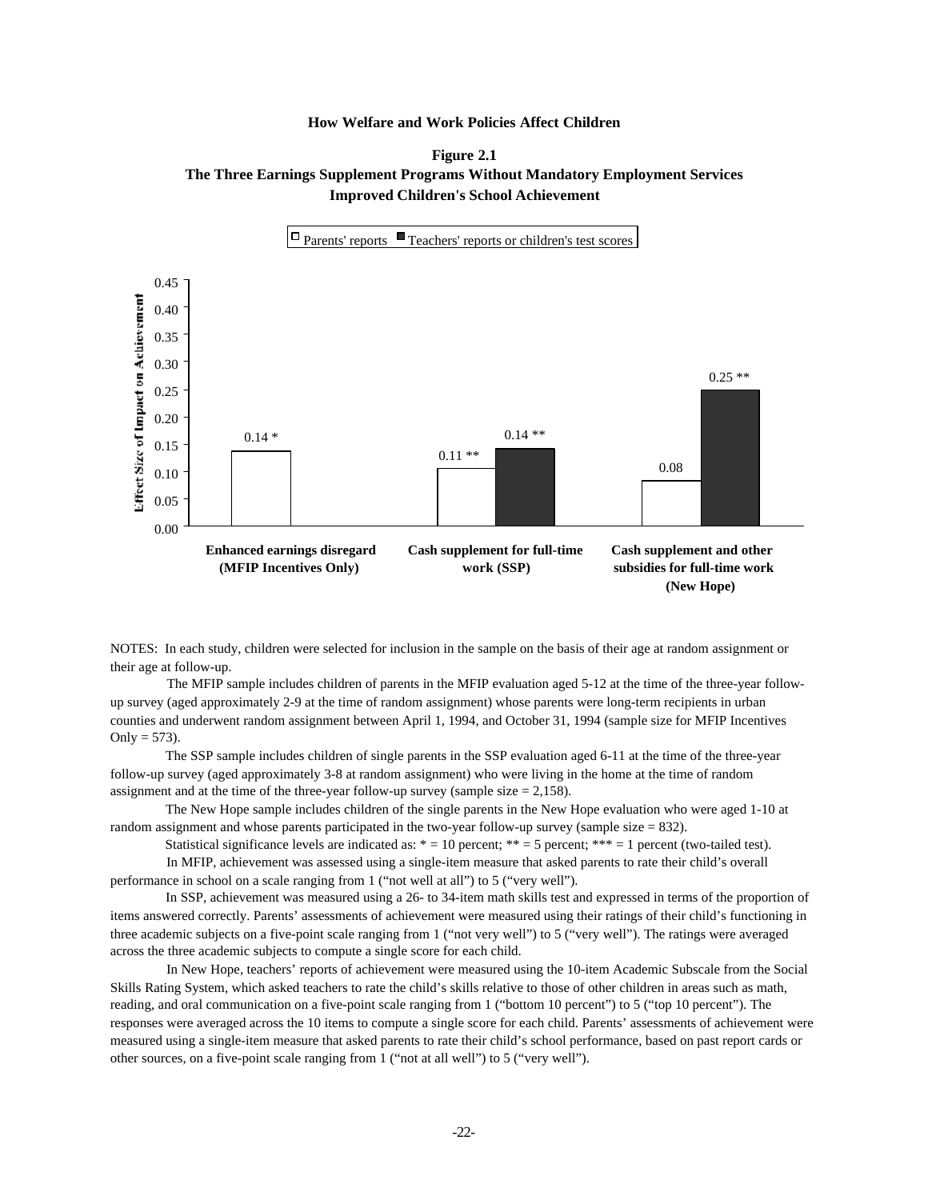**How Welfare and Work Policies Affect Children**

**Figure 2.1**

**The Three Earnings Supplement Programs Without Mandatory Employment Services Improved Children's School Achievement**

| Program | Parents' reports | Teachers' reports or children's test scores |
|---|---|---|
| Enhanced earnings disregard (MFIP Incentives Only) | 0.14 * | |
| Cash supplement for full-time work (SSP) | 0.11 ** | 0.14 ** |
| Cash supplement and other subsidies for full-time work (New Hope) | 0.08 | 0.25 ** |

Effect Size of Impact on Achievement

NOTES: In each study, children were selected for inclusion in the sample on the basis of their age at random assignment or their age at follow-up.

The MFIP sample includes children of parents in the MFIP evaluation aged 5-12 at the time of the three-year follow-up survey (aged approximately 2-9 at the time of random assignment) whose parents were long-term recipients in urban counties and underwent random assignment between April 1, 1994, and October 31, 1994 (sample size for MFIP Incentives Only = 573).

The SSP sample includes children of single parents in the SSP evaluation aged 6-11 at the time of the three-year follow-up survey (aged approximately 3-8 at random assignment) who were living in the home at the time of random assignment and at the time of the three-year follow-up survey (sample size = 2,158).

The New Hope sample includes children of the single parents in the New Hope evaluation who were aged 1-10 at random assignment and whose parents participated in the two-year follow-up survey (sample size = 832).

Statistical significance levels are indicated as: * = 10 percent; ** = 5 percent; *** = 1 percent (two-tailed test).

In MFIP, achievement was assessed using a single-item measure that asked parents to rate their child's overall performance in school on a scale ranging from 1 ("not well at all") to 5 ("very well").

In SSP, achievement was measured using a 26- to 34-item math skills test and expressed in terms of the proportion of items answered correctly. Parents' assessments of achievement were measured using their ratings of their child's functioning in three academic subjects on a five-point scale ranging from 1 ("not very well") to 5 ("very well"). The ratings were averaged across the three academic subjects to compute a single score for each child.

In New Hope, teachers' reports of achievement were measured using the 10-item Academic Subscale from the Social Skills Rating System, which asked teachers to rate the child's skills relative to those of other children in areas such as math, reading, and oral communication on a five-point scale ranging from 1 ("bottom 10 percent") to 5 ("top 10 percent"). The responses were averaged across the 10 items to compute a single score for each child. Parents' assessments of achievement were measured using a single-item measure that asked parents to rate their child's school performance, based on past report cards or other sources, on a five-point scale ranging from 1 ("not at all well") to 5 ("very well").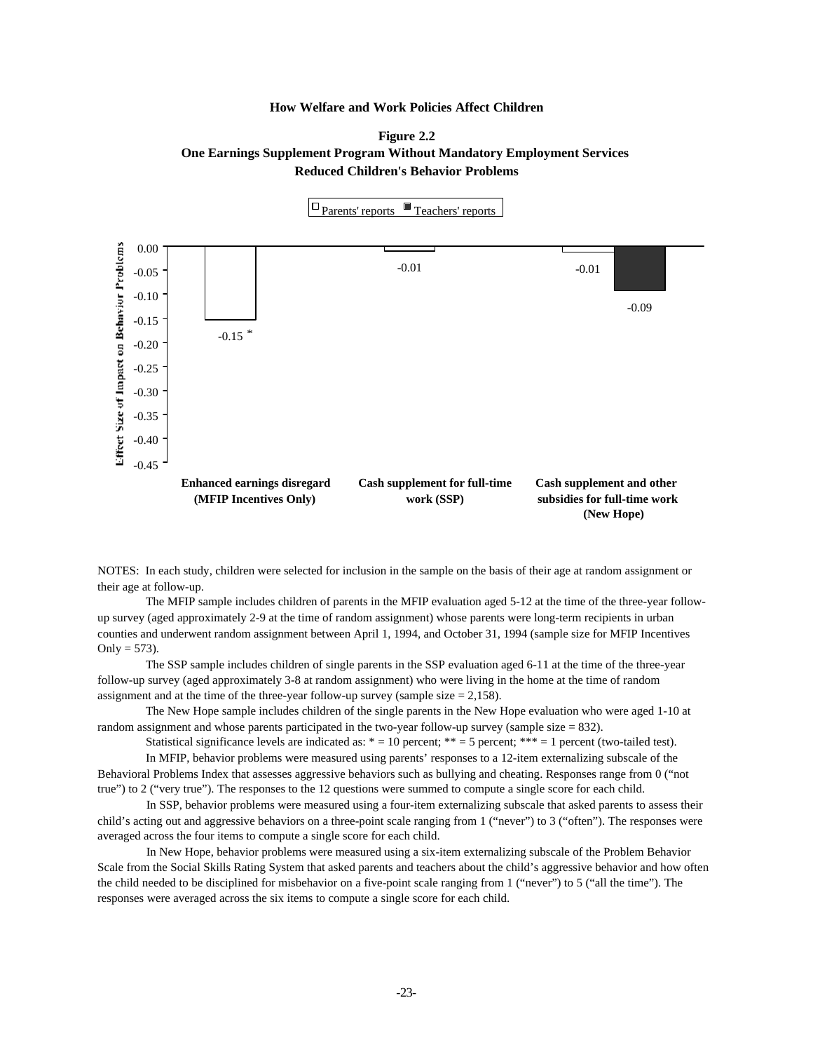**Figure 2.2**

**One Earnings Supplement Program Without Mandatory Employment Services Reduced Children's Behavior Problems**

| Program | Parents' reports | Teachers' reports |
|---|---|---|
| Enhanced earnings disregard (MFIP Incentives Only) | -0.15 * | |
| Cash supplement for full-time work (SSP) | -0.01 | |
| Cash supplement and other subsidies for full-time work (New Hope) | -0.01 | -0.09 |

Effect Size of Impact on Behavior Problems

NOTES: In each study, children were selected for inclusion in the sample on the basis of their age at random assignment or their age at follow-up.

The MFIP sample includes children of parents in the MFIP evaluation aged 5-12 at the time of the three-year follow-up survey (aged approximately 2-9 at the time of random assignment) whose parents were long-term recipients in urban counties and underwent random assignment between April 1, 1994, and October 31, 1994 (sample size for MFIP Incentives Only = 573).

The SSP sample includes children of single parents in the SSP evaluation aged 6-11 at the time of the three-year follow-up survey (aged approximately 3-8 at random assignment) who were living in the home at the time of random assignment and at the time of the three-year follow-up survey (sample size = 2,158).

The New Hope sample includes children of the single parents in the New Hope evaluation who were aged 1-10 at random assignment and whose parents participated in the two-year follow-up survey (sample size = 832).

Statistical significance levels are indicated as: * = 10 percent; ** = 5 percent; *** = 1 percent (two-tailed test).

In MFIP, behavior problems were measured using parents' responses to a 12-item externalizing subscale of the Behavioral Problems Index that assesses aggressive behaviors such as bullying and cheating. Responses range from 0 ("not true") to 2 ("very true"). The responses to the 12 questions were summed to compute a single score for each child.

In SSP, behavior problems were measured using a four-item externalizing subscale that asked parents to assess their child's acting out and aggressive behaviors on a three-point scale ranging from 1 ("never") to 3 ("often"). The responses were averaged across the four items to compute a single score for each child.

In New Hope, behavior problems were measured using a six-item externalizing subscale of the Problem Behavior Scale from the Social Skills Rating System that asked parents and teachers about the child's aggressive behavior and how often the child needed to be disciplined for misbehavior on a five-point scale ranging from 1 ("never") to 5 ("all the time"). The responses were averaged across the six items to compute a single score for each child.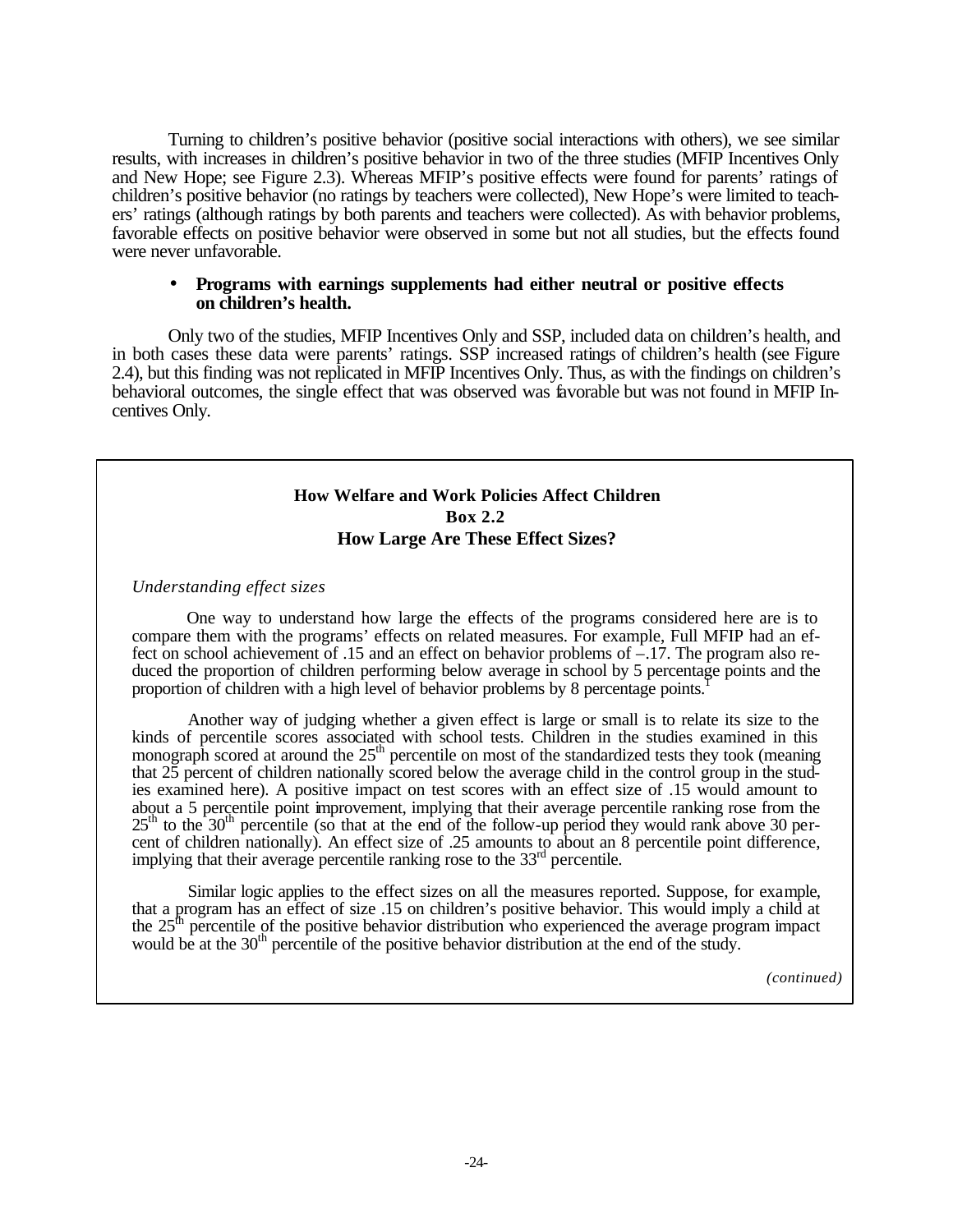Turning to children's positive behavior (positive social interactions with others), we see similar results, with increases in children's positive behavior in two of the three studies (MFIP Incentives Only and New Hope; see Figure 2.3). Whereas MFIP's positive effects were found for parents' ratings of children's positive behavior (no ratings by teachers were collected), New Hope's were limited to teachers' ratings (although ratings by both parents and teachers were collected). As with behavior problems, favorable effects on positive behavior were observed in some but not all studies, but the effects found were never unfavorable.

- **Programs with earnings supplements had either neutral or positive effects on children's health.**

Only two of the studies, MFIP Incentives Only and SSP, included data on children's health, and in both cases these data were parents' ratings. SSP increased ratings of children's health (see Figure 2.4), but this finding was not replicated in MFIP Incentives Only. Thus, as with the findings on children's behavioral outcomes, the single effect that was observed was favorable but was not found in MFIP Incentives Only.

**How Welfare and Work Policies Affect Children**
**Box 2.2**
**How Large Are These Effect Sizes?**

*Understanding effect sizes*

One way to understand how large the effects of the programs considered here are is to compare them with the programs' effects on related measures. For example, Full MFIP had an effect on school achievement of .15 and an effect on behavior problems of –.17. The program also reduced the proportion of children performing below average in school by 5 percentage points and the proportion of children with a high level of behavior problems by 8 percentage points.[1]

Another way of judging whether a given effect is large or small is to relate its size to the kinds of percentile scores associated with school tests. Children in the studies examined in this monograph scored at around the 25th percentile on most of the standardized tests they took (meaning that 25 percent of children nationally scored below the average child in the control group in the studies examined here). A positive impact on test scores with an effect size of .15 would amount to about a 5 percentile point improvement, implying that their average percentile ranking rose from the 25th to the 30th percentile (so that at the end of the follow-up period they would rank above 30 percent of children nationally). An effect size of .25 amounts to about an 8 percentile point difference, implying that their average percentile ranking rose to the 33rd percentile.

Similar logic applies to the effect sizes on all the measures reported. Suppose, for example, that a program has an effect of size .15 on children's positive behavior. This would imply a child at the 25th percentile of the positive behavior distribution who experienced the average program impact would be at the 30th percentile of the positive behavior distribution at the end of the study.

*(continued)*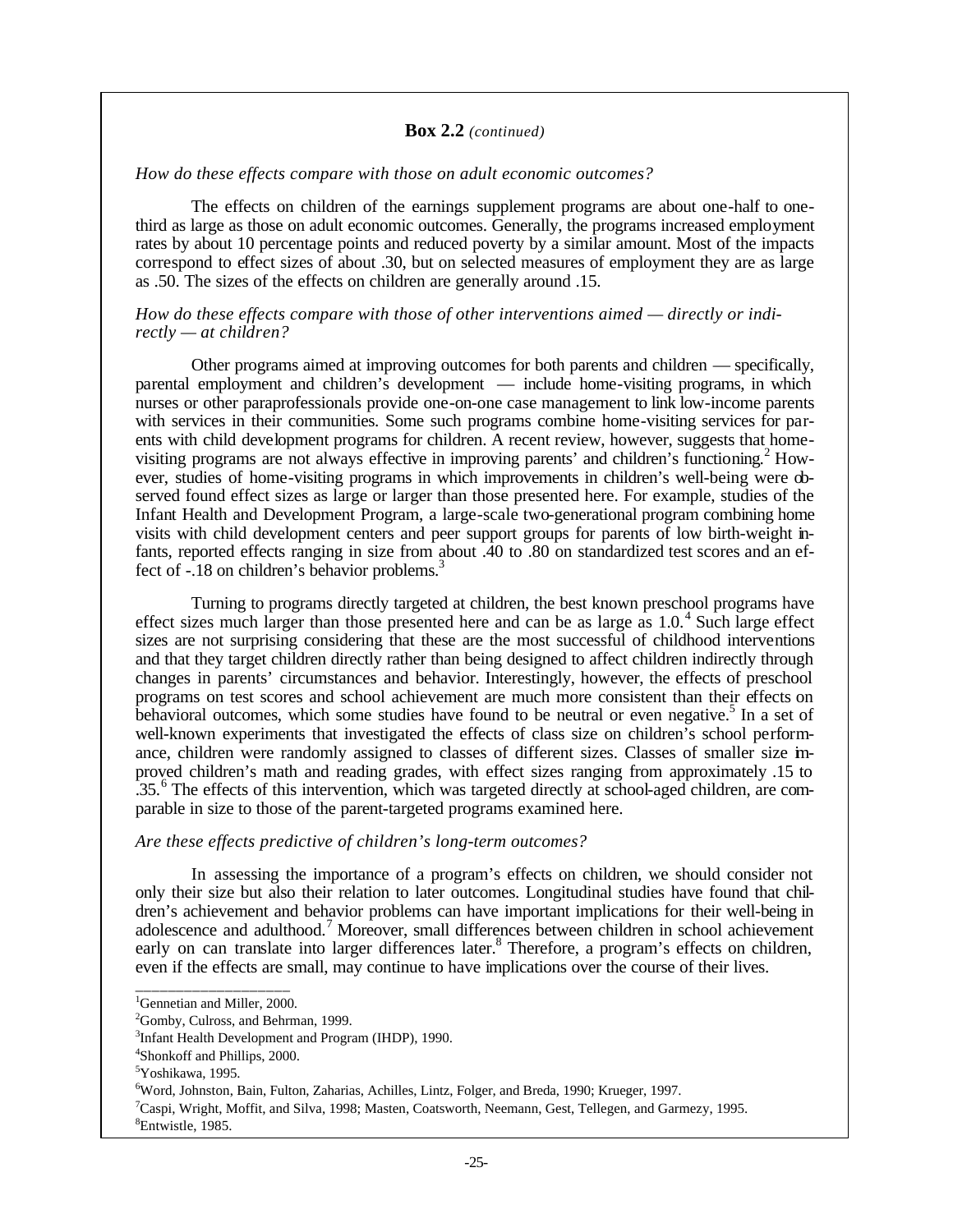**Box 2.2** *(continued)*

*How do these effects compare with those on adult economic outcomes?*

The effects on children of the earnings supplement programs are about one-half to one-third as large as those on adult economic outcomes. Generally, the programs increased employment rates by about 10 percentage points and reduced poverty by a similar amount. Most of the impacts correspond to effect sizes of about .30, but on selected measures of employment they are as large as .50. The sizes of the effects on children are generally around .15.

*How do these effects compare with those of other interventions aimed — directly or indirectly — at children?*

Other programs aimed at improving outcomes for both parents and children — specifically, parental employment and children's development — include home-visiting programs, in which nurses or other paraprofessionals provide one-on-one case management to link low-income parents with services in their communities. Some such programs combine home-visiting services for parents with child development programs for children. A recent review, however, suggests that home-visiting programs are not always effective in improving parents' and children's functioning.[2] However, studies of home-visiting programs in which improvements in children's well-being were observed found effect sizes as large or larger than those presented here. For example, studies of the Infant Health and Development Program, a large-scale two-generational program combining home visits with child development centers and peer support groups for parents of low birth-weight infants, reported effects ranging in size from about .40 to .80 on standardized test scores and an effect of -.18 on children's behavior problems.[3]

Turning to programs directly targeted at children, the best known preschool programs have effect sizes much larger than those presented here and can be as large as 1.0.[4] Such large effect sizes are not surprising considering that these are the most successful of childhood interventions and that they target children directly rather than being designed to affect children indirectly through changes in parents' circumstances and behavior. Interestingly, however, the effects of preschool programs on test scores and school achievement are much more consistent than their effects on behavioral outcomes, which some studies have found to be neutral or even negative.[5] In a set of well-known experiments that investigated the effects of class size on children's school performance, children were randomly assigned to classes of different sizes. Classes of smaller size improved children's math and reading grades, with effect sizes ranging from approximately .15 to .35.[6] The effects of this intervention, which was targeted directly at school-aged children, are comparable in size to those of the parent-targeted programs examined here.

*Are these effects predictive of children's long-term outcomes?*

In assessing the importance of a program's effects on children, we should consider not only their size but also their relation to later outcomes. Longitudinal studies have found that children's achievement and behavior problems can have important implications for their well-being in adolescence and adulthood.[7] Moreover, small differences between children in school achievement early on can translate into larger differences later.[8] Therefore, a program's effects on children, even if the effects are small, may continue to have implications over the course of their lives.

---

[1]Gennetian and Miller, 2000.
[2]Gomby, Culross, and Behrman, 1999.
[3]Infant Health Development and Program (IHDP), 1990.
[4]Shonkoff and Phillips, 2000.
[5]Yoshikawa, 1995.
[6]Word, Johnston, Bain, Fulton, Zaharias, Achilles, Lintz, Folger, and Breda, 1990; Krueger, 1997.
[7]Caspi, Wright, Moffit, and Silva, 1998; Masten, Coatsworth, Neemann, Gest, Tellegen, and Garmezy, 1995.
[8]Entwistle, 1985.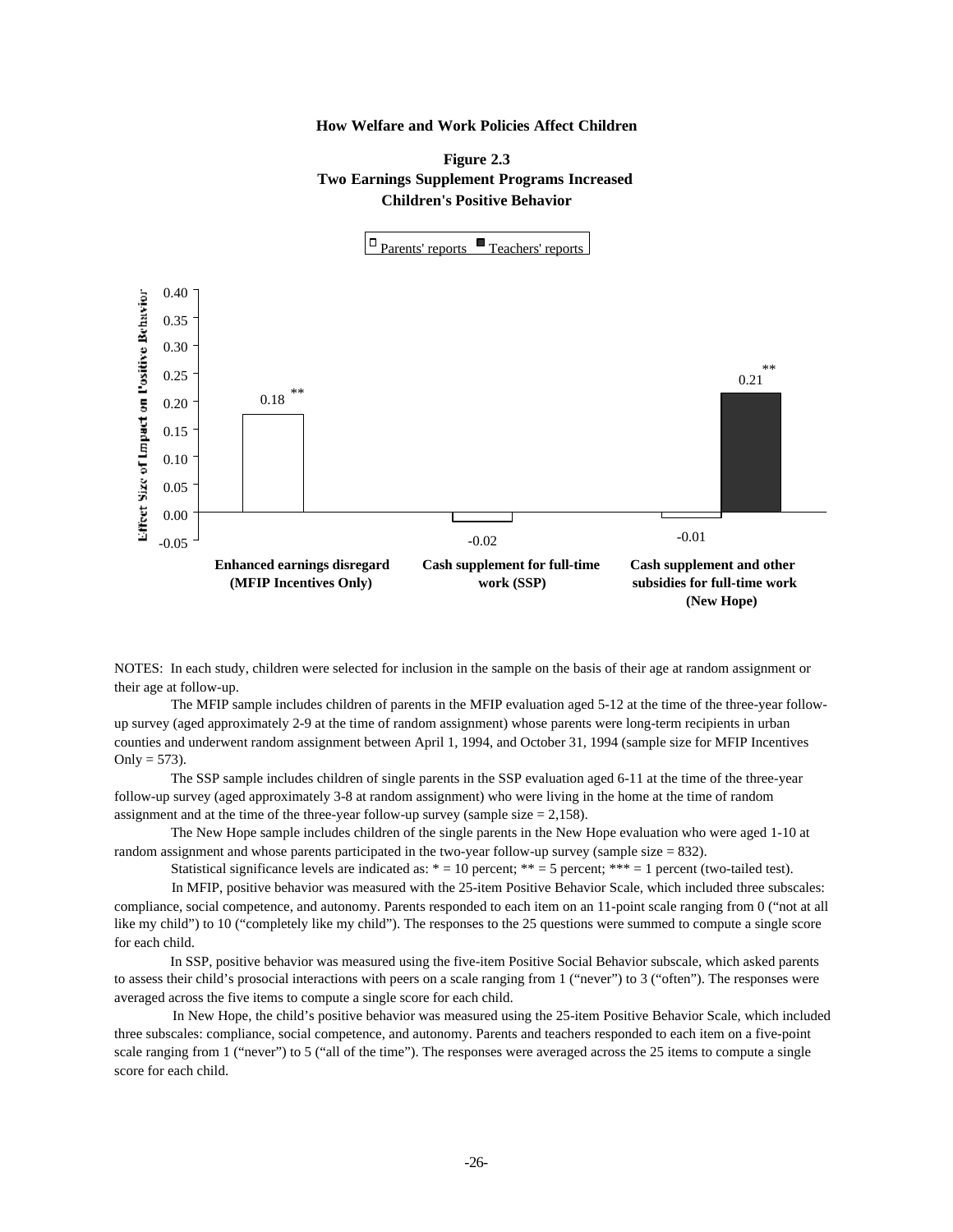## Figure 2.3
## Two Earnings Supplement Programs Increased Children's Positive Behavior

| Program | Parents' reports | Teachers' reports |
|---|---|---|
| Enhanced earnings disregard (MFIP Incentives Only) | 0.18 ** | |
| Cash supplement for full-time work (SSP) | -0.02 | |
| Cash supplement and other subsidies for full-time work (New Hope) | -0.01 | 0.21 ** |

Effect Size of Impact on Positive Behavior

NOTES: In each study, children were selected for inclusion in the sample on the basis of their age at random assignment or their age at follow-up.

The MFIP sample includes children of parents in the MFIP evaluation aged 5-12 at the time of the three-year follow-up survey (aged approximately 2-9 at the time of random assignment) whose parents were long-term recipients in urban counties and underwent random assignment between April 1, 1994, and October 31, 1994 (sample size for MFIP Incentives Only = 573).

The SSP sample includes children of single parents in the SSP evaluation aged 6-11 at the time of the three-year follow-up survey (aged approximately 3-8 at random assignment) who were living in the home at the time of random assignment and at the time of the three-year follow-up survey (sample size = 2,158).

The New Hope sample includes children of the single parents in the New Hope evaluation who were aged 1-10 at random assignment and whose parents participated in the two-year follow-up survey (sample size = 832).

Statistical significance levels are indicated as: * = 10 percent; ** = 5 percent; *** = 1 percent (two-tailed test).

In MFIP, positive behavior was measured with the 25-item Positive Behavior Scale, which included three subscales: compliance, social competence, and autonomy. Parents responded to each item on an 11-point scale ranging from 0 ("not at all like my child") to 10 ("completely like my child"). The responses to the 25 questions were summed to compute a single score for each child.

In SSP, positive behavior was measured using the five-item Positive Social Behavior subscale, which asked parents to assess their child's prosocial interactions with peers on a scale ranging from 1 ("never") to 3 ("often"). The responses were averaged across the five items to compute a single score for each child.

In New Hope, the child's positive behavior was measured using the 25-item Positive Behavior Scale, which included three subscales: compliance, social competence, and autonomy. Parents and teachers responded to each item on a five-point scale ranging from 1 ("never") to 5 ("all of the time"). The responses were averaged across the 25 items to compute a single score for each child.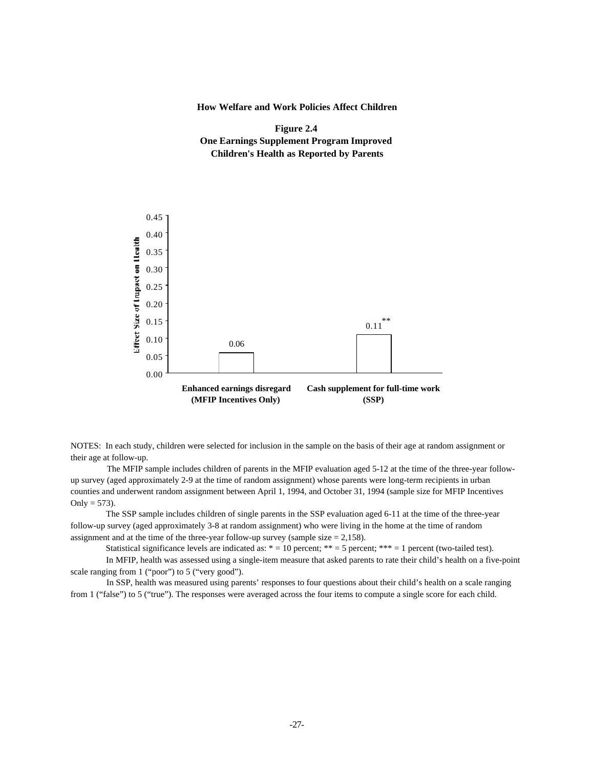**Figure 2.4**
**One Earnings Supplement Program Improved Children's Health as Reported by Parents**

| | Effect Size of Impact on Health |
|---|---|
| Enhanced earnings disregard (MFIP Incentives Only) | 0.06 |
| Cash supplement for full-time work (SSP) | 0.11** |

NOTES: In each study, children were selected for inclusion in the sample on the basis of their age at random assignment or their age at follow-up.

The MFIP sample includes children of parents in the MFIP evaluation aged 5-12 at the time of the three-year follow-up survey (aged approximately 2-9 at the time of random assignment) whose parents were long-term recipients in urban counties and underwent random assignment between April 1, 1994, and October 31, 1994 (sample size for MFIP Incentives Only = 573).

The SSP sample includes children of single parents in the SSP evaluation aged 6-11 at the time of the three-year follow-up survey (aged approximately 3-8 at random assignment) who were living in the home at the time of random assignment and at the time of the three-year follow-up survey (sample size = 2,158).

Statistical significance levels are indicated as: * = 10 percent; ** = 5 percent; *** = 1 percent (two-tailed test).

In MFIP, health was assessed using a single-item measure that asked parents to rate their child's health on a five-point scale ranging from 1 ("poor") to 5 ("very good").

In SSP, health was measured using parents' responses to four questions about their child's health on a scale ranging from 1 ("false") to 5 ("true"). The responses were averaged across the four items to compute a single score for each child.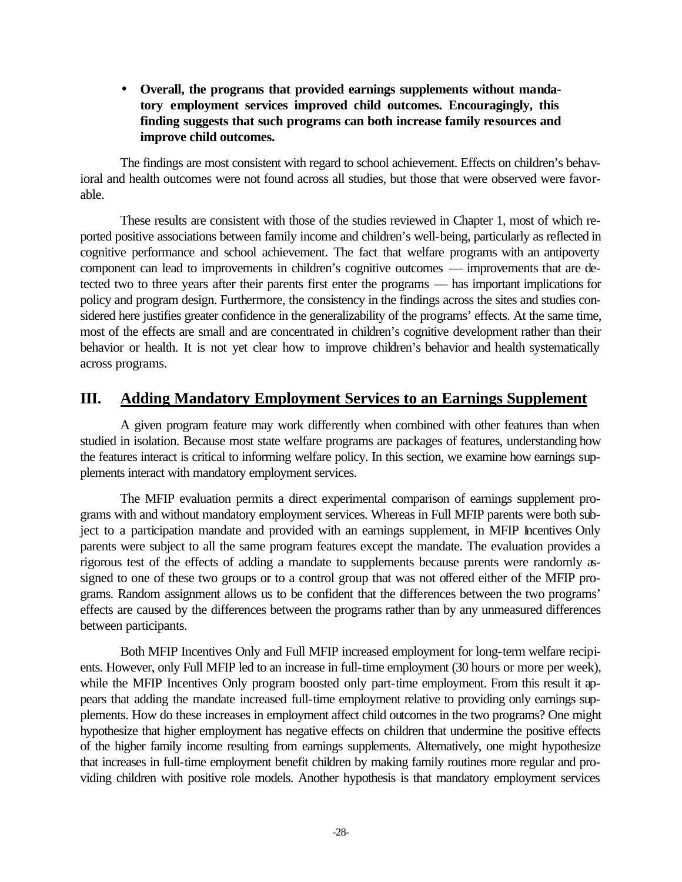- **Overall, the programs that provided earnings supplements without mandatory employment services improved child outcomes. Encouragingly, this finding suggests that such programs can both increase family resources and improve child outcomes.**

The findings are most consistent with regard to school achievement. Effects on children's behavioral and health outcomes were not found across all studies, but those that were observed were favorable.

These results are consistent with those of the studies reviewed in Chapter 1, most of which reported positive associations between family income and children's well-being, particularly as reflected in cognitive performance and school achievement. The fact that welfare programs with an antipoverty component can lead to improvements in children's cognitive outcomes — improvements that are detected two to three years after their parents first enter the programs — has important implications for policy and program design. Furthermore, the consistency in the findings across the sites and studies considered here justifies greater confidence in the generalizability of the programs' effects. At the same time, most of the effects are small and are concentrated in children's cognitive development rather than their behavior or health. It is not yet clear how to improve children's behavior and health systematically across programs.

## III. Adding Mandatory Employment Services to an Earnings Supplement

A given program feature may work differently when combined with other features than when studied in isolation. Because most state welfare programs are packages of features, understanding how the features interact is critical to informing welfare policy. In this section, we examine how earnings supplements interact with mandatory employment services.

The MFIP evaluation permits a direct experimental comparison of earnings supplement programs with and without mandatory employment services. Whereas in Full MFIP parents were both subject to a participation mandate and provided with an earnings supplement, in MFIP Incentives Only parents were subject to all the same program features except the mandate. The evaluation provides a rigorous test of the effects of adding a mandate to supplements because parents were randomly assigned to one of these two groups or to a control group that was not offered either of the MFIP programs. Random assignment allows us to be confident that the differences between the two programs' effects are caused by the differences between the programs rather than by any unmeasured differences between participants.

Both MFIP Incentives Only and Full MFIP increased employment for long-term welfare recipients. However, only Full MFIP led to an increase in full-time employment (30 hours or more per week), while the MFIP Incentives Only program boosted only part-time employment. From this result it appears that adding the mandate increased full-time employment relative to providing only earnings supplements. How do these increases in employment affect child outcomes in the two programs? One might hypothesize that higher employment has negative effects on children that undermine the positive effects of the higher family income resulting from earnings supplements. Alternatively, one might hypothesize that increases in full-time employment benefit children by making family routines more regular and providing children with positive role models. Another hypothesis is that mandatory employment services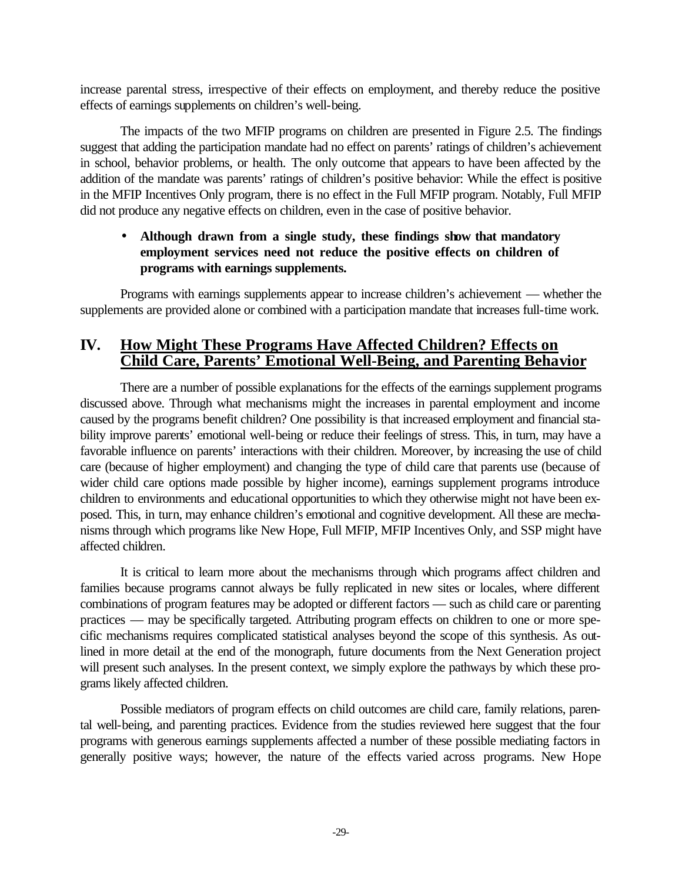increase parental stress, irrespective of their effects on employment, and thereby reduce the positive effects of earnings supplements on children's well-being.

The impacts of the two MFIP programs on children are presented in Figure 2.5. The findings suggest that adding the participation mandate had no effect on parents' ratings of children's achievement in school, behavior problems, or health. The only outcome that appears to have been affected by the addition of the mandate was parents' ratings of children's positive behavior: While the effect is positive in the MFIP Incentives Only program, there is no effect in the Full MFIP program. Notably, Full MFIP did not produce any negative effects on children, even in the case of positive behavior.

- **Although drawn from a single study, these findings show that mandatory employment services need not reduce the positive effects on children of programs with earnings supplements.**

Programs with earnings supplements appear to increase children's achievement — whether the supplements are provided alone or combined with a participation mandate that increases full-time work.

## IV. How Might These Programs Have Affected Children? Effects on Child Care, Parents' Emotional Well-Being, and Parenting Behavior

There are a number of possible explanations for the effects of the earnings supplement programs discussed above. Through what mechanisms might the increases in parental employment and income caused by the programs benefit children? One possibility is that increased employment and financial stability improve parents' emotional well-being or reduce their feelings of stress. This, in turn, may have a favorable influence on parents' interactions with their children. Moreover, by increasing the use of child care (because of higher employment) and changing the type of child care that parents use (because of wider child care options made possible by higher income), earnings supplement programs introduce children to environments and educational opportunities to which they otherwise might not have been exposed. This, in turn, may enhance children's emotional and cognitive development. All these are mechanisms through which programs like New Hope, Full MFIP, MFIP Incentives Only, and SSP might have affected children.

It is critical to learn more about the mechanisms through which programs affect children and families because programs cannot always be fully replicated in new sites or locales, where different combinations of program features may be adopted or different factors — such as child care or parenting practices — may be specifically targeted. Attributing program effects on children to one or more specific mechanisms requires complicated statistical analyses beyond the scope of this synthesis. As outlined in more detail at the end of the monograph, future documents from the Next Generation project will present such analyses. In the present context, we simply explore the pathways by which these programs likely affected children.

Possible mediators of program effects on child outcomes are child care, family relations, parental well-being, and parenting practices. Evidence from the studies reviewed here suggest that the four programs with generous earnings supplements affected a number of these possible mediating factors in generally positive ways; however, the nature of the effects varied across programs. New Hope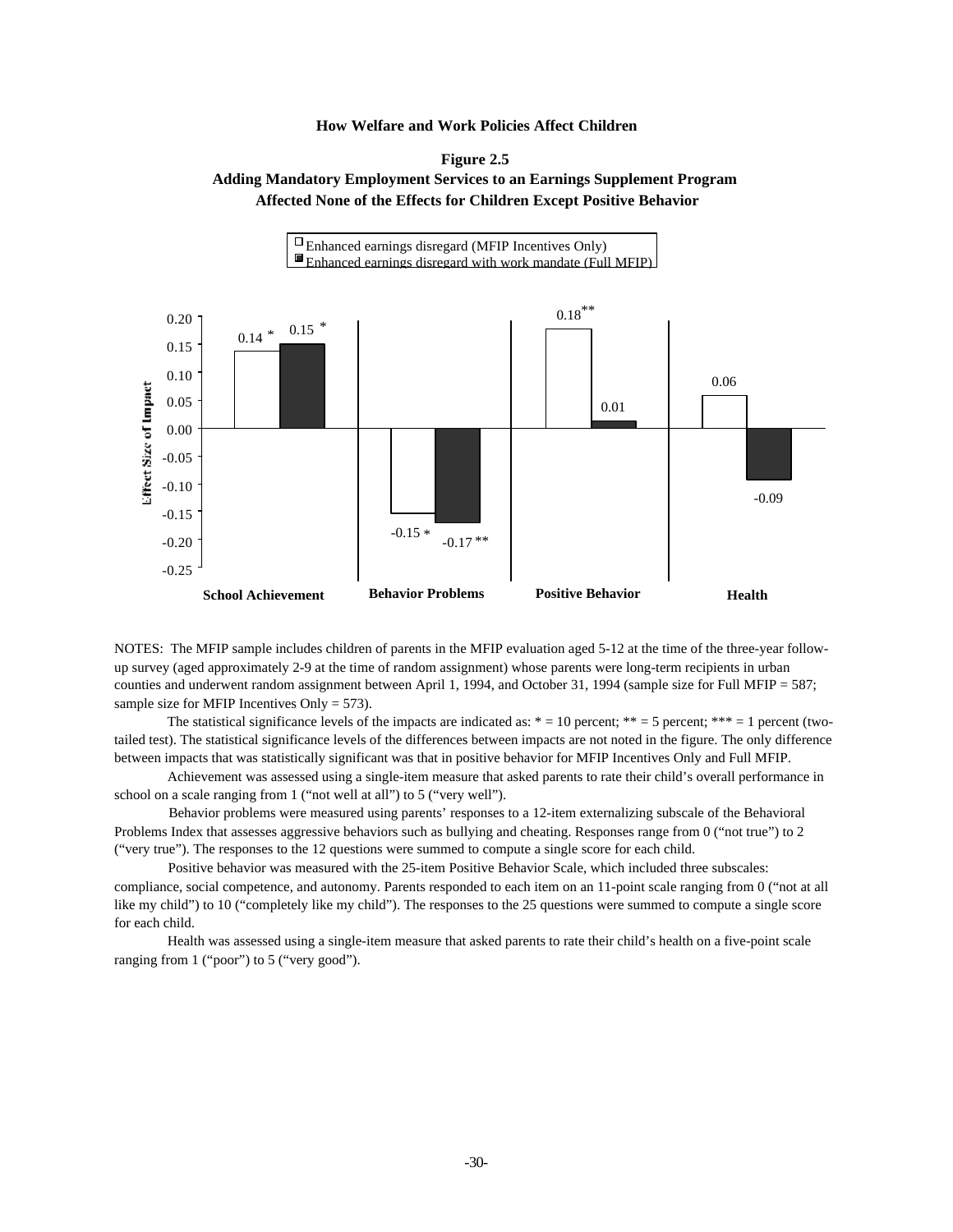How Welfare and Work Policies Affect Children

**Figure 2.5**

**Adding Mandatory Employment Services to an Earnings Supplement Program Affected None of the Effects for Children Except Positive Behavior**

| | Enhanced earnings disregard (MFIP Incentives Only) | Enhanced earnings disregard with work mandate (Full MFIP) |
|---|---|---|
| School Achievement | 0.14 * | 0.15 * |
| Behavior Problems | -0.15 * | -0.17 ** |
| Positive Behavior | 0.18 ** | 0.01 |
| Health | 0.06 | -0.09 |

Effect Size of Impact

NOTES: The MFIP sample includes children of parents in the MFIP evaluation aged 5-12 at the time of the three-year follow-up survey (aged approximately 2-9 at the time of random assignment) whose parents were long-term recipients in urban counties and underwent random assignment between April 1, 1994, and October 31, 1994 (sample size for Full MFIP = 587; sample size for MFIP Incentives Only = 573).

The statistical significance levels of the impacts are indicated as: * = 10 percent; ** = 5 percent; *** = 1 percent (two-tailed test). The statistical significance levels of the differences between impacts are not noted in the figure. The only difference between impacts that was statistically significant was that in positive behavior for MFIP Incentives Only and Full MFIP.

Achievement was assessed using a single-item measure that asked parents to rate their child's overall performance in school on a scale ranging from 1 ("not well at all") to 5 ("very well").

Behavior problems were measured using parents' responses to a 12-item externalizing subscale of the Behavioral Problems Index that assesses aggressive behaviors such as bullying and cheating. Responses range from 0 ("not true") to 2 ("very true"). The responses to the 12 questions were summed to compute a single score for each child.

Positive behavior was measured with the 25-item Positive Behavior Scale, which included three subscales: compliance, social competence, and autonomy. Parents responded to each item on an 11-point scale ranging from 0 ("not at all like my child") to 10 ("completely like my child"). The responses to the 25 questions were summed to compute a single score for each child.

Health was assessed using a single-item measure that asked parents to rate their child's health on a five-point scale ranging from 1 ("poor") to 5 ("very good").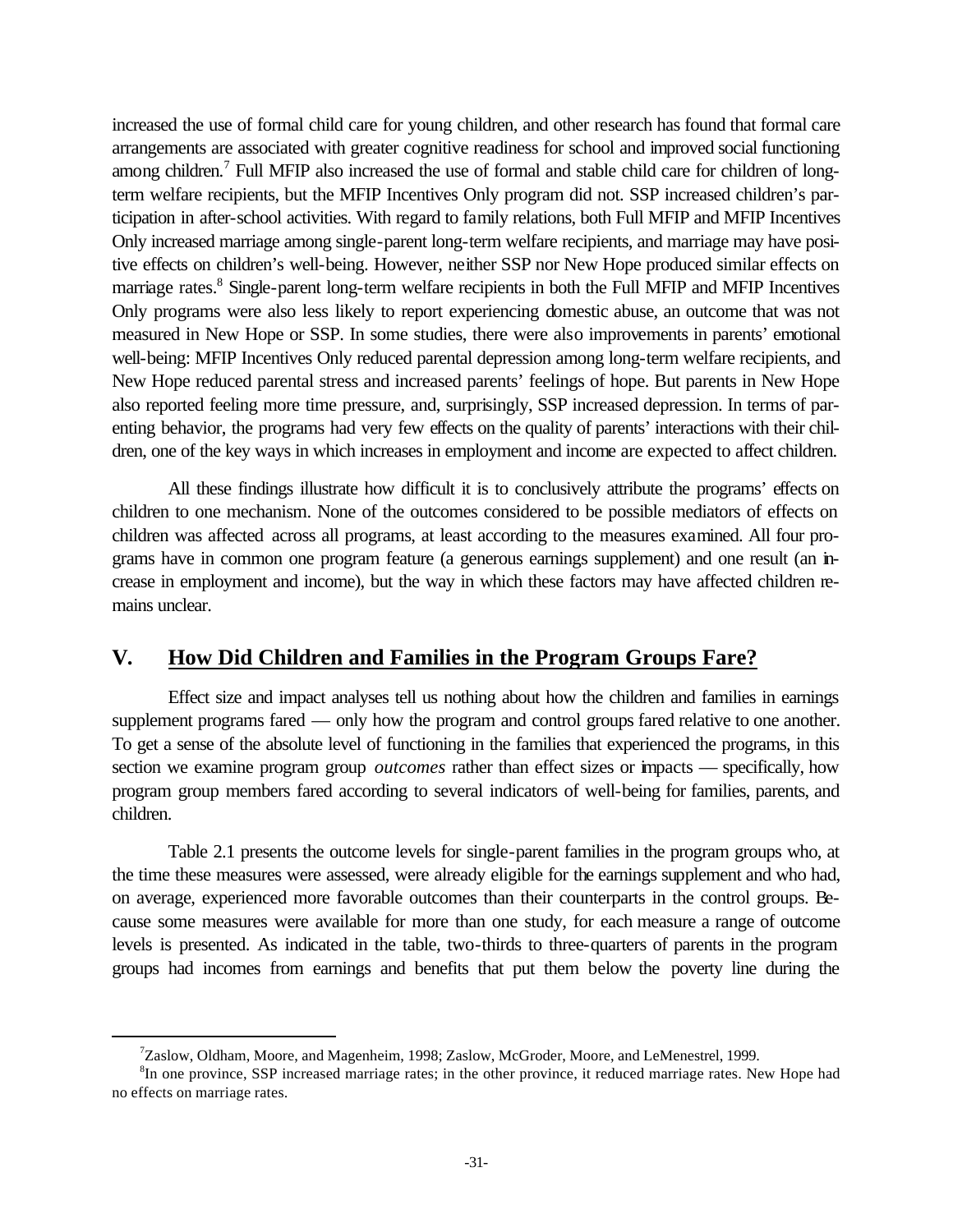increased the use of formal child care for young children, and other research has found that formal care arrangements are associated with greater cognitive readiness for school and improved social functioning among children.[7] Full MFIP also increased the use of formal and stable child care for children of long-term welfare recipients, but the MFIP Incentives Only program did not. SSP increased children's participation in after-school activities. With regard to family relations, both Full MFIP and MFIP Incentives Only increased marriage among single-parent long-term welfare recipients, and marriage may have positive effects on children's well-being. However, neither SSP nor New Hope produced similar effects on marriage rates.[8] Single-parent long-term welfare recipients in both the Full MFIP and MFIP Incentives Only programs were also less likely to report experiencing domestic abuse, an outcome that was not measured in New Hope or SSP. In some studies, there were also improvements in parents' emotional well-being: MFIP Incentives Only reduced parental depression among long-term welfare recipients, and New Hope reduced parental stress and increased parents' feelings of hope. But parents in New Hope also reported feeling more time pressure, and, surprisingly, SSP increased depression. In terms of parenting behavior, the programs had very few effects on the quality of parents' interactions with their children, one of the key ways in which increases in employment and income are expected to affect children.

All these findings illustrate how difficult it is to conclusively attribute the programs' effects on children to one mechanism. None of the outcomes considered to be possible mediators of effects on children was affected across all programs, at least according to the measures examined. All four programs have in common one program feature (a generous earnings supplement) and one result (an increase in employment and income), but the way in which these factors may have affected children remains unclear.

## V. How Did Children and Families in the Program Groups Fare?

Effect size and impact analyses tell us nothing about how the children and families in earnings supplement programs fared — only how the program and control groups fared relative to one another. To get a sense of the absolute level of functioning in the families that experienced the programs, in this section we examine program group *outcomes* rather than effect sizes or impacts — specifically, how program group members fared according to several indicators of well-being for families, parents, and children.

Table 2.1 presents the outcome levels for single-parent families in the program groups who, at the time these measures were assessed, were already eligible for the earnings supplement and who had, on average, experienced more favorable outcomes than their counterparts in the control groups. Because some measures were available for more than one study, for each measure a range of outcome levels is presented. As indicated in the table, two-thirds to three-quarters of parents in the program groups had incomes from earnings and benefits that put them below the poverty line during the

---

[7] Zaslow, Oldham, Moore, and Magenheim, 1998; Zaslow, McGroder, Moore, and LeMenestrel, 1999.

[8] In one province, SSP increased marriage rates; in the other province, it reduced marriage rates. New Hope had no effects on marriage rates.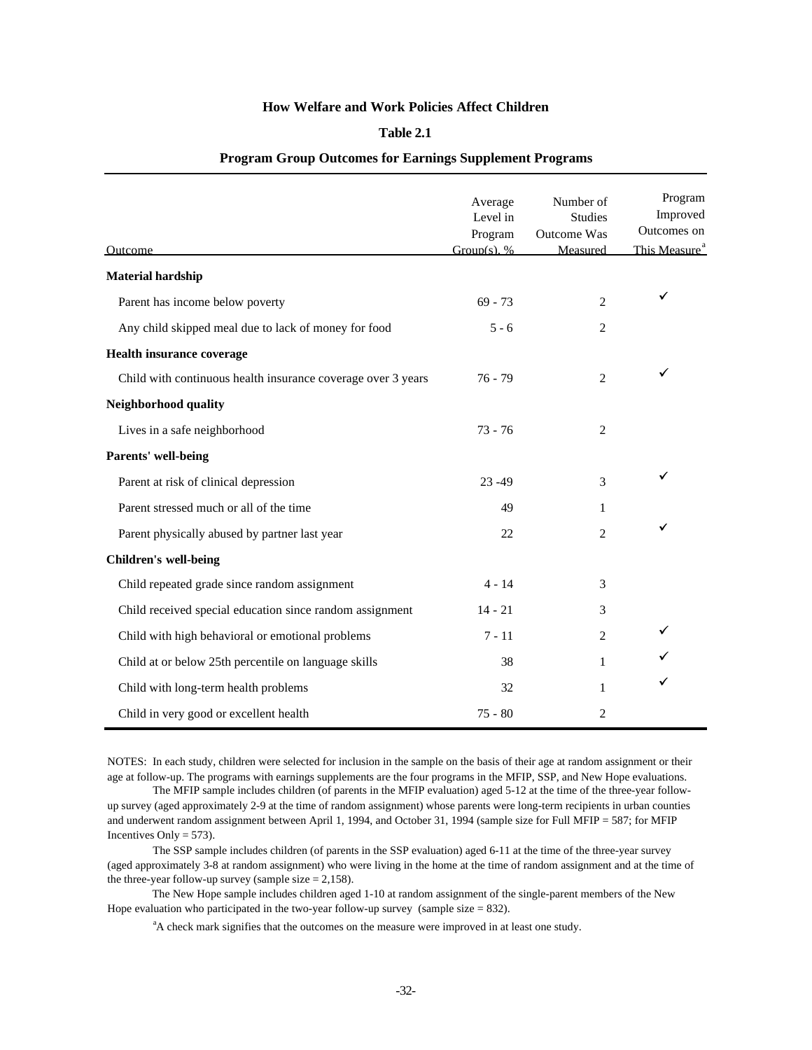**How Welfare and Work Policies Affect Children**

**Table 2.1**

**Program Group Outcomes for Earnings Supplement Programs**

| Outcome | Average Level in Program Group(s), % | Number of Studies Outcome Was Measured | Program Improved Outcomes on This Measure[a] |
|---|---|---|---|
| **Material hardship** | | | |
| Parent has income below poverty | 69 - 73 | 2 | ✓ |
| Any child skipped meal due to lack of money for food | 5 - 6 | 2 | |
| **Health insurance coverage** | | | |
| Child with continuous health insurance coverage over 3 years | 76 - 79 | 2 | ✓ |
| **Neighborhood quality** | | | |
| Lives in a safe neighborhood | 73 - 76 | 2 | |
| **Parents' well-being** | | | |
| Parent at risk of clinical depression | 23 -49 | 3 | ✓ |
| Parent stressed much or all of the time | 49 | 1 | |
| Parent physically abused by partner last year | 22 | 2 | ✓ |
| **Children's well-being** | | | |
| Child repeated grade since random assignment | 4 - 14 | 3 | |
| Child received special education since random assignment | 14 - 21 | 3 | |
| Child with high behavioral or emotional problems | 7 - 11 | 2 | ✓ |
| Child at or below 25th percentile on language skills | 38 | 1 | ✓ |
| Child with long-term health problems | 32 | 1 | ✓ |
| Child in very good or excellent health | 75 - 80 | 2 | |

NOTES: In each study, children were selected for inclusion in the sample on the basis of their age at random assignment or their age at follow-up. The programs with earnings supplements are the four programs in the MFIP, SSP, and New Hope evaluations.

The MFIP sample includes children (of parents in the MFIP evaluation) aged 5-12 at the time of the three-year follow-up survey (aged approximately 2-9 at the time of random assignment) whose parents were long-term recipients in urban counties and underwent random assignment between April 1, 1994, and October 31, 1994 (sample size for Full MFIP = 587; for MFIP Incentives Only = 573).

The SSP sample includes children (of parents in the SSP evaluation) aged 6-11 at the time of the three-year survey (aged approximately 3-8 at random assignment) who were living in the home at the time of random assignment and at the time of the three-year follow-up survey (sample size = 2,158).

The New Hope sample includes children aged 1-10 at random assignment of the single-parent members of the New Hope evaluation who participated in the two-year follow-up survey (sample size = 832).

[a]A check mark signifies that the outcomes on the measure were improved in at least one study.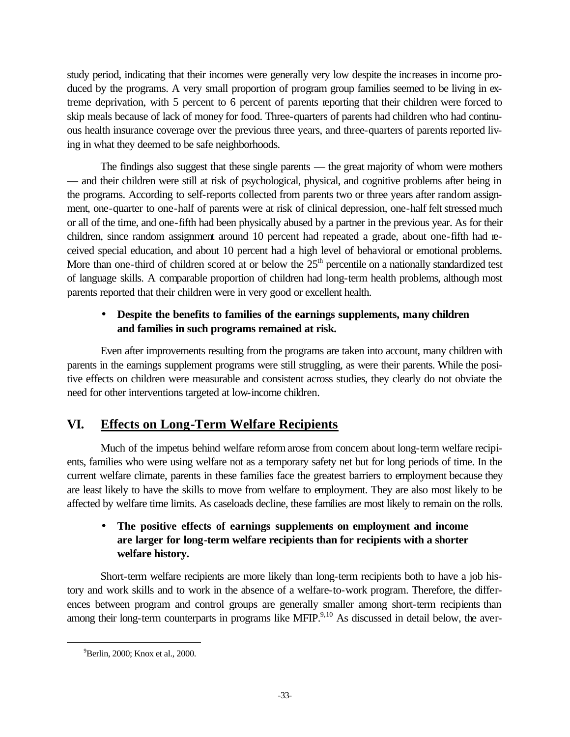study period, indicating that their incomes were generally very low despite the increases in income produced by the programs. A very small proportion of program group families seemed to be living in extreme deprivation, with 5 percent to 6 percent of parents reporting that their children were forced to skip meals because of lack of money for food. Three-quarters of parents had children who had continuous health insurance coverage over the previous three years, and three-quarters of parents reported living in what they deemed to be safe neighborhoods.

The findings also suggest that these single parents — the great majority of whom were mothers — and their children were still at risk of psychological, physical, and cognitive problems after being in the programs. According to self-reports collected from parents two or three years after random assignment, one-quarter to one-half of parents were at risk of clinical depression, one-half felt stressed much or all of the time, and one-fifth had been physically abused by a partner in the previous year. As for their children, since random assignment around 10 percent had repeated a grade, about one-fifth had received special education, and about 10 percent had a high level of behavioral or emotional problems. More than one-third of children scored at or below the 25th percentile on a nationally standardized test of language skills. A comparable proportion of children had long-term health problems, although most parents reported that their children were in very good or excellent health.

- **Despite the benefits to families of the earnings supplements, many children and families in such programs remained at risk.**

Even after improvements resulting from the programs are taken into account, many children with parents in the earnings supplement programs were still struggling, as were their parents. While the positive effects on children were measurable and consistent across studies, they clearly do not obviate the need for other interventions targeted at low-income children.

## VI. Effects on Long-Term Welfare Recipients

Much of the impetus behind welfare reform arose from concern about long-term welfare recipients, families who were using welfare not as a temporary safety net but for long periods of time. In the current welfare climate, parents in these families face the greatest barriers to employment because they are least likely to have the skills to move from welfare to employment. They are also most likely to be affected by welfare time limits. As caseloads decline, these families are most likely to remain on the rolls.

- **The positive effects of earnings supplements on employment and income are larger for long-term welfare recipients than for recipients with a shorter welfare history.**

Short-term welfare recipients are more likely than long-term recipients both to have a job history and work skills and to work in the absence of a welfare-to-work program. Therefore, the differences between program and control groups are generally smaller among short-term recipients than among their long-term counterparts in programs like MFIP.[9,10] As discussed in detail below, the aver-

[9] Berlin, 2000; Knox et al., 2000.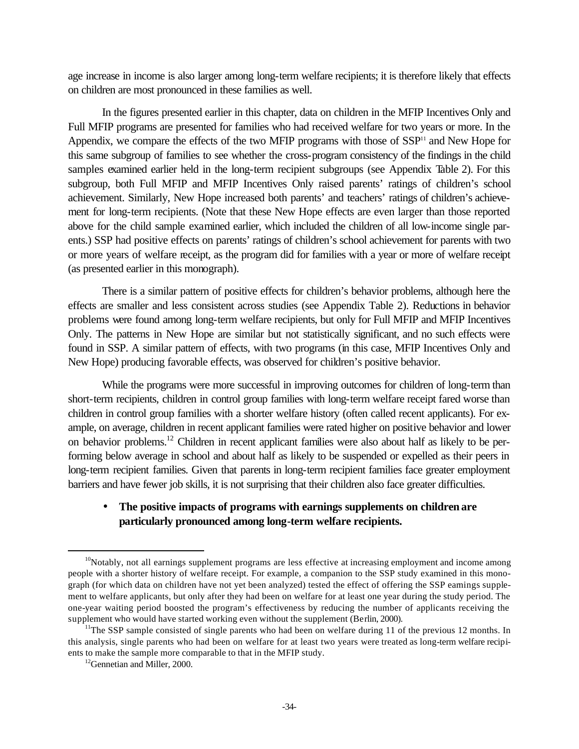age increase in income is also larger among long-term welfare recipients; it is therefore likely that effects on children are most pronounced in these families as well.

In the figures presented earlier in this chapter, data on children in the MFIP Incentives Only and Full MFIP programs are presented for families who had received welfare for two years or more. In the Appendix, we compare the effects of the two MFIP programs with those of SSP[11] and New Hope for this same subgroup of families to see whether the cross-program consistency of the findings in the child samples examined earlier held in the long-term recipient subgroups (see Appendix Table 2). For this subgroup, both Full MFIP and MFIP Incentives Only raised parents' ratings of children's school achievement. Similarly, New Hope increased both parents' and teachers' ratings of children's achievement for long-term recipients. (Note that these New Hope effects are even larger than those reported above for the child sample examined earlier, which included the children of all low-income single parents.) SSP had positive effects on parents' ratings of children's school achievement for parents with two or more years of welfare receipt, as the program did for families with a year or more of welfare receipt (as presented earlier in this monograph).

There is a similar pattern of positive effects for children's behavior problems, although here the effects are smaller and less consistent across studies (see Appendix Table 2). Reductions in behavior problems were found among long-term welfare recipients, but only for Full MFIP and MFIP Incentives Only. The patterns in New Hope are similar but not statistically significant, and no such effects were found in SSP. A similar pattern of effects, with two programs (in this case, MFIP Incentives Only and New Hope) producing favorable effects, was observed for children's positive behavior.

While the programs were more successful in improving outcomes for children of long-term than short-term recipients, children in control group families with long-term welfare receipt fared worse than children in control group families with a shorter welfare history (often called recent applicants). For example, on average, children in recent applicant families were rated higher on positive behavior and lower on behavior problems.[12] Children in recent applicant families were also about half as likely to be performing below average in school and about half as likely to be suspended or expelled as their peers in long-term recipient families. Given that parents in long-term recipient families face greater employment barriers and have fewer job skills, it is not surprising that their children also face greater difficulties.

- **The positive impacts of programs with earnings supplements on children are particularly pronounced among long-term welfare recipients.**

---

[10]Notably, not all earnings supplement programs are less effective at increasing employment and income among people with a shorter history of welfare receipt. For example, a companion to the SSP study examined in this monograph (for which data on children have not yet been analyzed) tested the effect of offering the SSP earnings supplement to welfare applicants, but only after they had been on welfare for at least one year during the study period. The one-year waiting period boosted the program's effectiveness by reducing the number of applicants receiving the supplement who would have started working even without the supplement (Berlin, 2000).

[11]The SSP sample consisted of single parents who had been on welfare during 11 of the previous 12 months. In this analysis, single parents who had been on welfare for at least two years were treated as long-term welfare recipients to make the sample more comparable to that in the MFIP study.

[12]Gennetian and Miller, 2000.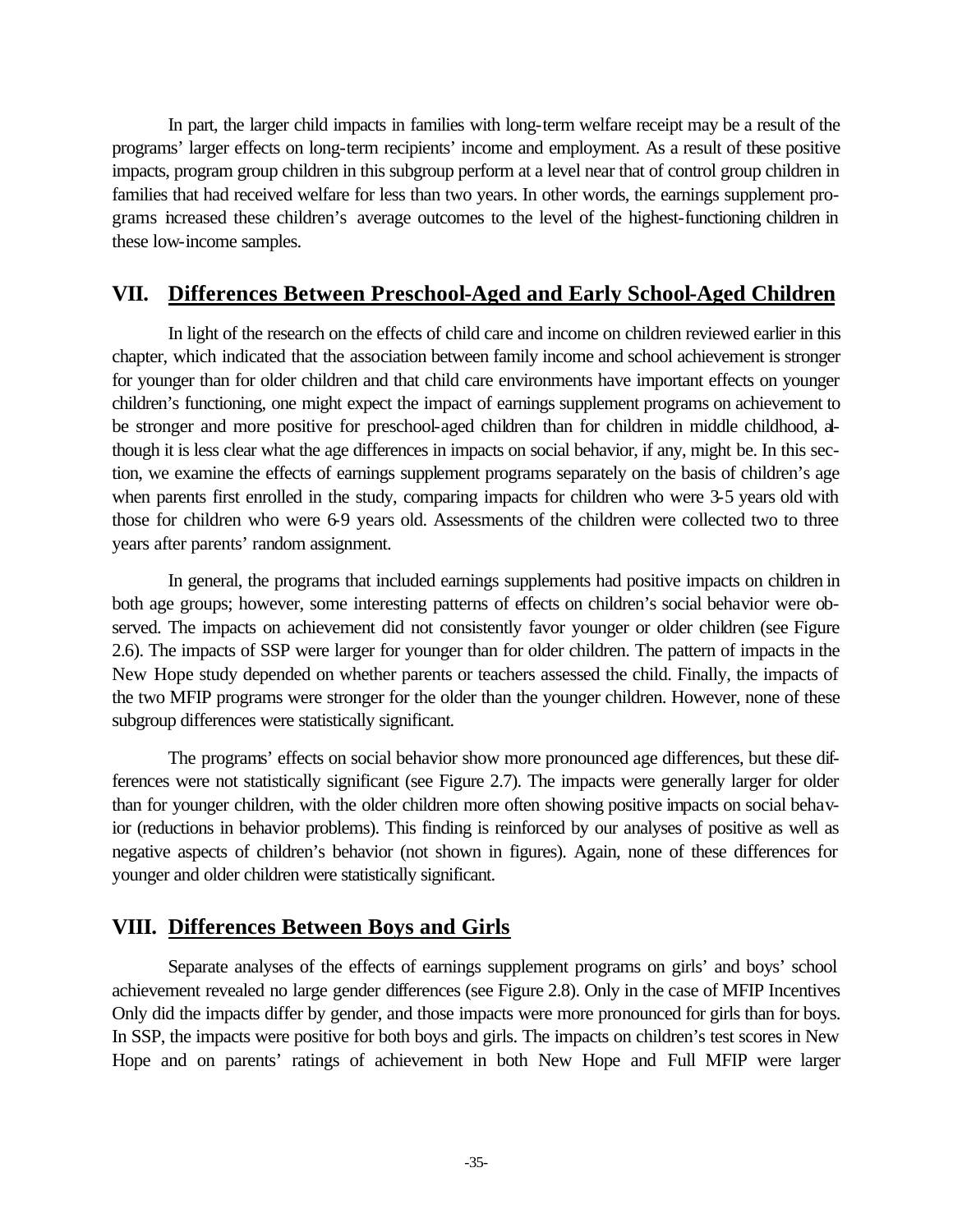In part, the larger child impacts in families with long-term welfare receipt may be a result of the programs' larger effects on long-term recipients' income and employment. As a result of these positive impacts, program group children in this subgroup perform at a level near that of control group children in families that had received welfare for less than two years. In other words, the earnings supplement programs increased these children's average outcomes to the level of the highest-functioning children in these low-income samples.

## VII. Differences Between Preschool-Aged and Early School-Aged Children

In light of the research on the effects of child care and income on children reviewed earlier in this chapter, which indicated that the association between family income and school achievement is stronger for younger than for older children and that child care environments have important effects on younger children's functioning, one might expect the impact of earnings supplement programs on achievement to be stronger and more positive for preschool-aged children than for children in middle childhood, although it is less clear what the age differences in impacts on social behavior, if any, might be. In this section, we examine the effects of earnings supplement programs separately on the basis of children's age when parents first enrolled in the study, comparing impacts for children who were 3-5 years old with those for children who were 6-9 years old. Assessments of the children were collected two to three years after parents' random assignment.

In general, the programs that included earnings supplements had positive impacts on children in both age groups; however, some interesting patterns of effects on children's social behavior were observed. The impacts on achievement did not consistently favor younger or older children (see Figure 2.6). The impacts of SSP were larger for younger than for older children. The pattern of impacts in the New Hope study depended on whether parents or teachers assessed the child. Finally, the impacts of the two MFIP programs were stronger for the older than the younger children. However, none of these subgroup differences were statistically significant.

The programs' effects on social behavior show more pronounced age differences, but these differences were not statistically significant (see Figure 2.7). The impacts were generally larger for older than for younger children, with the older children more often showing positive impacts on social behavior (reductions in behavior problems). This finding is reinforced by our analyses of positive as well as negative aspects of children's behavior (not shown in figures). Again, none of these differences for younger and older children were statistically significant.

## VIII. Differences Between Boys and Girls

Separate analyses of the effects of earnings supplement programs on girls' and boys' school achievement revealed no large gender differences (see Figure 2.8). Only in the case of MFIP Incentives Only did the impacts differ by gender, and those impacts were more pronounced for girls than for boys. In SSP, the impacts were positive for both boys and girls. The impacts on children's test scores in New Hope and on parents' ratings of achievement in both New Hope and Full MFIP were larger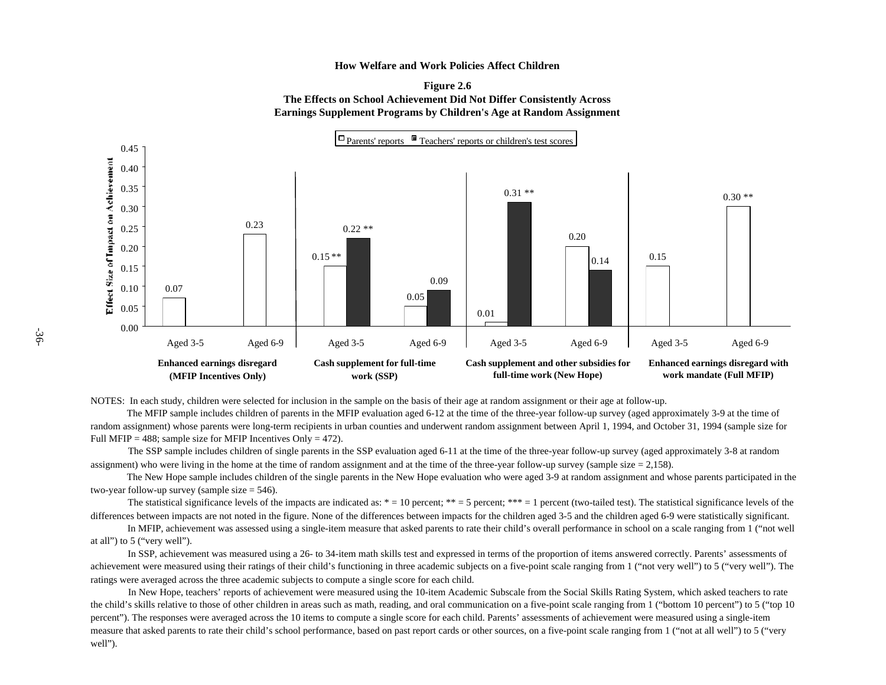### How Welfare and Work Policies Affect Children

**Figure 2.6**
**The Effects on School Achievement Did Not Differ Consistently Across Earnings Supplement Programs by Children's Age at Random Assignment**

| Program | Age group | Parents' reports | Teachers' reports or children's test scores |
|---|---|---|---|
| Enhanced earnings disregard (MFIP Incentives Only) | Aged 3-5 | 0.07 | |
| | Aged 6-9 | 0.23 | |
| Cash supplement for full-time work (SSP) | Aged 3-5 | 0.15 ** | 0.22 ** |
| | Aged 6-9 | 0.05 | 0.09 |
| Cash supplement and other subsidies for full-time work (New Hope) | Aged 3-5 | 0.01 | 0.31 ** |
| | Aged 6-9 | 0.20 | 0.14 |
| Enhanced earnings disregard with work mandate (Full MFIP) | Aged 3-5 | 0.15 | |
| | Aged 6-9 | 0.30 ** | |

Y-axis: Effect Size of Impact on Achievement

NOTES: In each study, children were selected for inclusion in the sample on the basis of their age at random assignment or their age at follow-up.

The MFIP sample includes children of parents in the MFIP evaluation aged 6-12 at the time of the three-year follow-up survey (aged approximately 3-9 at the time of random assignment) whose parents were long-term recipients in urban counties and underwent random assignment between April 1, 1994, and October 31, 1994 (sample size for Full MFIP = 488; sample size for MFIP Incentives Only = 472).

The SSP sample includes children of single parents in the SSP evaluation aged 6-11 at the time of the three-year follow-up survey (aged approximately 3-8 at random assignment) who were living in the home at the time of random assignment and at the time of the three-year follow-up survey (sample size = 2,158).

The New Hope sample includes children of the single parents in the New Hope evaluation who were aged 3-9 at random assignment and whose parents participated in the two-year follow-up survey (sample size = 546).

The statistical significance levels of the impacts are indicated as: * = 10 percent; ** = 5 percent; *** = 1 percent (two-tailed test). The statistical significance levels of the differences between impacts are not noted in the figure. None of the differences between impacts for the children aged 3-5 and the children aged 6-9 were statistically significant.

In MFIP, achievement was assessed using a single-item measure that asked parents to rate their child's overall performance in school on a scale ranging from 1 ("not well at all") to 5 ("very well").

In SSP, achievement was measured using a 26- to 34-item math skills test and expressed in terms of the proportion of items answered correctly. Parents' assessments of achievement were measured using their ratings of their child's functioning in three academic subjects on a five-point scale ranging from 1 ("not very well") to 5 ("very well"). The ratings were averaged across the three academic subjects to compute a single score for each child.

In New Hope, teachers' reports of achievement were measured using the 10-item Academic Subscale from the Social Skills Rating System, which asked teachers to rate the child's skills relative to those of other children in areas such as math, reading, and oral communication on a five-point scale ranging from 1 ("bottom 10 percent") to 5 ("top 10 percent"). The responses were averaged across the 10 items to compute a single score for each child. Parents' assessments of achievement were measured using a single-item measure that asked parents to rate their child's school performance, based on past report cards or other sources, on a five-point scale ranging from 1 ("not at all well") to 5 ("very well").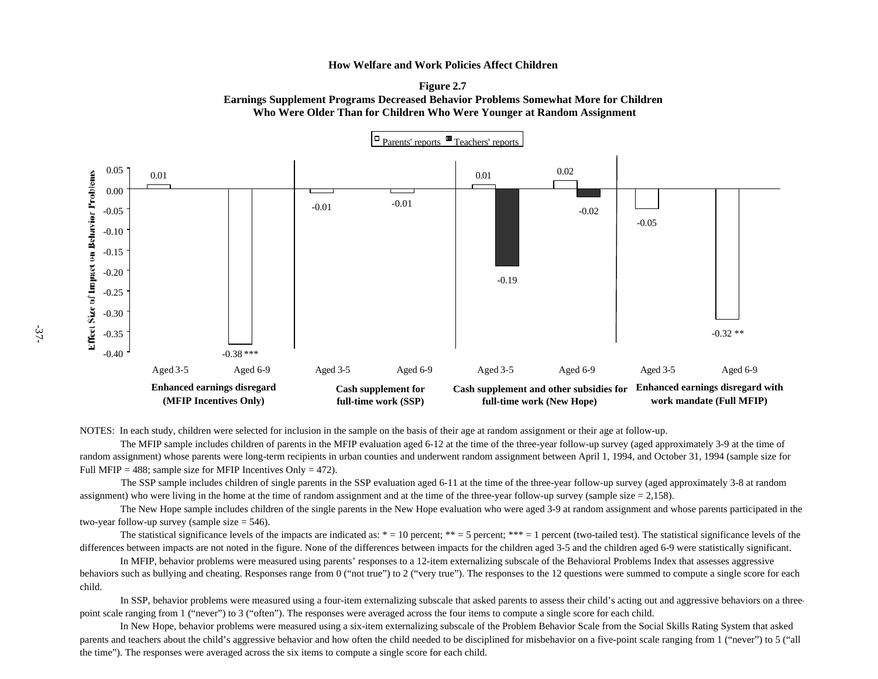How Welfare and Work Policies Affect Children

**Figure 2.7**
**Earnings Supplement Programs Decreased Behavior Problems Somewhat More for Children Who Were Older Than for Children Who Were Younger at Random Assignment**

| Program | Age group | Parents' reports | Teachers' reports |
|---|---|---|---|
| Enhanced earnings disregard (MFIP Incentives Only) | Aged 3-5 | 0.01 | |
| | Aged 6-9 | -0.38 *** | |
| Cash supplement for full-time work (SSP) | Aged 3-5 | -0.01 | |
| | Aged 6-9 | -0.01 | |
| Cash supplement and other subsidies for full-time work (New Hope) | Aged 3-5 | 0.01 | -0.19 |
| | Aged 6-9 | 0.02 | -0.02 |
| Enhanced earnings disregard with work mandate (Full MFIP) | Aged 3-5 | -0.05 | |
| | Aged 6-9 | -0.32 ** | |

Effect Size of Impact on Behavior Problems

NOTES: In each study, children were selected for inclusion in the sample on the basis of their age at random assignment or their age at follow-up.

The MFIP sample includes children of parents in the MFIP evaluation aged 6-12 at the time of the three-year follow-up survey (aged approximately 3-9 at the time of random assignment) whose parents were long-term recipients in urban counties and underwent random assignment between April 1, 1994, and October 31, 1994 (sample size for Full MFIP = 488; sample size for MFIP Incentives Only = 472).

The SSP sample includes children of single parents in the SSP evaluation aged 6-11 at the time of the three-year follow-up survey (aged approximately 3-8 at random assignment) who were living in the home at the time of random assignment and at the time of the three-year follow-up survey (sample size = 2,158).

The New Hope sample includes children of the single parents in the New Hope evaluation who were aged 3-9 at random assignment and whose parents participated in the two-year follow-up survey (sample size = 546).

The statistical significance levels of the impacts are indicated as: * = 10 percent; ** = 5 percent; *** = 1 percent (two-tailed test). The statistical significance levels of the differences between impacts are not noted in the figure. None of the differences between impacts for the children aged 3-5 and the children aged 6-9 were statistically significant.

In MFIP, behavior problems were measured using parents' responses to a 12-item externalizing subscale of the Behavioral Problems Index that assesses aggressive behaviors such as bullying and cheating. Responses range from 0 ("not true") to 2 ("very true"). The responses to the 12 questions were summed to compute a single score for each child.

In SSP, behavior problems were measured using a four-item externalizing subscale that asked parents to assess their child's acting out and aggressive behaviors on a three-point scale ranging from 1 ("never") to 3 ("often"). The responses were averaged across the four items to compute a single score for each child.

In New Hope, behavior problems were measured using a six-item externalizing subscale of the Problem Behavior Scale from the Social Skills Rating System that asked parents and teachers about the child's aggressive behavior and how often the child needed to be disciplined for misbehavior on a five-point scale ranging from 1 ("never") to 5 ("all the time"). The responses were averaged across the six items to compute a single score for each child.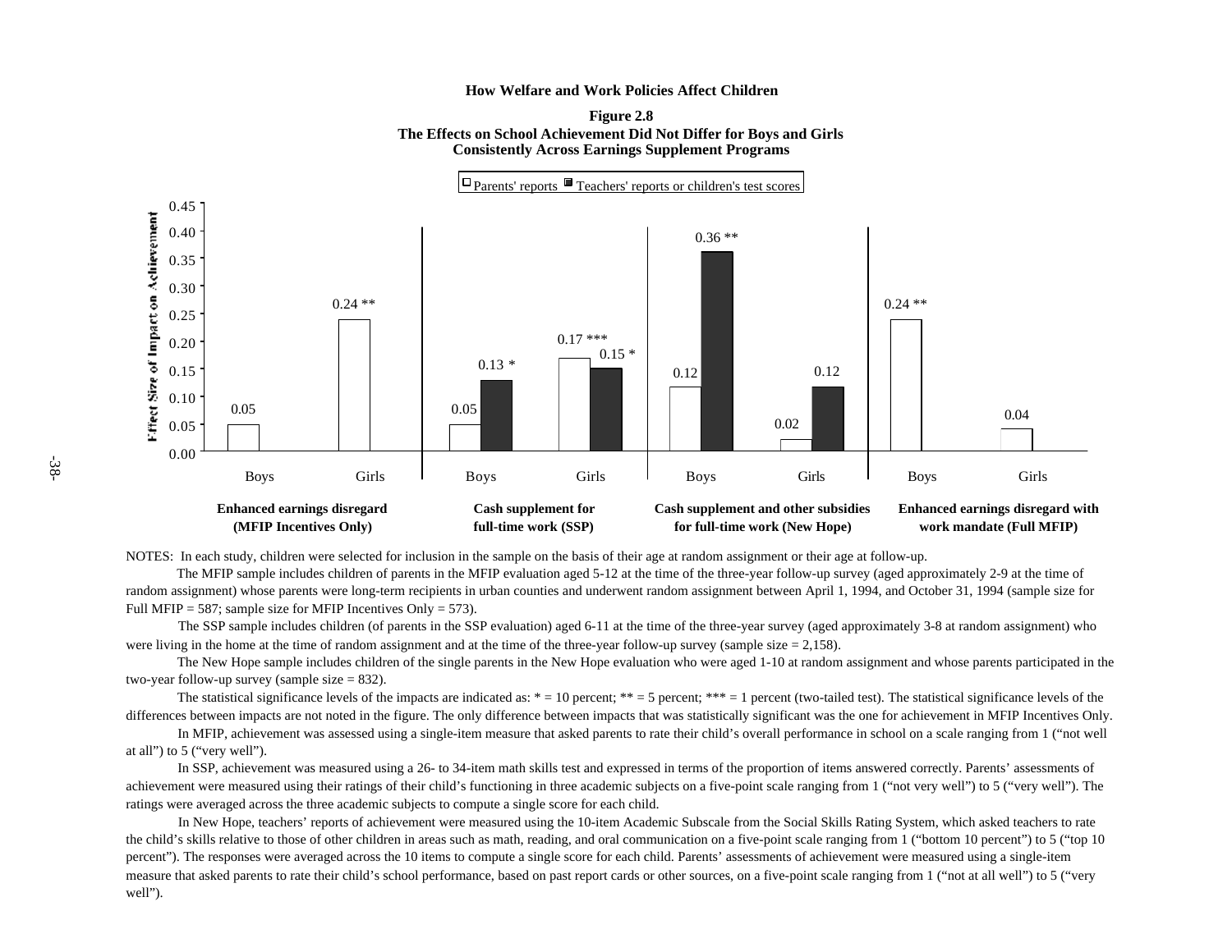How Welfare and Work Policies Affect Children

**Figure 2.8**

**The Effects on School Achievement Did Not Differ for Boys and Girls Consistently Across Earnings Supplement Programs**

| Program | Group | Parents' reports | Teachers' reports or children's test scores |
|---|---|---|---|
| Enhanced earnings disregard (MFIP Incentives Only) | Boys | 0.05 | |
| | Girls | 0.24 ** | |
| Cash supplement for full-time work (SSP) | Boys | 0.05 | 0.13 * |
| | Girls | 0.17 *** | 0.15 * |
| Cash supplement and other subsidies for full-time work (New Hope) | Boys | 0.12 | 0.36 ** |
| | Girls | 0.02 | 0.12 |
| Enhanced earnings disregard with work mandate (Full MFIP) | Boys | 0.24 ** | |
| | Girls | 0.04 | |

(Y-axis: Effect Size of Impact on Achievement)

NOTES: In each study, children were selected for inclusion in the sample on the basis of their age at random assignment or their age at follow-up.

The MFIP sample includes children of parents in the MFIP evaluation aged 5-12 at the time of the three-year follow-up survey (aged approximately 2-9 at the time of random assignment) whose parents were long-term recipients in urban counties and underwent random assignment between April 1, 1994, and October 31, 1994 (sample size for Full MFIP = 587; sample size for MFIP Incentives Only = 573).

The SSP sample includes children (of parents in the SSP evaluation) aged 6-11 at the time of the three-year survey (aged approximately 3-8 at random assignment) who were living in the home at the time of random assignment and at the time of the three-year follow-up survey (sample size = 2,158).

The New Hope sample includes children of the single parents in the New Hope evaluation who were aged 1-10 at random assignment and whose parents participated in the two-year follow-up survey (sample size = 832).

The statistical significance levels of the impacts are indicated as: * = 10 percent; ** = 5 percent; *** = 1 percent (two-tailed test). The statistical significance levels of the differences between impacts are not noted in the figure. The only difference between impacts that was statistically significant was the one for achievement in MFIP Incentives Only.

In MFIP, achievement was assessed using a single-item measure that asked parents to rate their child's overall performance in school on a scale ranging from 1 ("not well at all") to 5 ("very well").

In SSP, achievement was measured using a 26- to 34-item math skills test and expressed in terms of the proportion of items answered correctly. Parents' assessments of achievement were measured using their ratings of their child's functioning in three academic subjects on a five-point scale ranging from 1 ("not very well") to 5 ("very well"). The ratings were averaged across the three academic subjects to compute a single score for each child.

In New Hope, teachers' reports of achievement were measured using the 10-item Academic Subscale from the Social Skills Rating System, which asked teachers to rate the child's skills relative to those of other children in areas such as math, reading, and oral communication on a five-point scale ranging from 1 ("bottom 10 percent") to 5 ("top 10 percent"). The responses were averaged across the 10 items to compute a single score for each child. Parents' assessments of achievement were measured using a single-item measure that asked parents to rate their child's school performance, based on past report cards or other sources, on a five-point scale ranging from 1 ("not at all well") to 5 ("very well").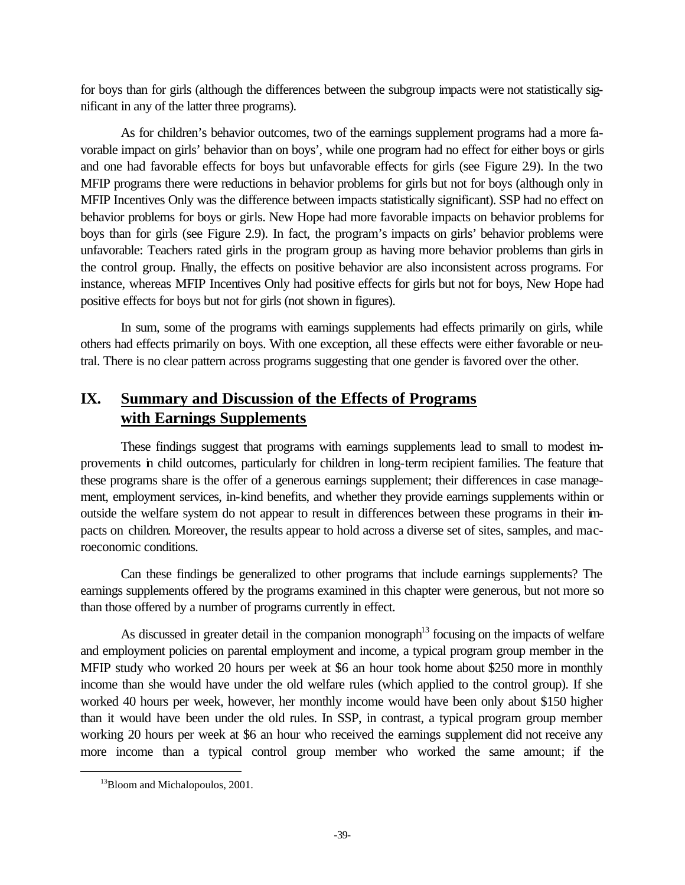for boys than for girls (although the differences between the subgroup impacts were not statistically significant in any of the latter three programs).

As for children's behavior outcomes, two of the earnings supplement programs had a more favorable impact on girls' behavior than on boys', while one program had no effect for either boys or girls and one had favorable effects for boys but unfavorable effects for girls (see Figure 2.9). In the two MFIP programs there were reductions in behavior problems for girls but not for boys (although only in MFIP Incentives Only was the difference between impacts statistically significant). SSP had no effect on behavior problems for boys or girls. New Hope had more favorable impacts on behavior problems for boys than for girls (see Figure 2.9). In fact, the program's impacts on girls' behavior problems were unfavorable: Teachers rated girls in the program group as having more behavior problems than girls in the control group. Finally, the effects on positive behavior are also inconsistent across programs. For instance, whereas MFIP Incentives Only had positive effects for girls but not for boys, New Hope had positive effects for boys but not for girls (not shown in figures).

In sum, some of the programs with earnings supplements had effects primarily on girls, while others had effects primarily on boys. With one exception, all these effects were either favorable or neutral. There is no clear pattern across programs suggesting that one gender is favored over the other.

## IX. Summary and Discussion of the Effects of Programs with Earnings Supplements

These findings suggest that programs with earnings supplements lead to small to modest improvements in child outcomes, particularly for children in long-term recipient families. The feature that these programs share is the offer of a generous earnings supplement; their differences in case management, employment services, in-kind benefits, and whether they provide earnings supplements within or outside the welfare system do not appear to result in differences between these programs in their impacts on children. Moreover, the results appear to hold across a diverse set of sites, samples, and macroeconomic conditions.

Can these findings be generalized to other programs that include earnings supplements? The earnings supplements offered by the programs examined in this chapter were generous, but not more so than those offered by a number of programs currently in effect.

As discussed in greater detail in the companion monograph[13] focusing on the impacts of welfare and employment policies on parental employment and income, a typical program group member in the MFIP study who worked 20 hours per week at $6 an hour took home about $250 more in monthly income than she would have under the old welfare rules (which applied to the control group). If she worked 40 hours per week, however, her monthly income would have been only about $150 higher than it would have been under the old rules. In SSP, in contrast, a typical program group member working 20 hours per week at $6 an hour who received the earnings supplement did not receive any more income than a typical control group member who worked the same amount; if the

---

[13] Bloom and Michalopoulos, 2001.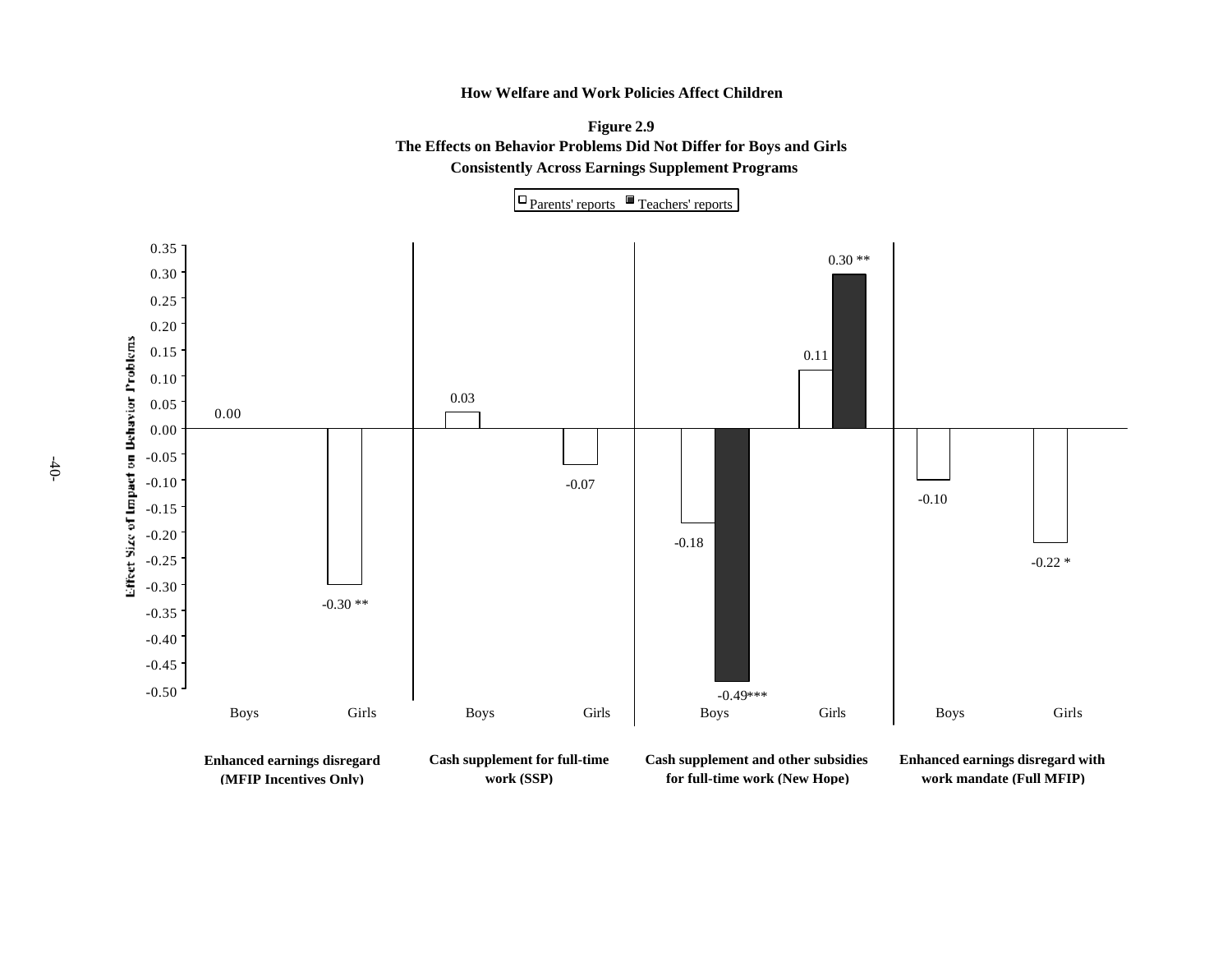**Figure 2.9**

**The Effects on Behavior Problems Did Not Differ for Boys and Girls Consistently Across Earnings Supplement Programs**

| Program | Group | Parents' reports | Teachers' reports |
|---|---|---|---|
| Enhanced earnings disregard (MFIP Incentives Only) | Boys | 0.00 | |
| | Girls | -0.30 ** | |
| Cash supplement for full-time work (SSP) | Boys | 0.03 | |
| | Girls | -0.07 | |
| Cash supplement and other subsidies for full-time work (New Hope) | Boys | -0.18 | -0.49*** |
| | Girls | 0.11 | 0.30 ** |
| Enhanced earnings disregard with work mandate (Full MFIP) | Boys | -0.10 | |
| | Girls | -0.22 * | |

Effect Size of Impact on Behavior Problems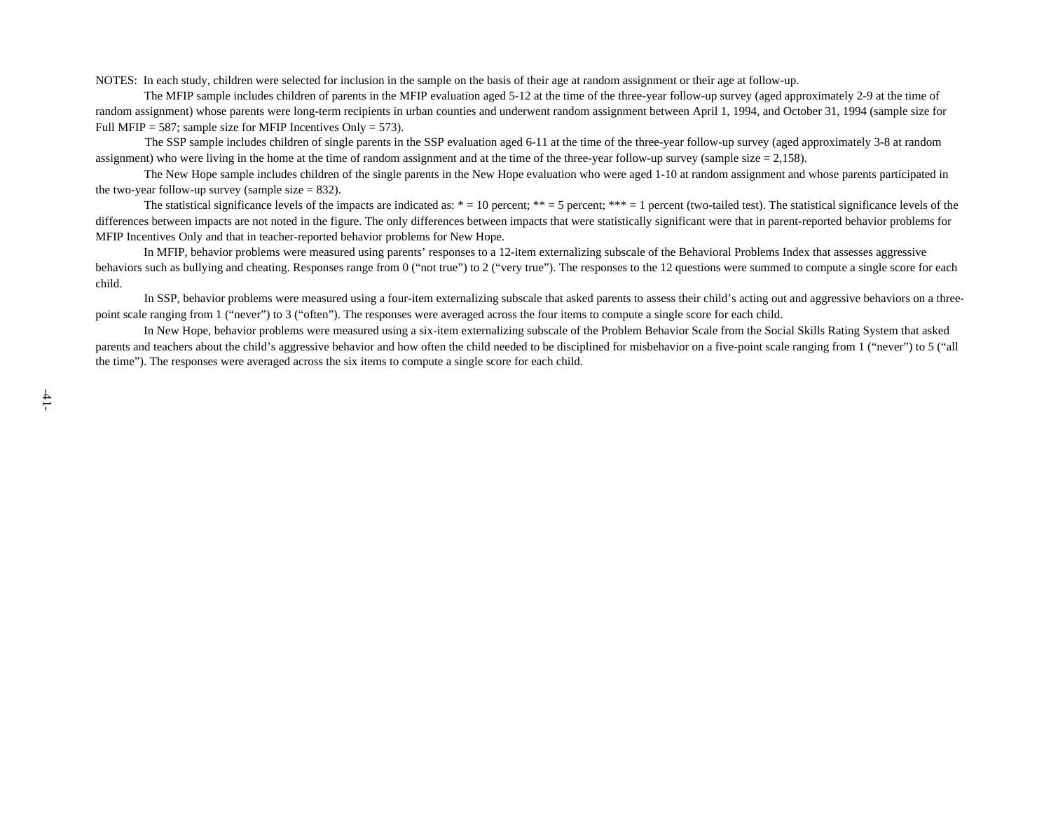NOTES: In each study, children were selected for inclusion in the sample on the basis of their age at random assignment or their age at follow-up.

The MFIP sample includes children of parents in the MFIP evaluation aged 5-12 at the time of the three-year follow-up survey (aged approximately 2-9 at the time of random assignment) whose parents were long-term recipients in urban counties and underwent random assignment between April 1, 1994, and October 31, 1994 (sample size for Full MFIP = 587; sample size for MFIP Incentives Only = 573).

The SSP sample includes children of single parents in the SSP evaluation aged 6-11 at the time of the three-year follow-up survey (aged approximately 3-8 at random assignment) who were living in the home at the time of random assignment and at the time of the three-year follow-up survey (sample size = 2,158).

The New Hope sample includes children of the single parents in the New Hope evaluation who were aged 1-10 at random assignment and whose parents participated in the two-year follow-up survey (sample size = 832).

The statistical significance levels of the impacts are indicated as: * = 10 percent; ** = 5 percent; *** = 1 percent (two-tailed test). The statistical significance levels of the differences between impacts are not noted in the figure. The only differences between impacts that were statistically significant were that in parent-reported behavior problems for MFIP Incentives Only and that in teacher-reported behavior problems for New Hope.

In MFIP, behavior problems were measured using parents' responses to a 12-item externalizing subscale of the Behavioral Problems Index that assesses aggressive behaviors such as bullying and cheating. Responses range from 0 ("not true") to 2 ("very true"). The responses to the 12 questions were summed to compute a single score for each child.

In SSP, behavior problems were measured using a four-item externalizing subscale that asked parents to assess their child's acting out and aggressive behaviors on a three-point scale ranging from 1 ("never") to 3 ("often"). The responses were averaged across the four items to compute a single score for each child.

In New Hope, behavior problems were measured using a six-item externalizing subscale of the Problem Behavior Scale from the Social Skills Rating System that asked parents and teachers about the child's aggressive behavior and how often the child needed to be disciplined for misbehavior on a five-point scale ranging from 1 ("never") to 5 ("all the time"). The responses were averaged across the six items to compute a single score for each child.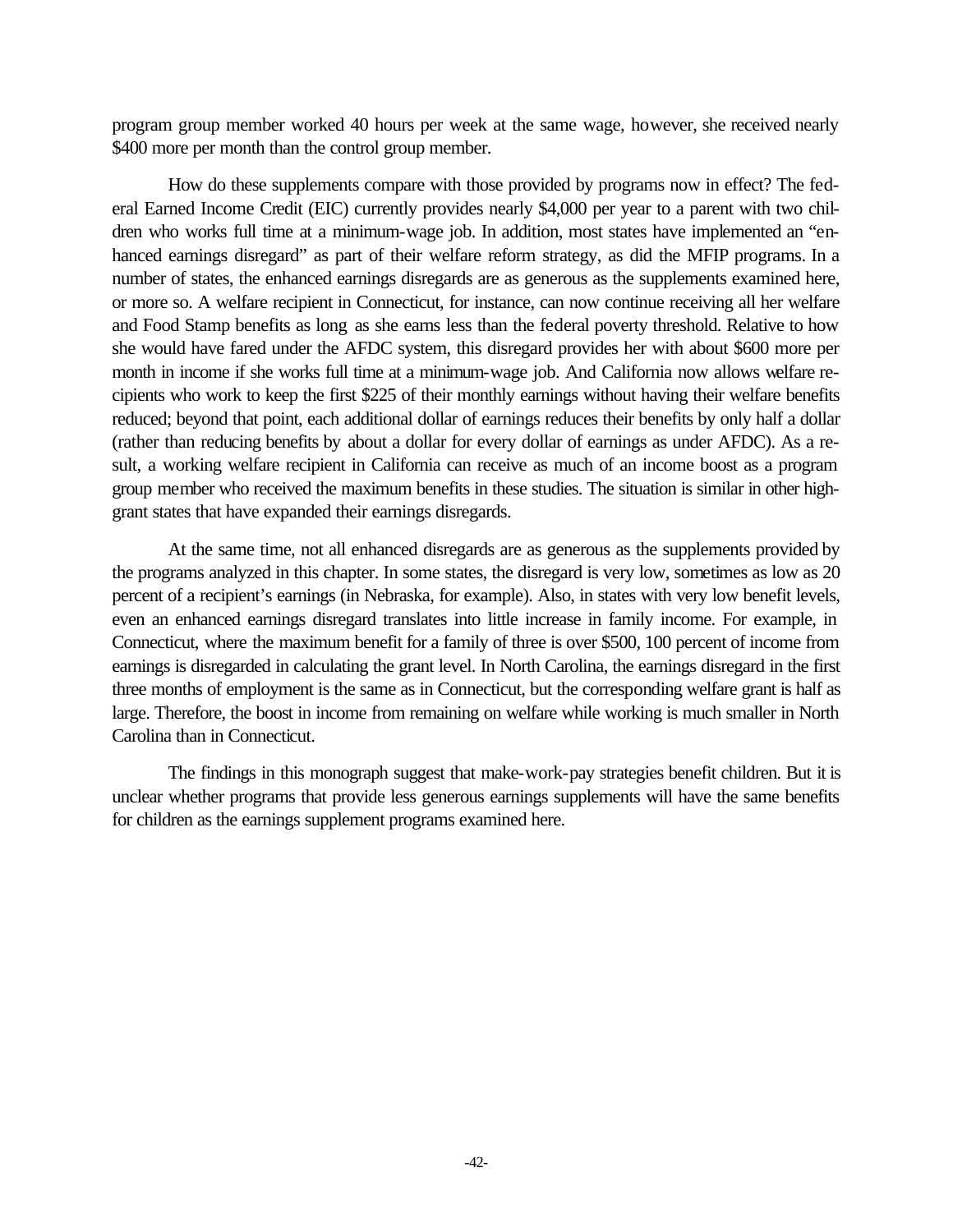program group member worked 40 hours per week at the same wage, however, she received nearly $400 more per month than the control group member.

How do these supplements compare with those provided by programs now in effect? The federal Earned Income Credit (EIC) currently provides nearly $4,000 per year to a parent with two children who works full time at a minimum-wage job. In addition, most states have implemented an "enhanced earnings disregard" as part of their welfare reform strategy, as did the MFIP programs. In a number of states, the enhanced earnings disregards are as generous as the supplements examined here, or more so. A welfare recipient in Connecticut, for instance, can now continue receiving all her welfare and Food Stamp benefits as long as she earns less than the federal poverty threshold. Relative to how she would have fared under the AFDC system, this disregard provides her with about $600 more per month in income if she works full time at a minimum-wage job. And California now allows welfare recipients who work to keep the first $225 of their monthly earnings without having their welfare benefits reduced; beyond that point, each additional dollar of earnings reduces their benefits by only half a dollar (rather than reducing benefits by about a dollar for every dollar of earnings as under AFDC). As a result, a working welfare recipient in California can receive as much of an income boost as a program group member who received the maximum benefits in these studies. The situation is similar in other high-grant states that have expanded their earnings disregards.

At the same time, not all enhanced disregards are as generous as the supplements provided by the programs analyzed in this chapter. In some states, the disregard is very low, sometimes as low as 20 percent of a recipient's earnings (in Nebraska, for example). Also, in states with very low benefit levels, even an enhanced earnings disregard translates into little increase in family income. For example, in Connecticut, where the maximum benefit for a family of three is over $500, 100 percent of income from earnings is disregarded in calculating the grant level. In North Carolina, the earnings disregard in the first three months of employment is the same as in Connecticut, but the corresponding welfare grant is half as large. Therefore, the boost in income from remaining on welfare while working is much smaller in North Carolina than in Connecticut.

The findings in this monograph suggest that make-work-pay strategies benefit children. But it is unclear whether programs that provide less generous earnings supplements will have the same benefits for children as the earnings supplement programs examined here.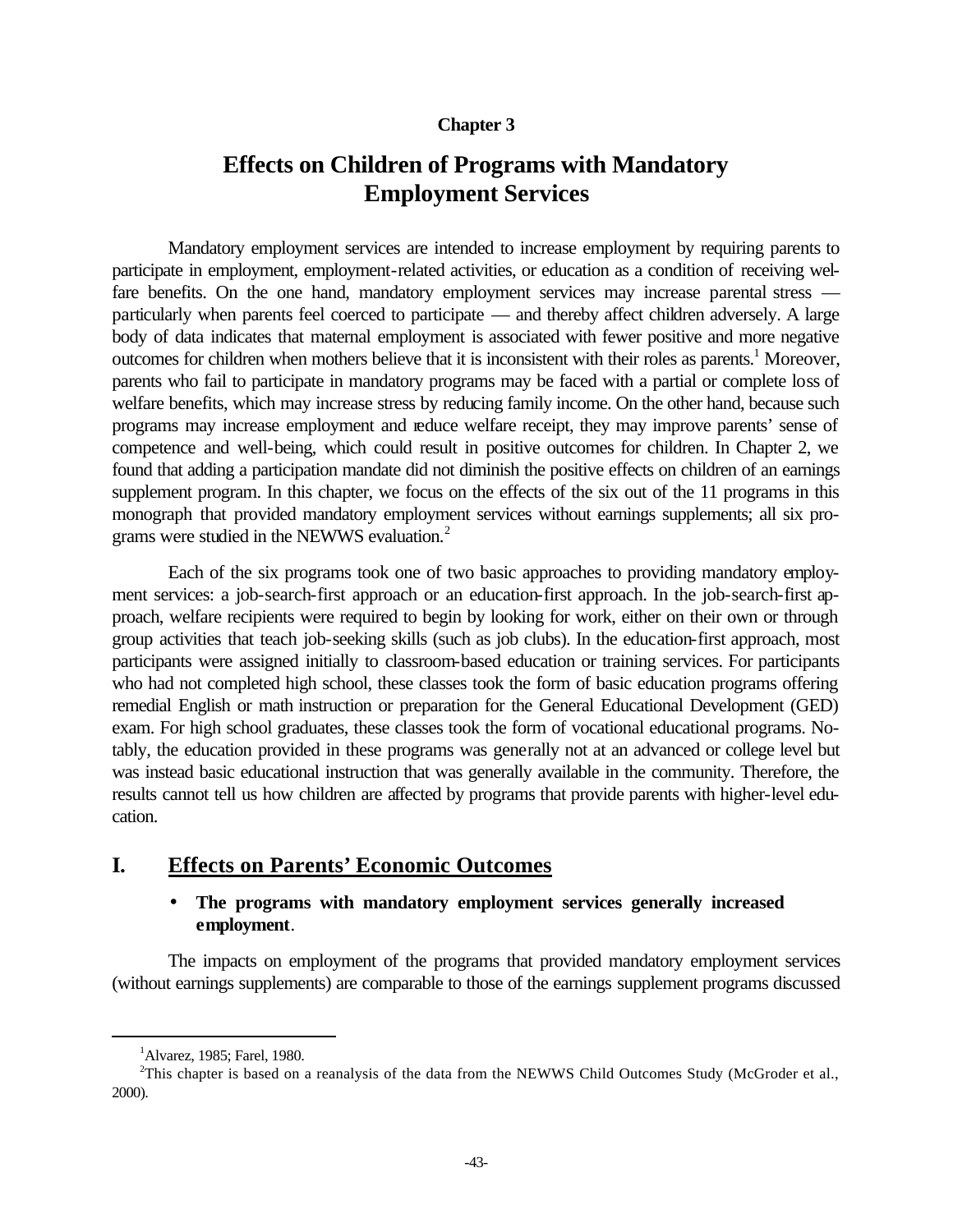**Chapter 3**

# Effects on Children of Programs with Mandatory Employment Services

Mandatory employment services are intended to increase employment by requiring parents to participate in employment, employment-related activities, or education as a condition of receiving welfare benefits. On the one hand, mandatory employment services may increase parental stress — particularly when parents feel coerced to participate — and thereby affect children adversely. A large body of data indicates that maternal employment is associated with fewer positive and more negative outcomes for children when mothers believe that it is inconsistent with their roles as parents.[1] Moreover, parents who fail to participate in mandatory programs may be faced with a partial or complete loss of welfare benefits, which may increase stress by reducing family income. On the other hand, because such programs may increase employment and reduce welfare receipt, they may improve parents' sense of competence and well-being, which could result in positive outcomes for children. In Chapter 2, we found that adding a participation mandate did not diminish the positive effects on children of an earnings supplement program. In this chapter, we focus on the effects of the six out of the 11 programs in this monograph that provided mandatory employment services without earnings supplements; all six programs were studied in the NEWWS evaluation.[2]

Each of the six programs took one of two basic approaches to providing mandatory employment services: a job-search-first approach or an education-first approach. In the job-search-first approach, welfare recipients were required to begin by looking for work, either on their own or through group activities that teach job-seeking skills (such as job clubs). In the education-first approach, most participants were assigned initially to classroom-based education or training services. For participants who had not completed high school, these classes took the form of basic education programs offering remedial English or math instruction or preparation for the General Educational Development (GED) exam. For high school graduates, these classes took the form of vocational educational programs. Notably, the education provided in these programs was generally not at an advanced or college level but was instead basic educational instruction that was generally available in the community. Therefore, the results cannot tell us how children are affected by programs that provide parents with higher-level education.

## I. Effects on Parents' Economic Outcomes

- **The programs with mandatory employment services generally increased employment.**

The impacts on employment of the programs that provided mandatory employment services (without earnings supplements) are comparable to those of the earnings supplement programs discussed

---

[1] Alvarez, 1985; Farel, 1980.

[2] This chapter is based on a reanalysis of the data from the NEWWS Child Outcomes Study (McGroder et al., 2000).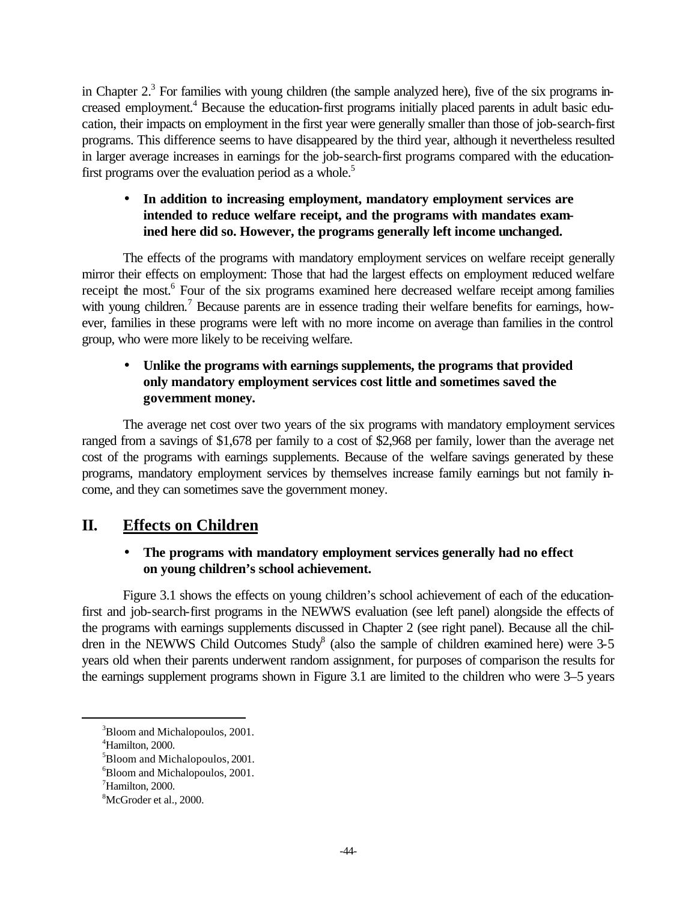in Chapter 2.[3] For families with young children (the sample analyzed here), five of the six programs increased employment.[4] Because the education-first programs initially placed parents in adult basic education, their impacts on employment in the first year were generally smaller than those of job-search-first programs. This difference seems to have disappeared by the third year, although it nevertheless resulted in larger average increases in earnings for the job-search-first programs compared with the education-first programs over the evaluation period as a whole.[5]

- **In addition to increasing employment, mandatory employment services are intended to reduce welfare receipt, and the programs with mandates examined here did so. However, the programs generally left income unchanged.**

The effects of the programs with mandatory employment services on welfare receipt generally mirror their effects on employment: Those that had the largest effects on employment reduced welfare receipt the most.[6] Four of the six programs examined here decreased welfare receipt among families with young children.[7] Because parents are in essence trading their welfare benefits for earnings, however, families in these programs were left with no more income on average than families in the control group, who were more likely to be receiving welfare.

- **Unlike the programs with earnings supplements, the programs that provided only mandatory employment services cost little and sometimes saved the government money.**

The average net cost over two years of the six programs with mandatory employment services ranged from a savings of $1,678 per family to a cost of $2,968 per family, lower than the average net cost of the programs with earnings supplements. Because of the welfare savings generated by these programs, mandatory employment services by themselves increase family earnings but not family income, and they can sometimes save the government money.

## II. Effects on Children

- **The programs with mandatory employment services generally had no effect on young children's school achievement.**

Figure 3.1 shows the effects on young children's school achievement of each of the education-first and job-search-first programs in the NEWWS evaluation (see left panel) alongside the effects of the programs with earnings supplements discussed in Chapter 2 (see right panel). Because all the children in the NEWWS Child Outcomes Study[8] (also the sample of children examined here) were 3-5 years old when their parents underwent random assignment, for purposes of comparison the results for the earnings supplement programs shown in Figure 3.1 are limited to the children who were 3–5 years

---

[3]Bloom and Michalopoulos, 2001.
[4]Hamilton, 2000.
[5]Bloom and Michalopoulos, 2001.
[6]Bloom and Michalopoulos, 2001.
[7]Hamilton, 2000.
[8]McGroder et al., 2000.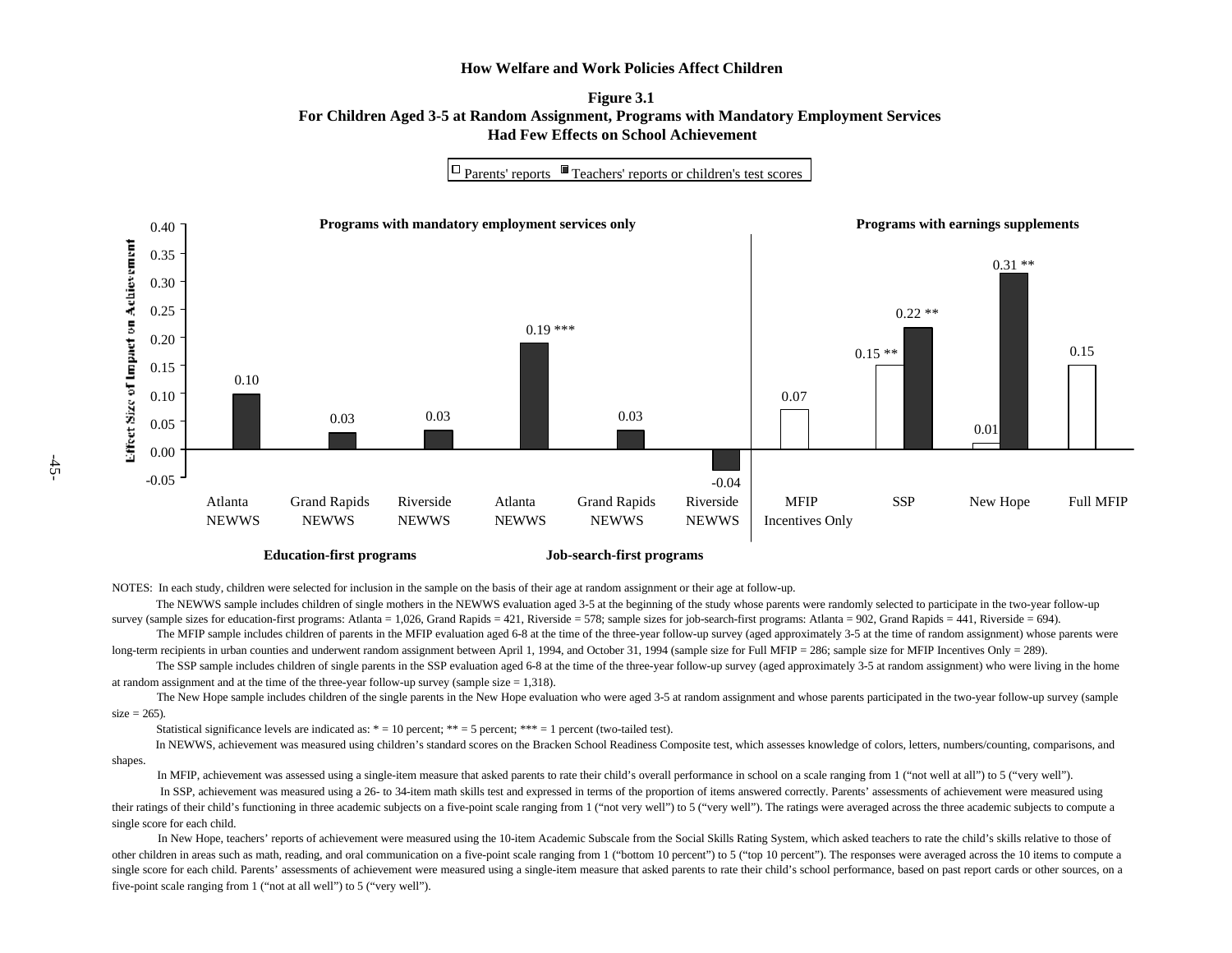## How Welfare and Work Policies Affect Children

### Figure 3.1
### For Children Aged 3-5 at Random Assignment, Programs with Mandatory Employment Services Had Few Effects on School Achievement

□ Parents' reports ■ Teachers' reports or children's test scores

Effect Size of Impact on Achievement

**Programs with mandatory employment services only** | **Programs with earnings supplements**

| Program | Parents' reports | Teachers' reports or children's test scores |
|---|---|---|
| Atlanta NEWWS (Education-first) | | 0.10 |
| Grand Rapids NEWWS (Education-first) | | 0.03 |
| Riverside NEWWS (Education-first) | | 0.03 |
| Atlanta NEWWS (Job-search-first) | | 0.19 *** |
| Grand Rapids NEWWS (Job-search-first) | | 0.03 |
| Riverside NEWWS (Job-search-first) | | -0.04 |
| MFIP Incentives Only | 0.07 | |
| SSP | 0.15 ** | 0.22 ** |
| New Hope | 0.01 | 0.31 ** |
| Full MFIP | 0.15 | |

**Education-first programs** **Job-search-first programs**

NOTES: In each study, children were selected for inclusion in the sample on the basis of their age at random assignment or their age at follow-up.

The NEWWS sample includes children of single mothers in the NEWWS evaluation aged 3-5 at the beginning of the study whose parents were randomly selected to participate in the two-year follow-up survey (sample sizes for education-first programs: Atlanta = 1,026, Grand Rapids = 421, Riverside = 578; sample sizes for job-search-first programs: Atlanta = 902, Grand Rapids = 441, Riverside = 694).

The MFIP sample includes children of parents in the MFIP evaluation aged 6-8 at the time of the three-year follow-up survey (aged approximately 3-5 at the time of random assignment) whose parents were long-term recipients in urban counties and underwent random assignment between April 1, 1994, and October 31, 1994 (sample size for Full MFIP = 286; sample size for MFIP Incentives Only = 289).

The SSP sample includes children of single parents in the SSP evaluation aged 6-8 at the time of the three-year follow-up survey (aged approximately 3-5 at random assignment) who were living in the home at random assignment and at the time of the three-year follow-up survey (sample size = 1,318).

The New Hope sample includes children of the single parents in the New Hope evaluation who were aged 3-5 at random assignment and whose parents participated in the two-year follow-up survey (sample size = 265).

Statistical significance levels are indicated as: * = 10 percent; ** = 5 percent; *** = 1 percent (two-tailed test).

In NEWWS, achievement was measured using children's standard scores on the Bracken School Readiness Composite test, which assesses knowledge of colors, letters, numbers/counting, comparisons, and shapes.

In MFIP, achievement was assessed using a single-item measure that asked parents to rate their child's overall performance in school on a scale ranging from 1 ("not well at all") to 5 ("very well").

In SSP, achievement was measured using a 26- to 34-item math skills test and expressed in terms of the proportion of items answered correctly. Parents' assessments of achievement were measured using their ratings of their child's functioning in three academic subjects on a five-point scale ranging from 1 ("not very well") to 5 ("very well"). The ratings were averaged across the three academic subjects to compute a single score for each child.

In New Hope, teachers' reports of achievement were measured using the 10-item Academic Subscale from the Social Skills Rating System, which asked teachers to rate the child's skills relative to those of other children in areas such as math, reading, and oral communication on a five-point scale ranging from 1 ("bottom 10 percent") to 5 ("top 10 percent"). The responses were averaged across the 10 items to compute a single score for each child. Parents' assessments of achievement were measured using a single-item measure that asked parents to rate their child's school performance, based on past report cards or other sources, on a five-point scale ranging from 1 ("not at all well") to 5 ("very well").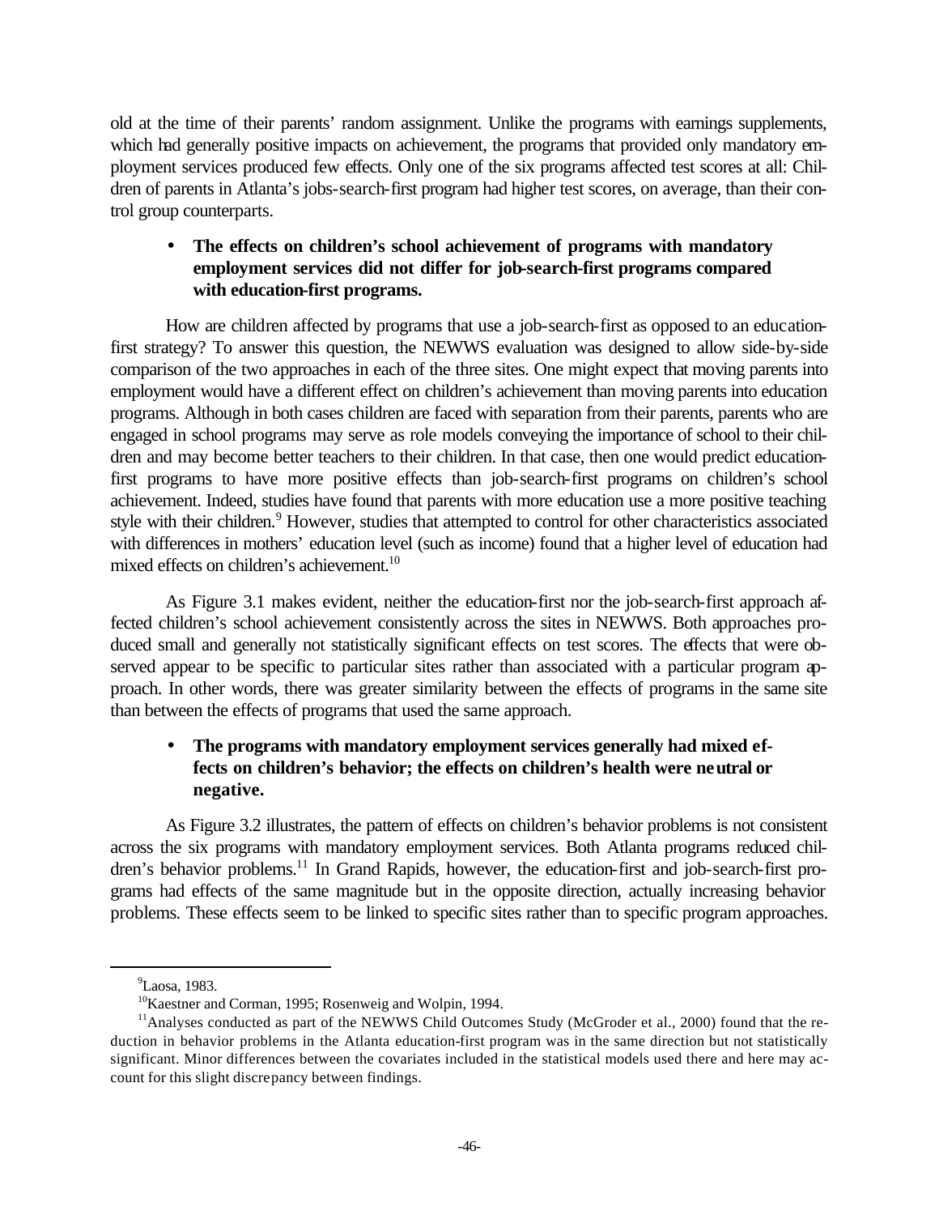old at the time of their parents' random assignment. Unlike the programs with earnings supplements, which had generally positive impacts on achievement, the programs that provided only mandatory employment services produced few effects. Only one of the six programs affected test scores at all: Children of parents in Atlanta's jobs-search-first program had higher test scores, on average, than their control group counterparts.

- **The effects on children's school achievement of programs with mandatory employment services did not differ for job-search-first programs compared with education-first programs.**

How are children affected by programs that use a job-search-first as opposed to an education-first strategy? To answer this question, the NEWWS evaluation was designed to allow side-by-side comparison of the two approaches in each of the three sites. One might expect that moving parents into employment would have a different effect on children's achievement than moving parents into education programs. Although in both cases children are faced with separation from their parents, parents who are engaged in school programs may serve as role models conveying the importance of school to their children and may become better teachers to their children. In that case, then one would predict education-first programs to have more positive effects than job-search-first programs on children's school achievement. Indeed, studies have found that parents with more education use a more positive teaching style with their children.[9] However, studies that attempted to control for other characteristics associated with differences in mothers' education level (such as income) found that a higher level of education had mixed effects on children's achievement.[10]

As Figure 3.1 makes evident, neither the education-first nor the job-search-first approach affected children's school achievement consistently across the sites in NEWWS. Both approaches produced small and generally not statistically significant effects on test scores. The effects that were observed appear to be specific to particular sites rather than associated with a particular program approach. In other words, there was greater similarity between the effects of programs in the same site than between the effects of programs that used the same approach.

- **The programs with mandatory employment services generally had mixed effects on children's behavior; the effects on children's health were neutral or negative.**

As Figure 3.2 illustrates, the pattern of effects on children's behavior problems is not consistent across the six programs with mandatory employment services. Both Atlanta programs reduced children's behavior problems.[11] In Grand Rapids, however, the education-first and job-search-first programs had effects of the same magnitude but in the opposite direction, actually increasing behavior problems. These effects seem to be linked to specific sites rather than to specific program approaches.

---

[9] Laosa, 1983.

[10] Kaestner and Corman, 1995; Rosenweig and Wolpin, 1994.

[11] Analyses conducted as part of the NEWWS Child Outcomes Study (McGroder et al., 2000) found that the reduction in behavior problems in the Atlanta education-first program was in the same direction but not statistically significant. Minor differences between the covariates included in the statistical models used there and here may account for this slight discrepancy between findings.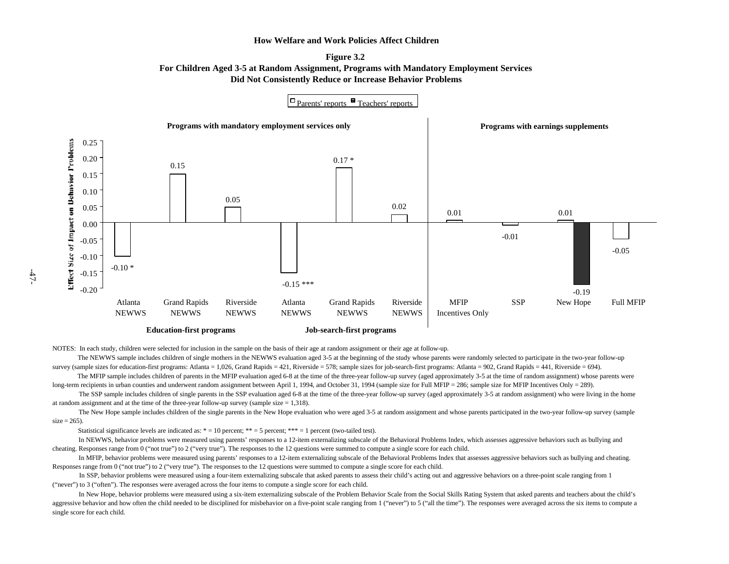**Figure 3.2**
**For Children Aged 3-5 at Random Assignment, Programs with Mandatory Employment Services Did Not Consistently Reduce or Increase Behavior Problems**

Effect Size of Impact on Behavior Problems

| Program | Group | Parents' reports | Teachers' reports |
|---|---|---|---|
| Atlanta NEWWS | Programs with mandatory employment services only — Education-first programs | -0.10 * | |
| Grand Rapids NEWWS | Programs with mandatory employment services only — Education-first programs | 0.15 | |
| Riverside NEWWS | Programs with mandatory employment services only — Education-first programs | 0.05 | |
| Atlanta NEWWS | Programs with mandatory employment services only — Job-search-first programs | -0.15 *** | |
| Grand Rapids NEWWS | Programs with mandatory employment services only — Job-search-first programs | 0.17 * | |
| Riverside NEWWS | Programs with mandatory employment services only — Job-search-first programs | 0.02 | |
| MFIP Incentives Only | Programs with earnings supplements | 0.01 | |
| SSP | Programs with earnings supplements | -0.01 | |
| New Hope | Programs with earnings supplements | 0.01 | -0.19 |
| Full MFIP | Programs with earnings supplements | -0.05 | |

NOTES: In each study, children were selected for inclusion in the sample on the basis of their age at random assignment or their age at follow-up.

The NEWWS sample includes children of single mothers in the NEWWS evaluation aged 3-5 at the beginning of the study whose parents were randomly selected to participate in the two-year follow-up survey (sample sizes for education-first programs: Atlanta = 1,026, Grand Rapids = 421, Riverside = 578; sample sizes for job-search-first programs: Atlanta = 902, Grand Rapids = 441, Riverside = 694).

The MFIP sample includes children of parents in the MFIP evaluation aged 6-8 at the time of the three-year follow-up survey (aged approximately 3-5 at the time of random assignment) whose parents were long-term recipients in urban counties and underwent random assignment between April 1, 1994, and October 31, 1994 (sample size for Full MFIP = 286; sample size for MFIP Incentives Only = 289).

The SSP sample includes children of single parents in the SSP evaluation aged 6-8 at the time of the three-year follow-up survey (aged approximately 3-5 at random assignment) who were living in the home at random assignment and at the time of the three-year follow-up survey (sample size = 1,318).

The New Hope sample includes children of the single parents in the New Hope evaluation who were aged 3-5 at random assignment and whose parents participated in the two-year follow-up survey (sample size = 265).

Statistical significance levels are indicated as: * = 10 percent; ** = 5 percent; *** = 1 percent (two-tailed test).

In NEWWS, behavior problems were measured using parents' responses to a 12-item externalizing subscale of the Behavioral Problems Index, which assesses aggressive behaviors such as bullying and cheating. Responses range from 0 ("not true") to 2 ("very true"). The responses to the 12 questions were summed to compute a single score for each child.

In MFIP, behavior problems were measured using parents' responses to a 12-item externalizing subscale of the Behavioral Problems Index that assesses aggressive behaviors such as bullying and cheating. Responses range from 0 ("not true") to 2 ("very true"). The responses to the 12 questions were summed to compute a single score for each child.

In SSP, behavior problems were measured using a four-item externalizing subscale that asked parents to assess their child's acting out and aggressive behaviors on a three-point scale ranging from 1 ("never") to 3 ("often"). The responses were averaged across the four items to compute a single score for each child.

In New Hope, behavior problems were measured using a six-item externalizing subscale of the Problem Behavior Scale from the Social Skills Rating System that asked parents and teachers about the child's aggressive behavior and how often the child needed to be disciplined for misbehavior on a five-point scale ranging from 1 ("never") to 5 ("all the time"). The responses were averaged across the six items to compute a single score for each child.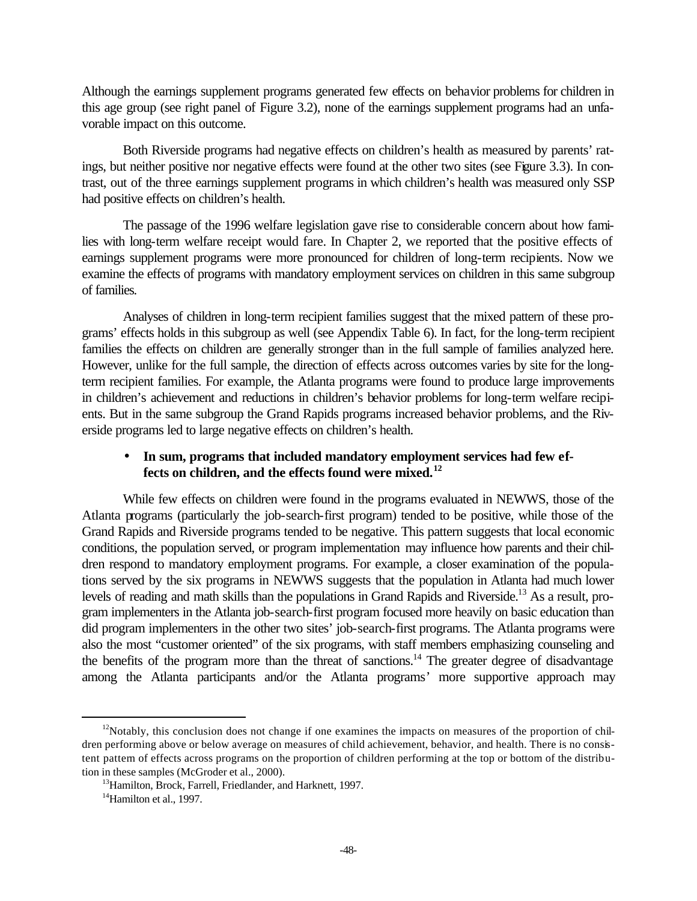Although the earnings supplement programs generated few effects on behavior problems for children in this age group (see right panel of Figure 3.2), none of the earnings supplement programs had an unfavorable impact on this outcome.

Both Riverside programs had negative effects on children's health as measured by parents' ratings, but neither positive nor negative effects were found at the other two sites (see Figure 3.3). In contrast, out of the three earnings supplement programs in which children's health was measured only SSP had positive effects on children's health.

The passage of the 1996 welfare legislation gave rise to considerable concern about how families with long-term welfare receipt would fare. In Chapter 2, we reported that the positive effects of earnings supplement programs were more pronounced for children of long-term recipients. Now we examine the effects of programs with mandatory employment services on children in this same subgroup of families.

Analyses of children in long-term recipient families suggest that the mixed pattern of these programs' effects holds in this subgroup as well (see Appendix Table 6). In fact, for the long-term recipient families the effects on children are generally stronger than in the full sample of families analyzed here. However, unlike for the full sample, the direction of effects across outcomes varies by site for the long-term recipient families. For example, the Atlanta programs were found to produce large improvements in children's achievement and reductions in children's behavior problems for long-term welfare recipients. But in the same subgroup the Grand Rapids programs increased behavior problems, and the Riverside programs led to large negative effects on children's health.

- **In sum, programs that included mandatory employment services had few effects on children, and the effects found were mixed.**[12]

While few effects on children were found in the programs evaluated in NEWWS, those of the Atlanta programs (particularly the job-search-first program) tended to be positive, while those of the Grand Rapids and Riverside programs tended to be negative. This pattern suggests that local economic conditions, the population served, or program implementation may influence how parents and their children respond to mandatory employment programs. For example, a closer examination of the populations served by the six programs in NEWWS suggests that the population in Atlanta had much lower levels of reading and math skills than the populations in Grand Rapids and Riverside.[13] As a result, program implementers in the Atlanta job-search-first program focused more heavily on basic education than did program implementers in the other two sites' job-search-first programs. The Atlanta programs were also the most "customer oriented" of the six programs, with staff members emphasizing counseling and the benefits of the program more than the threat of sanctions.[14] The greater degree of disadvantage among the Atlanta participants and/or the Atlanta programs' more supportive approach may

---

[12]Notably, this conclusion does not change if one examines the impacts on measures of the proportion of children performing above or below average on measures of child achievement, behavior, and health. There is no consistent pattern of effects across programs on the proportion of children performing at the top or bottom of the distribution in these samples (McGroder et al., 2000).

[13]Hamilton, Brock, Farrell, Friedlander, and Harknett, 1997.

[14]Hamilton et al., 1997.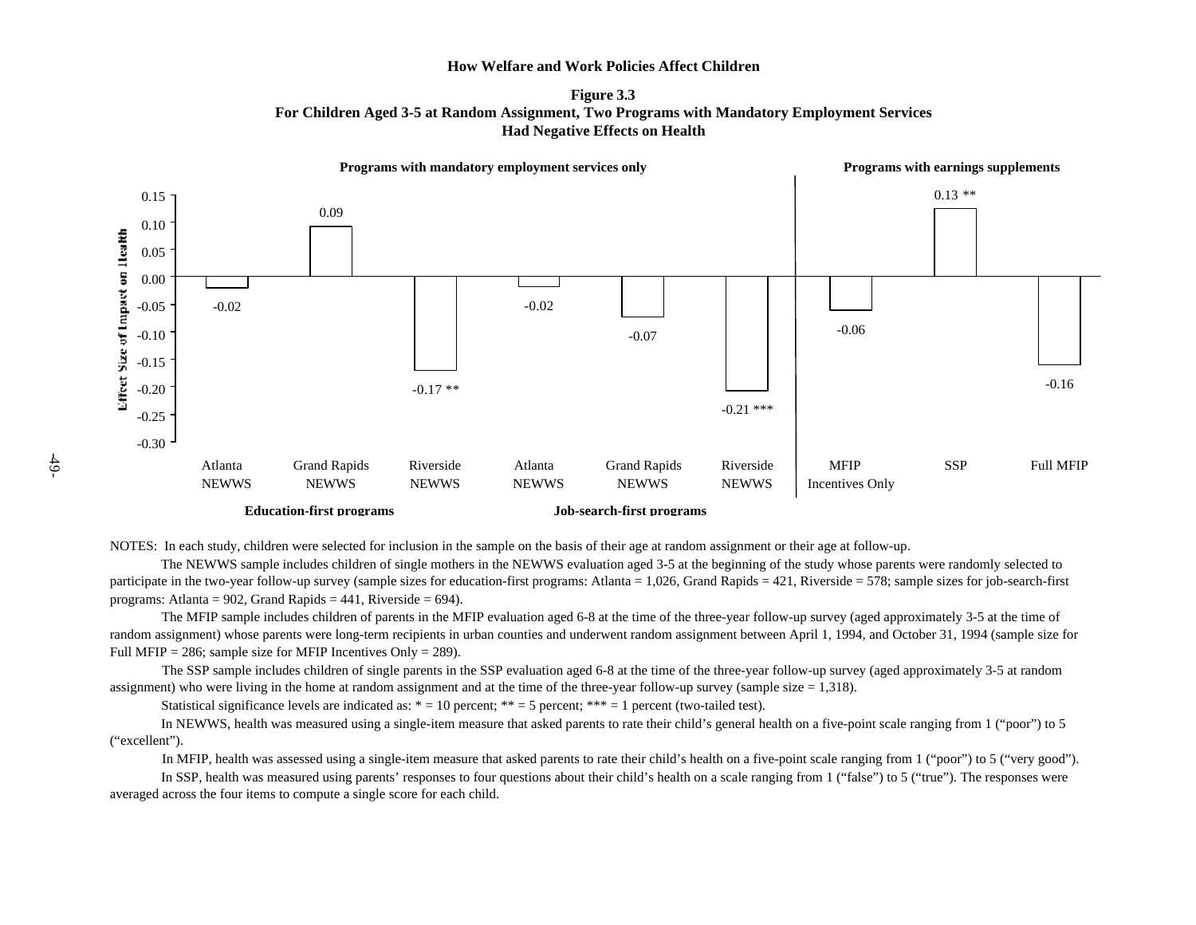**Figure 3.3**
**For Children Aged 3-5 at Random Assignment, Two Programs with Mandatory Employment Services Had Negative Effects on Health**

| | Program | Effect Size of Impact on Health |
|---|---|---|
| **Programs with mandatory employment services only** — Education-first programs | Atlanta NEWWS | -0.02 |
| | Grand Rapids NEWWS | 0.09 |
| | Riverside NEWWS | -0.17 ** |
| **Programs with mandatory employment services only** — Job-search-first programs | Atlanta NEWWS | -0.02 |
| | Grand Rapids NEWWS | -0.07 |
| | Riverside NEWWS | -0.21 *** |
| **Programs with earnings supplements** | MFIP Incentives Only | -0.06 |
| | SSP | 0.13 ** |
| | Full MFIP | -0.16 |

NOTES: In each study, children were selected for inclusion in the sample on the basis of their age at random assignment or their age at follow-up.

The NEWWS sample includes children of single mothers in the NEWWS evaluation aged 3-5 at the beginning of the study whose parents were randomly selected to participate in the two-year follow-up survey (sample sizes for education-first programs: Atlanta = 1,026, Grand Rapids = 421, Riverside = 578; sample sizes for job-search-first programs: Atlanta = 902, Grand Rapids = 441, Riverside = 694).

The MFIP sample includes children of parents in the MFIP evaluation aged 6-8 at the time of the three-year follow-up survey (aged approximately 3-5 at the time of random assignment) whose parents were long-term recipients in urban counties and underwent random assignment between April 1, 1994, and October 31, 1994 (sample size for Full MFIP = 286; sample size for MFIP Incentives Only = 289).

The SSP sample includes children of single parents in the SSP evaluation aged 6-8 at the time of the three-year follow-up survey (aged approximately 3-5 at random assignment) who were living in the home at random assignment and at the time of the three-year follow-up survey (sample size = 1,318).

Statistical significance levels are indicated as: * = 10 percent; ** = 5 percent; *** = 1 percent (two-tailed test).

In NEWWS, health was measured using a single-item measure that asked parents to rate their child's general health on a five-point scale ranging from 1 ("poor") to 5 ("excellent").

In MFIP, health was assessed using a single-item measure that asked parents to rate their child's health on a five-point scale ranging from 1 ("poor") to 5 ("very good").

In SSP, health was measured using parents' responses to four questions about their child's health on a scale ranging from 1 ("false") to 5 ("true"). The responses were averaged across the four items to compute a single score for each child.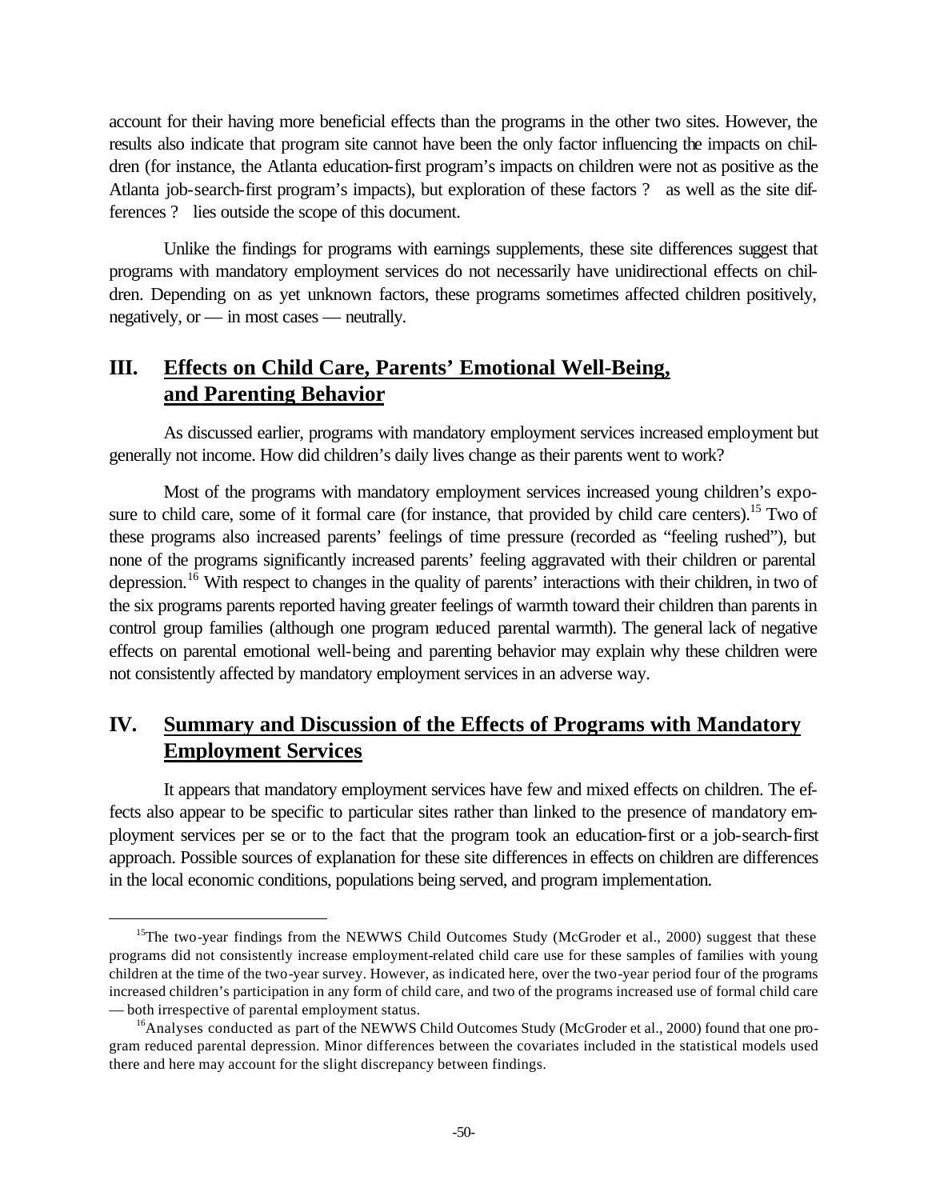account for their having more beneficial effects than the programs in the other two sites. However, the results also indicate that program site cannot have been the only factor influencing the impacts on children (for instance, the Atlanta education-first program's impacts on children were not as positive as the Atlanta job-search-first program's impacts), but exploration of these factors ? as well as the site differences ? lies outside the scope of this document.

Unlike the findings for programs with earnings supplements, these site differences suggest that programs with mandatory employment services do not necessarily have unidirectional effects on children. Depending on as yet unknown factors, these programs sometimes affected children positively, negatively, or — in most cases — neutrally.

## III. Effects on Child Care, Parents' Emotional Well-Being, and Parenting Behavior

As discussed earlier, programs with mandatory employment services increased employment but generally not income. How did children's daily lives change as their parents went to work?

Most of the programs with mandatory employment services increased young children's exposure to child care, some of it formal care (for instance, that provided by child care centers).[15] Two of these programs also increased parents' feelings of time pressure (recorded as "feeling rushed"), but none of the programs significantly increased parents' feeling aggravated with their children or parental depression.[16] With respect to changes in the quality of parents' interactions with their children, in two of the six programs parents reported having greater feelings of warmth toward their children than parents in control group families (although one program reduced parental warmth). The general lack of negative effects on parental emotional well-being and parenting behavior may explain why these children were not consistently affected by mandatory employment services in an adverse way.

## IV. Summary and Discussion of the Effects of Programs with Mandatory Employment Services

It appears that mandatory employment services have few and mixed effects on children. The effects also appear to be specific to particular sites rather than linked to the presence of mandatory employment services per se or to the fact that the program took an education-first or a job-search-first approach. Possible sources of explanation for these site differences in effects on children are differences in the local economic conditions, populations being served, and program implementation.

---

[15]The two-year findings from the NEWWS Child Outcomes Study (McGroder et al., 2000) suggest that these programs did not consistently increase employment-related child care use for these samples of families with young children at the time of the two-year survey. However, as indicated here, over the two-year period four of the programs increased children's participation in any form of child care, and two of the programs increased use of formal child care — both irrespective of parental employment status.

[16]Analyses conducted as part of the NEWWS Child Outcomes Study (McGroder et al., 2000) found that one program reduced parental depression. Minor differences between the covariates included in the statistical models used there and here may account for the slight discrepancy between findings.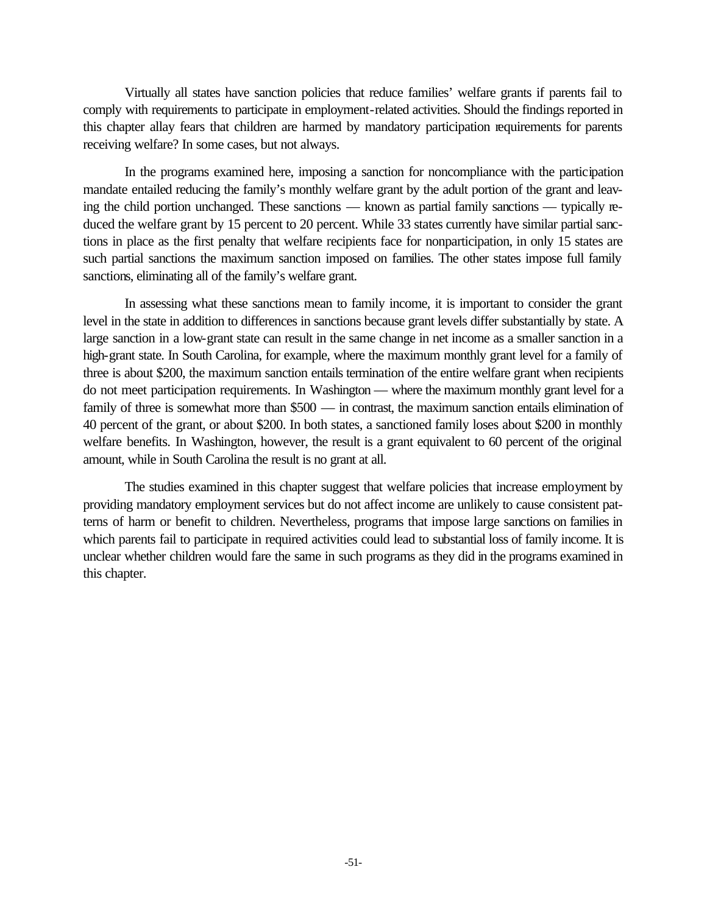Virtually all states have sanction policies that reduce families' welfare grants if parents fail to comply with requirements to participate in employment-related activities. Should the findings reported in this chapter allay fears that children are harmed by mandatory participation requirements for parents receiving welfare? In some cases, but not always.

In the programs examined here, imposing a sanction for noncompliance with the participation mandate entailed reducing the family's monthly welfare grant by the adult portion of the grant and leaving the child portion unchanged. These sanctions — known as partial family sanctions — typically reduced the welfare grant by 15 percent to 20 percent. While 33 states currently have similar partial sanctions in place as the first penalty that welfare recipients face for nonparticipation, in only 15 states are such partial sanctions the maximum sanction imposed on families. The other states impose full family sanctions, eliminating all of the family's welfare grant.

In assessing what these sanctions mean to family income, it is important to consider the grant level in the state in addition to differences in sanctions because grant levels differ substantially by state. A large sanction in a low-grant state can result in the same change in net income as a smaller sanction in a high-grant state. In South Carolina, for example, where the maximum monthly grant level for a family of three is about $200, the maximum sanction entails termination of the entire welfare grant when recipients do not meet participation requirements. In Washington — where the maximum monthly grant level for a family of three is somewhat more than $500 — in contrast, the maximum sanction entails elimination of 40 percent of the grant, or about $200. In both states, a sanctioned family loses about $200 in monthly welfare benefits. In Washington, however, the result is a grant equivalent to 60 percent of the original amount, while in South Carolina the result is no grant at all.

The studies examined in this chapter suggest that welfare policies that increase employment by providing mandatory employment services but do not affect income are unlikely to cause consistent patterns of harm or benefit to children. Nevertheless, programs that impose large sanctions on families in which parents fail to participate in required activities could lead to substantial loss of family income. It is unclear whether children would fare the same in such programs as they did in the programs examined in this chapter.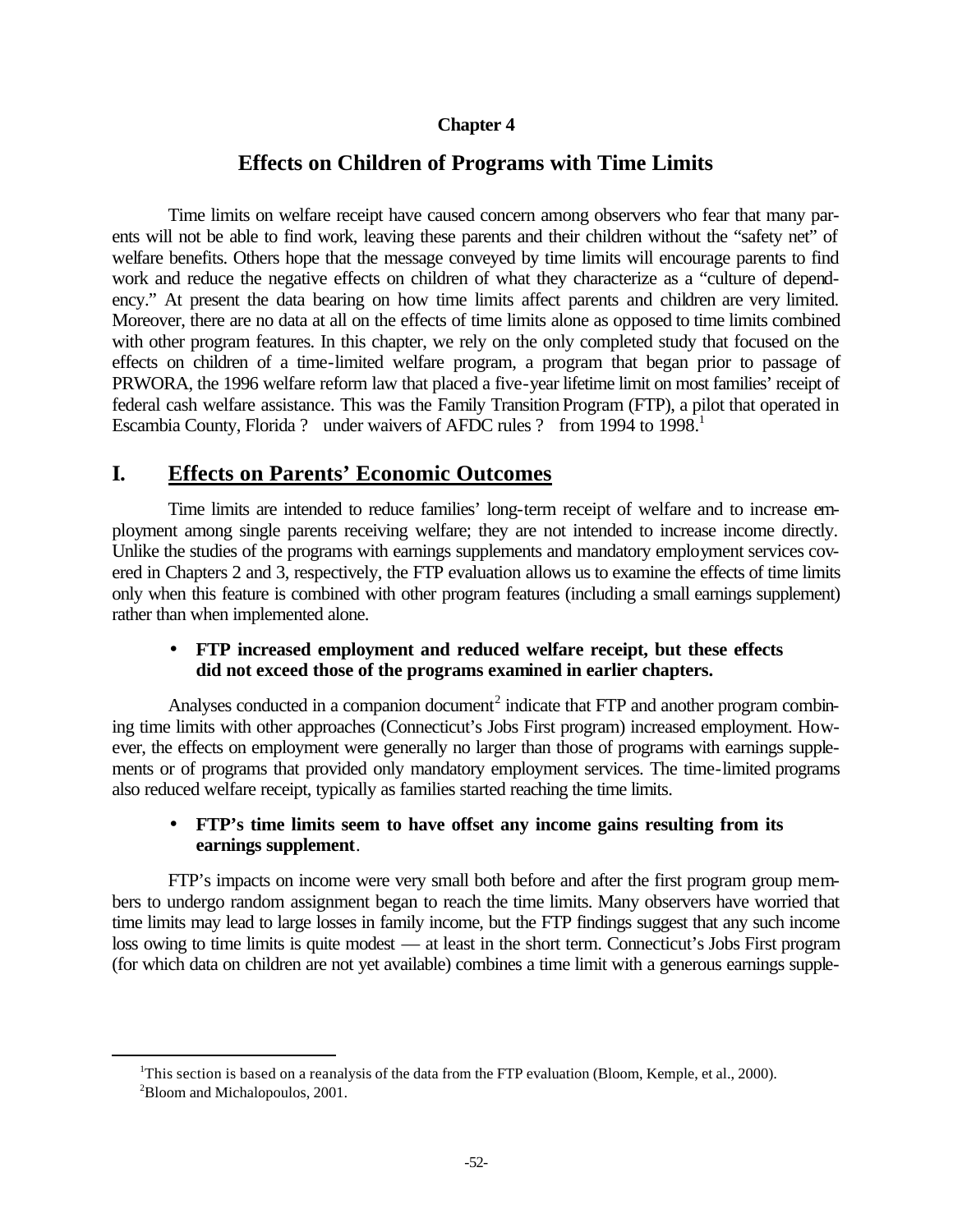**Chapter 4**

# Effects on Children of Programs with Time Limits

Time limits on welfare receipt have caused concern among observers who fear that many parents will not be able to find work, leaving these parents and their children without the "safety net" of welfare benefits. Others hope that the message conveyed by time limits will encourage parents to find work and reduce the negative effects on children of what they characterize as a "culture of dependency." At present the data bearing on how time limits affect parents and children are very limited. Moreover, there are no data at all on the effects of time limits alone as opposed to time limits combined with other program features. In this chapter, we rely on the only completed study that focused on the effects on children of a time-limited welfare program, a program that began prior to passage of PRWORA, the 1996 welfare reform law that placed a five-year lifetime limit on most families' receipt of federal cash welfare assistance. This was the Family Transition Program (FTP), a pilot that operated in Escambia County, Florida ? under waivers of AFDC rules ? from 1994 to 1998.[1]

## I. Effects on Parents' Economic Outcomes

Time limits are intended to reduce families' long-term receipt of welfare and to increase employment among single parents receiving welfare; they are not intended to increase income directly. Unlike the studies of the programs with earnings supplements and mandatory employment services covered in Chapters 2 and 3, respectively, the FTP evaluation allows us to examine the effects of time limits only when this feature is combined with other program features (including a small earnings supplement) rather than when implemented alone.

- **FTP increased employment and reduced welfare receipt, but these effects did not exceed those of the programs examined in earlier chapters.**

Analyses conducted in a companion document[2] indicate that FTP and another program combining time limits with other approaches (Connecticut's Jobs First program) increased employment. However, the effects on employment were generally no larger than those of programs with earnings supplements or of programs that provided only mandatory employment services. The time-limited programs also reduced welfare receipt, typically as families started reaching the time limits.

- **FTP's time limits seem to have offset any income gains resulting from its earnings supplement**.

FTP's impacts on income were very small both before and after the first program group members to undergo random assignment began to reach the time limits. Many observers have worried that time limits may lead to large losses in family income, but the FTP findings suggest that any such income loss owing to time limits is quite modest — at least in the short term. Connecticut's Jobs First program (for which data on children are not yet available) combines a time limit with a generous earnings supple-

---

[1]This section is based on a reanalysis of the data from the FTP evaluation (Bloom, Kemple, et al., 2000).

[2]Bloom and Michalopoulos, 2001.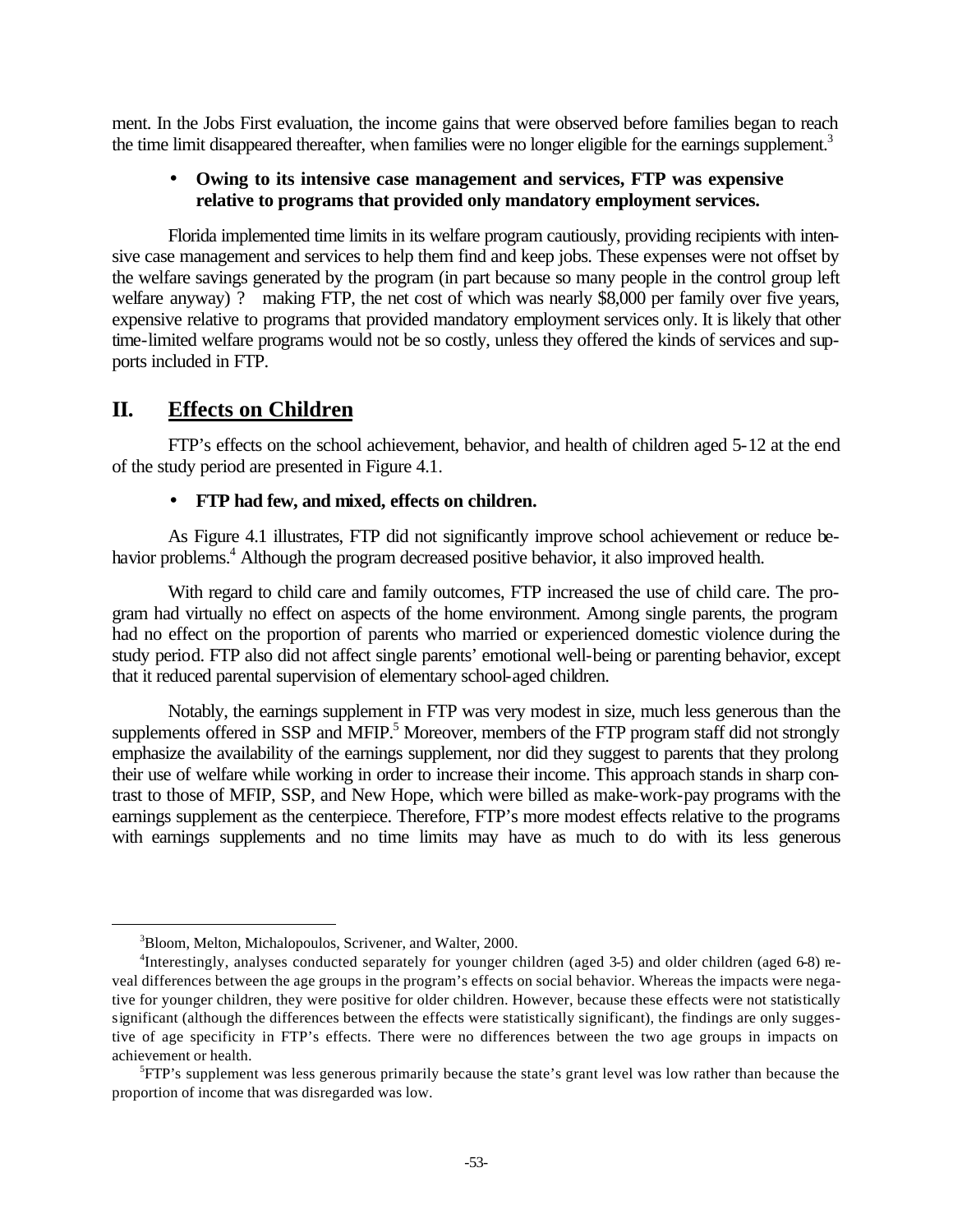ment. In the Jobs First evaluation, the income gains that were observed before families began to reach the time limit disappeared thereafter, when families were no longer eligible for the earnings supplement.[3]

- **Owing to its intensive case management and services, FTP was expensive relative to programs that provided only mandatory employment services.**

Florida implemented time limits in its welfare program cautiously, providing recipients with intensive case management and services to help them find and keep jobs. These expenses were not offset by the welfare savings generated by the program (in part because so many people in the control group left welfare anyway) ? making FTP, the net cost of which was nearly $8,000 per family over five years, expensive relative to programs that provided mandatory employment services only. It is likely that other time-limited welfare programs would not be so costly, unless they offered the kinds of services and supports included in FTP.

## II. Effects on Children

FTP's effects on the school achievement, behavior, and health of children aged 5-12 at the end of the study period are presented in Figure 4.1.

- **FTP had few, and mixed, effects on children.**

As Figure 4.1 illustrates, FTP did not significantly improve school achievement or reduce behavior problems.[4] Although the program decreased positive behavior, it also improved health.

With regard to child care and family outcomes, FTP increased the use of child care. The program had virtually no effect on aspects of the home environment. Among single parents, the program had no effect on the proportion of parents who married or experienced domestic violence during the study period. FTP also did not affect single parents' emotional well-being or parenting behavior, except that it reduced parental supervision of elementary school-aged children.

Notably, the earnings supplement in FTP was very modest in size, much less generous than the supplements offered in SSP and MFIP.[5] Moreover, members of the FTP program staff did not strongly emphasize the availability of the earnings supplement, nor did they suggest to parents that they prolong their use of welfare while working in order to increase their income. This approach stands in sharp contrast to those of MFIP, SSP, and New Hope, which were billed as make-work-pay programs with the earnings supplement as the centerpiece. Therefore, FTP's more modest effects relative to the programs with earnings supplements and no time limits may have as much to do with its less generous

---

[3]Bloom, Melton, Michalopoulos, Scrivener, and Walter, 2000.

[4]Interestingly, analyses conducted separately for younger children (aged 3-5) and older children (aged 6-8) reveal differences between the age groups in the program's effects on social behavior. Whereas the impacts were negative for younger children, they were positive for older children. However, because these effects were not statistically significant (although the differences between the effects were statistically significant), the findings are only suggestive of age specificity in FTP's effects. There were no differences between the two age groups in impacts on achievement or health.

[5]FTP's supplement was less generous primarily because the state's grant level was low rather than because the proportion of income that was disregarded was low.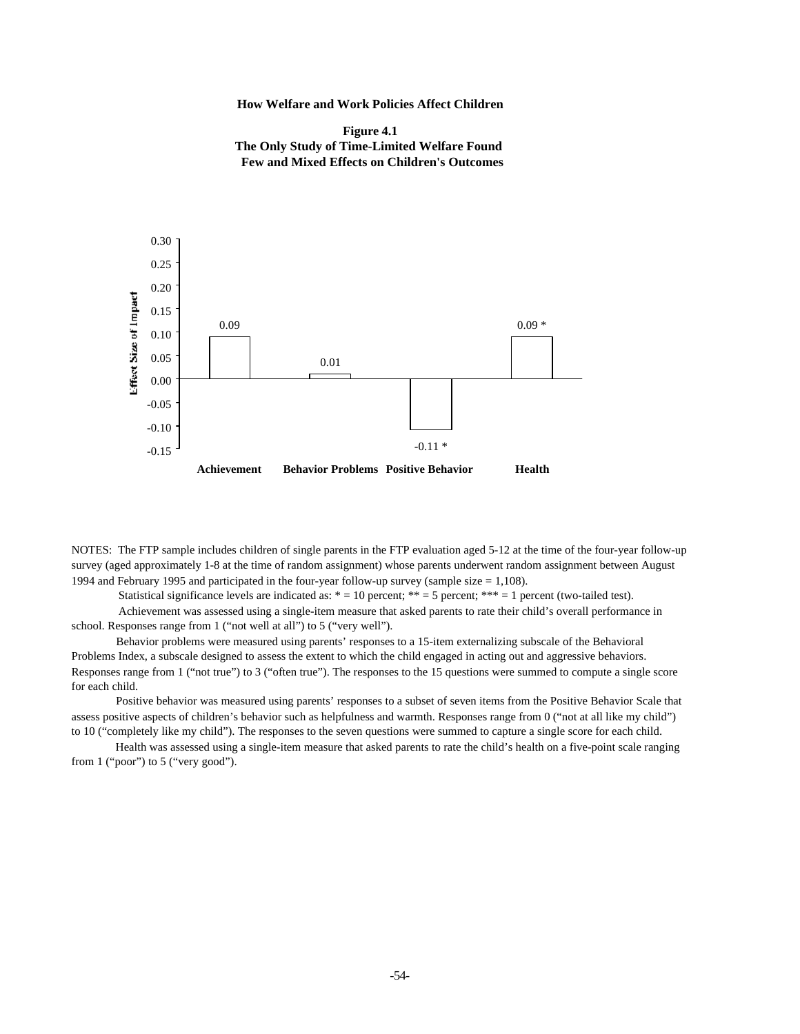**How Welfare and Work Policies Affect Children**

**Figure 4.1**
**The Only Study of Time-Limited Welfare Found Few and Mixed Effects on Children's Outcomes**

| | Achievement | Behavior Problems | Positive Behavior | Health |
|---|---|---|---|---|
| Effect Size of Impact | 0.09 | 0.01 | -0.11 * | 0.09 * |

NOTES: The FTP sample includes children of single parents in the FTP evaluation aged 5-12 at the time of the four-year follow-up survey (aged approximately 1-8 at the time of random assignment) whose parents underwent random assignment between August 1994 and February 1995 and participated in the four-year follow-up survey (sample size = 1,108).

Statistical significance levels are indicated as: * = 10 percent; ** = 5 percent; *** = 1 percent (two-tailed test).

Achievement was assessed using a single-item measure that asked parents to rate their child's overall performance in school. Responses range from 1 ("not well at all") to 5 ("very well").

Behavior problems were measured using parents' responses to a 15-item externalizing subscale of the Behavioral Problems Index, a subscale designed to assess the extent to which the child engaged in acting out and aggressive behaviors. Responses range from 1 ("not true") to 3 ("often true"). The responses to the 15 questions were summed to compute a single score for each child.

Positive behavior was measured using parents' responses to a subset of seven items from the Positive Behavior Scale that assess positive aspects of children's behavior such as helpfulness and warmth. Responses range from 0 ("not at all like my child") to 10 ("completely like my child"). The responses to the seven questions were summed to capture a single score for each child.

Health was assessed using a single-item measure that asked parents to rate the child's health on a five-point scale ranging from 1 ("poor") to 5 ("very good").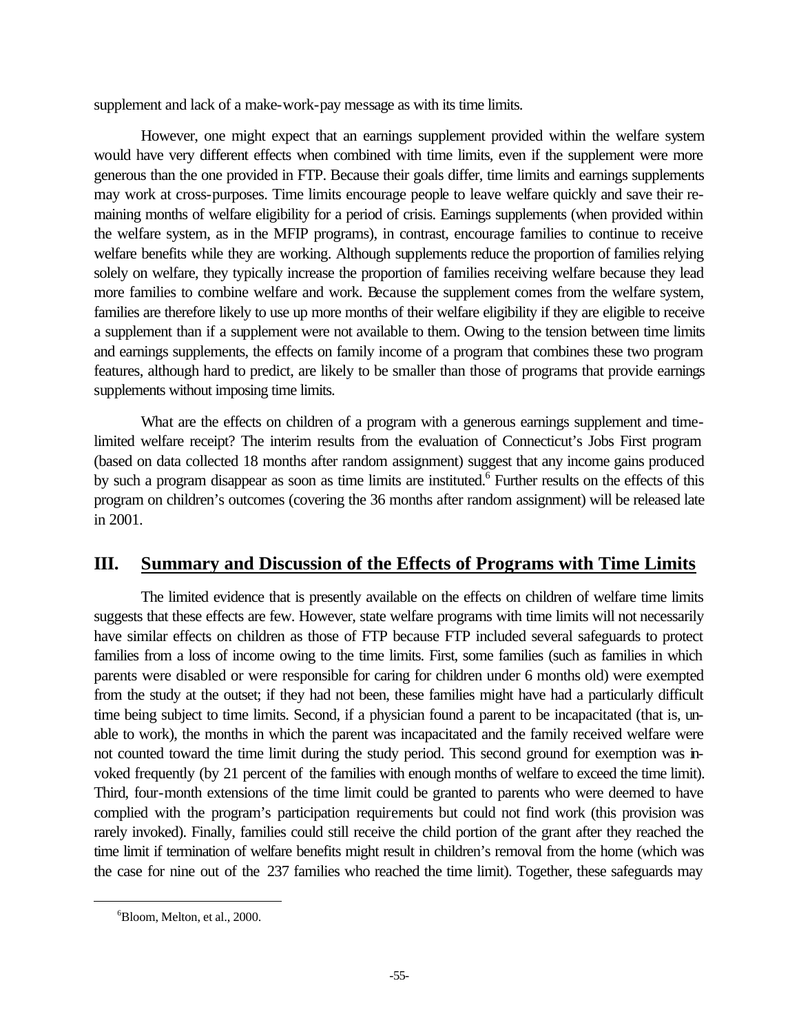supplement and lack of a make-work-pay message as with its time limits.

However, one might expect that an earnings supplement provided within the welfare system would have very different effects when combined with time limits, even if the supplement were more generous than the one provided in FTP. Because their goals differ, time limits and earnings supplements may work at cross-purposes. Time limits encourage people to leave welfare quickly and save their remaining months of welfare eligibility for a period of crisis. Earnings supplements (when provided within the welfare system, as in the MFIP programs), in contrast, encourage families to continue to receive welfare benefits while they are working. Although supplements reduce the proportion of families relying solely on welfare, they typically increase the proportion of families receiving welfare because they lead more families to combine welfare and work. Because the supplement comes from the welfare system, families are therefore likely to use up more months of their welfare eligibility if they are eligible to receive a supplement than if a supplement were not available to them. Owing to the tension between time limits and earnings supplements, the effects on family income of a program that combines these two program features, although hard to predict, are likely to be smaller than those of programs that provide earnings supplements without imposing time limits.

What are the effects on children of a program with a generous earnings supplement and time-limited welfare receipt? The interim results from the evaluation of Connecticut's Jobs First program (based on data collected 18 months after random assignment) suggest that any income gains produced by such a program disappear as soon as time limits are instituted.[6] Further results on the effects of this program on children's outcomes (covering the 36 months after random assignment) will be released late in 2001.

## III. Summary and Discussion of the Effects of Programs with Time Limits

The limited evidence that is presently available on the effects on children of welfare time limits suggests that these effects are few. However, state welfare programs with time limits will not necessarily have similar effects on children as those of FTP because FTP included several safeguards to protect families from a loss of income owing to the time limits. First, some families (such as families in which parents were disabled or were responsible for caring for children under 6 months old) were exempted from the study at the outset; if they had not been, these families might have had a particularly difficult time being subject to time limits. Second, if a physician found a parent to be incapacitated (that is, unable to work), the months in which the parent was incapacitated and the family received welfare were not counted toward the time limit during the study period. This second ground for exemption was invoked frequently (by 21 percent of the families with enough months of welfare to exceed the time limit). Third, four-month extensions of the time limit could be granted to parents who were deemed to have complied with the program's participation requirements but could not find work (this provision was rarely invoked). Finally, families could still receive the child portion of the grant after they reached the time limit if termination of welfare benefits might result in children's removal from the home (which was the case for nine out of the 237 families who reached the time limit). Together, these safeguards may

[6] Bloom, Melton, et al., 2000.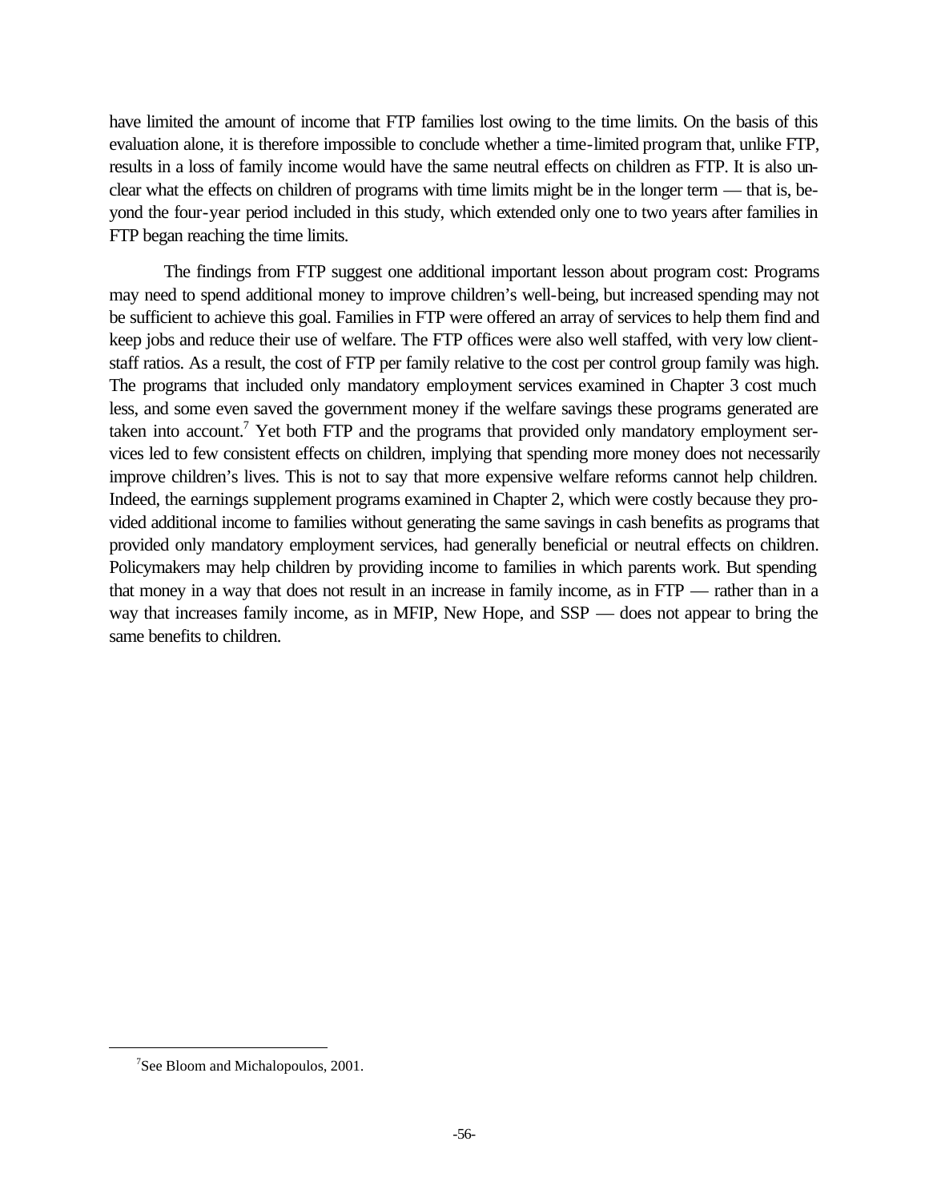have limited the amount of income that FTP families lost owing to the time limits. On the basis of this evaluation alone, it is therefore impossible to conclude whether a time-limited program that, unlike FTP, results in a loss of family income would have the same neutral effects on children as FTP. It is also unclear what the effects on children of programs with time limits might be in the longer term — that is, beyond the four-year period included in this study, which extended only one to two years after families in FTP began reaching the time limits.

The findings from FTP suggest one additional important lesson about program cost: Programs may need to spend additional money to improve children's well-being, but increased spending may not be sufficient to achieve this goal. Families in FTP were offered an array of services to help them find and keep jobs and reduce their use of welfare. The FTP offices were also well staffed, with very low client-staff ratios. As a result, the cost of FTP per family relative to the cost per control group family was high. The programs that included only mandatory employment services examined in Chapter 3 cost much less, and some even saved the government money if the welfare savings these programs generated are taken into account.[7] Yet both FTP and the programs that provided only mandatory employment services led to few consistent effects on children, implying that spending more money does not necessarily improve children's lives. This is not to say that more expensive welfare reforms cannot help children. Indeed, the earnings supplement programs examined in Chapter 2, which were costly because they provided additional income to families without generating the same savings in cash benefits as programs that provided only mandatory employment services, had generally beneficial or neutral effects on children. Policymakers may help children by providing income to families in which parents work. But spending that money in a way that does not result in an increase in family income, as in FTP — rather than in a way that increases family income, as in MFIP, New Hope, and SSP — does not appear to bring the same benefits to children.

---

[7] See Bloom and Michalopoulos, 2001.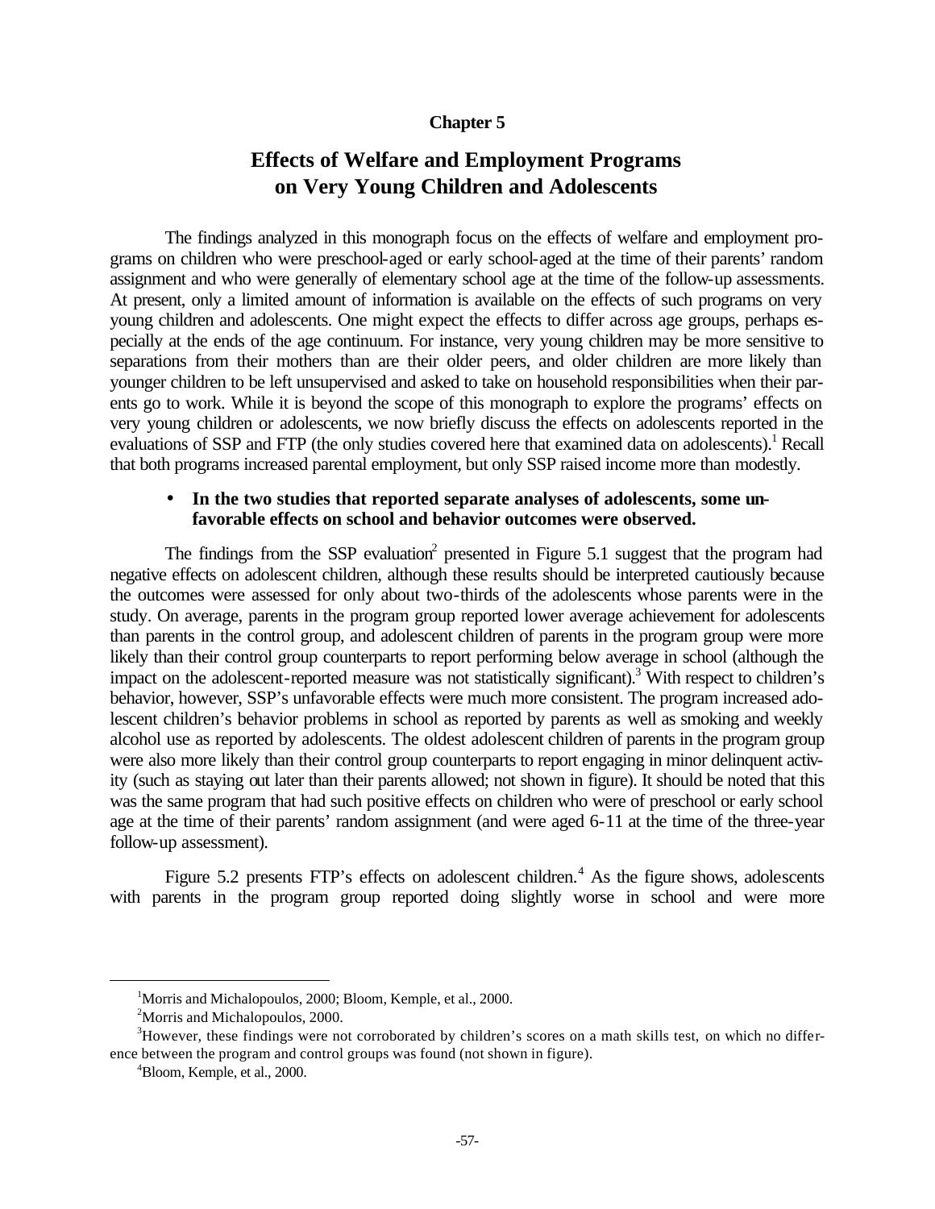**Chapter 5**

# Effects of Welfare and Employment Programs on Very Young Children and Adolescents

The findings analyzed in this monograph focus on the effects of welfare and employment programs on children who were preschool-aged or early school-aged at the time of their parents' random assignment and who were generally of elementary school age at the time of the follow-up assessments. At present, only a limited amount of information is available on the effects of such programs on very young children and adolescents. One might expect the effects to differ across age groups, perhaps especially at the ends of the age continuum. For instance, very young children may be more sensitive to separations from their mothers than are their older peers, and older children are more likely than younger children to be left unsupervised and asked to take on household responsibilities when their parents go to work. While it is beyond the scope of this monograph to explore the programs' effects on very young children or adolescents, we now briefly discuss the effects on adolescents reported in the evaluations of SSP and FTP (the only studies covered here that examined data on adolescents).[1] Recall that both programs increased parental employment, but only SSP raised income more than modestly.

- **In the two studies that reported separate analyses of adolescents, some unfavorable effects on school and behavior outcomes were observed.**

The findings from the SSP evaluation[2] presented in Figure 5.1 suggest that the program had negative effects on adolescent children, although these results should be interpreted cautiously because the outcomes were assessed for only about two-thirds of the adolescents whose parents were in the study. On average, parents in the program group reported lower average achievement for adolescents than parents in the control group, and adolescent children of parents in the program group were more likely than their control group counterparts to report performing below average in school (although the impact on the adolescent-reported measure was not statistically significant).[3] With respect to children's behavior, however, SSP's unfavorable effects were much more consistent. The program increased adolescent children's behavior problems in school as reported by parents as well as smoking and weekly alcohol use as reported by adolescents. The oldest adolescent children of parents in the program group were also more likely than their control group counterparts to report engaging in minor delinquent activity (such as staying out later than their parents allowed; not shown in figure). It should be noted that this was the same program that had such positive effects on children who were of preschool or early school age at the time of their parents' random assignment (and were aged 6-11 at the time of the three-year follow-up assessment).

Figure 5.2 presents FTP's effects on adolescent children.[4] As the figure shows, adolescents with parents in the program group reported doing slightly worse in school and were more

---

[1] Morris and Michalopoulos, 2000; Bloom, Kemple, et al., 2000.

[2] Morris and Michalopoulos, 2000.

[3] However, these findings were not corroborated by children's scores on a math skills test, on which no difference between the program and control groups was found (not shown in figure).

[4] Bloom, Kemple, et al., 2000.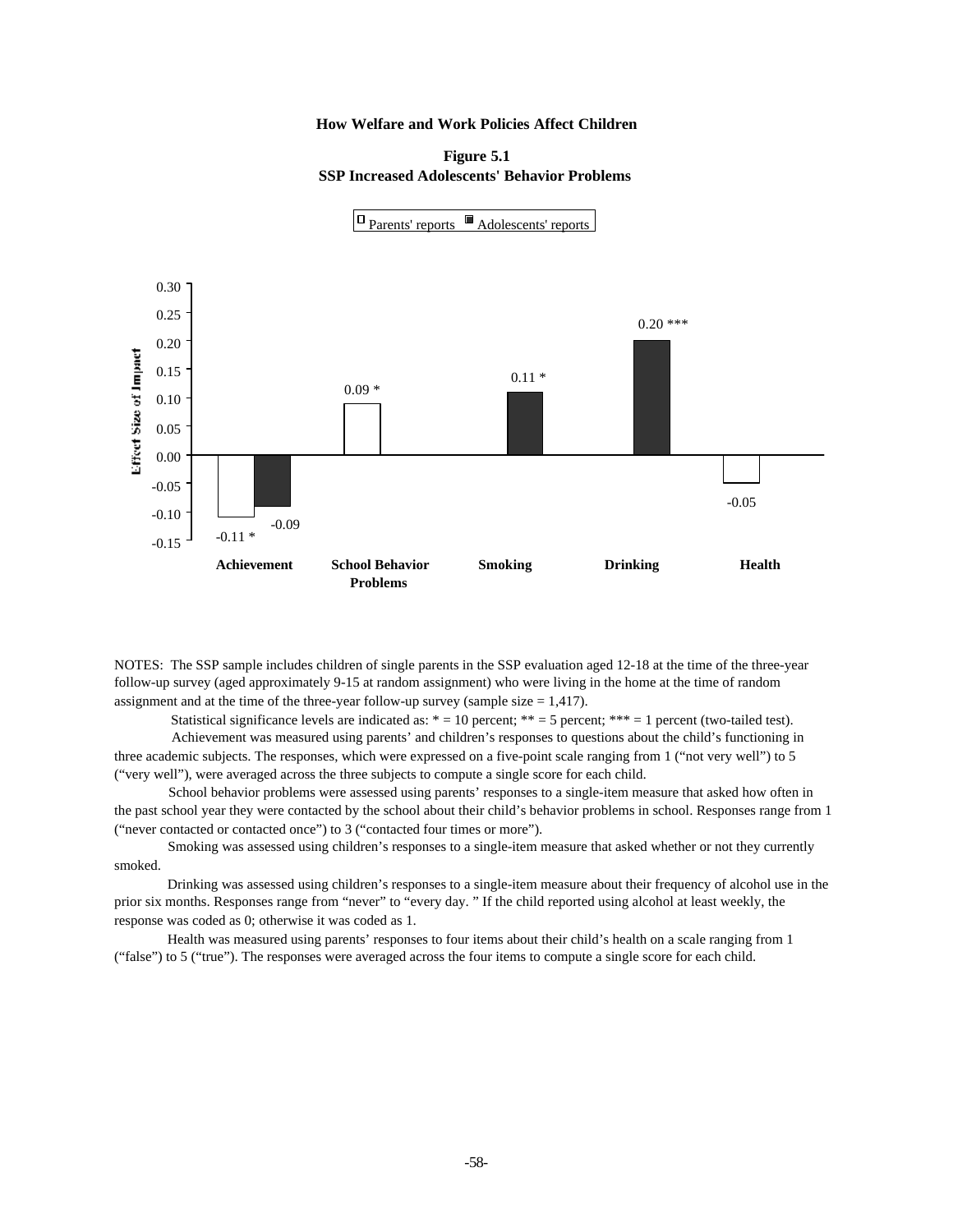**How Welfare and Work Policies Affect Children**

**Figure 5.1**
**SSP Increased Adolescents' Behavior Problems**

| | Parents' reports | Adolescents' reports |
|---|---|---|
| Achievement | -0.11 * | -0.09 |
| School Behavior Problems | 0.09 * | |
| Smoking | | 0.11 * |
| Drinking | | 0.20 *** |
| Health | -0.05 | |

NOTES: The SSP sample includes children of single parents in the SSP evaluation aged 12-18 at the time of the three-year follow-up survey (aged approximately 9-15 at random assignment) who were living in the home at the time of random assignment and at the time of the three-year follow-up survey (sample size = 1,417).

Statistical significance levels are indicated as: * = 10 percent; ** = 5 percent; *** = 1 percent (two-tailed test).

Achievement was measured using parents' and children's responses to questions about the child's functioning in three academic subjects. The responses, which were expressed on a five-point scale ranging from 1 ("not very well") to 5 ("very well"), were averaged across the three subjects to compute a single score for each child.

School behavior problems were assessed using parents' responses to a single-item measure that asked how often in the past school year they were contacted by the school about their child's behavior problems in school. Responses range from 1 ("never contacted or contacted once") to 3 ("contacted four times or more").

Smoking was assessed using children's responses to a single-item measure that asked whether or not they currently smoked.

Drinking was assessed using children's responses to a single-item measure about their frequency of alcohol use in the prior six months. Responses range from "never" to "every day. " If the child reported using alcohol at least weekly, the response was coded as 0; otherwise it was coded as 1.

Health was measured using parents' responses to four items about their child's health on a scale ranging from 1 ("false") to 5 ("true"). The responses were averaged across the four items to compute a single score for each child.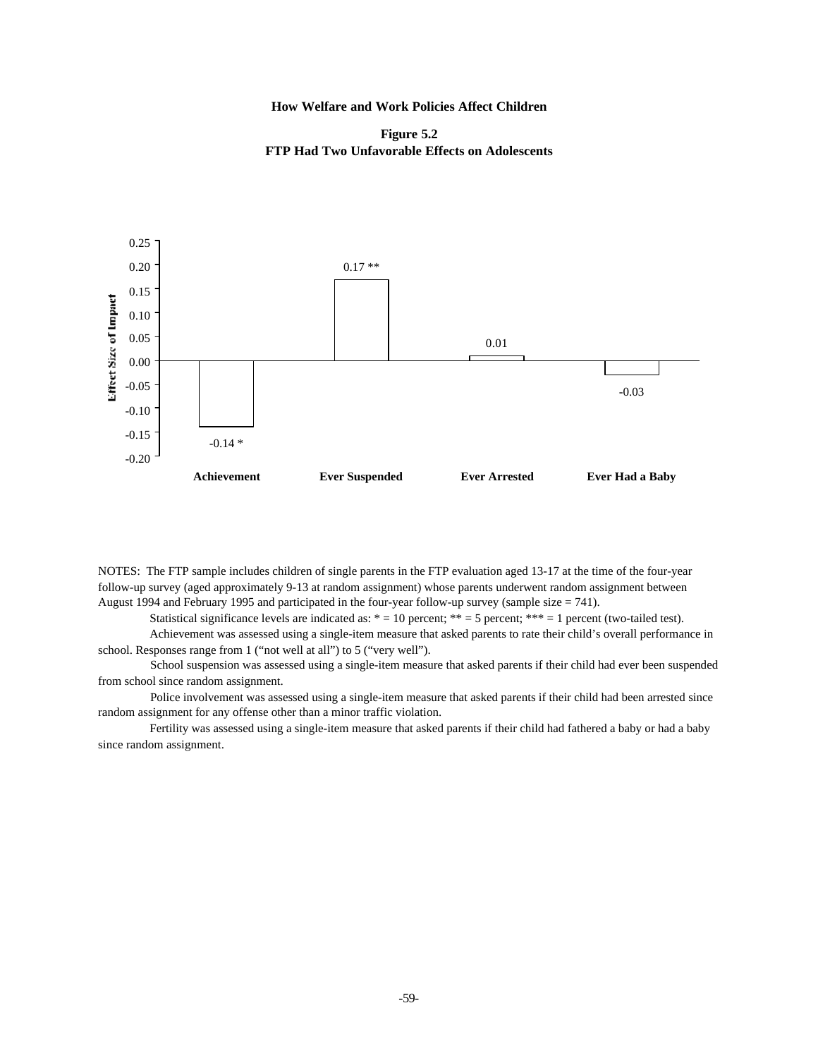**How Welfare and Work Policies Affect Children**

**Figure 5.2**
**FTP Had Two Unfavorable Effects on Adolescents**

| | Achievement | Ever Suspended | Ever Arrested | Ever Had a Baby |
|---|---|---|---|---|
| Effect Size of Impact | -0.14 * | 0.17 ** | 0.01 | -0.03 |

NOTES: The FTP sample includes children of single parents in the FTP evaluation aged 13-17 at the time of the four-year follow-up survey (aged approximately 9-13 at random assignment) whose parents underwent random assignment between August 1994 and February 1995 and participated in the four-year follow-up survey (sample size = 741).

Statistical significance levels are indicated as: * = 10 percent; ** = 5 percent; *** = 1 percent (two-tailed test).

Achievement was assessed using a single-item measure that asked parents to rate their child's overall performance in school. Responses range from 1 ("not well at all") to 5 ("very well").

School suspension was assessed using a single-item measure that asked parents if their child had ever been suspended from school since random assignment.

Police involvement was assessed using a single-item measure that asked parents if their child had been arrested since random assignment for any offense other than a minor traffic violation.

Fertility was assessed using a single-item measure that asked parents if their child had fathered a baby or had a baby since random assignment.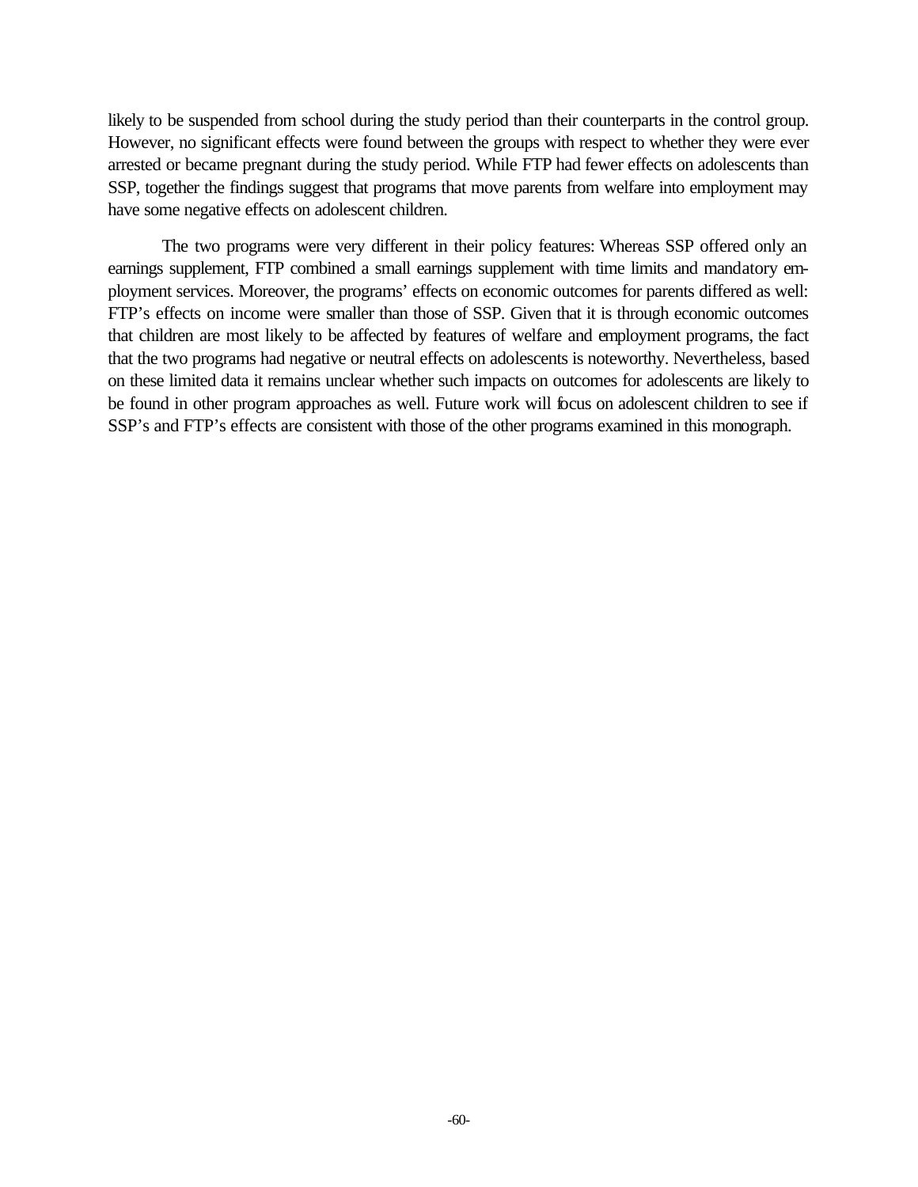likely to be suspended from school during the study period than their counterparts in the control group. However, no significant effects were found between the groups with respect to whether they were ever arrested or became pregnant during the study period. While FTP had fewer effects on adolescents than SSP, together the findings suggest that programs that move parents from welfare into employment may have some negative effects on adolescent children.

The two programs were very different in their policy features: Whereas SSP offered only an earnings supplement, FTP combined a small earnings supplement with time limits and mandatory employment services. Moreover, the programs' effects on economic outcomes for parents differed as well: FTP's effects on income were smaller than those of SSP. Given that it is through economic outcomes that children are most likely to be affected by features of welfare and employment programs, the fact that the two programs had negative or neutral effects on adolescents is noteworthy. Nevertheless, based on these limited data it remains unclear whether such impacts on outcomes for adolescents are likely to be found in other program approaches as well. Future work will focus on adolescent children to see if SSP's and FTP's effects are consistent with those of the other programs examined in this monograph.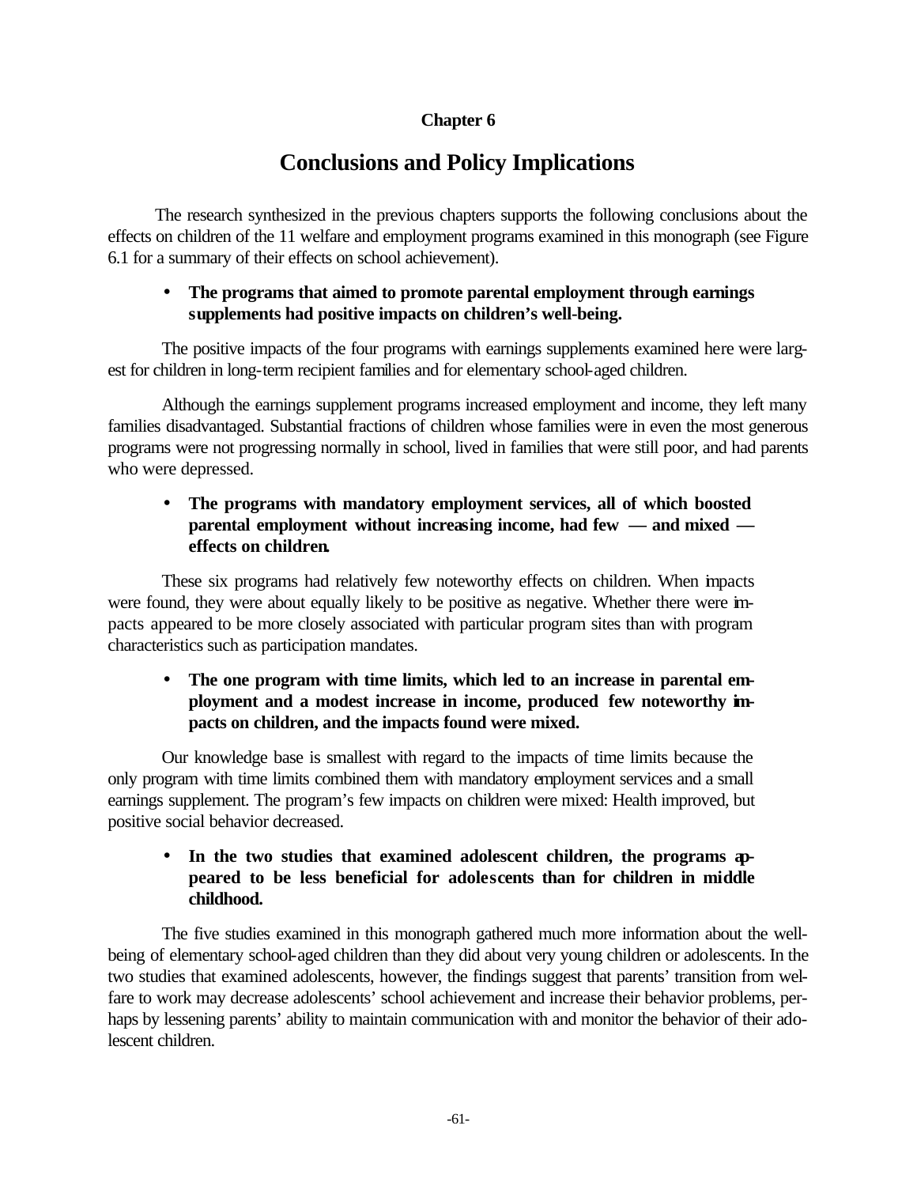# Chapter 6

## Conclusions and Policy Implications

The research synthesized in the previous chapters supports the following conclusions about the effects on children of the 11 welfare and employment programs examined in this monograph (see Figure 6.1 for a summary of their effects on school achievement).

- **The programs that aimed to promote parental employment through earnings supplements had positive impacts on children's well-being.**

The positive impacts of the four programs with earnings supplements examined here were largest for children in long-term recipient families and for elementary school-aged children.

Although the earnings supplement programs increased employment and income, they left many families disadvantaged. Substantial fractions of children whose families were in even the most generous programs were not progressing normally in school, lived in families that were still poor, and had parents who were depressed.

- **The programs with mandatory employment services, all of which boosted parental employment without increasing income, had few — and mixed — effects on children.**

These six programs had relatively few noteworthy effects on children. When impacts were found, they were about equally likely to be positive as negative. Whether there were impacts appeared to be more closely associated with particular program sites than with program characteristics such as participation mandates.

- **The one program with time limits, which led to an increase in parental employment and a modest increase in income, produced few noteworthy impacts on children, and the impacts found were mixed.**

Our knowledge base is smallest with regard to the impacts of time limits because the only program with time limits combined them with mandatory employment services and a small earnings supplement. The program's few impacts on children were mixed: Health improved, but positive social behavior decreased.

- **In the two studies that examined adolescent children, the programs appeared to be less beneficial for adolescents than for children in middle childhood.**

The five studies examined in this monograph gathered much more information about the well-being of elementary school-aged children than they did about very young children or adolescents. In the two studies that examined adolescents, however, the findings suggest that parents' transition from welfare to work may decrease adolescents' school achievement and increase their behavior problems, perhaps by lessening parents' ability to maintain communication with and monitor the behavior of their adolescent children.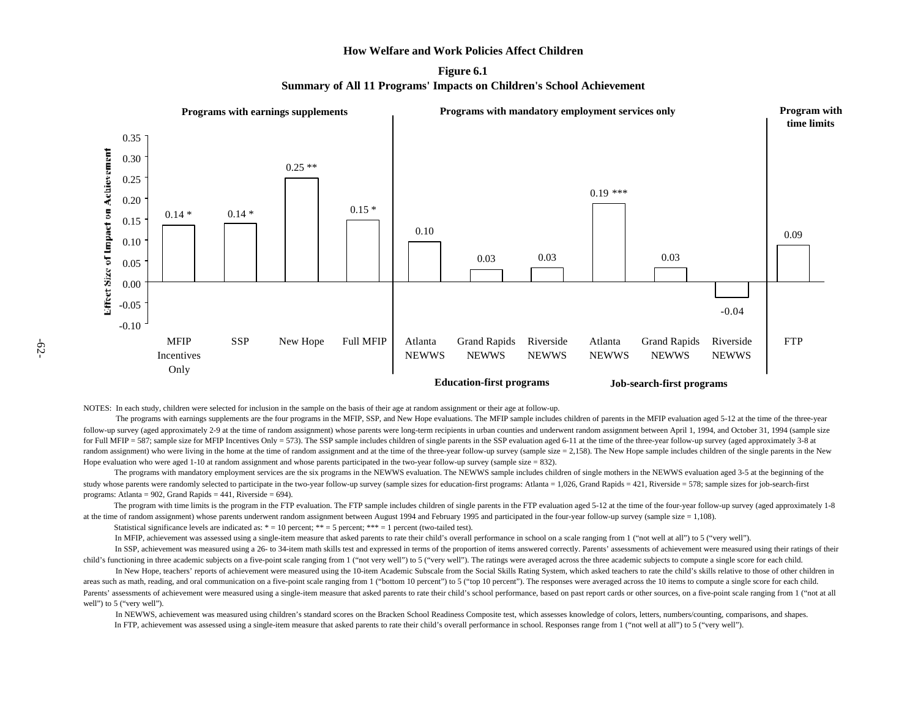**How Welfare and Work Policies Affect Children**

**Figure 6.1**

**Summary of All 11 Programs' Impacts on Children's School Achievement**

| Program group | Program | Effect Size of Impact on Achievement |
|---|---|---|
| Programs with earnings supplements | MFIP Incentives Only | 0.14 * |
| Programs with earnings supplements | SSP | 0.14 * |
| Programs with earnings supplements | New Hope | 0.25 ** |
| Programs with earnings supplements | Full MFIP | 0.15 * |
| Programs with mandatory employment services only (Education-first programs) | Atlanta NEWWS | 0.10 |
| Programs with mandatory employment services only (Education-first programs) | Grand Rapids NEWWS | 0.03 |
| Programs with mandatory employment services only (Education-first programs) | Riverside NEWWS | 0.03 |
| Programs with mandatory employment services only (Job-search-first programs) | Atlanta NEWWS | 0.19 *** |
| Programs with mandatory employment services only (Job-search-first programs) | Grand Rapids NEWWS | 0.03 |
| Programs with mandatory employment services only (Job-search-first programs) | Riverside NEWWS | -0.04 |
| Program with time limits | FTP | 0.09 |

NOTES: In each study, children were selected for inclusion in the sample on the basis of their age at random assignment or their age at follow-up.

The programs with earnings supplements are the four programs in the MFIP, SSP, and New Hope evaluations. The MFIP sample includes children of parents in the MFIP evaluation aged 5-12 at the time of the three-year follow-up survey (aged approximately 2-9 at the time of random assignment) whose parents were long-term recipients in urban counties and underwent random assignment between April 1, 1994, and October 31, 1994 (sample size for Full MFIP = 587; sample size for MFIP Incentives Only = 573). The SSP sample includes children of single parents in the SSP evaluation aged 6-11 at the time of the three-year follow-up survey (aged approximately 3-8 at random assignment) who were living in the home at the time of random assignment and at the time of the three-year follow-up survey (sample size = 2,158). The New Hope sample includes children of the single parents in the New Hope evaluation who were aged 1-10 at random assignment and whose parents participated in the two-year follow-up survey (sample size = 832).

The programs with mandatory employment services are the six programs in the NEWWS evaluation. The NEWWS sample includes children of single mothers in the NEWWS evaluation aged 3-5 at the beginning of the study whose parents were randomly selected to participate in the two-year follow-up survey (sample sizes for education-first programs: Atlanta = 1,026, Grand Rapids = 421, Riverside = 578; sample sizes for job-search-first programs: Atlanta = 902, Grand Rapids = 441, Riverside = 694).

The program with time limits is the program in the FTP evaluation. The FTP sample includes children of single parents in the FTP evaluation aged 5-12 at the time of the four-year follow-up survey (aged approximately 1-8 at the time of random assignment) whose parents underwent random assignment between August 1994 and February 1995 and participated in the four-year follow-up survey (sample size = 1,108).

Statistical significance levels are indicated as: * = 10 percent; ** = 5 percent; *** = 1 percent (two-tailed test).

In MFIP, achievement was assessed using a single-item measure that asked parents to rate their child's overall performance in school on a scale ranging from 1 ("not well at all") to 5 ("very well").

In SSP, achievement was measured using a 26- to 34-item math skills test and expressed in terms of the proportion of items answered correctly. Parents' assessments of achievement were measured using their ratings of their child's functioning in three academic subjects on a five-point scale ranging from 1 ("not very well") to 5 ("very well"). The ratings were averaged across the three academic subjects to compute a single score for each child.

In New Hope, teachers' reports of achievement were measured using the 10-item Academic Subscale from the Social Skills Rating System, which asked teachers to rate the child's skills relative to those of other children in areas such as math, reading, and oral communication on a five-point scale ranging from 1 ("bottom 10 percent") to 5 ("top 10 percent"). The responses were averaged across the 10 items to compute a single score for each child. Parents' assessments of achievement were measured using a single-item measure that asked parents to rate their child's school performance, based on past report cards or other sources, on a five-point scale ranging from 1 ("not at all well") to 5 ("very well").

In NEWWS, achievement was measured using children's standard scores on the Bracken School Readiness Composite test, which assesses knowledge of colors, letters, numbers/counting, comparisons, and shapes.

In FTP, achievement was assessed using a single-item measure that asked parents to rate their child's overall performance in school. Responses range from 1 ("not well at all") to 5 ("very well").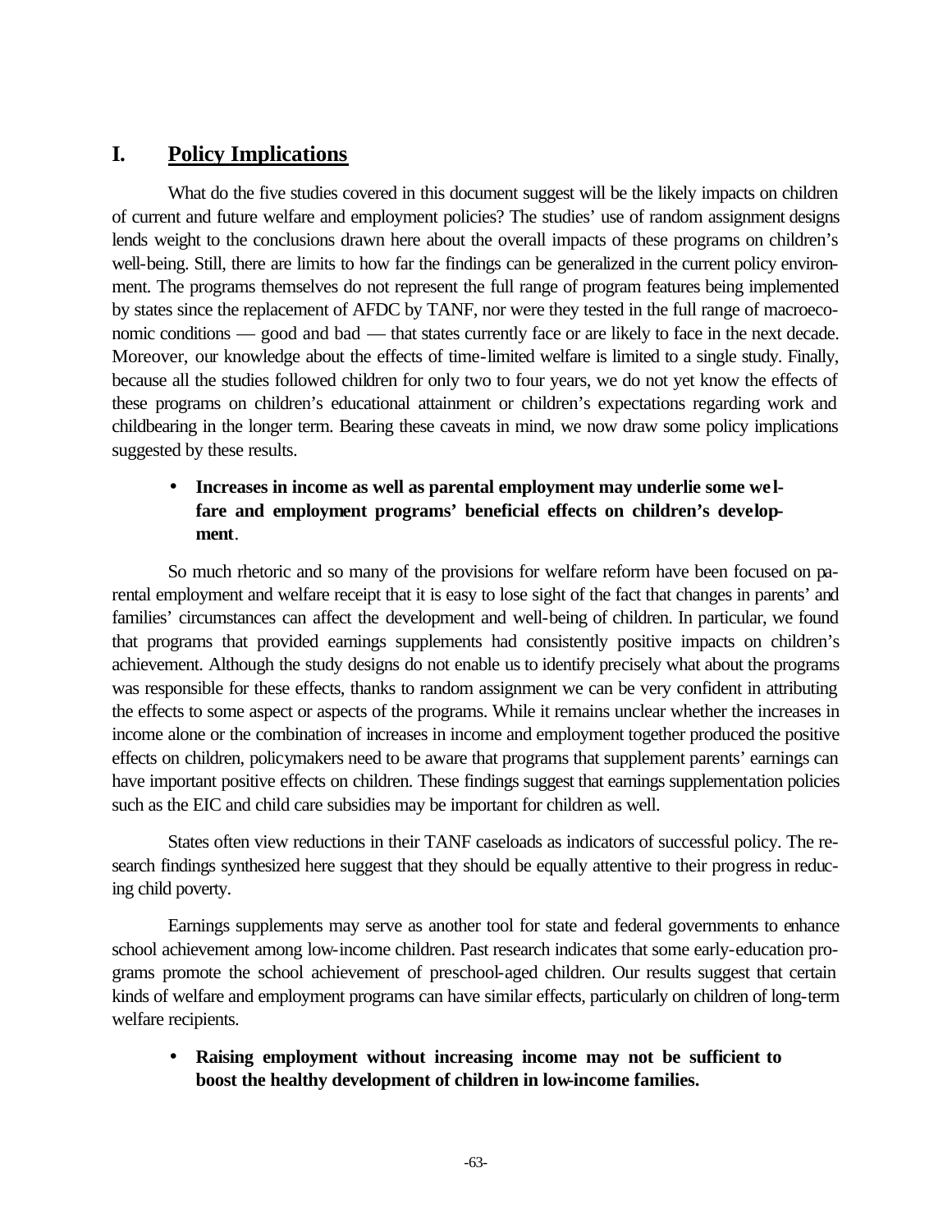## I. Policy Implications

What do the five studies covered in this document suggest will be the likely impacts on children of current and future welfare and employment policies? The studies' use of random assignment designs lends weight to the conclusions drawn here about the overall impacts of these programs on children's well-being. Still, there are limits to how far the findings can be generalized in the current policy environment. The programs themselves do not represent the full range of program features being implemented by states since the replacement of AFDC by TANF, nor were they tested in the full range of macroeconomic conditions — good and bad — that states currently face or are likely to face in the next decade. Moreover, our knowledge about the effects of time-limited welfare is limited to a single study. Finally, because all the studies followed children for only two to four years, we do not yet know the effects of these programs on children's educational attainment or children's expectations regarding work and childbearing in the longer term. Bearing these caveats in mind, we now draw some policy implications suggested by these results.

- **Increases in income as well as parental employment may underlie some welfare and employment programs' beneficial effects on children's development**.

So much rhetoric and so many of the provisions for welfare reform have been focused on parental employment and welfare receipt that it is easy to lose sight of the fact that changes in parents' and families' circumstances can affect the development and well-being of children. In particular, we found that programs that provided earnings supplements had consistently positive impacts on children's achievement. Although the study designs do not enable us to identify precisely what about the programs was responsible for these effects, thanks to random assignment we can be very confident in attributing the effects to some aspect or aspects of the programs. While it remains unclear whether the increases in income alone or the combination of increases in income and employment together produced the positive effects on children, policymakers need to be aware that programs that supplement parents' earnings can have important positive effects on children. These findings suggest that earnings supplementation policies such as the EIC and child care subsidies may be important for children as well.

States often view reductions in their TANF caseloads as indicators of successful policy. The research findings synthesized here suggest that they should be equally attentive to their progress in reducing child poverty.

Earnings supplements may serve as another tool for state and federal governments to enhance school achievement among low-income children. Past research indicates that some early-education programs promote the school achievement of preschool-aged children. Our results suggest that certain kinds of welfare and employment programs can have similar effects, particularly on children of long-term welfare recipients.

- **Raising employment without increasing income may not be sufficient to boost the healthy development of children in low-income families.**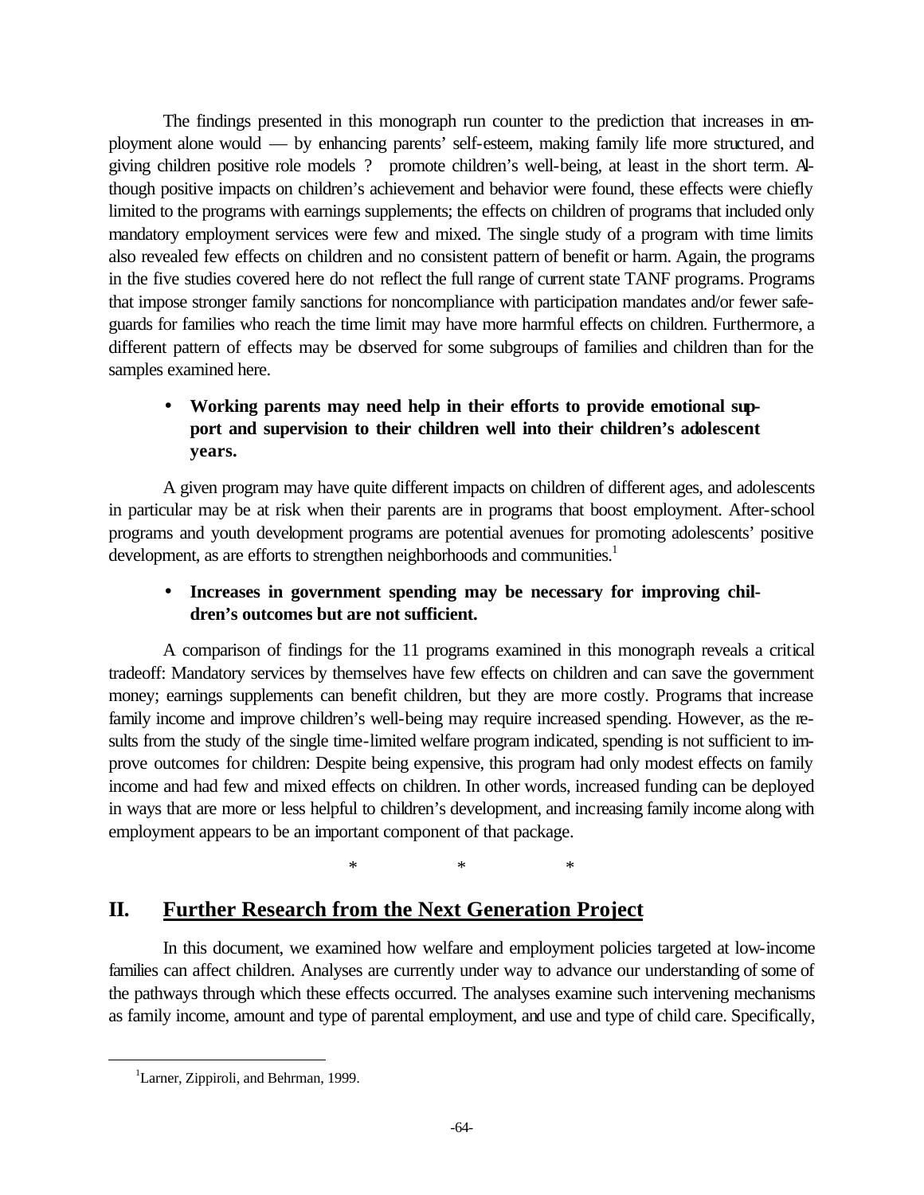The findings presented in this monograph run counter to the prediction that increases in employment alone would — by enhancing parents' self-esteem, making family life more structured, and giving children positive role models ? promote children's well-being, at least in the short term. Although positive impacts on children's achievement and behavior were found, these effects were chiefly limited to the programs with earnings supplements; the effects on children of programs that included only mandatory employment services were few and mixed. The single study of a program with time limits also revealed few effects on children and no consistent pattern of benefit or harm. Again, the programs in the five studies covered here do not reflect the full range of current state TANF programs. Programs that impose stronger family sanctions for noncompliance with participation mandates and/or fewer safeguards for families who reach the time limit may have more harmful effects on children. Furthermore, a different pattern of effects may be observed for some subgroups of families and children than for the samples examined here.

- **Working parents may need help in their efforts to provide emotional support and supervision to their children well into their children's adolescent years.**

A given program may have quite different impacts on children of different ages, and adolescents in particular may be at risk when their parents are in programs that boost employment. After-school programs and youth development programs are potential avenues for promoting adolescents' positive development, as are efforts to strengthen neighborhoods and communities.[1]

- **Increases in government spending may be necessary for improving children's outcomes but are not sufficient.**

A comparison of findings for the 11 programs examined in this monograph reveals a critical tradeoff: Mandatory services by themselves have few effects on children and can save the government money; earnings supplements can benefit children, but they are more costly. Programs that increase family income and improve children's well-being may require increased spending. However, as the results from the study of the single time-limited welfare program indicated, spending is not sufficient to improve outcomes for children: Despite being expensive, this program had only modest effects on family income and had few and mixed effects on children. In other words, increased funding can be deployed in ways that are more or less helpful to children's development, and increasing family income along with employment appears to be an important component of that package.

\* \* \*

## II. Further Research from the Next Generation Project

In this document, we examined how welfare and employment policies targeted at low-income families can affect children. Analyses are currently under way to advance our understanding of some of the pathways through which these effects occurred. The analyses examine such intervening mechanisms as family income, amount and type of parental employment, and use and type of child care. Specifically,

---

[1] Larner, Zippiroli, and Behrman, 1999.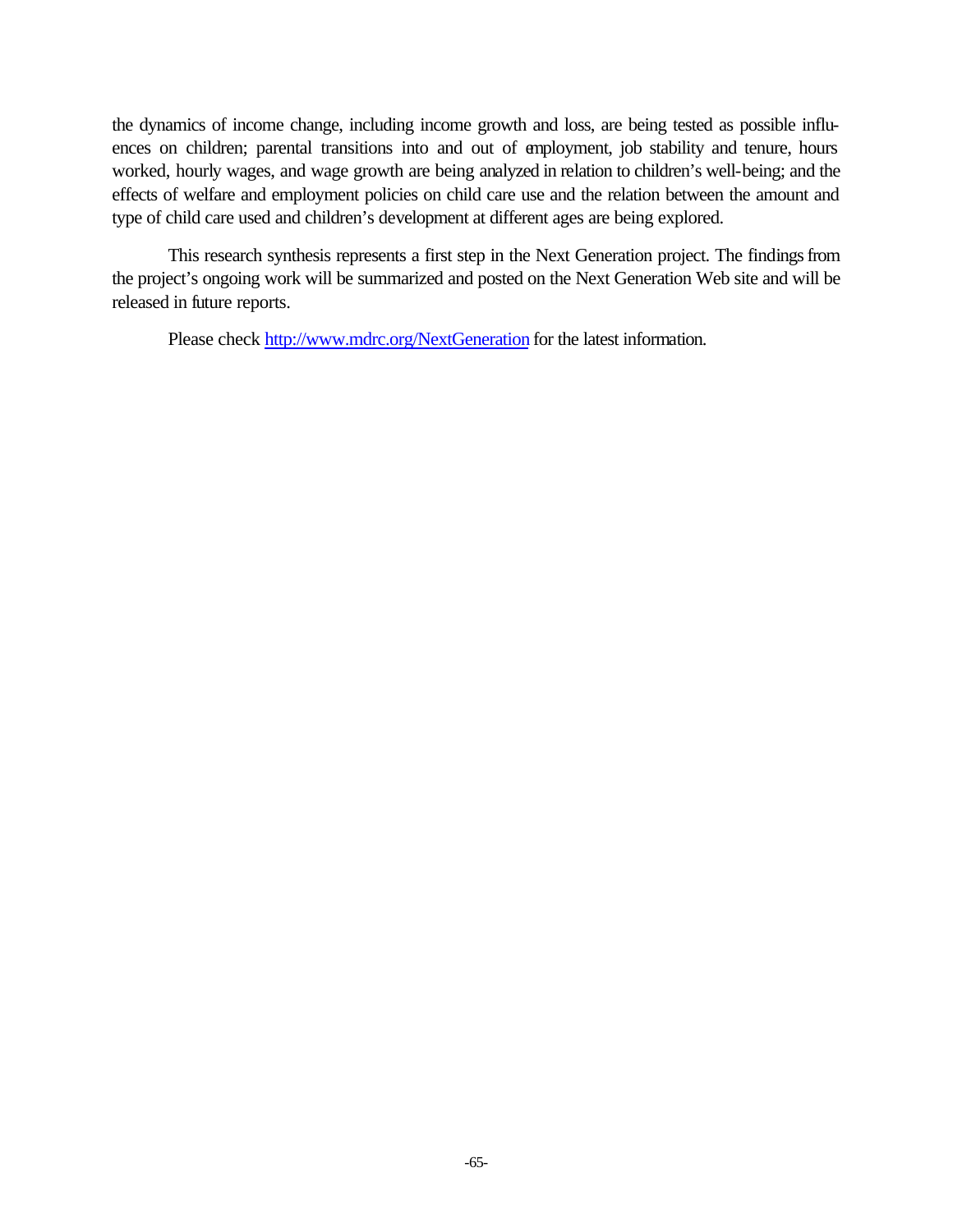the dynamics of income change, including income growth and loss, are being tested as possible influences on children; parental transitions into and out of employment, job stability and tenure, hours worked, hourly wages, and wage growth are being analyzed in relation to children's well-being; and the effects of welfare and employment policies on child care use and the relation between the amount and type of child care used and children's development at different ages are being explored.

This research synthesis represents a first step in the Next Generation project. The findings from the project's ongoing work will be summarized and posted on the Next Generation Web site and will be released in future reports.

Please check [http://www.mdrc.org/NextGeneration](http://www.mdrc.org/NextGeneration) for the latest information.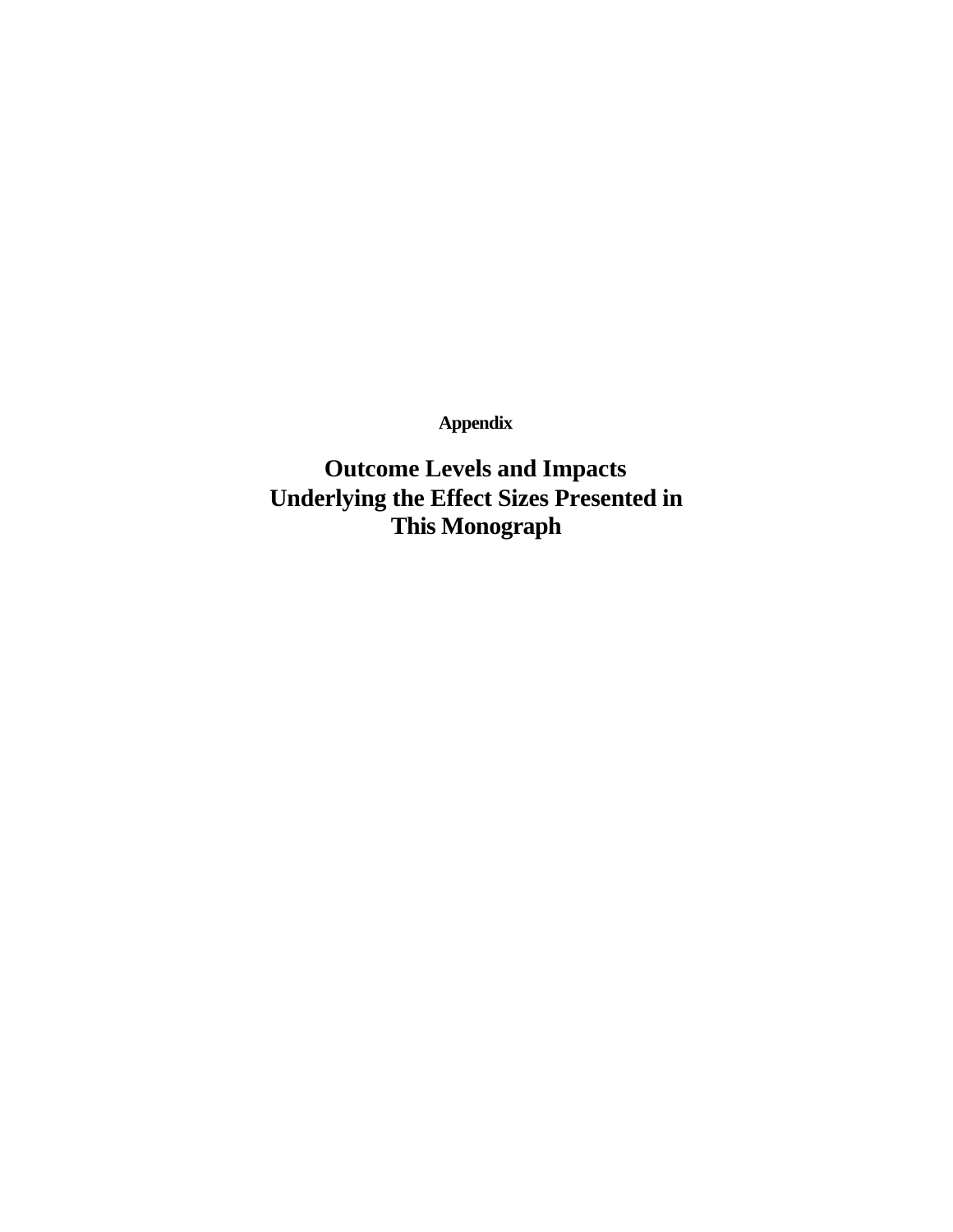# Appendix

## Outcome Levels and Impacts Underlying the Effect Sizes Presented in This Monograph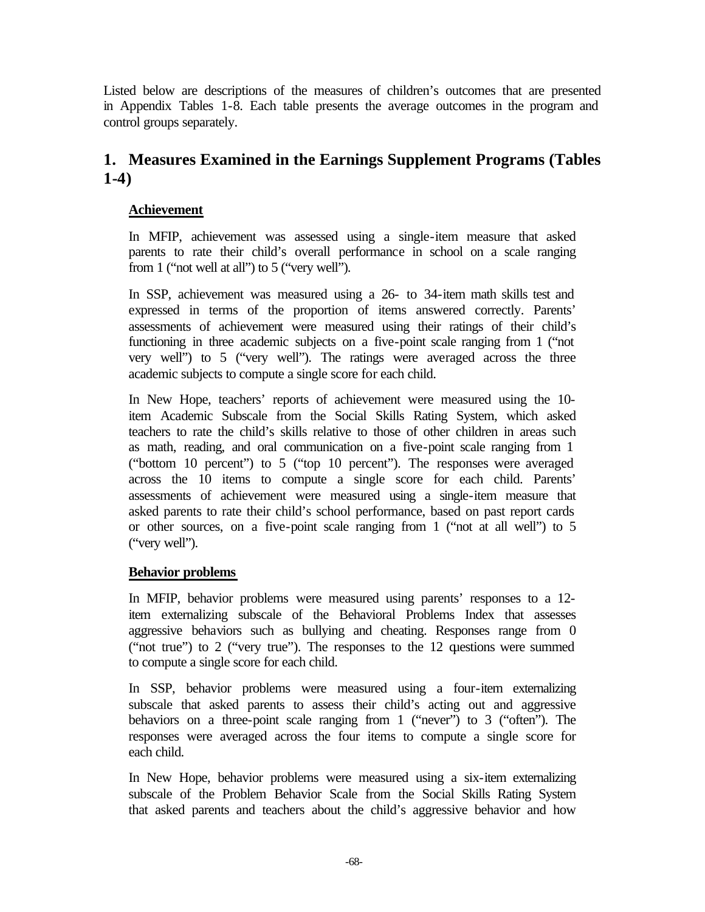Listed below are descriptions of the measures of children's outcomes that are presented in Appendix Tables 1-8. Each table presents the average outcomes in the program and control groups separately.

## 1. Measures Examined in the Earnings Supplement Programs (Tables 1-4)

### Achievement

In MFIP, achievement was assessed using a single-item measure that asked parents to rate their child's overall performance in school on a scale ranging from 1 ("not well at all") to 5 ("very well").

In SSP, achievement was measured using a 26- to 34-item math skills test and expressed in terms of the proportion of items answered correctly. Parents' assessments of achievement were measured using their ratings of their child's functioning in three academic subjects on a five-point scale ranging from 1 ("not very well") to 5 ("very well"). The ratings were averaged across the three academic subjects to compute a single score for each child.

In New Hope, teachers' reports of achievement were measured using the 10-item Academic Subscale from the Social Skills Rating System, which asked teachers to rate the child's skills relative to those of other children in areas such as math, reading, and oral communication on a five-point scale ranging from 1 ("bottom 10 percent") to 5 ("top 10 percent"). The responses were averaged across the 10 items to compute a single score for each child. Parents' assessments of achievement were measured using a single-item measure that asked parents to rate their child's school performance, based on past report cards or other sources, on a five-point scale ranging from 1 ("not at all well") to 5 ("very well").

### Behavior problems

In MFIP, behavior problems were measured using parents' responses to a 12-item externalizing subscale of the Behavioral Problems Index that assesses aggressive behaviors such as bullying and cheating. Responses range from 0 ("not true") to 2 ("very true"). The responses to the 12 questions were summed to compute a single score for each child.

In SSP, behavior problems were measured using a four-item externalizing subscale that asked parents to assess their child's acting out and aggressive behaviors on a three-point scale ranging from 1 ("never") to 3 ("often"). The responses were averaged across the four items to compute a single score for each child.

In New Hope, behavior problems were measured using a six-item externalizing subscale of the Problem Behavior Scale from the Social Skills Rating System that asked parents and teachers about the child's aggressive behavior and how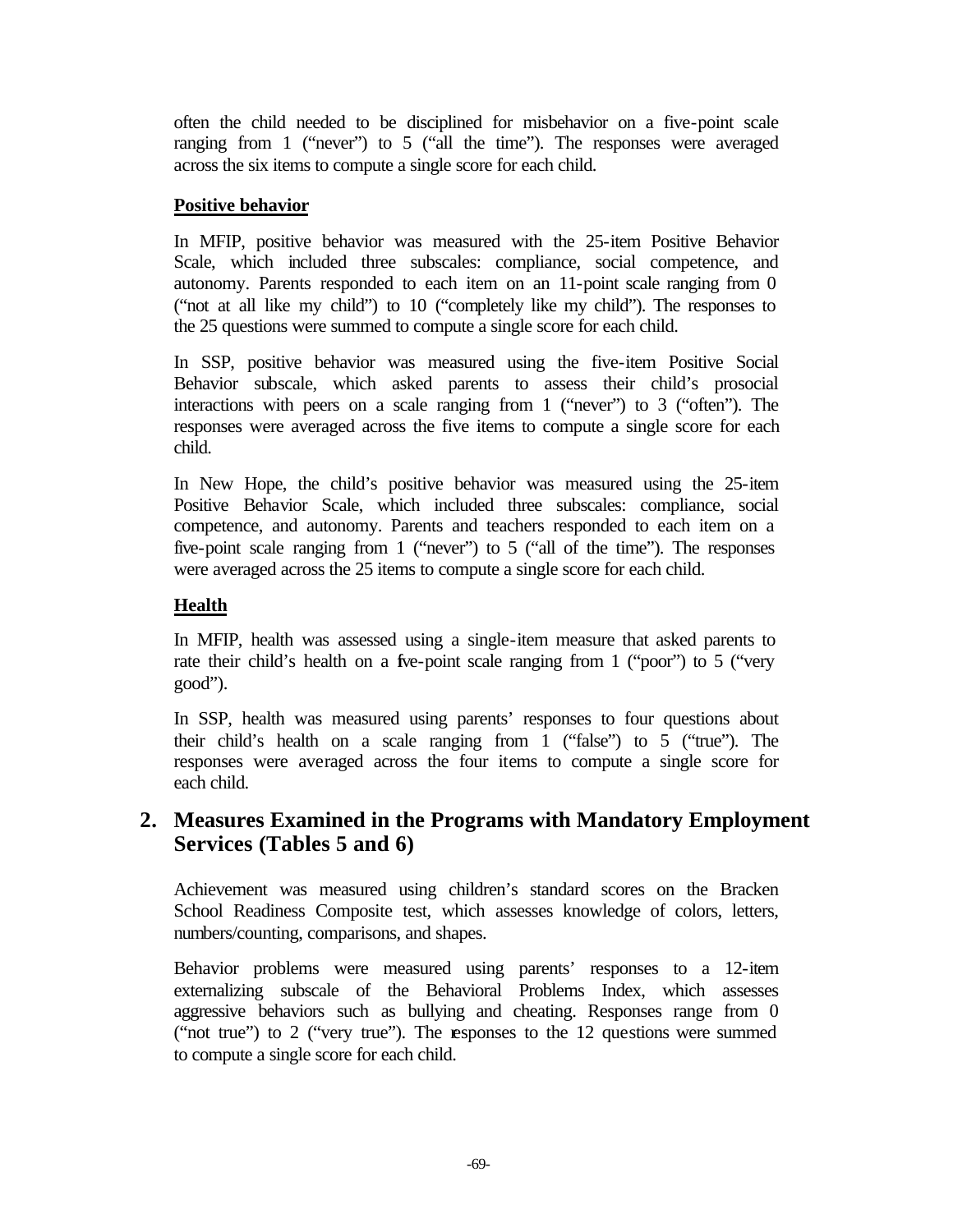often the child needed to be disciplined for misbehavior on a five-point scale ranging from 1 ("never") to 5 ("all the time"). The responses were averaged across the six items to compute a single score for each child.

**Positive behavior**

In MFIP, positive behavior was measured with the 25-item Positive Behavior Scale, which included three subscales: compliance, social competence, and autonomy. Parents responded to each item on an 11-point scale ranging from 0 ("not at all like my child") to 10 ("completely like my child"). The responses to the 25 questions were summed to compute a single score for each child.

In SSP, positive behavior was measured using the five-item Positive Social Behavior subscale, which asked parents to assess their child's prosocial interactions with peers on a scale ranging from 1 ("never") to 3 ("often"). The responses were averaged across the five items to compute a single score for each child.

In New Hope, the child's positive behavior was measured using the 25-item Positive Behavior Scale, which included three subscales: compliance, social competence, and autonomy. Parents and teachers responded to each item on a five-point scale ranging from 1 ("never") to 5 ("all of the time"). The responses were averaged across the 25 items to compute a single score for each child.

**Health**

In MFIP, health was assessed using a single-item measure that asked parents to rate their child's health on a five-point scale ranging from 1 ("poor") to 5 ("very good").

In SSP, health was measured using parents' responses to four questions about their child's health on a scale ranging from 1 ("false") to 5 ("true"). The responses were averaged across the four items to compute a single score for each child.

## 2. Measures Examined in the Programs with Mandatory Employment Services (Tables 5 and 6)

Achievement was measured using children's standard scores on the Bracken School Readiness Composite test, which assesses knowledge of colors, letters, numbers/counting, comparisons, and shapes.

Behavior problems were measured using parents' responses to a 12-item externalizing subscale of the Behavioral Problems Index, which assesses aggressive behaviors such as bullying and cheating. Responses range from 0 ("not true") to 2 ("very true"). The responses to the 12 questions were summed to compute a single score for each child.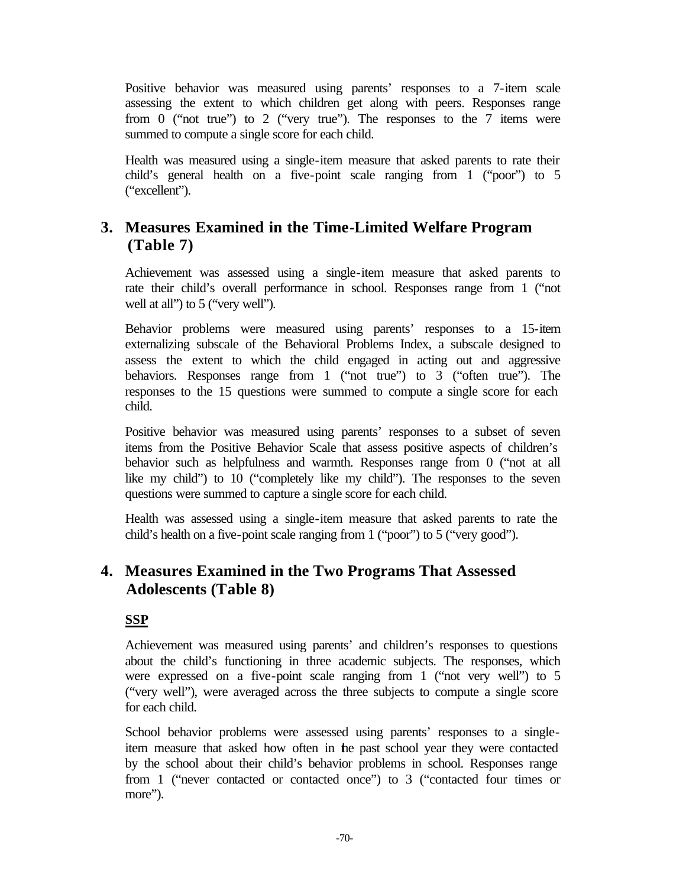Positive behavior was measured using parents' responses to a 7-item scale assessing the extent to which children get along with peers. Responses range from 0 ("not true") to 2 ("very true"). The responses to the 7 items were summed to compute a single score for each child.

Health was measured using a single-item measure that asked parents to rate their child's general health on a five-point scale ranging from 1 ("poor") to 5 ("excellent").

## 3. Measures Examined in the Time-Limited Welfare Program (Table 7)

Achievement was assessed using a single-item measure that asked parents to rate their child's overall performance in school. Responses range from 1 ("not well at all") to 5 ("very well").

Behavior problems were measured using parents' responses to a 15-item externalizing subscale of the Behavioral Problems Index, a subscale designed to assess the extent to which the child engaged in acting out and aggressive behaviors. Responses range from 1 ("not true") to 3 ("often true"). The responses to the 15 questions were summed to compute a single score for each child.

Positive behavior was measured using parents' responses to a subset of seven items from the Positive Behavior Scale that assess positive aspects of children's behavior such as helpfulness and warmth. Responses range from 0 ("not at all like my child") to 10 ("completely like my child"). The responses to the seven questions were summed to capture a single score for each child.

Health was assessed using a single-item measure that asked parents to rate the child's health on a five-point scale ranging from 1 ("poor") to 5 ("very good").

## 4. Measures Examined in the Two Programs That Assessed Adolescents (Table 8)

**<u>SSP</u>**

Achievement was measured using parents' and children's responses to questions about the child's functioning in three academic subjects. The responses, which were expressed on a five-point scale ranging from 1 ("not very well") to 5 ("very well"), were averaged across the three subjects to compute a single score for each child.

School behavior problems were assessed using parents' responses to a single-item measure that asked how often in the past school year they were contacted by the school about their child's behavior problems in school. Responses range from 1 ("never contacted or contacted once") to 3 ("contacted four times or more").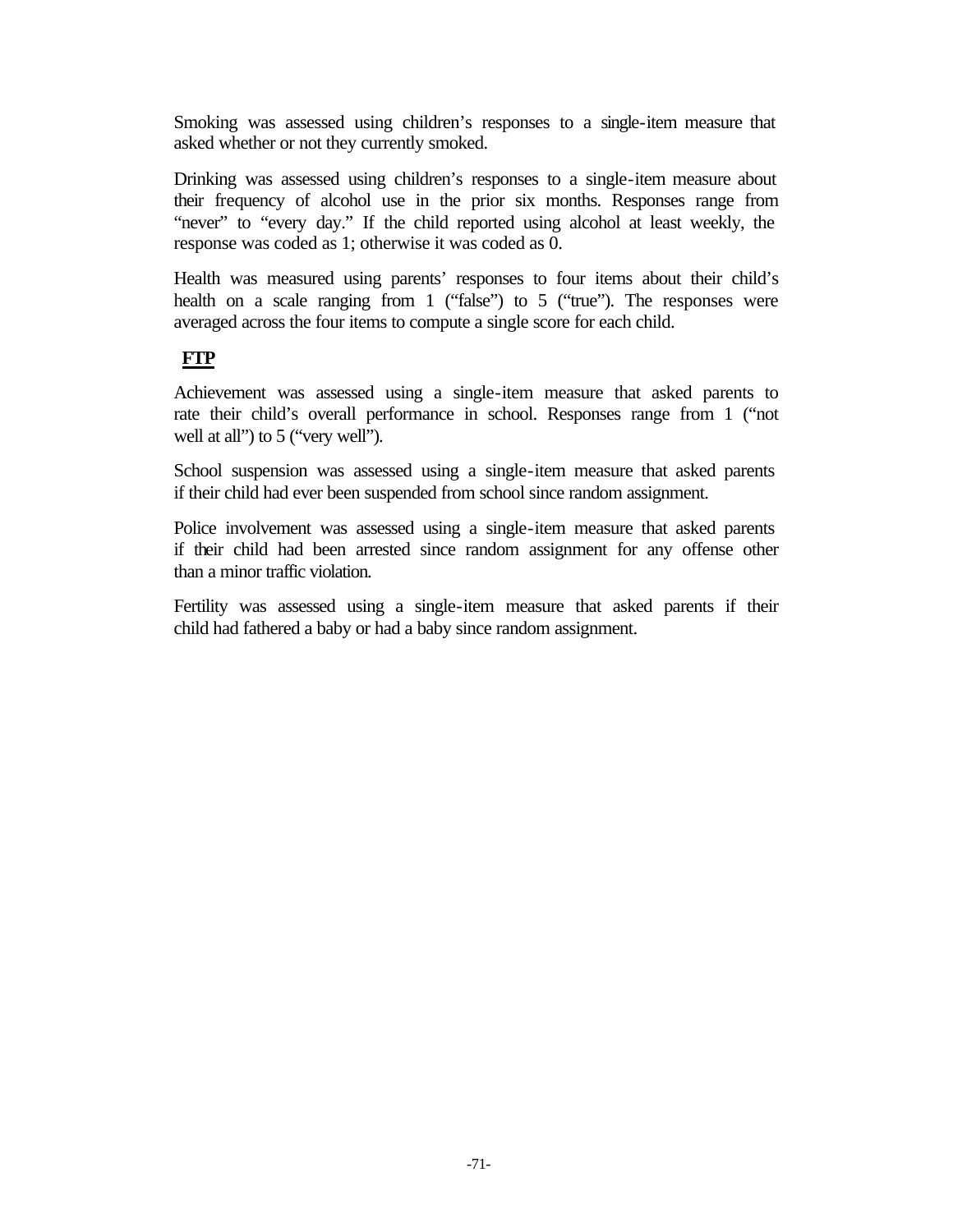Smoking was assessed using children's responses to a single-item measure that asked whether or not they currently smoked.

Drinking was assessed using children's responses to a single-item measure about their frequency of alcohol use in the prior six months. Responses range from "never" to "every day." If the child reported using alcohol at least weekly, the response was coded as 1; otherwise it was coded as 0.

Health was measured using parents' responses to four items about their child's health on a scale ranging from 1 ("false") to 5 ("true"). The responses were averaged across the four items to compute a single score for each child.

**FTP**

Achievement was assessed using a single-item measure that asked parents to rate their child's overall performance in school. Responses range from 1 ("not well at all") to 5 ("very well").

School suspension was assessed using a single-item measure that asked parents if their child had ever been suspended from school since random assignment.

Police involvement was assessed using a single-item measure that asked parents if their child had been arrested since random assignment for any offense other than a minor traffic violation.

Fertility was assessed using a single-item measure that asked parents if their child had fathered a baby or had a baby since random assignment.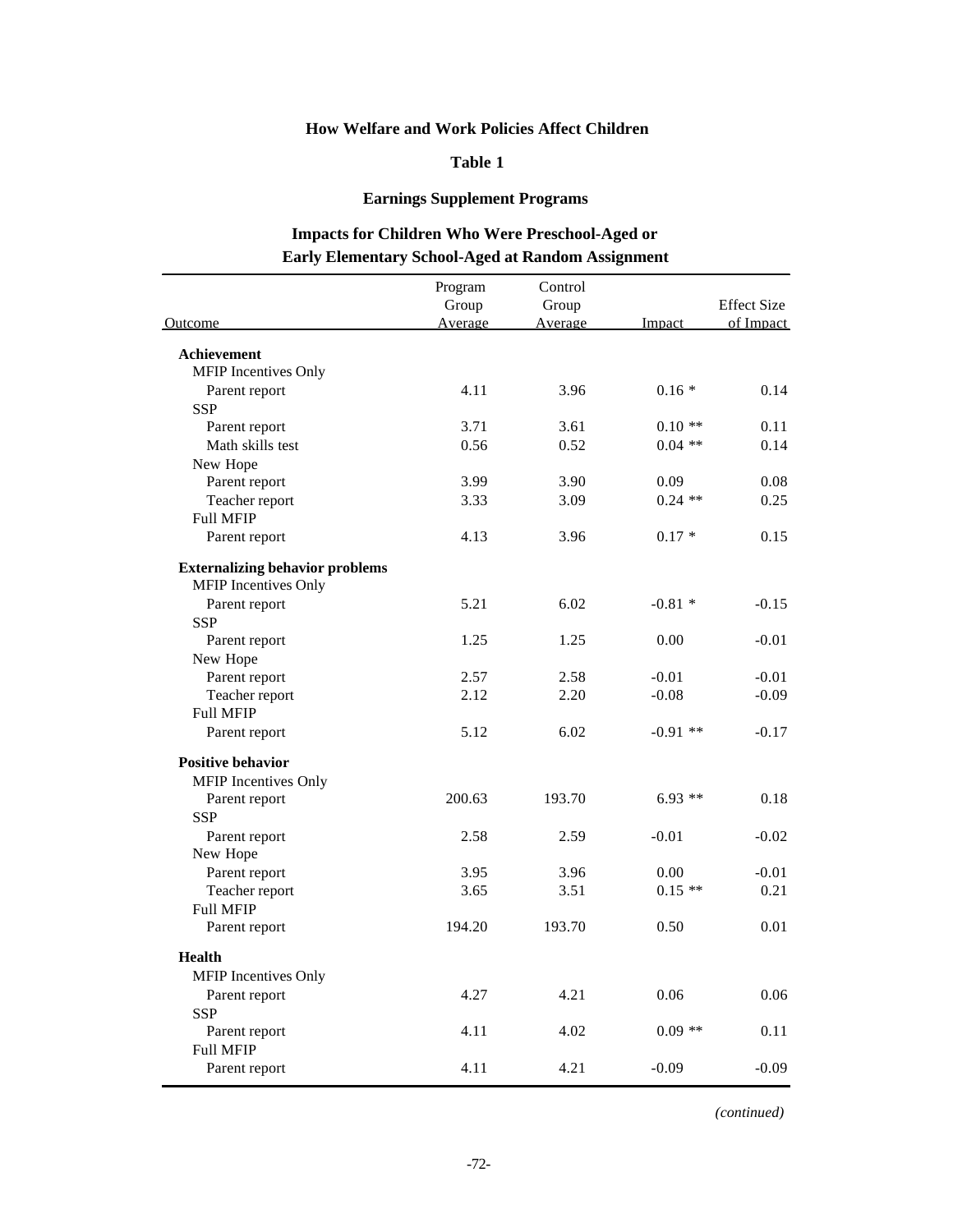**How Welfare and Work Policies Affect Children**

**Table 1**

**Earnings Supplement Programs**

**Impacts for Children Who Were Preschool-Aged or Early Elementary School-Aged at Random Assignment**

| Outcome | Program Group Average | Control Group Average | Impact | Effect Size of Impact |
|---|---|---|---|---|
| **Achievement** | | | | |
| MFIP Incentives Only | | | | |
| Parent report | 4.11 | 3.96 | 0.16 * | 0.14 |
| SSP | | | | |
| Parent report | 3.71 | 3.61 | 0.10 ** | 0.11 |
| Math skills test | 0.56 | 0.52 | 0.04 ** | 0.14 |
| New Hope | | | | |
| Parent report | 3.99 | 3.90 | 0.09 | 0.08 |
| Teacher report | 3.33 | 3.09 | 0.24 ** | 0.25 |
| Full MFIP | | | | |
| Parent report | 4.13 | 3.96 | 0.17 * | 0.15 |
| **Externalizing behavior problems** | | | | |
| MFIP Incentives Only | | | | |
| Parent report | 5.21 | 6.02 | -0.81 * | -0.15 |
| SSP | | | | |
| Parent report | 1.25 | 1.25 | 0.00 | -0.01 |
| New Hope | | | | |
| Parent report | 2.57 | 2.58 | -0.01 | -0.01 |
| Teacher report | 2.12 | 2.20 | -0.08 | -0.09 |
| Full MFIP | | | | |
| Parent report | 5.12 | 6.02 | -0.91 ** | -0.17 |
| **Positive behavior** | | | | |
| MFIP Incentives Only | | | | |
| Parent report | 200.63 | 193.70 | 6.93 ** | 0.18 |
| SSP | | | | |
| Parent report | 2.58 | 2.59 | -0.01 | -0.02 |
| New Hope | | | | |
| Parent report | 3.95 | 3.96 | 0.00 | -0.01 |
| Teacher report | 3.65 | 3.51 | 0.15 ** | 0.21 |
| Full MFIP | | | | |
| Parent report | 194.20 | 193.70 | 0.50 | 0.01 |
| **Health** | | | | |
| MFIP Incentives Only | | | | |
| Parent report | 4.27 | 4.21 | 0.06 | 0.06 |
| SSP | | | | |
| Parent report | 4.11 | 4.02 | 0.09 ** | 0.11 |
| Full MFIP | | | | |
| Parent report | 4.11 | 4.21 | -0.09 | -0.09 |

*(continued)*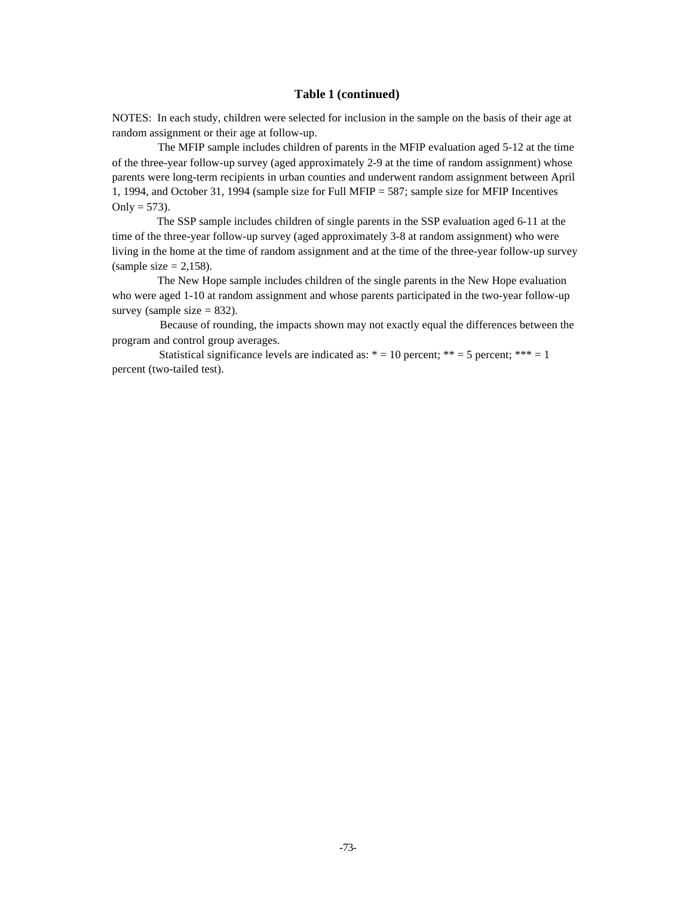**Table 1 (continued)**

NOTES: In each study, children were selected for inclusion in the sample on the basis of their age at random assignment or their age at follow-up.

The MFIP sample includes children of parents in the MFIP evaluation aged 5-12 at the time of the three-year follow-up survey (aged approximately 2-9 at the time of random assignment) whose parents were long-term recipients in urban counties and underwent random assignment between April 1, 1994, and October 31, 1994 (sample size for Full MFIP = 587; sample size for MFIP Incentives Only = 573).

The SSP sample includes children of single parents in the SSP evaluation aged 6-11 at the time of the three-year follow-up survey (aged approximately 3-8 at random assignment) who were living in the home at the time of random assignment and at the time of the three-year follow-up survey (sample size = 2,158).

The New Hope sample includes children of the single parents in the New Hope evaluation who were aged 1-10 at random assignment and whose parents participated in the two-year follow-up survey (sample size = 832).

Because of rounding, the impacts shown may not exactly equal the differences between the program and control group averages.

Statistical significance levels are indicated as: * = 10 percent; ** = 5 percent; *** = 1 percent (two-tailed test).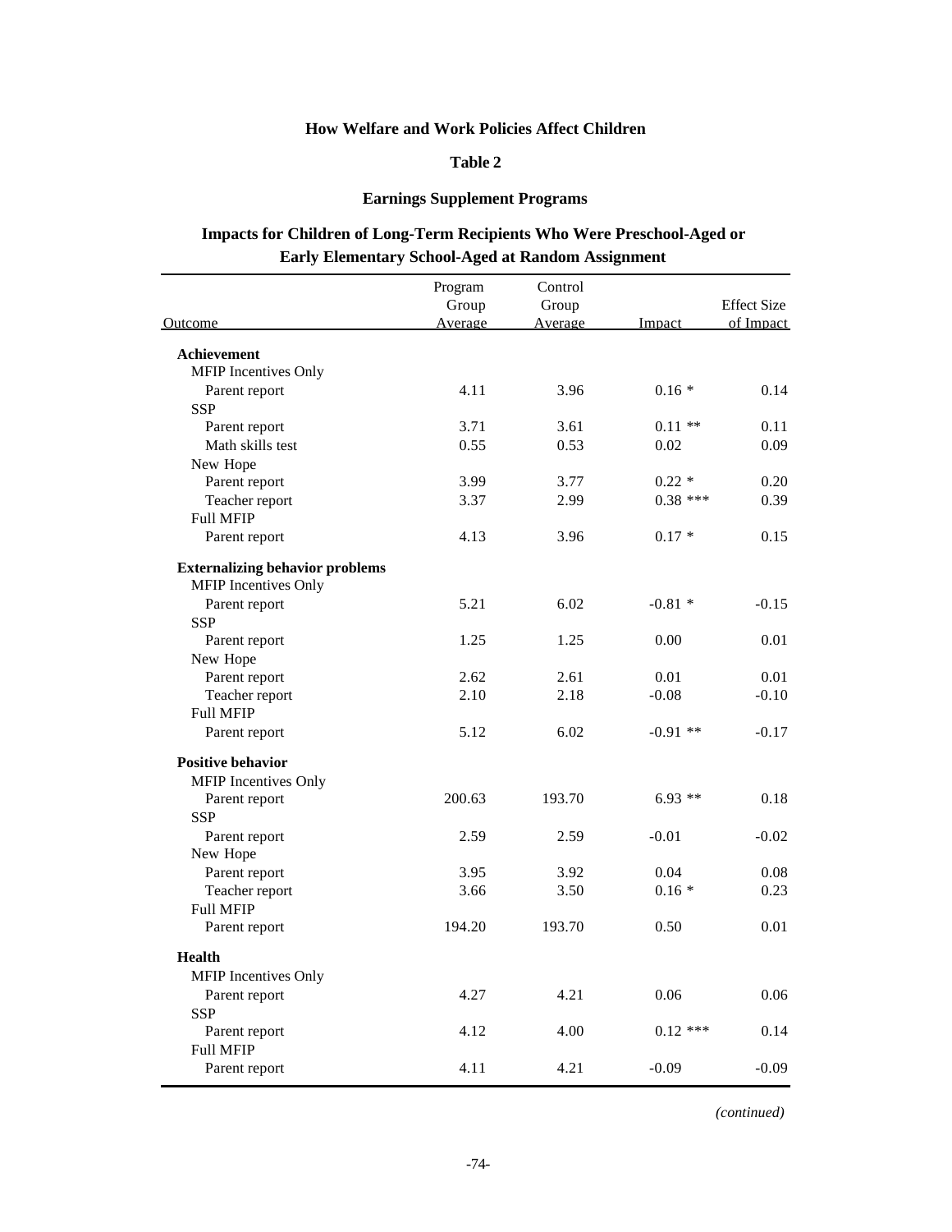**How Welfare and Work Policies Affect Children**

**Table 2**

**Earnings Supplement Programs**

**Impacts for Children of Long-Term Recipients Who Were Preschool-Aged or Early Elementary School-Aged at Random Assignment**

| Outcome | Program Group Average | Control Group Average | Impact | Effect Size of Impact |
|---|---|---|---|---|
| **Achievement** | | | | |
| MFIP Incentives Only | | | | |
| Parent report | 4.11 | 3.96 | 0.16 * | 0.14 |
| SSP | | | | |
| Parent report | 3.71 | 3.61 | 0.11 ** | 0.11 |
| Math skills test | 0.55 | 0.53 | 0.02 | 0.09 |
| New Hope | | | | |
| Parent report | 3.99 | 3.77 | 0.22 * | 0.20 |
| Teacher report | 3.37 | 2.99 | 0.38 *** | 0.39 |
| Full MFIP | | | | |
| Parent report | 4.13 | 3.96 | 0.17 * | 0.15 |
| **Externalizing behavior problems** | | | | |
| MFIP Incentives Only | | | | |
| Parent report | 5.21 | 6.02 | -0.81 * | -0.15 |
| SSP | | | | |
| Parent report | 1.25 | 1.25 | 0.00 | 0.01 |
| New Hope | | | | |
| Parent report | 2.62 | 2.61 | 0.01 | 0.01 |
| Teacher report | 2.10 | 2.18 | -0.08 | -0.10 |
| Full MFIP | | | | |
| Parent report | 5.12 | 6.02 | -0.91 ** | -0.17 |
| **Positive behavior** | | | | |
| MFIP Incentives Only | | | | |
| Parent report | 200.63 | 193.70 | 6.93 ** | 0.18 |
| SSP | | | | |
| Parent report | 2.59 | 2.59 | -0.01 | -0.02 |
| New Hope | | | | |
| Parent report | 3.95 | 3.92 | 0.04 | 0.08 |
| Teacher report | 3.66 | 3.50 | 0.16 * | 0.23 |
| Full MFIP | | | | |
| Parent report | 194.20 | 193.70 | 0.50 | 0.01 |
| **Health** | | | | |
| MFIP Incentives Only | | | | |
| Parent report | 4.27 | 4.21 | 0.06 | 0.06 |
| SSP | | | | |
| Parent report | 4.12 | 4.00 | 0.12 *** | 0.14 |
| Full MFIP | | | | |
| Parent report | 4.11 | 4.21 | -0.09 | -0.09 |

*(continued)*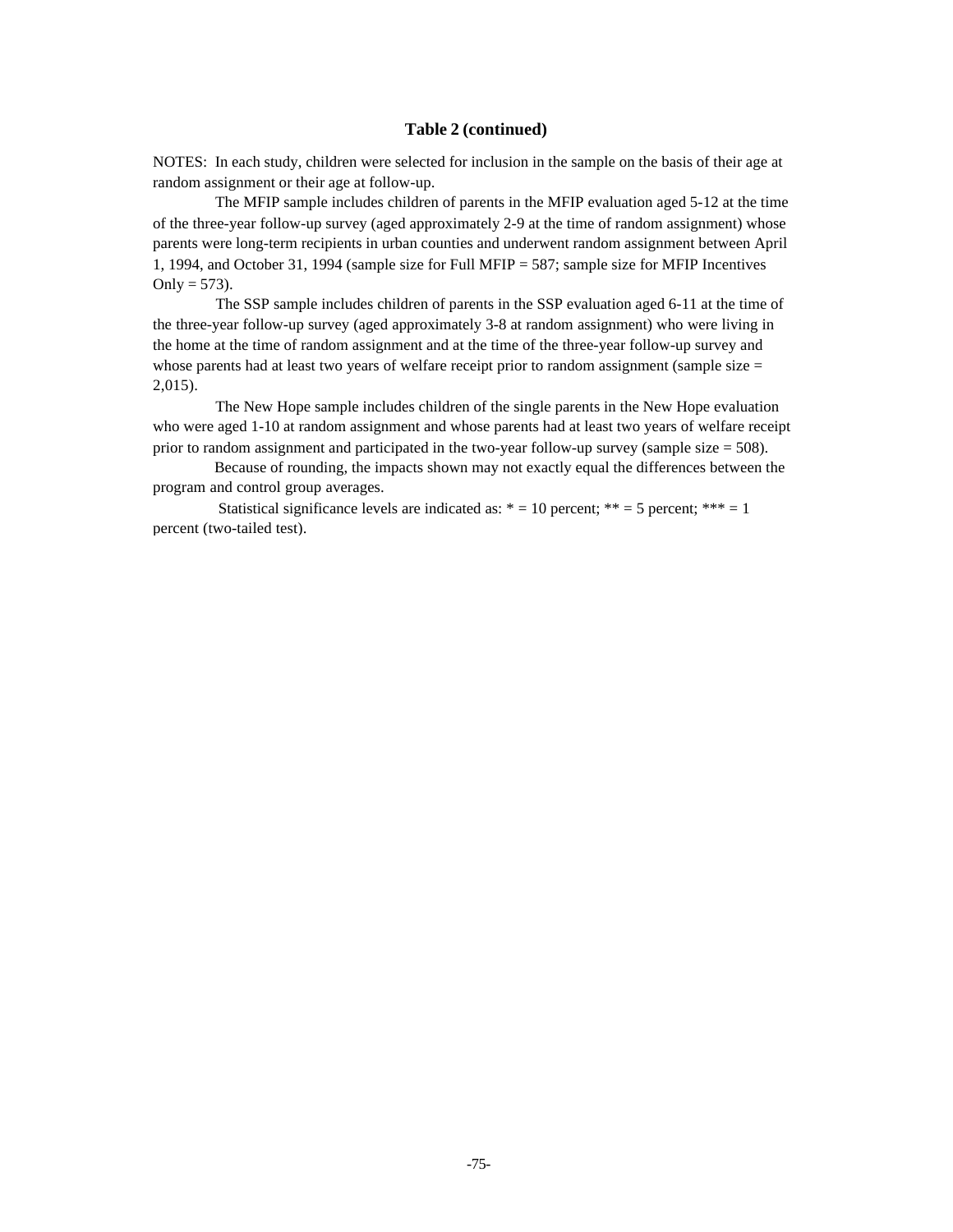### Table 2 (continued)

NOTES: In each study, children were selected for inclusion in the sample on the basis of their age at random assignment or their age at follow-up.

The MFIP sample includes children of parents in the MFIP evaluation aged 5-12 at the time of the three-year follow-up survey (aged approximately 2-9 at the time of random assignment) whose parents were long-term recipients in urban counties and underwent random assignment between April 1, 1994, and October 31, 1994 (sample size for Full MFIP = 587; sample size for MFIP Incentives Only = 573).

The SSP sample includes children of parents in the SSP evaluation aged 6-11 at the time of the three-year follow-up survey (aged approximately 3-8 at random assignment) who were living in the home at the time of random assignment and at the time of the three-year follow-up survey and whose parents had at least two years of welfare receipt prior to random assignment (sample size = 2,015).

The New Hope sample includes children of the single parents in the New Hope evaluation who were aged 1-10 at random assignment and whose parents had at least two years of welfare receipt prior to random assignment and participated in the two-year follow-up survey (sample size = 508).

Because of rounding, the impacts shown may not exactly equal the differences between the program and control group averages.

Statistical significance levels are indicated as: * = 10 percent; ** = 5 percent; *** = 1 percent (two-tailed test).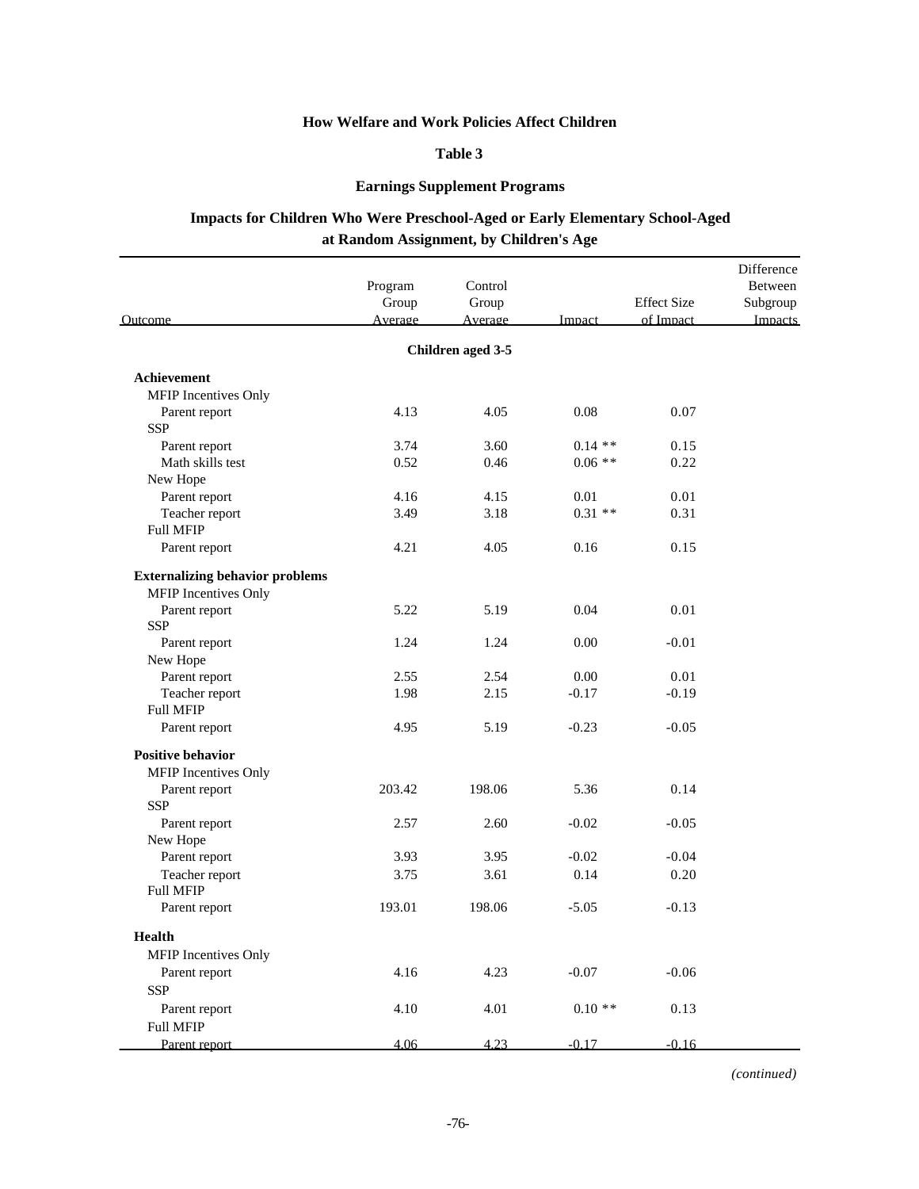**How Welfare and Work Policies Affect Children**

**Table 3**

**Earnings Supplement Programs**

**Impacts for Children Who Were Preschool-Aged or Early Elementary School-Aged at Random Assignment, by Children's Age**

| Outcome | Program Group Average | Control Group Average | Impact | Effect Size of Impact | Difference Between Subgroup Impacts |
|---|---|---|---|---|---|
| | | **Children aged 3-5** | | | |
| **Achievement** | | | | | |
| MFIP Incentives Only | | | | | |
| Parent report | 4.13 | 4.05 | 0.08 | 0.07 | |
| SSP | | | | | |
| Parent report | 3.74 | 3.60 | 0.14 ** | 0.15 | |
| Math skills test | 0.52 | 0.46 | 0.06 ** | 0.22 | |
| New Hope | | | | | |
| Parent report | 4.16 | 4.15 | 0.01 | 0.01 | |
| Teacher report | 3.49 | 3.18 | 0.31 ** | 0.31 | |
| Full MFIP | | | | | |
| Parent report | 4.21 | 4.05 | 0.16 | 0.15 | |
| **Externalizing behavior problems** | | | | | |
| MFIP Incentives Only | | | | | |
| Parent report | 5.22 | 5.19 | 0.04 | 0.01 | |
| SSP | | | | | |
| Parent report | 1.24 | 1.24 | 0.00 | -0.01 | |
| New Hope | | | | | |
| Parent report | 2.55 | 2.54 | 0.00 | 0.01 | |
| Teacher report | 1.98 | 2.15 | -0.17 | -0.19 | |
| Full MFIP | | | | | |
| Parent report | 4.95 | 5.19 | -0.23 | -0.05 | |
| **Positive behavior** | | | | | |
| MFIP Incentives Only | | | | | |
| Parent report | 203.42 | 198.06 | 5.36 | 0.14 | |
| SSP | | | | | |
| Parent report | 2.57 | 2.60 | -0.02 | -0.05 | |
| New Hope | | | | | |
| Parent report | 3.93 | 3.95 | -0.02 | -0.04 | |
| Teacher report | 3.75 | 3.61 | 0.14 | 0.20 | |
| Full MFIP | | | | | |
| Parent report | 193.01 | 198.06 | -5.05 | -0.13 | |
| **Health** | | | | | |
| MFIP Incentives Only | | | | | |
| Parent report | 4.16 | 4.23 | -0.07 | -0.06 | |
| SSP | | | | | |
| Parent report | 4.10 | 4.01 | 0.10 ** | 0.13 | |
| Full MFIP | | | | | |
| Parent report | 4.06 | 4.23 | -0.17 | -0.16 | |

*(continued)*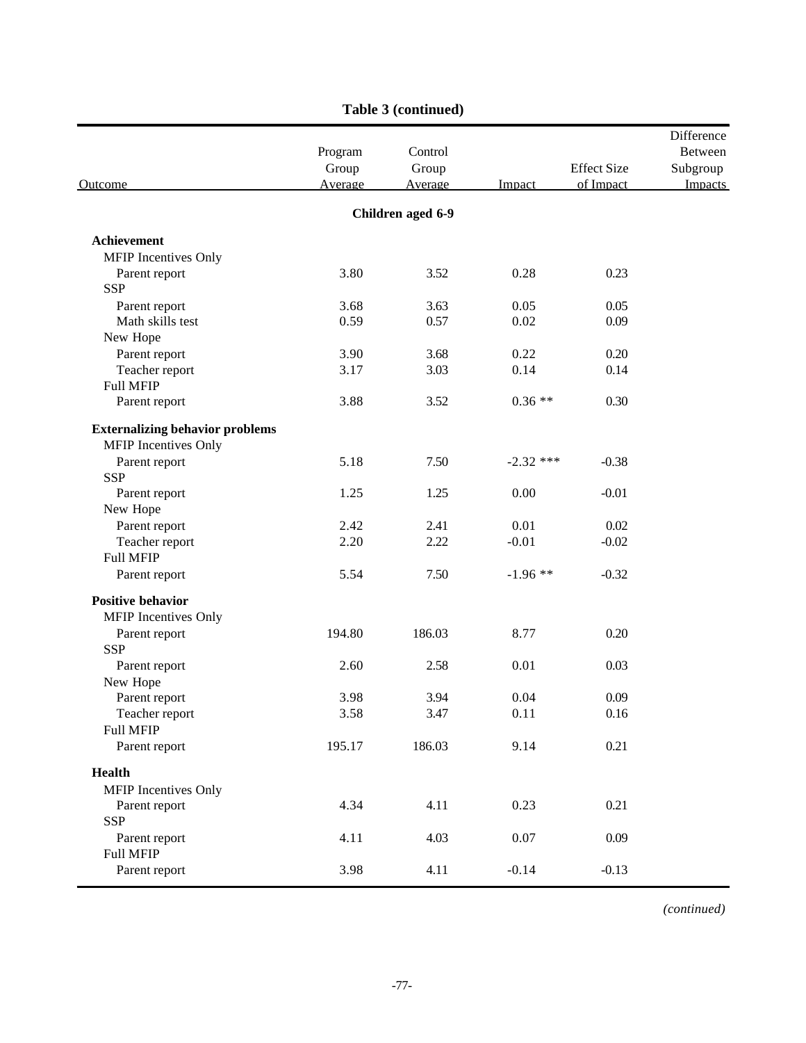**Table 3 (continued)**

| Outcome | Program Group Average | Control Group Average | Impact | Effect Size of Impact | Difference Between Subgroup Impacts |
|---|---|---|---|---|---|
| **Children aged 6-9** | | | | | |
| **Achievement** | | | | | |
| MFIP Incentives Only | | | | | |
| Parent report | 3.80 | 3.52 | 0.28 | 0.23 | |
| SSP | | | | | |
| Parent report | 3.68 | 3.63 | 0.05 | 0.05 | |
| Math skills test | 0.59 | 0.57 | 0.02 | 0.09 | |
| New Hope | | | | | |
| Parent report | 3.90 | 3.68 | 0.22 | 0.20 | |
| Teacher report | 3.17 | 3.03 | 0.14 | 0.14 | |
| Full MFIP | | | | | |
| Parent report | 3.88 | 3.52 | 0.36 ** | 0.30 | |
| **Externalizing behavior problems** | | | | | |
| MFIP Incentives Only | | | | | |
| Parent report | 5.18 | 7.50 | -2.32 *** | -0.38 | |
| SSP | | | | | |
| Parent report | 1.25 | 1.25 | 0.00 | -0.01 | |
| New Hope | | | | | |
| Parent report | 2.42 | 2.41 | 0.01 | 0.02 | |
| Teacher report | 2.20 | 2.22 | -0.01 | -0.02 | |
| Full MFIP | | | | | |
| Parent report | 5.54 | 7.50 | -1.96 ** | -0.32 | |
| **Positive behavior** | | | | | |
| MFIP Incentives Only | | | | | |
| Parent report | 194.80 | 186.03 | 8.77 | 0.20 | |
| SSP | | | | | |
| Parent report | 2.60 | 2.58 | 0.01 | 0.03 | |
| New Hope | | | | | |
| Parent report | 3.98 | 3.94 | 0.04 | 0.09 | |
| Teacher report | 3.58 | 3.47 | 0.11 | 0.16 | |
| Full MFIP | | | | | |
| Parent report | 195.17 | 186.03 | 9.14 | 0.21 | |
| **Health** | | | | | |
| MFIP Incentives Only | | | | | |
| Parent report | 4.34 | 4.11 | 0.23 | 0.21 | |
| SSP | | | | | |
| Parent report | 4.11 | 4.03 | 0.07 | 0.09 | |
| Full MFIP | | | | | |
| Parent report | 3.98 | 4.11 | -0.14 | -0.13 | |

*(continued)*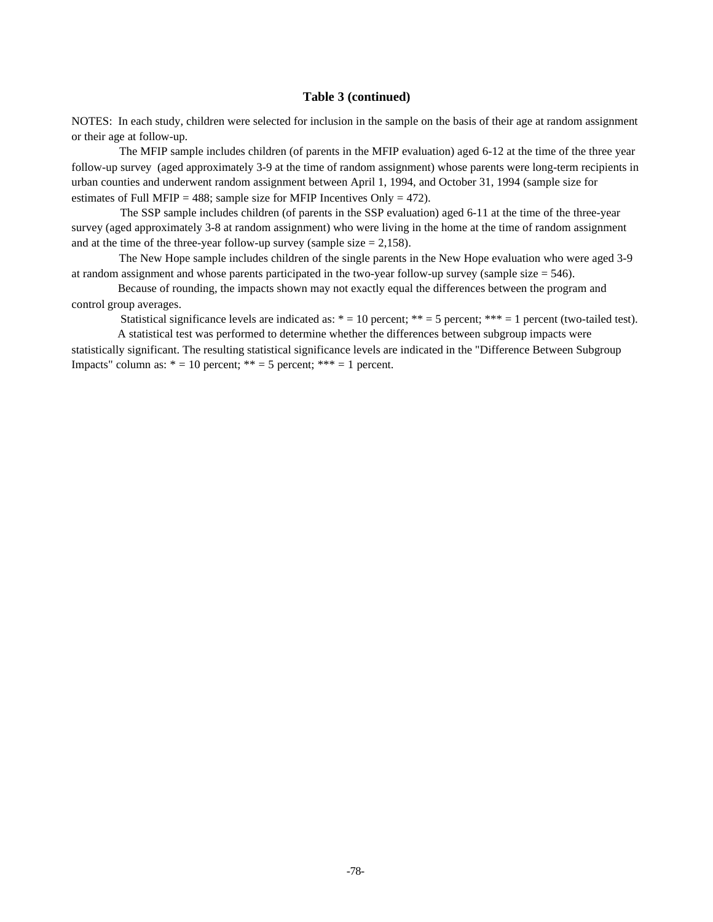### Table 3 (continued)

NOTES: In each study, children were selected for inclusion in the sample on the basis of their age at random assignment or their age at follow-up.

The MFIP sample includes children (of parents in the MFIP evaluation) aged 6-12 at the time of the three year follow-up survey (aged approximately 3-9 at the time of random assignment) whose parents were long-term recipients in urban counties and underwent random assignment between April 1, 1994, and October 31, 1994 (sample size for estimates of Full MFIP = 488; sample size for MFIP Incentives Only = 472).

The SSP sample includes children (of parents in the SSP evaluation) aged 6-11 at the time of the three-year survey (aged approximately 3-8 at random assignment) who were living in the home at the time of random assignment and at the time of the three-year follow-up survey (sample size = 2,158).

The New Hope sample includes children of the single parents in the New Hope evaluation who were aged 3-9 at random assignment and whose parents participated in the two-year follow-up survey (sample size = 546).

Because of rounding, the impacts shown may not exactly equal the differences between the program and control group averages.

Statistical significance levels are indicated as: * = 10 percent; ** = 5 percent; *** = 1 percent (two-tailed test).

A statistical test was performed to determine whether the differences between subgroup impacts were statistically significant. The resulting statistical significance levels are indicated in the "Difference Between Subgroup Impacts" column as: * = 10 percent; ** = 5 percent; *** = 1 percent.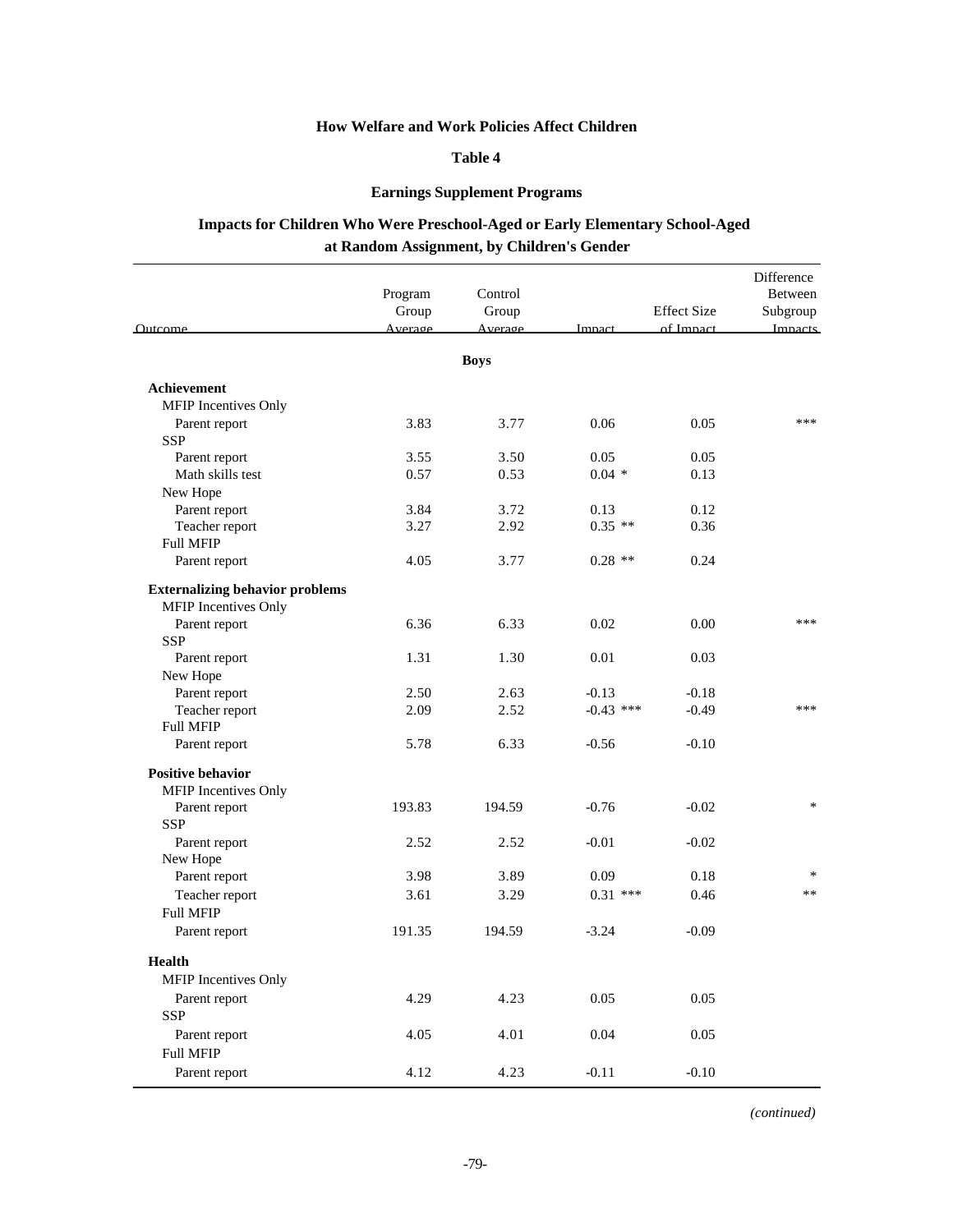**How Welfare and Work Policies Affect Children**

**Table 4**

**Earnings Supplement Programs**

**Impacts for Children Who Were Preschool-Aged or Early Elementary School-Aged at Random Assignment, by Children's Gender**

| Outcome | Program Group Average | Control Group Average | Impact | Effect Size of Impact | Difference Between Subgroup Impacts |
|---|---|---|---|---|---|
| | | **Boys** | | | |
| **Achievement** | | | | | |
| MFIP Incentives Only | | | | | |
| Parent report | 3.83 | 3.77 | 0.06 | 0.05 | *** |
| SSP | | | | | |
| Parent report | 3.55 | 3.50 | 0.05 | 0.05 | |
| Math skills test | 0.57 | 0.53 | 0.04 * | 0.13 | |
| New Hope | | | | | |
| Parent report | 3.84 | 3.72 | 0.13 | 0.12 | |
| Teacher report | 3.27 | 2.92 | 0.35 ** | 0.36 | |
| Full MFIP | | | | | |
| Parent report | 4.05 | 3.77 | 0.28 ** | 0.24 | |
| **Externalizing behavior problems** | | | | | |
| MFIP Incentives Only | | | | | |
| Parent report | 6.36 | 6.33 | 0.02 | 0.00 | *** |
| SSP | | | | | |
| Parent report | 1.31 | 1.30 | 0.01 | 0.03 | |
| New Hope | | | | | |
| Parent report | 2.50 | 2.63 | -0.13 | -0.18 | |
| Teacher report | 2.09 | 2.52 | -0.43 *** | -0.49 | *** |
| Full MFIP | | | | | |
| Parent report | 5.78 | 6.33 | -0.56 | -0.10 | |
| **Positive behavior** | | | | | |
| MFIP Incentives Only | | | | | |
| Parent report | 193.83 | 194.59 | -0.76 | -0.02 | * |
| SSP | | | | | |
| Parent report | 2.52 | 2.52 | -0.01 | -0.02 | |
| New Hope | | | | | |
| Parent report | 3.98 | 3.89 | 0.09 | 0.18 | * |
| Teacher report | 3.61 | 3.29 | 0.31 *** | 0.46 | ** |
| Full MFIP | | | | | |
| Parent report | 191.35 | 194.59 | -3.24 | -0.09 | |
| **Health** | | | | | |
| MFIP Incentives Only | | | | | |
| Parent report | 4.29 | 4.23 | 0.05 | 0.05 | |
| SSP | | | | | |
| Parent report | 4.05 | 4.01 | 0.04 | 0.05 | |
| Full MFIP | | | | | |
| Parent report | 4.12 | 4.23 | -0.11 | -0.10 | |

*(continued)*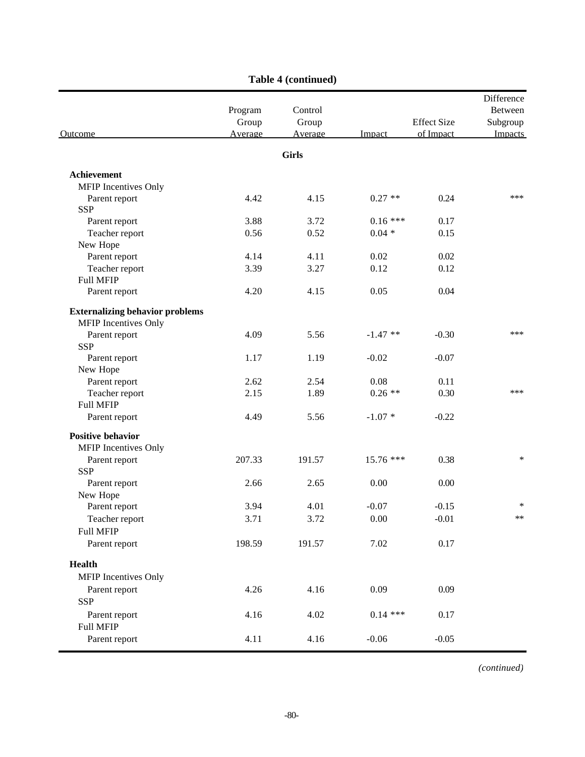**Table 4 (continued)**

| Outcome | Program Group Average | Control Group Average | Impact | Effect Size of Impact | Difference Between Subgroup Impacts |
|---|---|---|---|---|---|
| | | **Girls** | | | |
| **Achievement** | | | | | |
| MFIP Incentives Only | | | | | |
| Parent report | 4.42 | 4.15 | 0.27 ** | 0.24 | *** |
| SSP | | | | | |
| Parent report | 3.88 | 3.72 | 0.16 *** | 0.17 | |
| Teacher report | 0.56 | 0.52 | 0.04 * | 0.15 | |
| New Hope | | | | | |
| Parent report | 4.14 | 4.11 | 0.02 | 0.02 | |
| Teacher report | 3.39 | 3.27 | 0.12 | 0.12 | |
| Full MFIP | | | | | |
| Parent report | 4.20 | 4.15 | 0.05 | 0.04 | |
| **Externalizing behavior problems** | | | | | |
| MFIP Incentives Only | | | | | |
| Parent report | 4.09 | 5.56 | -1.47 ** | -0.30 | *** |
| SSP | | | | | |
| Parent report | 1.17 | 1.19 | -0.02 | -0.07 | |
| New Hope | | | | | |
| Parent report | 2.62 | 2.54 | 0.08 | 0.11 | |
| Teacher report | 2.15 | 1.89 | 0.26 ** | 0.30 | *** |
| Full MFIP | | | | | |
| Parent report | 4.49 | 5.56 | -1.07 * | -0.22 | |
| **Positive behavior** | | | | | |
| MFIP Incentives Only | | | | | |
| Parent report | 207.33 | 191.57 | 15.76 *** | 0.38 | * |
| SSP | | | | | |
| Parent report | 2.66 | 2.65 | 0.00 | 0.00 | |
| New Hope | | | | | |
| Parent report | 3.94 | 4.01 | -0.07 | -0.15 | * |
| Teacher report | 3.71 | 3.72 | 0.00 | -0.01 | ** |
| Full MFIP | | | | | |
| Parent report | 198.59 | 191.57 | 7.02 | 0.17 | |
| **Health** | | | | | |
| MFIP Incentives Only | | | | | |
| Parent report | 4.26 | 4.16 | 0.09 | 0.09 | |
| SSP | | | | | |
| Parent report | 4.16 | 4.02 | 0.14 *** | 0.17 | |
| Full MFIP | | | | | |
| Parent report | 4.11 | 4.16 | -0.06 | -0.05 | |

*(continued)*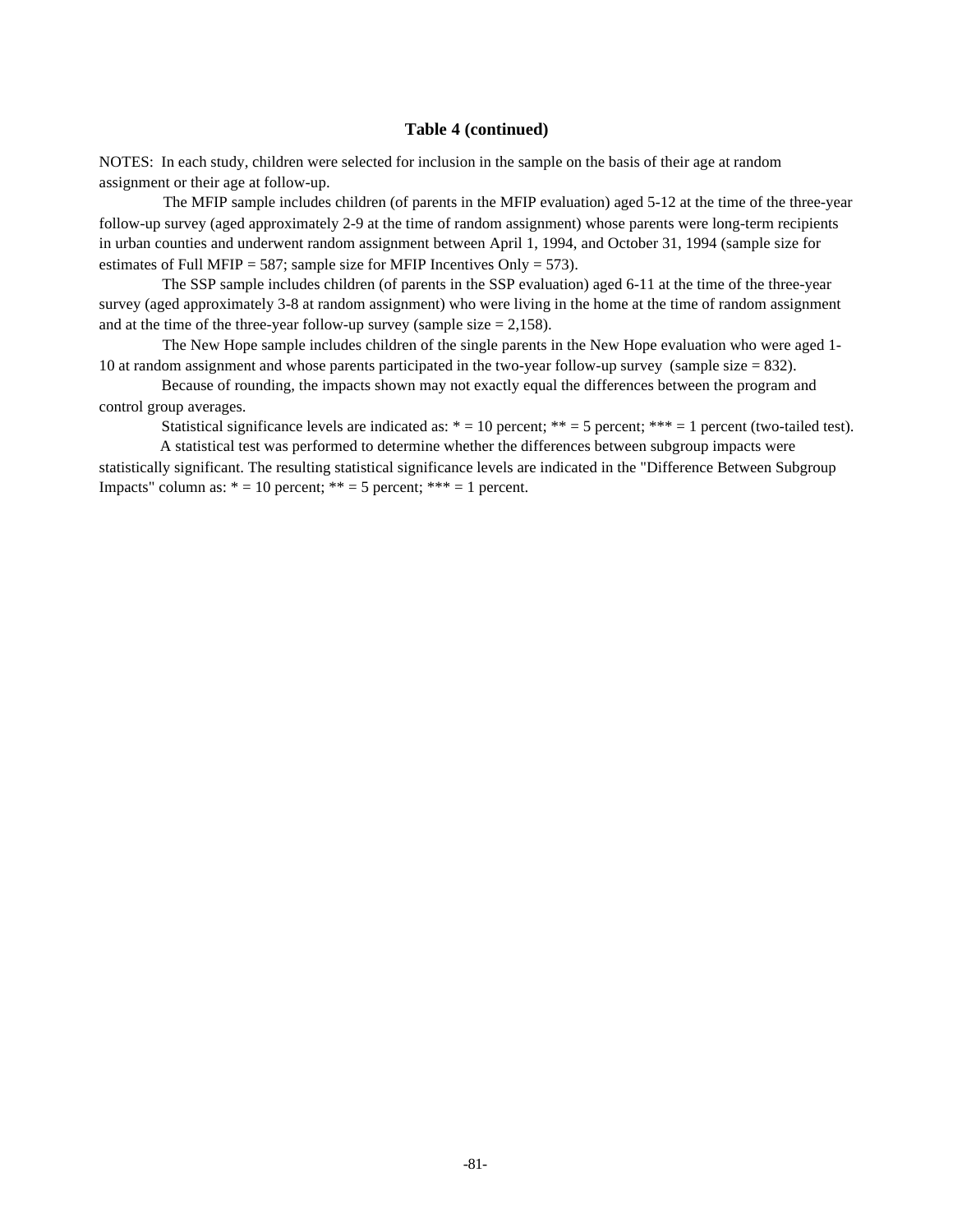### Table 4 (continued)

NOTES: In each study, children were selected for inclusion in the sample on the basis of their age at random assignment or their age at follow-up.

The MFIP sample includes children (of parents in the MFIP evaluation) aged 5-12 at the time of the three-year follow-up survey (aged approximately 2-9 at the time of random assignment) whose parents were long-term recipients in urban counties and underwent random assignment between April 1, 1994, and October 31, 1994 (sample size for estimates of Full MFIP = 587; sample size for MFIP Incentives Only = 573).

The SSP sample includes children (of parents in the SSP evaluation) aged 6-11 at the time of the three-year survey (aged approximately 3-8 at random assignment) who were living in the home at the time of random assignment and at the time of the three-year follow-up survey (sample size = 2,158).

The New Hope sample includes children of the single parents in the New Hope evaluation who were aged 1-10 at random assignment and whose parents participated in the two-year follow-up survey (sample size = 832).

Because of rounding, the impacts shown may not exactly equal the differences between the program and control group averages.

Statistical significance levels are indicated as: * = 10 percent; ** = 5 percent; *** = 1 percent (two-tailed test).

A statistical test was performed to determine whether the differences between subgroup impacts were statistically significant. The resulting statistical significance levels are indicated in the "Difference Between Subgroup Impacts" column as: * = 10 percent; ** = 5 percent; *** = 1 percent.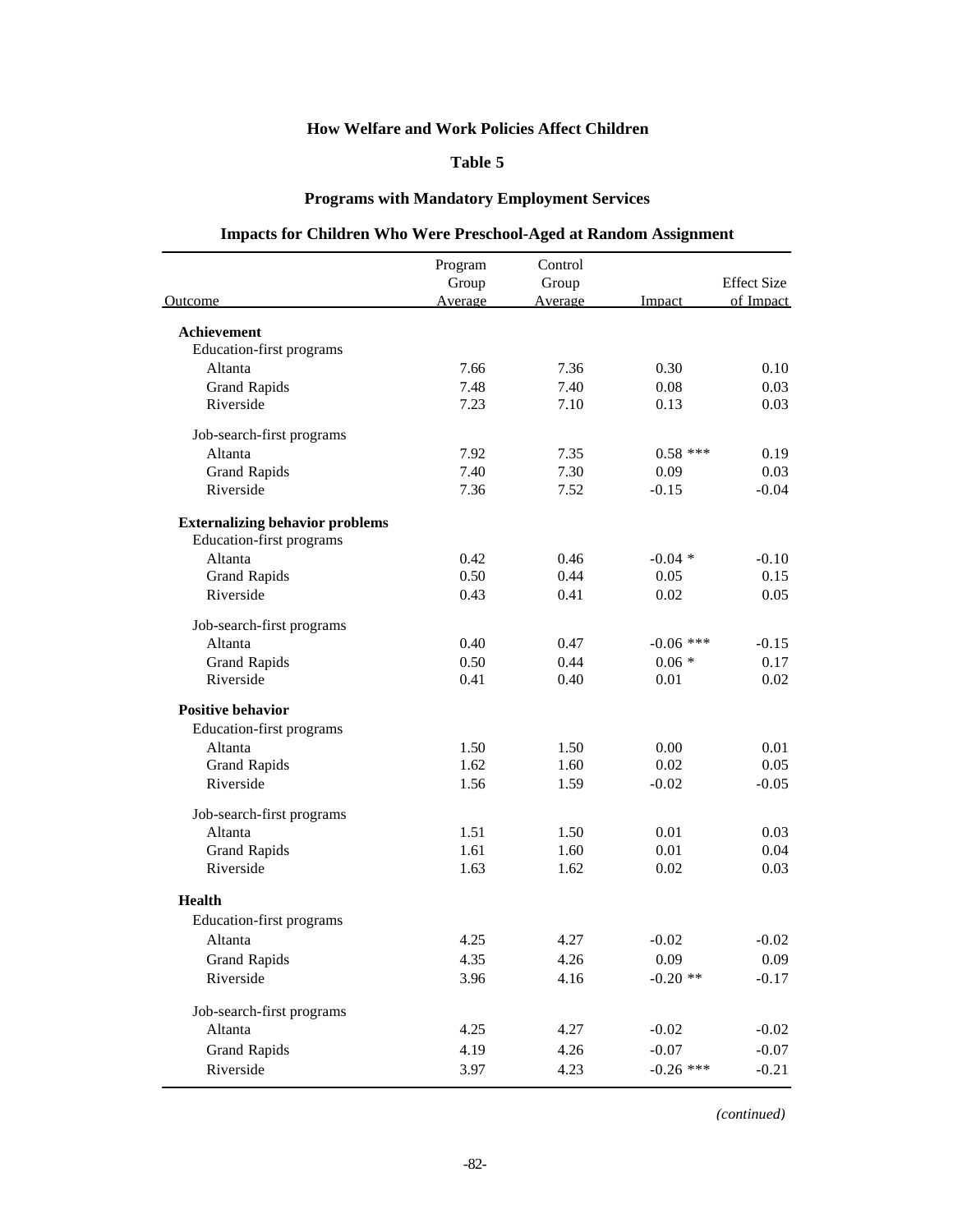**How Welfare and Work Policies Affect Children**

**Table 5**

**Programs with Mandatory Employment Services**

**Impacts for Children Who Were Preschool-Aged at Random Assignment**

| Outcome | Program Group Average | Control Group Average | Impact | Effect Size of Impact |
|---|---|---|---|---|
| **Achievement** | | | | |
| Education-first programs | | | | |
| Altanta | 7.66 | 7.36 | 0.30 | 0.10 |
| Grand Rapids | 7.48 | 7.40 | 0.08 | 0.03 |
| Riverside | 7.23 | 7.10 | 0.13 | 0.03 |
| Job-search-first programs | | | | |
| Altanta | 7.92 | 7.35 | 0.58 *** | 0.19 |
| Grand Rapids | 7.40 | 7.30 | 0.09 | 0.03 |
| Riverside | 7.36 | 7.52 | -0.15 | -0.04 |
| **Externalizing behavior problems** | | | | |
| Education-first programs | | | | |
| Altanta | 0.42 | 0.46 | -0.04 * | -0.10 |
| Grand Rapids | 0.50 | 0.44 | 0.05 | 0.15 |
| Riverside | 0.43 | 0.41 | 0.02 | 0.05 |
| Job-search-first programs | | | | |
| Altanta | 0.40 | 0.47 | -0.06 *** | -0.15 |
| Grand Rapids | 0.50 | 0.44 | 0.06 * | 0.17 |
| Riverside | 0.41 | 0.40 | 0.01 | 0.02 |
| **Positive behavior** | | | | |
| Education-first programs | | | | |
| Altanta | 1.50 | 1.50 | 0.00 | 0.01 |
| Grand Rapids | 1.62 | 1.60 | 0.02 | 0.05 |
| Riverside | 1.56 | 1.59 | -0.02 | -0.05 |
| Job-search-first programs | | | | |
| Altanta | 1.51 | 1.50 | 0.01 | 0.03 |
| Grand Rapids | 1.61 | 1.60 | 0.01 | 0.04 |
| Riverside | 1.63 | 1.62 | 0.02 | 0.03 |
| **Health** | | | | |
| Education-first programs | | | | |
| Altanta | 4.25 | 4.27 | -0.02 | -0.02 |
| Grand Rapids | 4.35 | 4.26 | 0.09 | 0.09 |
| Riverside | 3.96 | 4.16 | -0.20 ** | -0.17 |
| Job-search-first programs | | | | |
| Altanta | 4.25 | 4.27 | -0.02 | -0.02 |
| Grand Rapids | 4.19 | 4.26 | -0.07 | -0.07 |
| Riverside | 3.97 | 4.23 | -0.26 *** | -0.21 |

*(continued)*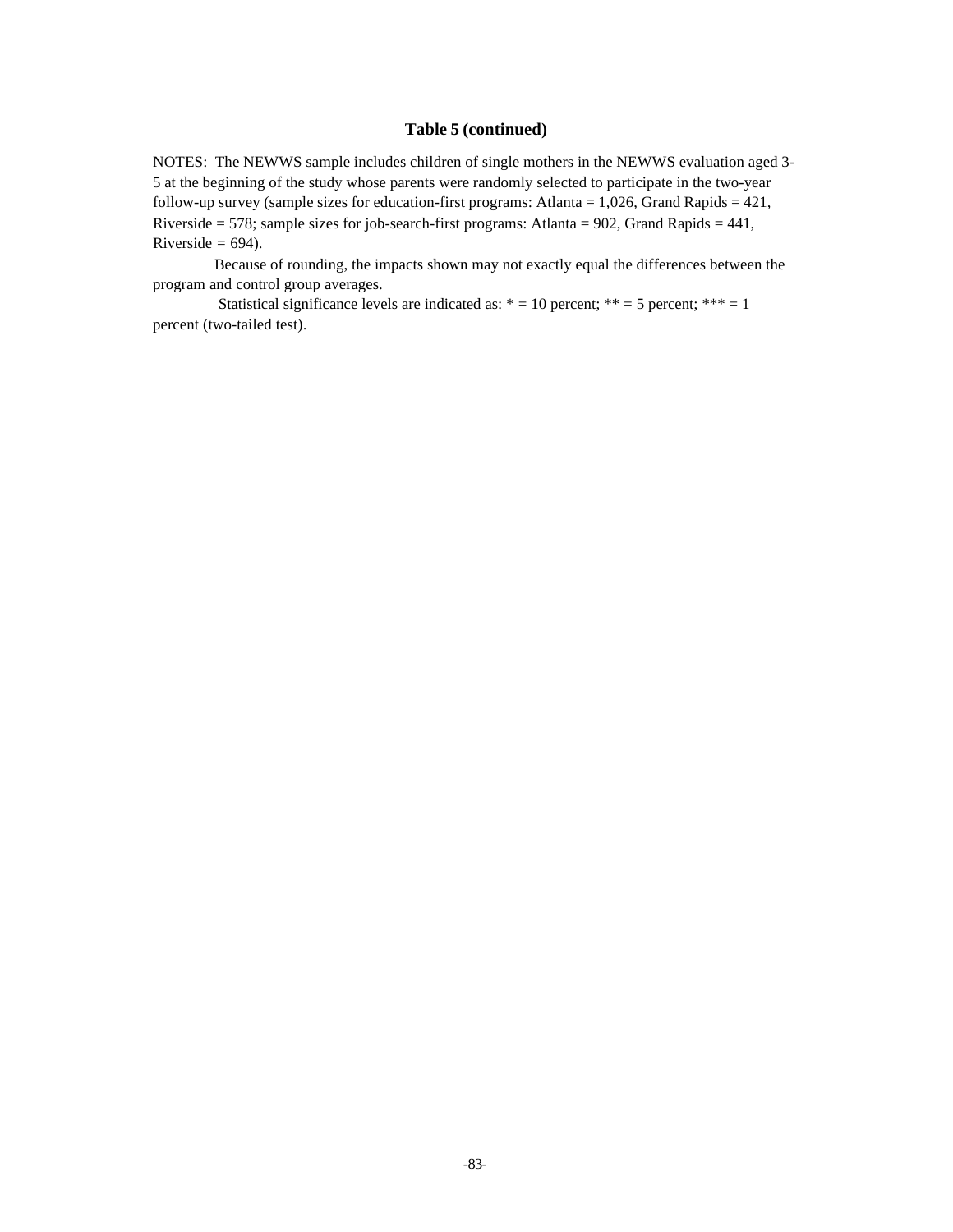### Table 5 (continued)

NOTES: The NEWWS sample includes children of single mothers in the NEWWS evaluation aged 3-5 at the beginning of the study whose parents were randomly selected to participate in the two-year follow-up survey (sample sizes for education-first programs: Atlanta = 1,026, Grand Rapids = 421, Riverside = 578; sample sizes for job-search-first programs: Atlanta = 902, Grand Rapids = 441, Riverside = 694).

Because of rounding, the impacts shown may not exactly equal the differences between the program and control group averages.

Statistical significance levels are indicated as: * = 10 percent; ** = 5 percent; *** = 1 percent (two-tailed test).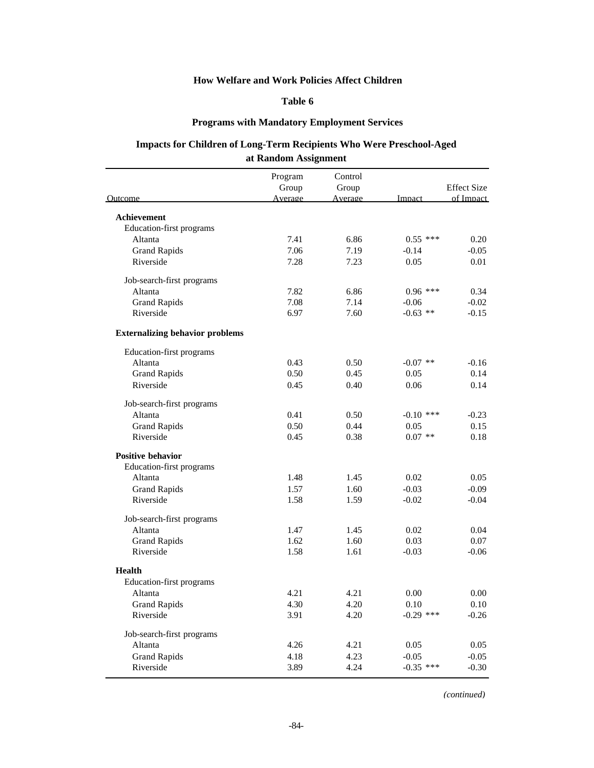**How Welfare and Work Policies Affect Children**

**Table 6**

**Programs with Mandatory Employment Services**

**Impacts for Children of Long-Term Recipients Who Were Preschool-Aged at Random Assignment**

| Outcome | Program Group Average | Control Group Average | Impact | Effect Size of Impact |
|---|---|---|---|---|
| **Achievement** | | | | |
| Education-first programs | | | | |
| Altanta | 7.41 | 6.86 | 0.55 *** | 0.20 |
| Grand Rapids | 7.06 | 7.19 | -0.14 | -0.05 |
| Riverside | 7.28 | 7.23 | 0.05 | 0.01 |
| Job-search-first programs | | | | |
| Altanta | 7.82 | 6.86 | 0.96 *** | 0.34 |
| Grand Rapids | 7.08 | 7.14 | -0.06 | -0.02 |
| Riverside | 6.97 | 7.60 | -0.63 ** | -0.15 |
| **Externalizing behavior problems** | | | | |
| Education-first programs | | | | |
| Altanta | 0.43 | 0.50 | -0.07 ** | -0.16 |
| Grand Rapids | 0.50 | 0.45 | 0.05 | 0.14 |
| Riverside | 0.45 | 0.40 | 0.06 | 0.14 |
| Job-search-first programs | | | | |
| Altanta | 0.41 | 0.50 | -0.10 *** | -0.23 |
| Grand Rapids | 0.50 | 0.44 | 0.05 | 0.15 |
| Riverside | 0.45 | 0.38 | 0.07 ** | 0.18 |
| **Positive behavior** | | | | |
| Education-first programs | | | | |
| Altanta | 1.48 | 1.45 | 0.02 | 0.05 |
| Grand Rapids | 1.57 | 1.60 | -0.03 | -0.09 |
| Riverside | 1.58 | 1.59 | -0.02 | -0.04 |
| Job-search-first programs | | | | |
| Altanta | 1.47 | 1.45 | 0.02 | 0.04 |
| Grand Rapids | 1.62 | 1.60 | 0.03 | 0.07 |
| Riverside | 1.58 | 1.61 | -0.03 | -0.06 |
| **Health** | | | | |
| Education-first programs | | | | |
| Altanta | 4.21 | 4.21 | 0.00 | 0.00 |
| Grand Rapids | 4.30 | 4.20 | 0.10 | 0.10 |
| Riverside | 3.91 | 4.20 | -0.29 *** | -0.26 |
| Job-search-first programs | | | | |
| Altanta | 4.26 | 4.21 | 0.05 | 0.05 |
| Grand Rapids | 4.18 | 4.23 | -0.05 | -0.05 |
| Riverside | 3.89 | 4.24 | -0.35 *** | -0.30 |

*(continued)*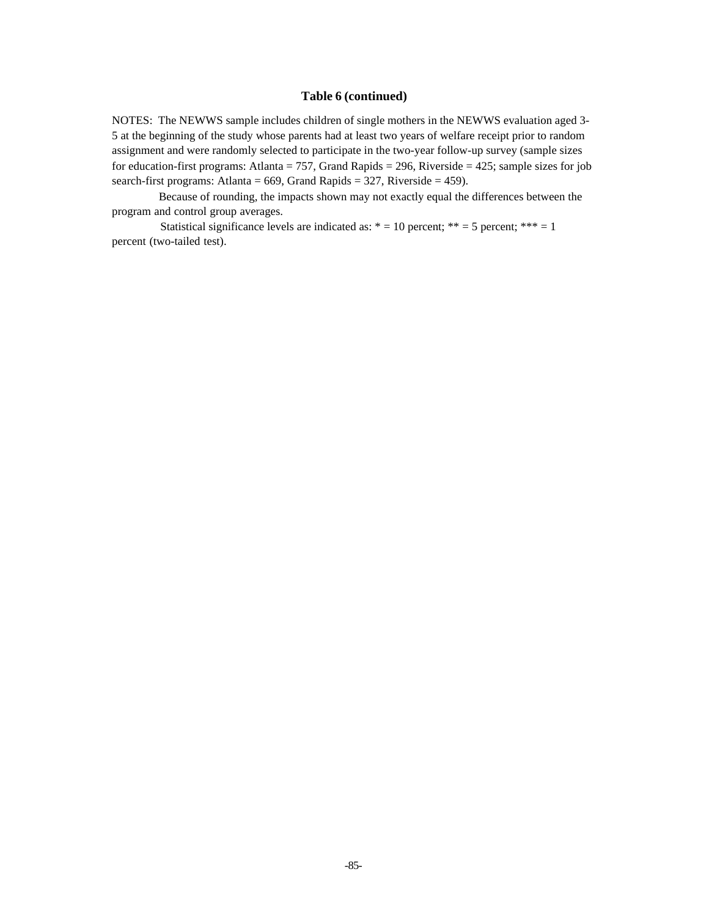## Table 6 (continued)

NOTES: The NEWWS sample includes children of single mothers in the NEWWS evaluation aged 3-5 at the beginning of the study whose parents had at least two years of welfare receipt prior to random assignment and were randomly selected to participate in the two-year follow-up survey (sample sizes for education-first programs: Atlanta = 757, Grand Rapids = 296, Riverside = 425; sample sizes for job search-first programs: Atlanta = 669, Grand Rapids = 327, Riverside = 459).

Because of rounding, the impacts shown may not exactly equal the differences between the program and control group averages.

Statistical significance levels are indicated as: * = 10 percent; ** = 5 percent; *** = 1 percent (two-tailed test).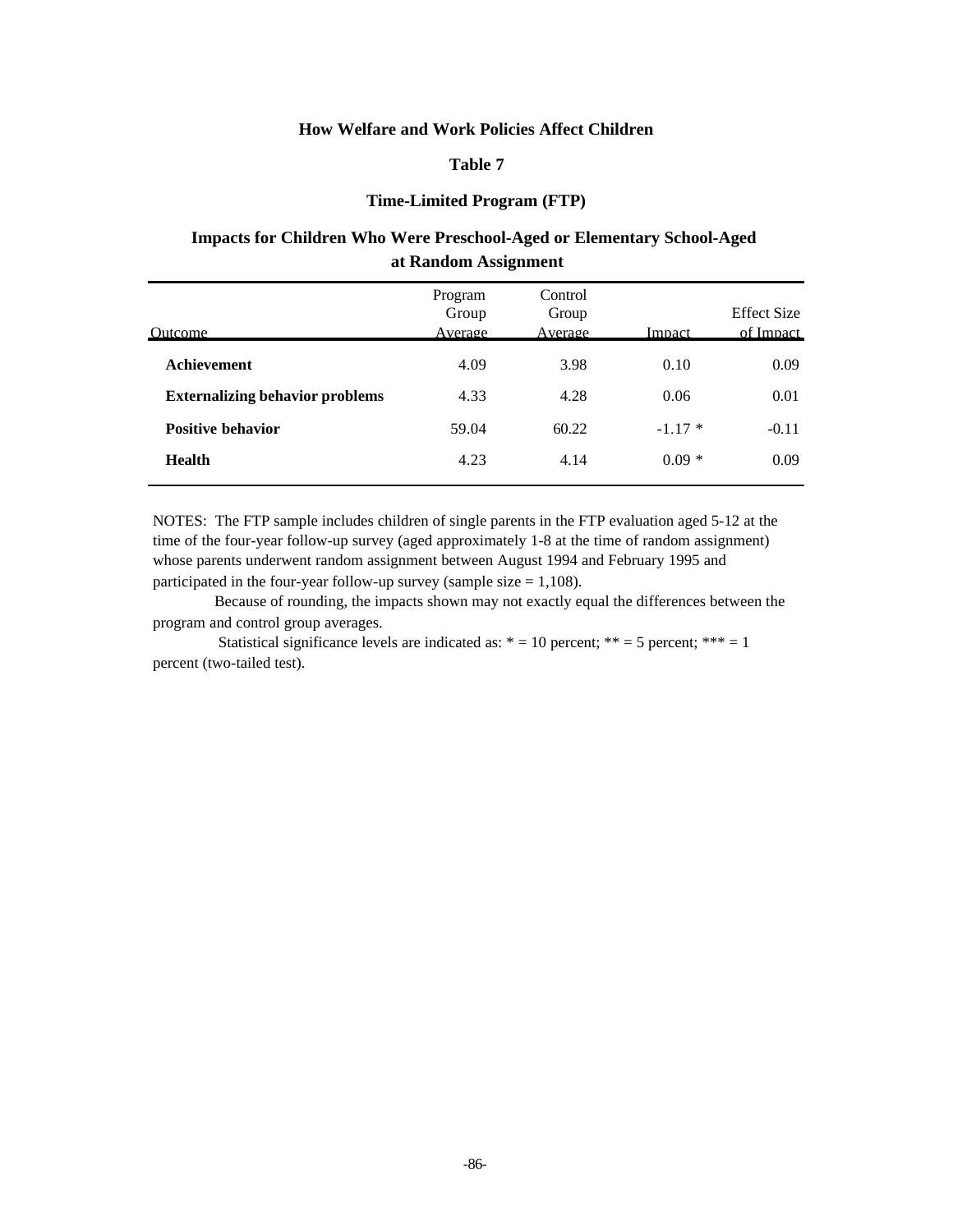**How Welfare and Work Policies Affect Children**

**Table 7**

**Time-Limited Program (FTP)**

**Impacts for Children Who Were Preschool-Aged or Elementary School-Aged at Random Assignment**

| Outcome | Program Group Average | Control Group Average | Impact | Effect Size of Impact |
|---|---|---|---|---|
| **Achievement** | 4.09 | 3.98 | 0.10 | 0.09 |
| **Externalizing behavior problems** | 4.33 | 4.28 | 0.06 | 0.01 |
| **Positive behavior** | 59.04 | 60.22 | -1.17 * | -0.11 |
| **Health** | 4.23 | 4.14 | 0.09 * | 0.09 |

NOTES: The FTP sample includes children of single parents in the FTP evaluation aged 5-12 at the time of the four-year follow-up survey (aged approximately 1-8 at the time of random assignment) whose parents underwent random assignment between August 1994 and February 1995 and participated in the four-year follow-up survey (sample size = 1,108).

Because of rounding, the impacts shown may not exactly equal the differences between the program and control group averages.

Statistical significance levels are indicated as: * = 10 percent; ** = 5 percent; *** = 1 percent (two-tailed test).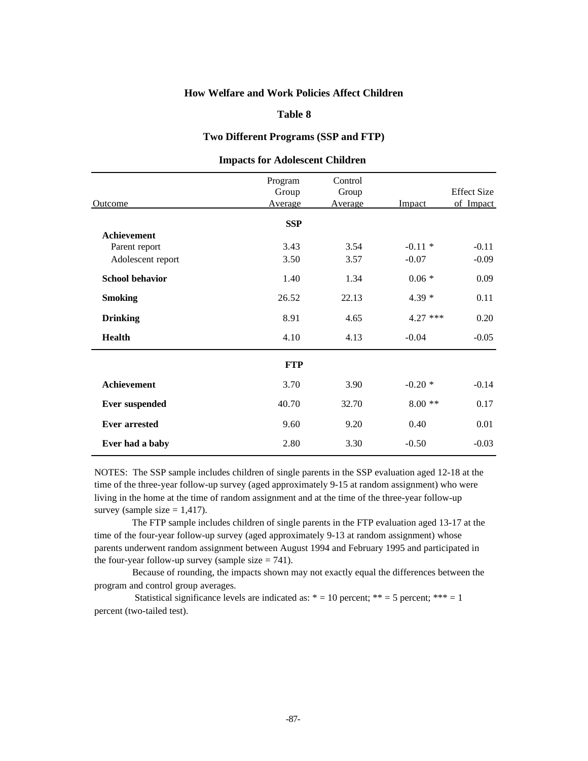# How Welfare and Work Policies Affect Children

## Table 8

## Two Different Programs (SSP and FTP)

## Impacts for Adolescent Children

| Outcome | Program Group Average | Control Group Average | Impact | Effect Size of Impact |
|---|---|---|---|---|
| | **SSP** | | | |
| **Achievement** | | | | |
| Parent report | 3.43 | 3.54 | -0.11 * | -0.11 |
| Adolescent report | 3.50 | 3.57 | -0.07 | -0.09 |
| **School behavior** | 1.40 | 1.34 | 0.06 * | 0.09 |
| **Smoking** | 26.52 | 22.13 | 4.39 * | 0.11 |
| **Drinking** | 8.91 | 4.65 | 4.27 *** | 0.20 |
| **Health** | 4.10 | 4.13 | -0.04 | -0.05 |
| | **FTP** | | | |
| **Achievement** | 3.70 | 3.90 | -0.20 * | -0.14 |
| **Ever suspended** | 40.70 | 32.70 | 8.00 ** | 0.17 |
| **Ever arrested** | 9.60 | 9.20 | 0.40 | 0.01 |
| **Ever had a baby** | 2.80 | 3.30 | -0.50 | -0.03 |

NOTES: The SSP sample includes children of single parents in the SSP evaluation aged 12-18 at the time of the three-year follow-up survey (aged approximately 9-15 at random assignment) who were living in the home at the time of random assignment and at the time of the three-year follow-up survey (sample size = 1,417).

The FTP sample includes children of single parents in the FTP evaluation aged 13-17 at the time of the four-year follow-up survey (aged approximately 9-13 at random assignment) whose parents underwent random assignment between August 1994 and February 1995 and participated in the four-year follow-up survey (sample size = 741).

Because of rounding, the impacts shown may not exactly equal the differences between the program and control group averages.

Statistical significance levels are indicated as: * = 10 percent; ** = 5 percent; *** = 1 percent (two-tailed test).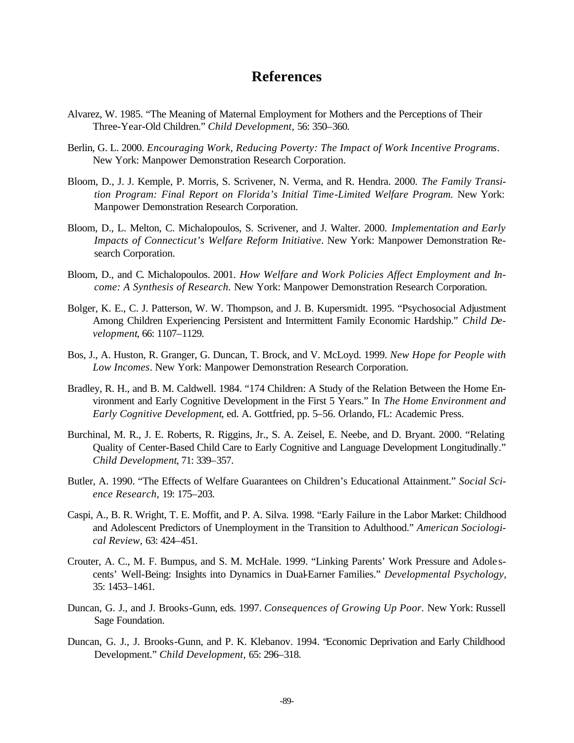# References

Alvarez, W. 1985. "The Meaning of Maternal Employment for Mothers and the Perceptions of Their Three-Year-Old Children." *Child Development,* 56: 350–360.

Berlin, G. L. 2000. *Encouraging Work, Reducing Poverty: The Impact of Work Incentive Programs.* New York: Manpower Demonstration Research Corporation.

Bloom, D., J. J. Kemple, P. Morris, S. Scrivener, N. Verma, and R. Hendra. 2000. *The Family Transition Program: Final Report on Florida's Initial Time-Limited Welfare Program.* New York: Manpower Demonstration Research Corporation.

Bloom, D., L. Melton, C. Michalopoulos, S. Scrivener, and J. Walter. 2000. *Implementation and Early Impacts of Connecticut's Welfare Reform Initiative.* New York: Manpower Demonstration Research Corporation.

Bloom, D., and C. Michalopoulos. 2001. *How Welfare and Work Policies Affect Employment and Income: A Synthesis of Research.* New York: Manpower Demonstration Research Corporation.

Bolger, K. E., C. J. Patterson, W. W. Thompson, and J. B. Kupersmidt. 1995. "Psychosocial Adjustment Among Children Experiencing Persistent and Intermittent Family Economic Hardship." *Child Development*, 66: 1107–1129.

Bos, J., A. Huston, R. Granger, G. Duncan, T. Brock, and V. McLoyd. 1999. *New Hope for People with Low Incomes.* New York: Manpower Demonstration Research Corporation.

Bradley, R. H., and B. M. Caldwell. 1984. "174 Children: A Study of the Relation Between the Home Environment and Early Cognitive Development in the First 5 Years." In *The Home Environment and Early Cognitive Development*, ed. A. Gottfried, pp. 5–56. Orlando, FL: Academic Press.

Burchinal, M. R., J. E. Roberts, R. Riggins, Jr., S. A. Zeisel, E. Neebe, and D. Bryant. 2000. "Relating Quality of Center-Based Child Care to Early Cognitive and Language Development Longitudinally." *Child Development*, 71: 339–357.

Butler, A. 1990. "The Effects of Welfare Guarantees on Children's Educational Attainment." *Social Science Research,* 19: 175–203.

Caspi, A., B. R. Wright, T. E. Moffit, and P. A. Silva. 1998. "Early Failure in the Labor Market: Childhood and Adolescent Predictors of Unemployment in the Transition to Adulthood." *American Sociological Review,* 63: 424–451.

Crouter, A. C., M. F. Bumpus, and S. M. McHale. 1999. "Linking Parents' Work Pressure and Adolescents' Well-Being: Insights into Dynamics in Dual-Earner Families." *Developmental Psychology*, 35: 1453–1461.

Duncan, G. J., and J. Brooks-Gunn, eds. 1997. *Consequences of Growing Up Poor.* New York: Russell Sage Foundation.

Duncan, G. J., J. Brooks-Gunn, and P. K. Klebanov. 1994. "Economic Deprivation and Early Childhood Development." *Child Development*, 65: 296–318.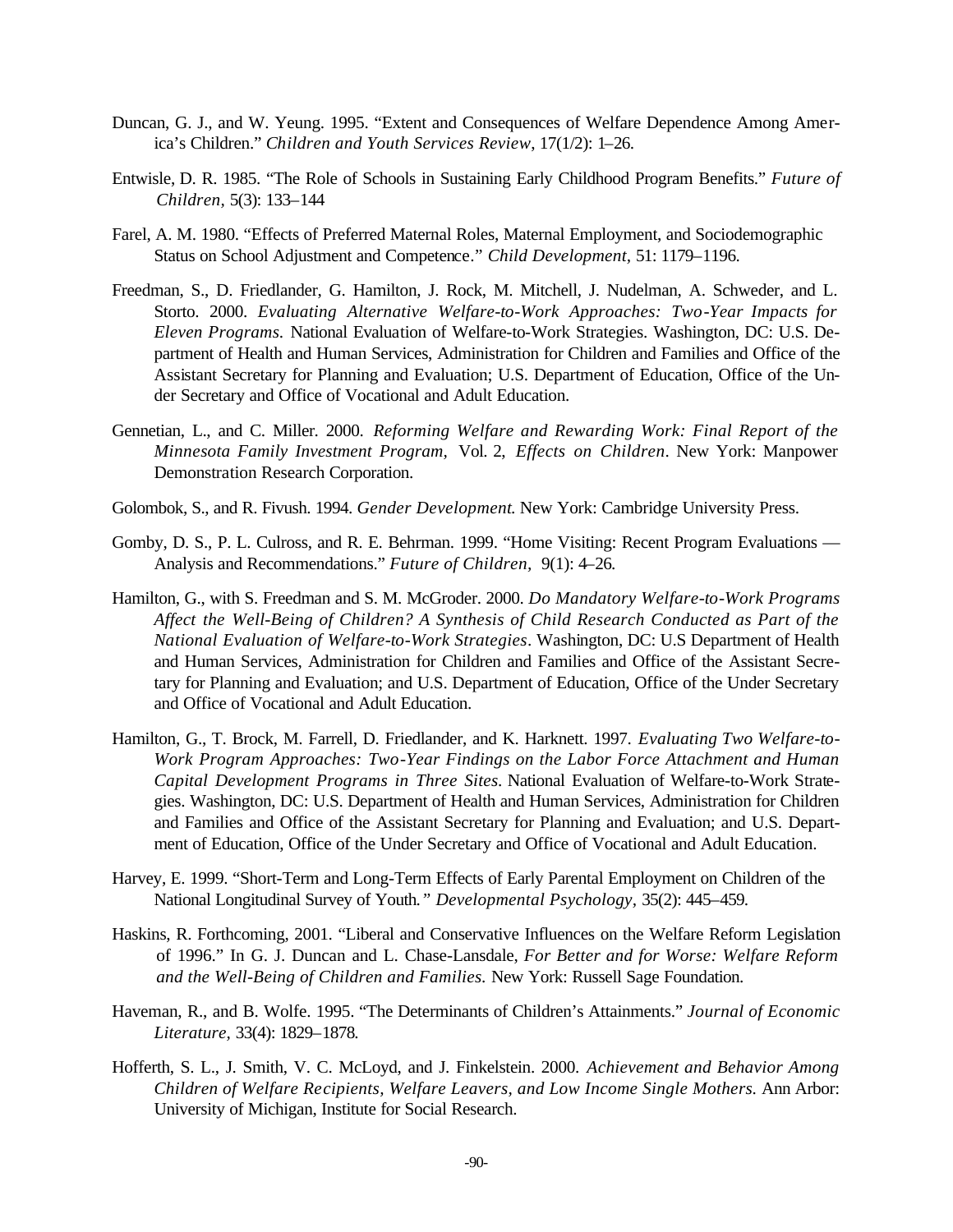Duncan, G. J., and W. Yeung. 1995. "Extent and Consequences of Welfare Dependence Among America's Children." *Children and Youth Services Review*, 17(1/2): 1–26.

Entwisle, D. R. 1985. "The Role of Schools in Sustaining Early Childhood Program Benefits." *Future of Children*, 5(3): 133–144

Farel, A. M. 1980. "Effects of Preferred Maternal Roles, Maternal Employment, and Sociodemographic Status on School Adjustment and Competence." *Child Development,* 51: 1179–1196.

Freedman, S., D. Friedlander, G. Hamilton, J. Rock, M. Mitchell, J. Nudelman, A. Schweder, and L. Storto. 2000. *Evaluating Alternative Welfare-to-Work Approaches: Two-Year Impacts for Eleven Programs.* National Evaluation of Welfare-to-Work Strategies. Washington, DC: U.S. Department of Health and Human Services, Administration for Children and Families and Office of the Assistant Secretary for Planning and Evaluation; U.S. Department of Education, Office of the Under Secretary and Office of Vocational and Adult Education.

Gennetian, L., and C. Miller. 2000. *Reforming Welfare and Rewarding Work: Final Report of the Minnesota Family Investment Program,* Vol. 2, *Effects on Children*. New York: Manpower Demonstration Research Corporation.

Golombok, S., and R. Fivush. 1994. *Gender Development.* New York: Cambridge University Press.

Gomby, D. S., P. L. Culross, and R. E. Behrman. 1999. "Home Visiting: Recent Program Evaluations — Analysis and Recommendations." *Future of Children,* 9(1): 4–26.

Hamilton, G., with S. Freedman and S. M. McGroder. 2000. *Do Mandatory Welfare-to-Work Programs Affect the Well-Being of Children? A Synthesis of Child Research Conducted as Part of the National Evaluation of Welfare-to-Work Strategies*. Washington, DC: U.S Department of Health and Human Services, Administration for Children and Families and Office of the Assistant Secretary for Planning and Evaluation; and U.S. Department of Education, Office of the Under Secretary and Office of Vocational and Adult Education.

Hamilton, G., T. Brock, M. Farrell, D. Friedlander, and K. Harknett. 1997. *Evaluating Two Welfare-to-Work Program Approaches: Two-Year Findings on the Labor Force Attachment and Human Capital Development Programs in Three Sites.* National Evaluation of Welfare-to-Work Strategies. Washington, DC: U.S. Department of Health and Human Services, Administration for Children and Families and Office of the Assistant Secretary for Planning and Evaluation; and U.S. Department of Education, Office of the Under Secretary and Office of Vocational and Adult Education.

Harvey, E. 1999. "Short-Term and Long-Term Effects of Early Parental Employment on Children of the National Longitudinal Survey of Youth." *Developmental Psychology*, 35(2): 445–459.

Haskins, R. Forthcoming, 2001. "Liberal and Conservative Influences on the Welfare Reform Legislation of 1996." In G. J. Duncan and L. Chase-Lansdale, *For Better and for Worse: Welfare Reform and the Well-Being of Children and Families.* New York: Russell Sage Foundation.

Haveman, R., and B. Wolfe. 1995. "The Determinants of Children's Attainments." *Journal of Economic Literature,* 33(4): 1829–1878.

Hofferth, S. L., J. Smith, V. C. McLoyd, and J. Finkelstein. 2000. *Achievement and Behavior Among Children of Welfare Recipients, Welfare Leavers, and Low Income Single Mothers.* Ann Arbor: University of Michigan, Institute for Social Research.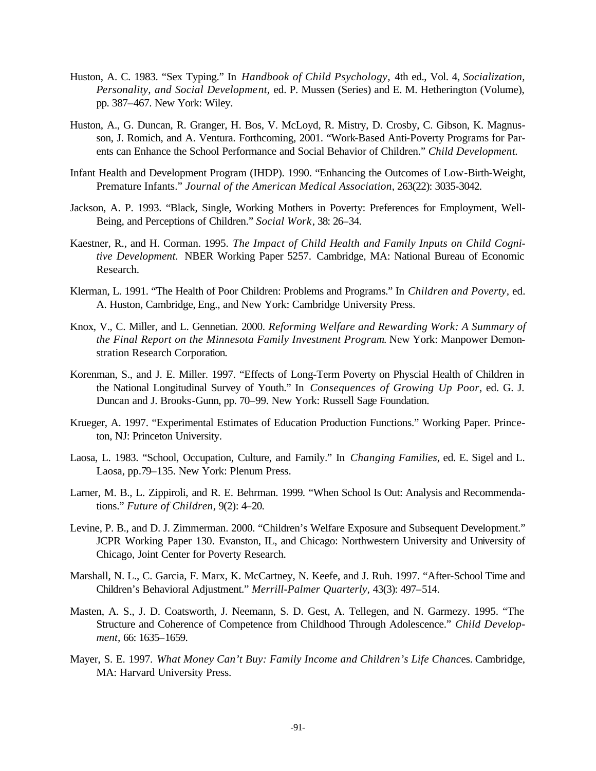Huston, A. C. 1983. "Sex Typing." In *Handbook of Child Psychology*, 4th ed., Vol. 4, *Socialization, Personality, and Social Development*, ed. P. Mussen (Series) and E. M. Hetherington (Volume), pp. 387–467. New York: Wiley.

Huston, A., G. Duncan, R. Granger, H. Bos, V. McLoyd, R. Mistry, D. Crosby, C. Gibson, K. Magnusson, J. Romich, and A. Ventura. Forthcoming, 2001. "Work-Based Anti-Poverty Programs for Parents can Enhance the School Performance and Social Behavior of Children." *Child Development*.

Infant Health and Development Program (IHDP). 1990. "Enhancing the Outcomes of Low-Birth-Weight, Premature Infants." *Journal of the American Medical Association*, 263(22): 3035-3042.

Jackson, A. P. 1993. "Black, Single, Working Mothers in Poverty: Preferences for Employment, Well-Being, and Perceptions of Children." *Social Work*, 38: 26–34.

Kaestner, R., and H. Corman. 1995. *The Impact of Child Health and Family Inputs on Child Cognitive Development*. NBER Working Paper 5257. Cambridge, MA: National Bureau of Economic Research.

Klerman, L. 1991. "The Health of Poor Children: Problems and Programs." In *Children and Poverty*, ed. A. Huston, Cambridge, Eng., and New York: Cambridge University Press.

Knox, V., C. Miller, and L. Gennetian. 2000. *Reforming Welfare and Rewarding Work: A Summary of the Final Report on the Minnesota Family Investment Program*. New York: Manpower Demonstration Research Corporation.

Korenman, S., and J. E. Miller. 1997. "Effects of Long-Term Poverty on Physcial Health of Children in the National Longitudinal Survey of Youth." In *Consequences of Growing Up Poor*, ed. G. J. Duncan and J. Brooks-Gunn, pp. 70–99. New York: Russell Sage Foundation.

Krueger, A. 1997. "Experimental Estimates of Education Production Functions." Working Paper. Princeton, NJ: Princeton University.

Laosa, L. 1983. "School, Occupation, Culture, and Family." In *Changing Families*, ed. E. Sigel and L. Laosa, pp.79–135. New York: Plenum Press.

Larner, M. B., L. Zippiroli, and R. E. Behrman. 1999. "When School Is Out: Analysis and Recommendations." *Future of Children*, 9(2): 4–20.

Levine, P. B., and D. J. Zimmerman. 2000. "Children's Welfare Exposure and Subsequent Development." JCPR Working Paper 130. Evanston, IL, and Chicago: Northwestern University and University of Chicago, Joint Center for Poverty Research.

Marshall, N. L., C. Garcia, F. Marx, K. McCartney, N. Keefe, and J. Ruh. 1997. "After-School Time and Children's Behavioral Adjustment." *Merrill-Palmer Quarterly*, 43(3): 497–514.

Masten, A. S., J. D. Coatsworth, J. Neemann, S. D. Gest, A. Tellegen, and N. Garmezy. 1995. "The Structure and Coherence of Competence from Childhood Through Adolescence." *Child Development*, 66: 1635–1659.

Mayer, S. E. 1997. *What Money Can't Buy: Family Income and Children's Life Chances*. Cambridge, MA: Harvard University Press.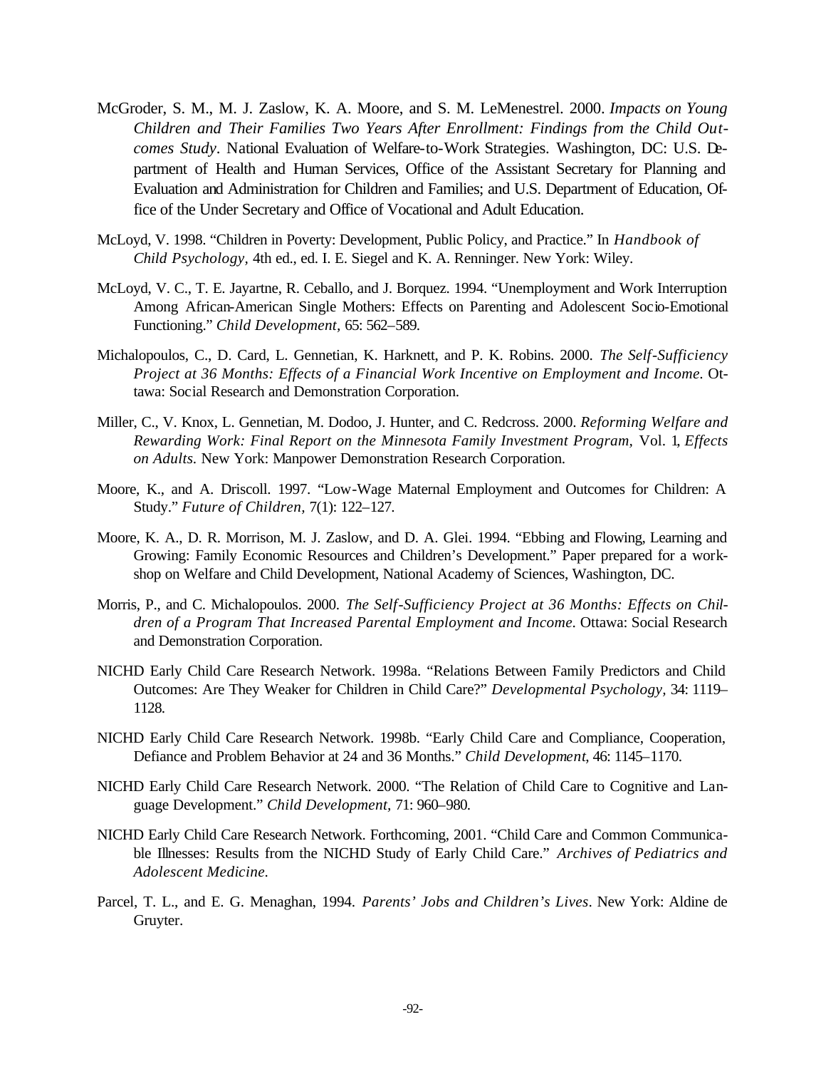McGroder, S. M., M. J. Zaslow, K. A. Moore, and S. M. LeMenestrel. 2000. *Impacts on Young Children and Their Families Two Years After Enrollment: Findings from the Child Outcomes Study*. National Evaluation of Welfare-to-Work Strategies. Washington, DC: U.S. Department of Health and Human Services, Office of the Assistant Secretary for Planning and Evaluation and Administration for Children and Families; and U.S. Department of Education, Office of the Under Secretary and Office of Vocational and Adult Education.

McLoyd, V. 1998. "Children in Poverty: Development, Public Policy, and Practice." In *Handbook of Child Psychology,* 4th ed., ed. I. E. Siegel and K. A. Renninger. New York: Wiley.

McLoyd, V. C., T. E. Jayartne, R. Ceballo, and J. Borquez. 1994. "Unemployment and Work Interruption Among African-American Single Mothers: Effects on Parenting and Adolescent Socio-Emotional Functioning." *Child Development,* 65: 562–589.

Michalopoulos, C., D. Card, L. Gennetian, K. Harknett, and P. K. Robins. 2000. *The Self-Sufficiency Project at 36 Months: Effects of a Financial Work Incentive on Employment and Income.* Ottawa: Social Research and Demonstration Corporation.

Miller, C., V. Knox, L. Gennetian, M. Dodoo, J. Hunter, and C. Redcross. 2000. *Reforming Welfare and Rewarding Work: Final Report on the Minnesota Family Investment Program,* Vol. 1, *Effects on Adults.* New York: Manpower Demonstration Research Corporation.

Moore, K., and A. Driscoll. 1997. "Low-Wage Maternal Employment and Outcomes for Children: A Study." *Future of Children,* 7(1): 122–127.

Moore, K. A., D. R. Morrison, M. J. Zaslow, and D. A. Glei. 1994. "Ebbing and Flowing, Learning and Growing: Family Economic Resources and Children's Development." Paper prepared for a workshop on Welfare and Child Development, National Academy of Sciences, Washington, DC.

Morris, P., and C. Michalopoulos. 2000. *The Self-Sufficiency Project at 36 Months: Effects on Children of a Program That Increased Parental Employment and Income.* Ottawa: Social Research and Demonstration Corporation.

NICHD Early Child Care Research Network. 1998a. "Relations Between Family Predictors and Child Outcomes: Are They Weaker for Children in Child Care?" *Developmental Psychology,* 34: 1119–1128.

NICHD Early Child Care Research Network. 1998b. "Early Child Care and Compliance, Cooperation, Defiance and Problem Behavior at 24 and 36 Months." *Child Development*, 46: 1145–1170.

NICHD Early Child Care Research Network. 2000. "The Relation of Child Care to Cognitive and Language Development." *Child Development,* 71: 960–980.

NICHD Early Child Care Research Network. Forthcoming, 2001. "Child Care and Common Communicable Illnesses: Results from the NICHD Study of Early Child Care." *Archives of Pediatrics and Adolescent Medicine.*

Parcel, T. L., and E. G. Menaghan, 1994. *Parents' Jobs and Children's Lives*. New York: Aldine de Gruyter.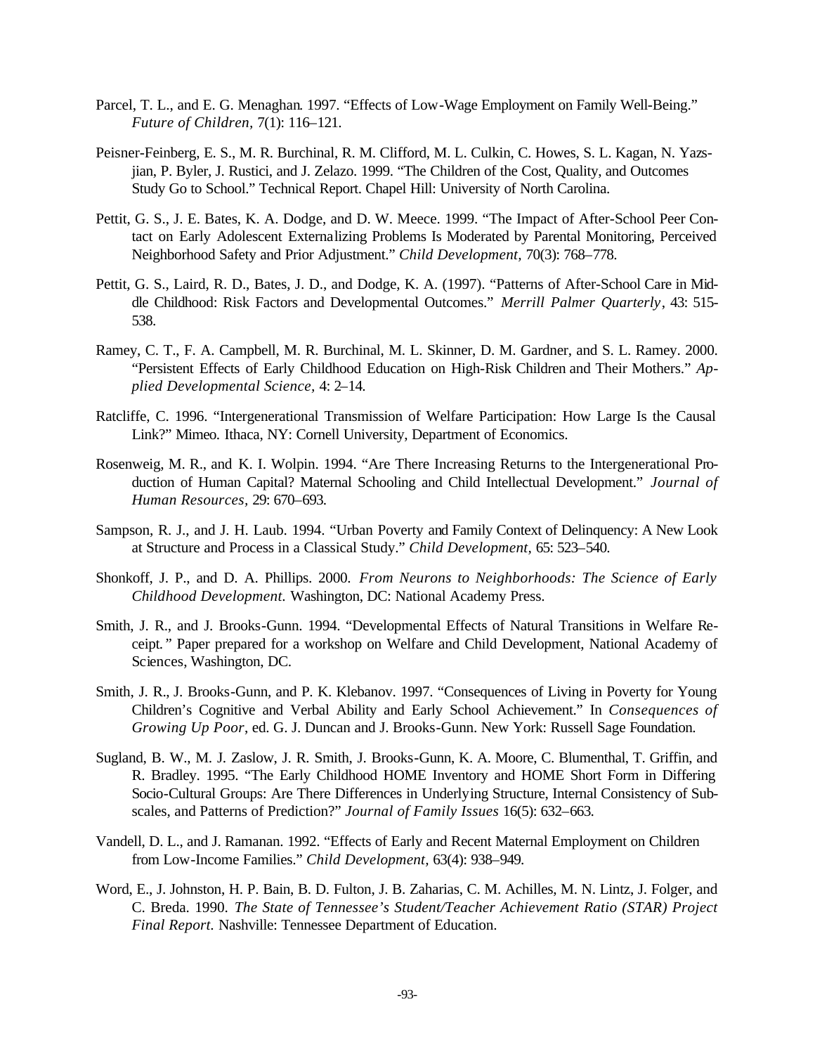Parcel, T. L., and E. G. Menaghan. 1997. "Effects of Low-Wage Employment on Family Well-Being." *Future of Children*, 7(1): 116–121.

Peisner-Feinberg, E. S., M. R. Burchinal, R. M. Clifford, M. L. Culkin, C. Howes, S. L. Kagan, N. Yazsjian, P. Byler, J. Rustici, and J. Zelazo. 1999. "The Children of the Cost, Quality, and Outcomes Study Go to School." Technical Report. Chapel Hill: University of North Carolina.

Pettit, G. S., J. E. Bates, K. A. Dodge, and D. W. Meece. 1999. "The Impact of After-School Peer Contact on Early Adolescent Externalizing Problems Is Moderated by Parental Monitoring, Perceived Neighborhood Safety and Prior Adjustment." *Child Development*, 70(3): 768–778.

Pettit, G. S., Laird, R. D., Bates, J. D., and Dodge, K. A. (1997). "Patterns of After-School Care in Middle Childhood: Risk Factors and Developmental Outcomes." *Merrill Palmer Quarterly*, 43: 515-538.

Ramey, C. T., F. A. Campbell, M. R. Burchinal, M. L. Skinner, D. M. Gardner, and S. L. Ramey. 2000. "Persistent Effects of Early Childhood Education on High-Risk Children and Their Mothers." *Applied Developmental Science*, 4: 2–14.

Ratcliffe, C. 1996. "Intergenerational Transmission of Welfare Participation: How Large Is the Causal Link?" Mimeo. Ithaca, NY: Cornell University, Department of Economics.

Rosenweig, M. R., and K. I. Wolpin. 1994. "Are There Increasing Returns to the Intergenerational Production of Human Capital? Maternal Schooling and Child Intellectual Development." *Journal of Human Resources*, 29: 670–693.

Sampson, R. J., and J. H. Laub. 1994. "Urban Poverty and Family Context of Delinquency: A New Look at Structure and Process in a Classical Study." *Child Development*, 65: 523–540.

Shonkoff, J. P., and D. A. Phillips. 2000. *From Neurons to Neighborhoods: The Science of Early Childhood Development.* Washington, DC: National Academy Press.

Smith, J. R., and J. Brooks-Gunn. 1994. "Developmental Effects of Natural Transitions in Welfare Receipt." Paper prepared for a workshop on Welfare and Child Development, National Academy of Sciences, Washington, DC.

Smith, J. R., J. Brooks-Gunn, and P. K. Klebanov. 1997. "Consequences of Living in Poverty for Young Children's Cognitive and Verbal Ability and Early School Achievement." In *Consequences of Growing Up Poor*, ed. G. J. Duncan and J. Brooks-Gunn. New York: Russell Sage Foundation.

Sugland, B. W., M. J. Zaslow, J. R. Smith, J. Brooks-Gunn, K. A. Moore, C. Blumenthal, T. Griffin, and R. Bradley. 1995. "The Early Childhood HOME Inventory and HOME Short Form in Differing Socio-Cultural Groups: Are There Differences in Underlying Structure, Internal Consistency of Subscales, and Patterns of Prediction?" *Journal of Family Issues* 16(5): 632–663.

Vandell, D. L., and J. Ramanan. 1992. "Effects of Early and Recent Maternal Employment on Children from Low-Income Families." *Child Development*, 63(4): 938–949.

Word, E., J. Johnston, H. P. Bain, B. D. Fulton, J. B. Zaharias, C. M. Achilles, M. N. Lintz, J. Folger, and C. Breda. 1990. *The State of Tennessee's Student/Teacher Achievement Ratio (STAR) Project Final Report.* Nashville: Tennessee Department of Education.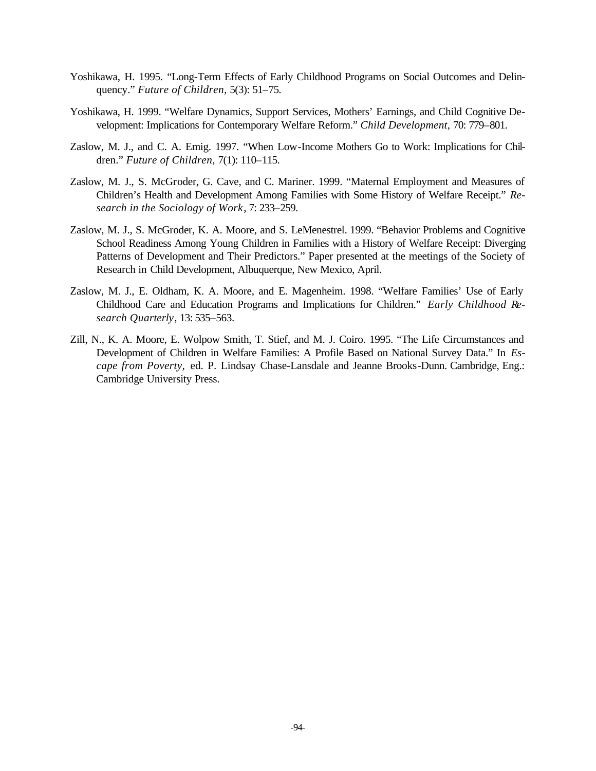Yoshikawa, H. 1995. “Long-Term Effects of Early Childhood Programs on Social Outcomes and Delinquency.” *Future of Children,* 5(3): 51–75.

Yoshikawa, H. 1999. “Welfare Dynamics, Support Services, Mothers’ Earnings, and Child Cognitive Development: Implications for Contemporary Welfare Reform.” *Child Development*, 70: 779–801.

Zaslow, M. J., and C. A. Emig. 1997. “When Low-Income Mothers Go to Work: Implications for Children.” *Future of Children,* 7(1): 110–115.

Zaslow, M. J., S. McGroder, G. Cave, and C. Mariner. 1999. “Maternal Employment and Measures of Children’s Health and Development Among Families with Some History of Welfare Receipt.” *Research in the Sociology of Work*, 7: 233–259.

Zaslow, M. J., S. McGroder, K. A. Moore, and S. LeMenestrel. 1999. “Behavior Problems and Cognitive School Readiness Among Young Children in Families with a History of Welfare Receipt: Diverging Patterns of Development and Their Predictors.” Paper presented at the meetings of the Society of Research in Child Development, Albuquerque, New Mexico, April.

Zaslow, M. J., E. Oldham, K. A. Moore, and E. Magenheim. 1998. “Welfare Families’ Use of Early Childhood Care and Education Programs and Implications for Children.” *Early Childhood Research Quarterly*, 13: 535–563.

Zill, N., K. A. Moore, E. Wolpow Smith, T. Stief, and M. J. Coiro. 1995. “The Life Circumstances and Development of Children in Welfare Families: A Profile Based on National Survey Data.” In *Escape from Poverty,* ed. P. Lindsay Chase-Lansdale and Jeanne Brooks-Dunn. Cambridge, Eng.: Cambridge University Press.